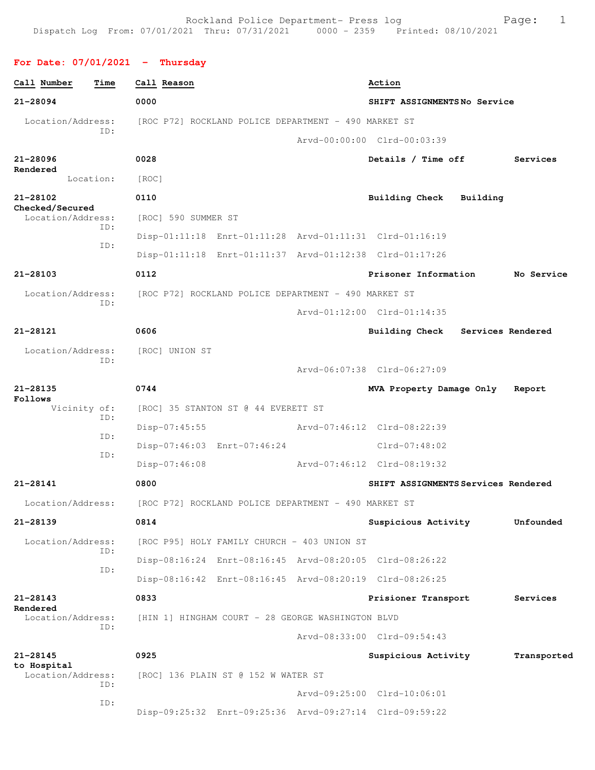Rockland Police Department- Press log
Dispatch Log From: 07/01/2021 Thru: 07/31/2021 0000 - 2359 Printed: 08/10/2021

## For Date: 07/01/2021 - Thursday

| Call Number | Time | Call Reason | Action |
|---|---|---|---|
| 21-28094 | 0000 | SHIFT ASSIGNMENTS | No Service |

Location/Address: [ROC P72] ROCKLAND POLICE DEPARTMENT - 490 MARKET ST
ID: Arvd-00:00:00 Clrd-00:03:39

**21-28096** 0028 **Details / Time off** Services Rendered
Location: [ROC]

**21-28102** 0110 **Building Check** Building Checked/Secured
Location/Address: [ROC] 590 SUMMER ST
ID: Disp-01:11:18 Enrt-01:11:28 Arvd-01:11:31 Clrd-01:16:19
ID: Disp-01:11:18 Enrt-01:11:37 Arvd-01:12:38 Clrd-01:17:26

**21-28103** 0112 **Prisoner Information** No Service
Location/Address: [ROC P72] ROCKLAND POLICE DEPARTMENT - 490 MARKET ST
ID: Arvd-01:12:00 Clrd-01:14:35

**21-28121** 0606 **Building Check** Services Rendered
Location/Address: [ROC] UNION ST
ID: Arvd-06:07:38 Clrd-06:27:09

**21-28135** 0744 **MVA Property Damage Only** Report Follows
Vicinity of: [ROC] 35 STANTON ST @ 44 EVERETT ST
ID: Disp-07:45:55 Arvd-07:46:12 Clrd-08:22:39
ID: Disp-07:46:03 Enrt-07:46:24 Clrd-07:48:02
ID: Disp-07:46:08 Arvd-07:46:12 Clrd-08:19:32

**21-28141** 0800 **SHIFT ASSIGNMENTS** Services Rendered
Location/Address: [ROC P72] ROCKLAND POLICE DEPARTMENT - 490 MARKET ST

**21-28139** 0814 **Suspicious Activity** Unfounded
Location/Address: [ROC P95] HOLY FAMILY CHURCH - 403 UNION ST
ID: Disp-08:16:24 Enrt-08:16:45 Arvd-08:20:05 Clrd-08:26:22
ID: Disp-08:16:42 Enrt-08:16:45 Arvd-08:20:19 Clrd-08:26:25

**21-28143** 0833 **Prisioner Transport** Services Rendered
Location/Address: [HIN 1] HINGHAM COURT - 28 GEORGE WASHINGTON BLVD
ID: Arvd-08:33:00 Clrd-09:54:43

**21-28145** 0925 **Suspicious Activity** Transported to Hospital
Location/Address: [ROC] 136 PLAIN ST @ 152 W WATER ST
ID: Arvd-09:25:00 Clrd-10:06:01
ID: Disp-09:25:32 Enrt-09:25:36 Arvd-09:27:14 Clrd-09:59:22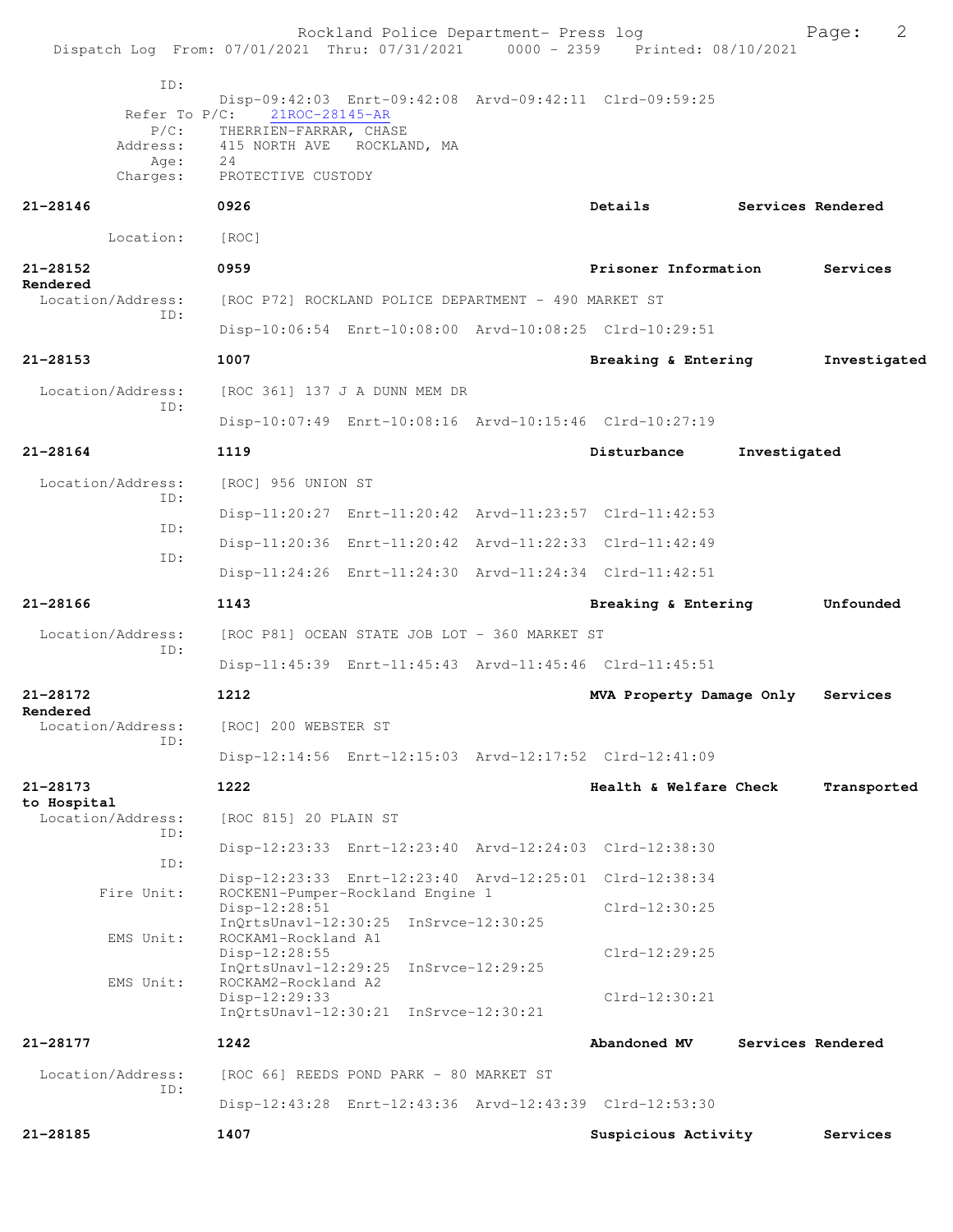```
          ID:
                Disp-09:42:03  Enrt-09:42:08  Arvd-09:42:11  Clrd-09:59:25
     Refer To P/C:    21ROC-28145-AR
          P/C:      THERRIEN-FARRAR, CHASE
      Address:      415 NORTH AVE   ROCKLAND, MA
          Age:      24
      Charges:      PROTECTIVE CUSTODY

21-28146            0926                                    Details          Services Rendered

       Location:    [ROC]

21-28152            0959                                    Prisoner Information      Services
Rendered
  Location/Address:    [ROC P72] ROCKLAND POLICE DEPARTMENT - 490 MARKET ST
          ID:
                Disp-10:06:54  Enrt-10:08:00  Arvd-10:08:25  Clrd-10:29:51

21-28153            1007                                    Breaking & Entering       Investigated

  Location/Address:    [ROC 361] 137 J A DUNN MEM DR
          ID:
                Disp-10:07:49  Enrt-10:08:16  Arvd-10:15:46  Clrd-10:27:19

21-28164            1119                                    Disturbance      Investigated

  Location/Address:    [ROC] 956 UNION ST
          ID:
                Disp-11:20:27  Enrt-11:20:42  Arvd-11:23:57  Clrd-11:42:53
          ID:
                Disp-11:20:36  Enrt-11:20:42  Arvd-11:22:33  Clrd-11:42:49
          ID:
                Disp-11:24:26  Enrt-11:24:30  Arvd-11:24:34  Clrd-11:42:51

21-28166            1143                                    Breaking & Entering       Unfounded

  Location/Address:    [ROC P81] OCEAN STATE JOB LOT - 360 MARKET ST
          ID:
                Disp-11:45:39  Enrt-11:45:43  Arvd-11:45:46  Clrd-11:45:51

21-28172            1212                                    MVA Property Damage Only   Services
Rendered
  Location/Address:    [ROC] 200 WEBSTER ST
          ID:
                Disp-12:14:56  Enrt-12:15:03  Arvd-12:17:52  Clrd-12:41:09

21-28173            1222                                    Health & Welfare Check     Transported
to Hospital
  Location/Address:    [ROC 815] 20 PLAIN ST
          ID:
                Disp-12:23:33  Enrt-12:23:40  Arvd-12:24:03  Clrd-12:38:30
          ID:
                Disp-12:23:33  Enrt-12:23:40  Arvd-12:25:01  Clrd-12:38:34
     Fire Unit:    ROCKEN1-Pumper-Rockland Engine 1
                Disp-12:28:51                                Clrd-12:30:25
                InQrtsUnavl-12:30:25  InSrvce-12:30:25
      EMS Unit:    ROCKAM1-Rockland A1
                Disp-12:28:55                                Clrd-12:29:25
                InQrtsUnavl-12:29:25  InSrvce-12:29:25
      EMS Unit:    ROCKAM2-Rockland A2
                Disp-12:29:33                                Clrd-12:30:21
                InQrtsUnavl-12:30:21  InSrvce-12:30:21

21-28177            1242                                    Abandoned MV     Services Rendered

  Location/Address:    [ROC 66] REEDS POND PARK - 80 MARKET ST
          ID:
                Disp-12:43:28  Enrt-12:43:36  Arvd-12:43:39  Clrd-12:53:30

21-28185            1407                                    Suspicious Activity       Services
```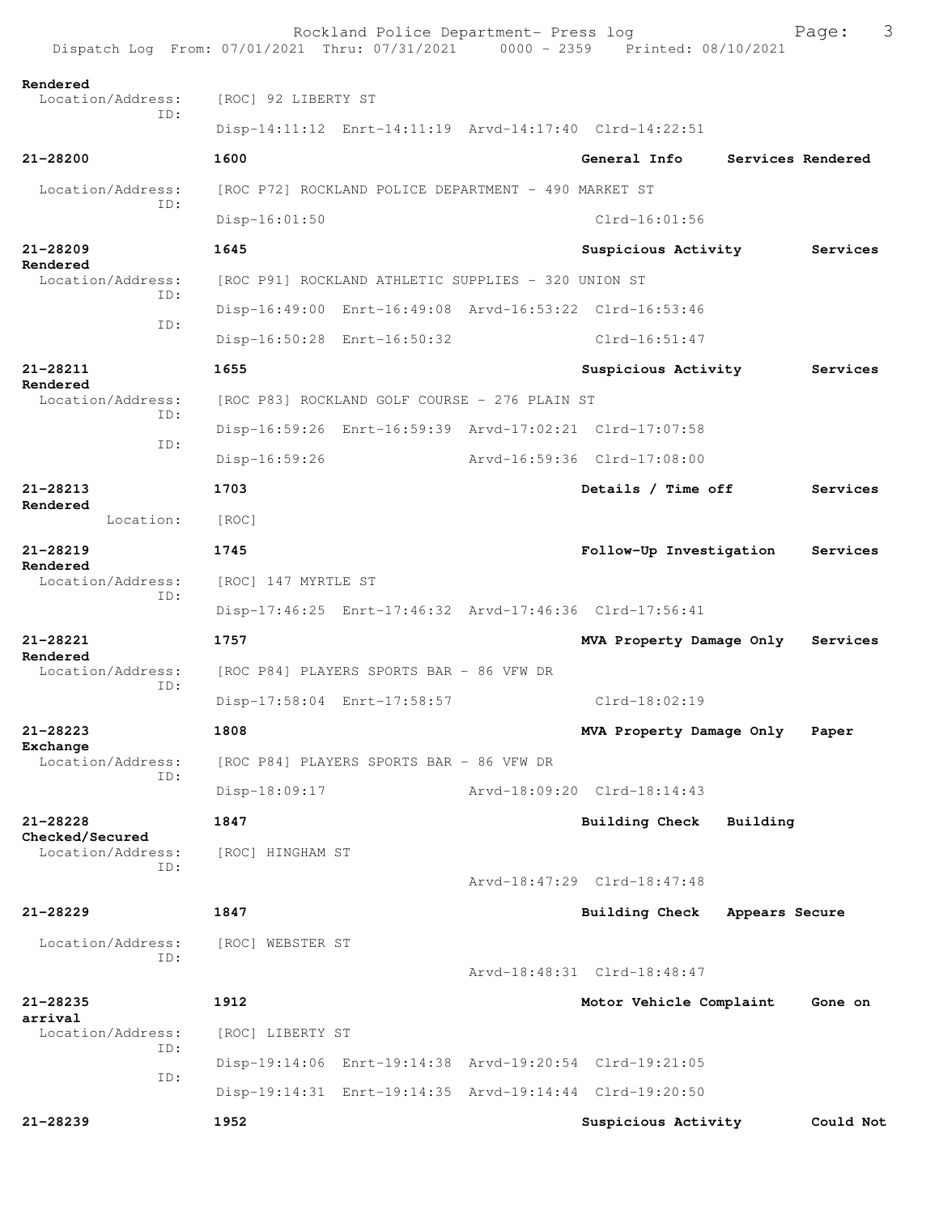Rendered
  Location/Address:    [ROC] 92 LIBERTY ST
              ID:
                       Disp-14:11:12  Enrt-14:11:19  Arvd-14:17:40  Clrd-14:22:51

**21-28200**   **1600**   **General Info**   **Services Rendered**
  Location/Address:    [ROC P72] ROCKLAND POLICE DEPARTMENT - 490 MARKET ST
              ID:
                       Disp-16:01:50                                Clrd-16:01:56

**21-28209**   **1645**   **Suspicious Activity**   **Services Rendered**
  Location/Address:    [ROC P91] ROCKLAND ATHLETIC SUPPLIES - 320 UNION ST
              ID:
                       Disp-16:49:00  Enrt-16:49:08  Arvd-16:53:22  Clrd-16:53:46
              ID:
                       Disp-16:50:28  Enrt-16:50:32                 Clrd-16:51:47

**21-28211**   **1655**   **Suspicious Activity**   **Services Rendered**
  Location/Address:    [ROC P83] ROCKLAND GOLF COURSE - 276 PLAIN ST
              ID:
                       Disp-16:59:26  Enrt-16:59:39  Arvd-17:02:21  Clrd-17:07:58
              ID:
                       Disp-16:59:26                 Arvd-16:59:36  Clrd-17:08:00

**21-28213**   **1703**   **Details / Time off**   **Services Rendered**
         Location:    [ROC]

**21-28219**   **1745**   **Follow-Up Investigation**   **Services Rendered**
  Location/Address:    [ROC] 147 MYRTLE ST
              ID:
                       Disp-17:46:25  Enrt-17:46:32  Arvd-17:46:36  Clrd-17:56:41

**21-28221**   **1757**   **MVA Property Damage Only**   **Services Rendered**
  Location/Address:    [ROC P84] PLAYERS SPORTS BAR - 86 VFW DR
              ID:
                       Disp-17:58:04  Enrt-17:58:57                 Clrd-18:02:19

**21-28223**   **1808**   **MVA Property Damage Only**   **Paper Exchange**
  Location/Address:    [ROC P84] PLAYERS SPORTS BAR - 86 VFW DR
              ID:
                       Disp-18:09:17                 Arvd-18:09:20  Clrd-18:14:43

**21-28228**   **1847**   **Building Check**   **Building Checked/Secured**
  Location/Address:    [ROC] HINGHAM ST
              ID:
                                                     Arvd-18:47:29  Clrd-18:47:48

**21-28229**   **1847**   **Building Check**   **Appears Secure**
  Location/Address:    [ROC] WEBSTER ST
              ID:
                                                     Arvd-18:48:31  Clrd-18:48:47

**21-28235**   **1912**   **Motor Vehicle Complaint**   **Gone on arrival**
  Location/Address:    [ROC] LIBERTY ST
              ID:
                       Disp-19:14:06  Enrt-19:14:38  Arvd-19:20:54  Clrd-19:21:05
              ID:
                       Disp-19:14:31  Enrt-19:14:35  Arvd-19:14:44  Clrd-19:20:50

**21-28239**   **1952**   **Suspicious Activity**   **Could Not**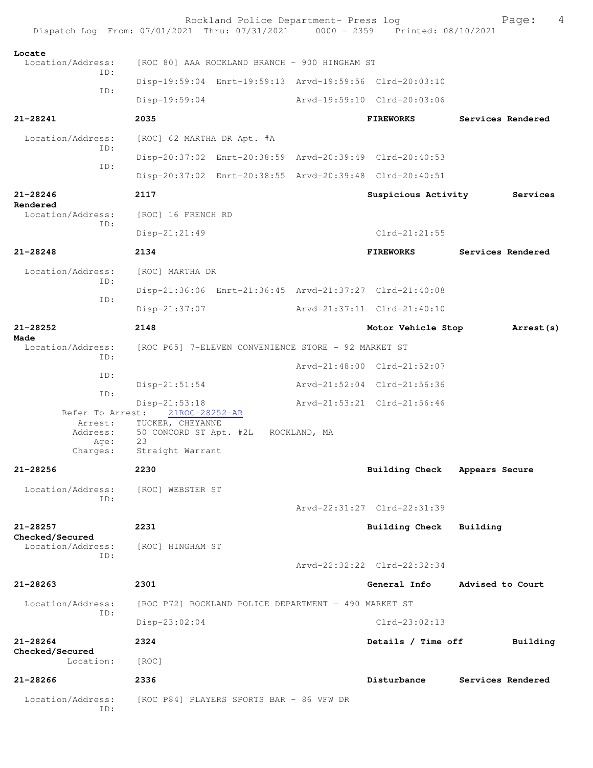**Locate**

Location/Address: [ROC 80] AAA ROCKLAND BRANCH - 900 HINGHAM ST

ID: Disp-19:59:04 Enrt-19:59:13 Arvd-19:59:56 Clrd-20:03:10

ID: Disp-19:59:04 Arvd-19:59:10 Clrd-20:03:06

**21-28241** **2035** **FIREWORKS** **Services Rendered**

Location/Address: [ROC] 62 MARTHA DR Apt. #A

ID: Disp-20:37:02 Enrt-20:38:59 Arvd-20:39:49 Clrd-20:40:53

ID: Disp-20:37:02 Enrt-20:38:55 Arvd-20:39:48 Clrd-20:40:51

**21-28246** **2117** **Suspicious Activity** **Services Rendered**

Location/Address: [ROC] 16 FRENCH RD

ID: Disp-21:21:49 Clrd-21:21:55

**21-28248** **2134** **FIREWORKS** **Services Rendered**

Location/Address: [ROC] MARTHA DR

ID: Disp-21:36:06 Enrt-21:36:45 Arvd-21:37:27 Clrd-21:40:08

ID: Disp-21:37:07 Arvd-21:37:11 Clrd-21:40:10

**21-28252** **2148** **Motor Vehicle Stop** **Arrest(s) Made**

Location/Address: [ROC P65] 7-ELEVEN CONVENIENCE STORE - 92 MARKET ST

ID: Arvd-21:48:00 Clrd-21:52:07

ID: Disp-21:51:54 Arvd-21:52:04 Clrd-21:56:36

ID: Disp-21:53:18 Arvd-21:53:21 Clrd-21:56:46

Refer To Arrest: 21ROC-28252-AR

Arrest: TUCKER, CHEYANNE

Address: 50 CONCORD ST Apt. #2L ROCKLAND, MA

Age: 23

Charges: Straight Warrant

**21-28256** **2230** **Building Check** **Appears Secure**

Location/Address: [ROC] WEBSTER ST

ID: Arvd-22:31:27 Clrd-22:31:39

**21-28257** **2231** **Building Check** **Building Checked/Secured**

Location/Address: [ROC] HINGHAM ST

ID: Arvd-22:32:22 Clrd-22:32:34

**21-28263** **2301** **General Info** **Advised to Court**

Location/Address: [ROC P72] ROCKLAND POLICE DEPARTMENT - 490 MARKET ST

ID: Disp-23:02:04 Clrd-23:02:13

**21-28264** **2324** **Details / Time off** **Building Checked/Secured**

Location: [ROC]

**21-28266** **2336** **Disturbance** **Services Rendered**

Location/Address: [ROC P84] PLAYERS SPORTS BAR - 86 VFW DR

ID: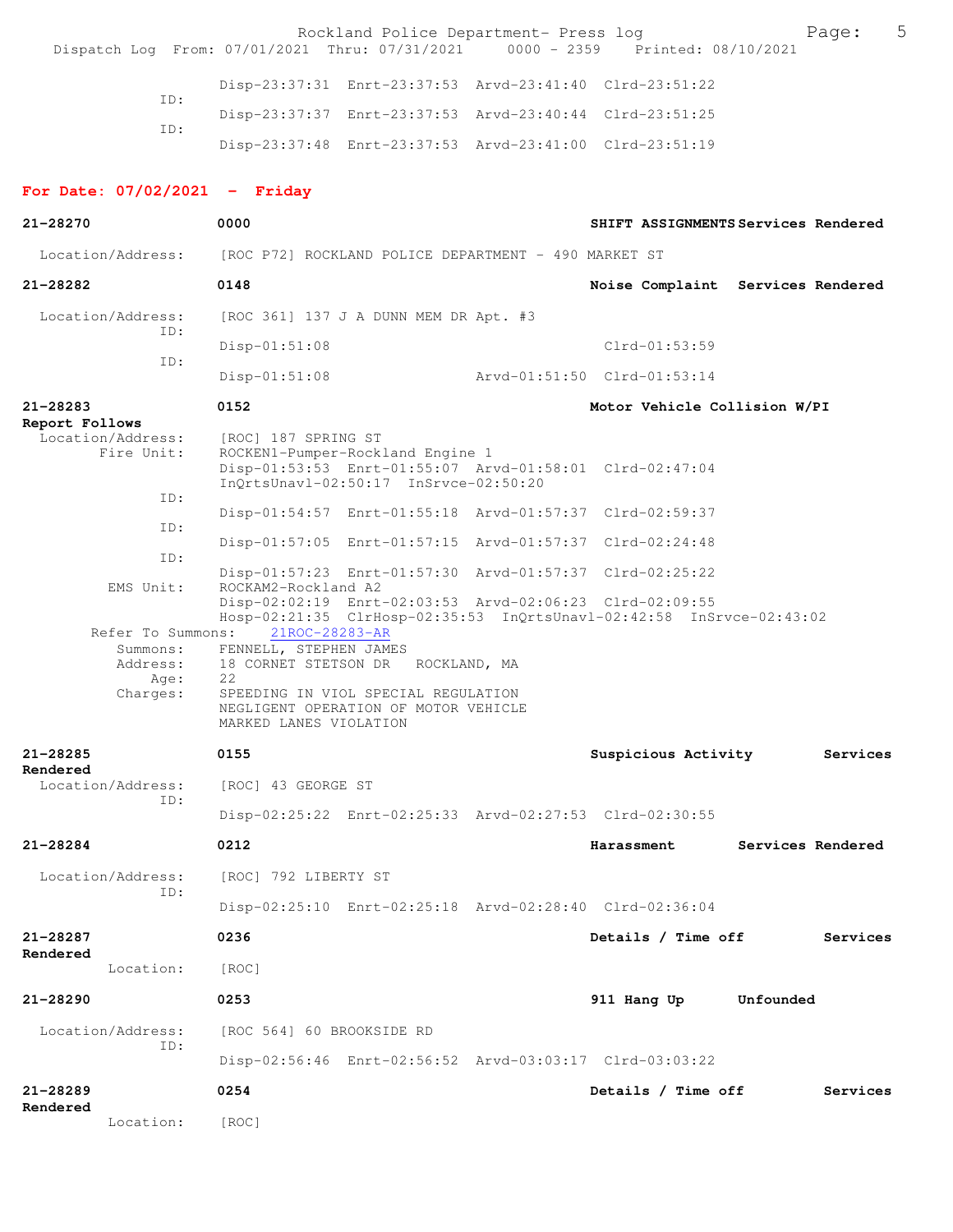```
                Disp-23:37:31  Enrt-23:37:53  Arvd-23:41:40  Clrd-23:51:22
           ID:
                Disp-23:37:37  Enrt-23:37:53  Arvd-23:40:44  Clrd-23:51:25
           ID:
                Disp-23:37:48  Enrt-23:37:53  Arvd-23:41:00  Clrd-23:51:19
```

## For Date: 07/02/2021 - Friday

```
21-28270            0000                              SHIFT ASSIGNMENTS Services Rendered

 Location/Address:  [ROC P72] ROCKLAND POLICE DEPARTMENT - 490 MARKET ST

21-28282            0148                              Noise Complaint  Services Rendered

 Location/Address:  [ROC 361] 137 J A DUNN MEM DR Apt. #3
           ID:
                Disp-01:51:08                                Clrd-01:53:59
           ID:
                Disp-01:51:08                 Arvd-01:51:50  Clrd-01:53:14

21-28283            0152                              Motor Vehicle Collision W/PI
Report Follows
 Location/Address:  [ROC] 187 SPRING ST
       Fire Unit:   ROCKEN1-Pumper-Rockland Engine 1
                Disp-01:53:53  Enrt-01:55:07  Arvd-01:58:01  Clrd-02:47:04
                InQrtsUnavl-02:50:17  InSrvce-02:50:20
           ID:
                Disp-01:54:57  Enrt-01:55:18  Arvd-01:57:37  Clrd-02:59:37
           ID:
                Disp-01:57:05  Enrt-01:57:15  Arvd-01:57:37  Clrd-02:24:48
           ID:
                Disp-01:57:23  Enrt-01:57:30  Arvd-01:57:37  Clrd-02:25:22
        EMS Unit:   ROCKAM2-Rockland A2
                Disp-02:02:19  Enrt-02:03:53  Arvd-02:06:23  Clrd-02:09:55
                Hosp-02:21:35  ClrHosp-02:35:53  InQrtsUnavl-02:42:58  InSrvce-02:43:02
     Refer To Summons:   21ROC-28283-AR
        Summons:    FENNELL, STEPHEN JAMES
        Address:    18 CORNET STETSON DR   ROCKLAND, MA
            Age:    22
        Charges:    SPEEDING IN VIOL SPECIAL REGULATION
                    NEGLIGENT OPERATION OF MOTOR VEHICLE
                    MARKED LANES VIOLATION

21-28285            0155                              Suspicious Activity      Services
Rendered
 Location/Address:  [ROC] 43 GEORGE ST
           ID:
                Disp-02:25:22  Enrt-02:25:33  Arvd-02:27:53  Clrd-02:30:55

21-28284            0212                              Harassment       Services Rendered

 Location/Address:  [ROC] 792 LIBERTY ST
           ID:
                Disp-02:25:10  Enrt-02:25:18  Arvd-02:28:40  Clrd-02:36:04

21-28287            0236                              Details / Time off       Services
Rendered
        Location:   [ROC]

21-28290            0253                              911 Hang Up      Unfounded

 Location/Address:  [ROC 564] 60 BROOKSIDE RD
           ID:
                Disp-02:56:46  Enrt-02:56:52  Arvd-03:03:17  Clrd-03:03:22

21-28289            0254                              Details / Time off       Services
Rendered
        Location:   [ROC]
```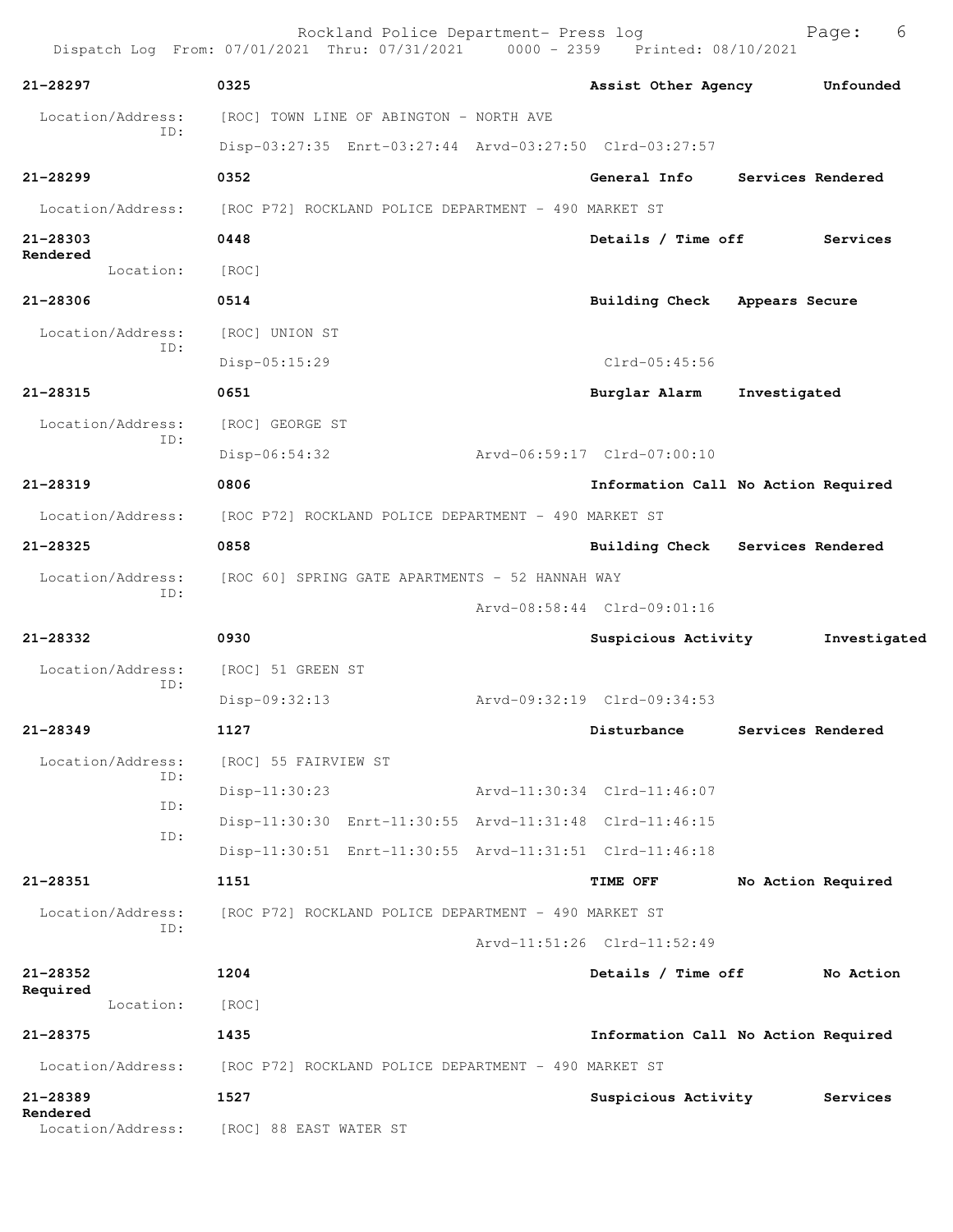Rockland Police Department- Press log
Dispatch Log From: 07/01/2021 Thru: 07/31/2021 0000 - 2359 Printed: 08/10/2021

**21-28297** 0325 Assist Other Agency Unfounded
Location/Address: [ROC] TOWN LINE OF ABINGTON - NORTH AVE
ID: Disp-03:27:35 Enrt-03:27:44 Arvd-03:27:50 Clrd-03:27:57

**21-28299** 0352 General Info Services Rendered
Location/Address: [ROC P72] ROCKLAND POLICE DEPARTMENT - 490 MARKET ST

**21-28303** 0448 Details / Time off Services Rendered
Location: [ROC]

**21-28306** 0514 Building Check Appears Secure
Location/Address: [ROC] UNION ST
ID: Disp-05:15:29 Clrd-05:45:56

**21-28315** 0651 Burglar Alarm Investigated
Location/Address: [ROC] GEORGE ST
ID: Disp-06:54:32 Arvd-06:59:17 Clrd-07:00:10

**21-28319** 0806 Information Call No Action Required
Location/Address: [ROC P72] ROCKLAND POLICE DEPARTMENT - 490 MARKET ST

**21-28325** 0858 Building Check Services Rendered
Location/Address: [ROC 60] SPRING GATE APARTMENTS - 52 HANNAH WAY
ID: Arvd-08:58:44 Clrd-09:01:16

**21-28332** 0930 Suspicious Activity Investigated
Location/Address: [ROC] 51 GREEN ST
ID: Disp-09:32:13 Arvd-09:32:19 Clrd-09:34:53

**21-28349** 1127 Disturbance Services Rendered
Location/Address: [ROC] 55 FAIRVIEW ST
ID: Disp-11:30:23 Arvd-11:30:34 Clrd-11:46:07
ID: Disp-11:30:30 Enrt-11:30:55 Arvd-11:31:48 Clrd-11:46:15
ID: Disp-11:30:51 Enrt-11:30:55 Arvd-11:31:51 Clrd-11:46:18

**21-28351** 1151 TIME OFF No Action Required
Location/Address: [ROC P72] ROCKLAND POLICE DEPARTMENT - 490 MARKET ST
ID: Arvd-11:51:26 Clrd-11:52:49

**21-28352** 1204 Details / Time off No Action Required
Location: [ROC]

**21-28375** 1435 Information Call No Action Required
Location/Address: [ROC P72] ROCKLAND POLICE DEPARTMENT - 490 MARKET ST

**21-28389** 1527 Suspicious Activity Services Rendered
Location/Address: [ROC] 88 EAST WATER ST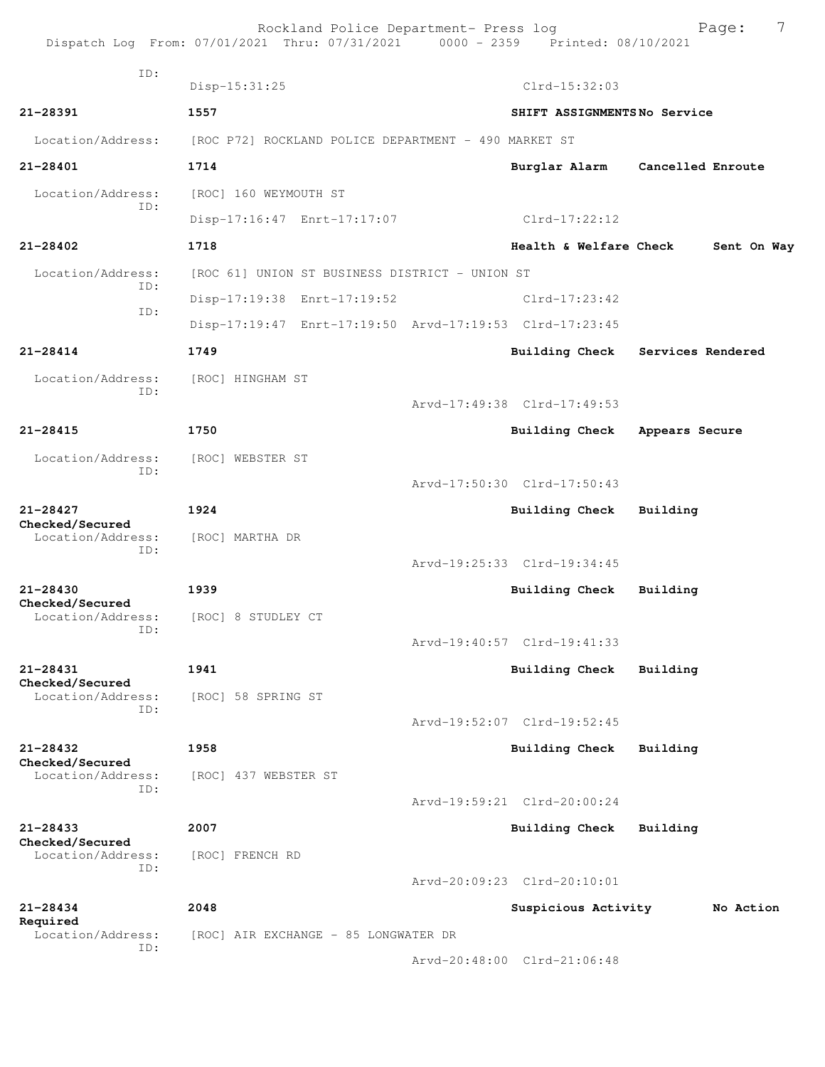```
ID:
                Disp-15:31:25                                Clrd-15:32:03

21-28391        1557                                SHIFT ASSIGNMENTS No Service

  Location/Address:   [ROC P72] ROCKLAND POLICE DEPARTMENT - 490 MARKET ST

21-28401        1714                                Burglar Alarm    Cancelled Enroute

  Location/Address:   [ROC] 160 WEYMOUTH ST
             ID:
                Disp-17:16:47  Enrt-17:17:07                 Clrd-17:22:12

21-28402        1718                                Health & Welfare Check     Sent On Way

  Location/Address:   [ROC 61] UNION ST BUSINESS DISTRICT - UNION ST
             ID:
                Disp-17:19:38  Enrt-17:19:52                 Clrd-17:23:42
             ID:
                Disp-17:19:47  Enrt-17:19:50  Arvd-17:19:53  Clrd-17:23:45

21-28414        1749                                Building Check   Services Rendered

  Location/Address:   [ROC] HINGHAM ST
             ID:
                                              Arvd-17:49:38  Clrd-17:49:53

21-28415        1750                                Building Check   Appears Secure

  Location/Address:   [ROC] WEBSTER ST
             ID:
                                              Arvd-17:50:30  Clrd-17:50:43

21-28427        1924                                Building Check   Building
Checked/Secured
  Location/Address:   [ROC] MARTHA DR
             ID:
                                              Arvd-19:25:33  Clrd-19:34:45

21-28430        1939                                Building Check   Building
Checked/Secured
  Location/Address:   [ROC] 8 STUDLEY CT
             ID:
                                              Arvd-19:40:57  Clrd-19:41:33

21-28431        1941                                Building Check   Building
Checked/Secured
  Location/Address:   [ROC] 58 SPRING ST
             ID:
                                              Arvd-19:52:07  Clrd-19:52:45

21-28432        1958                                Building Check   Building
Checked/Secured
  Location/Address:   [ROC] 437 WEBSTER ST
             ID:
                                              Arvd-19:59:21  Clrd-20:00:24

21-28433        2007                                Building Check   Building
Checked/Secured
  Location/Address:   [ROC] FRENCH RD
             ID:
                                              Arvd-20:09:23  Clrd-20:10:01

21-28434        2048                                Suspicious Activity        No Action
Required
  Location/Address:   [ROC] AIR EXCHANGE - 85 LONGWATER DR
             ID:
                                              Arvd-20:48:00  Clrd-21:06:48
```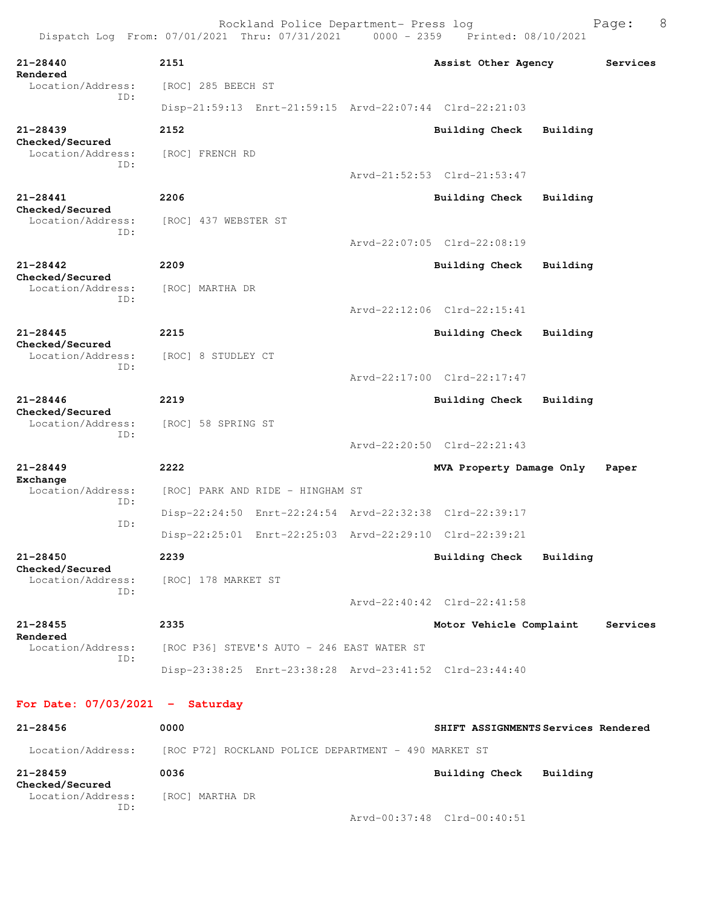| Call # | Time | Call Reason | Action |
|---|---|---|---|
| 21-28440 | 2151 | Assist Other Agency | Services Rendered |

Location/Address: [ROC] 285 BEECH ST
ID:
Disp-21:59:13 Enrt-21:59:15 Arvd-22:07:44 Clrd-22:21:03

**21-28439** 2152 **Building Check** **Building Checked/Secured**
Location/Address: [ROC] FRENCH RD
ID:
Arvd-21:52:53 Clrd-21:53:47

**21-28441** 2206 **Building Check** **Building Checked/Secured**
Location/Address: [ROC] 437 WEBSTER ST
ID:
Arvd-22:07:05 Clrd-22:08:19

**21-28442** 2209 **Building Check** **Building Checked/Secured**
Location/Address: [ROC] MARTHA DR
ID:
Arvd-22:12:06 Clrd-22:15:41

**21-28445** 2215 **Building Check** **Building Checked/Secured**
Location/Address: [ROC] 8 STUDLEY CT
ID:
Arvd-22:17:00 Clrd-22:17:47

**21-28446** 2219 **Building Check** **Building Checked/Secured**
Location/Address: [ROC] 58 SPRING ST
ID:
Arvd-22:20:50 Clrd-22:21:43

**21-28449** 2222 **MVA Property Damage Only** **Paper Exchange**
Location/Address: [ROC] PARK AND RIDE - HINGHAM ST
ID:
Disp-22:24:50 Enrt-22:24:54 Arvd-22:32:38 Clrd-22:39:17
ID:
Disp-22:25:01 Enrt-22:25:03 Arvd-22:29:10 Clrd-22:39:21

**21-28450** 2239 **Building Check** **Building Checked/Secured**
Location/Address: [ROC] 178 MARKET ST
ID:
Arvd-22:40:42 Clrd-22:41:58

**21-28455** 2335 **Motor Vehicle Complaint** **Services Rendered**
Location/Address: [ROC P36] STEVE'S AUTO - 246 EAST WATER ST
ID:
Disp-23:38:25 Enrt-23:38:28 Arvd-23:41:52 Clrd-23:44:40

## For Date: 07/03/2021 - Saturday

**21-28456** 0000 **SHIFT ASSIGNMENTS** **Services Rendered**
Location/Address: [ROC P72] ROCKLAND POLICE DEPARTMENT - 490 MARKET ST

**21-28459** 0036 **Building Check** **Building Checked/Secured**
Location/Address: [ROC] MARTHA DR
ID:
Arvd-00:37:48 Clrd-00:40:51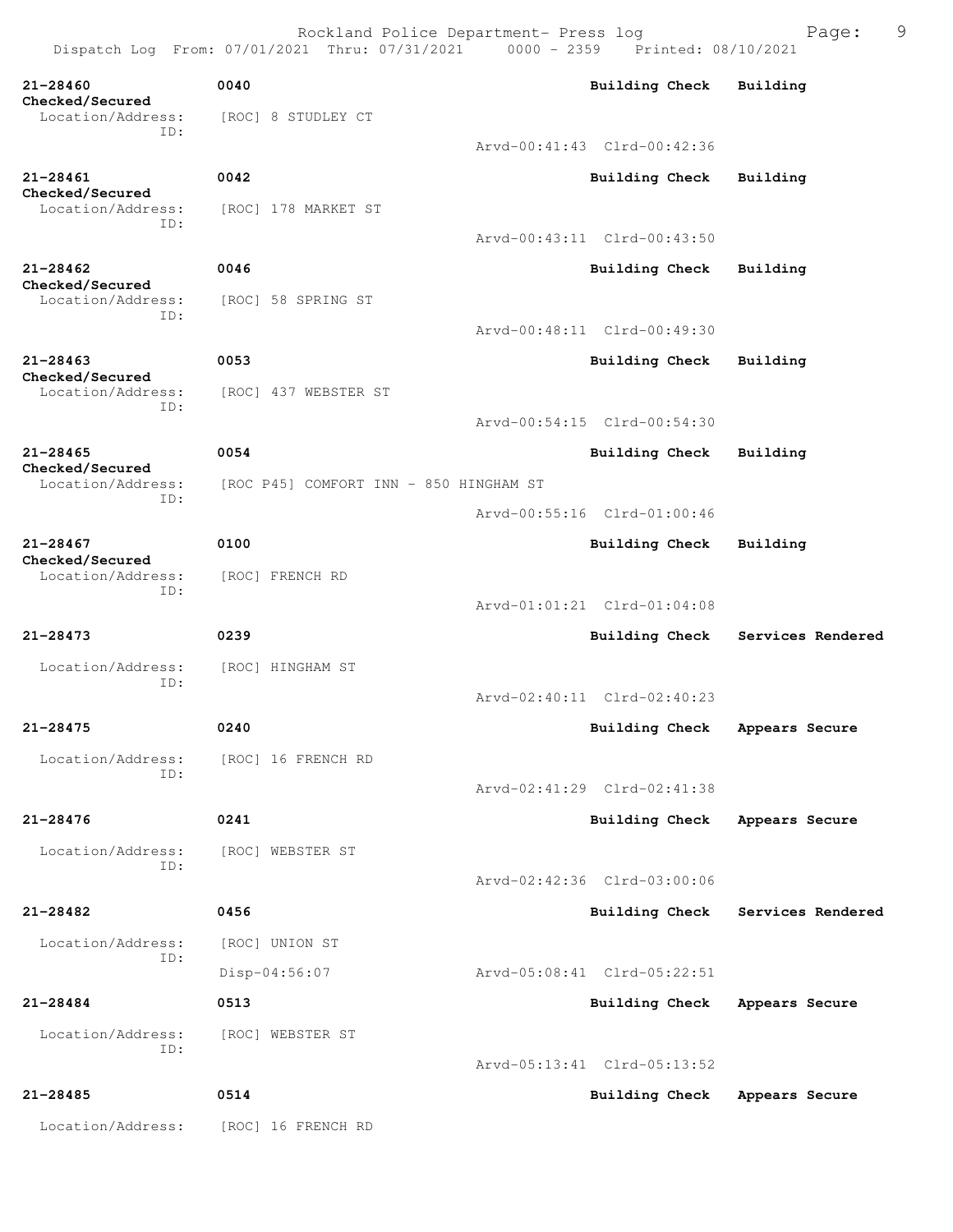**21-28460** 0040 **Building Check** **Building Checked/Secured**
Location/Address: [ROC] 8 STUDLEY CT
ID:
Arvd-00:41:43 Clrd-00:42:36

**21-28461** 0042 **Building Check** **Building Checked/Secured**
Location/Address: [ROC] 178 MARKET ST
ID:
Arvd-00:43:11 Clrd-00:43:50

**21-28462** 0046 **Building Check** **Building Checked/Secured**
Location/Address: [ROC] 58 SPRING ST
ID:
Arvd-00:48:11 Clrd-00:49:30

**21-28463** 0053 **Building Check** **Building Checked/Secured**
Location/Address: [ROC] 437 WEBSTER ST
ID:
Arvd-00:54:15 Clrd-00:54:30

**21-28465** 0054 **Building Check** **Building Checked/Secured**
Location/Address: [ROC P45] COMFORT INN - 850 HINGHAM ST
ID:
Arvd-00:55:16 Clrd-01:00:46

**21-28467** 0100 **Building Check** **Building Checked/Secured**
Location/Address: [ROC] FRENCH RD
ID:
Arvd-01:01:21 Clrd-01:04:08

**21-28473** 0239 **Building Check** **Services Rendered**
Location/Address: [ROC] HINGHAM ST
ID:
Arvd-02:40:11 Clrd-02:40:23

**21-28475** 0240 **Building Check** **Appears Secure**
Location/Address: [ROC] 16 FRENCH RD
ID:
Arvd-02:41:29 Clrd-02:41:38

**21-28476** 0241 **Building Check** **Appears Secure**
Location/Address: [ROC] WEBSTER ST
ID:
Arvd-02:42:36 Clrd-03:00:06

**21-28482** 0456 **Building Check** **Services Rendered**
Location/Address: [ROC] UNION ST
ID:
Disp-04:56:07 Arvd-05:08:41 Clrd-05:22:51

**21-28484** 0513 **Building Check** **Appears Secure**
Location/Address: [ROC] WEBSTER ST
ID:
Arvd-05:13:41 Clrd-05:13:52

**21-28485** 0514 **Building Check** **Appears Secure**
Location/Address: [ROC] 16 FRENCH RD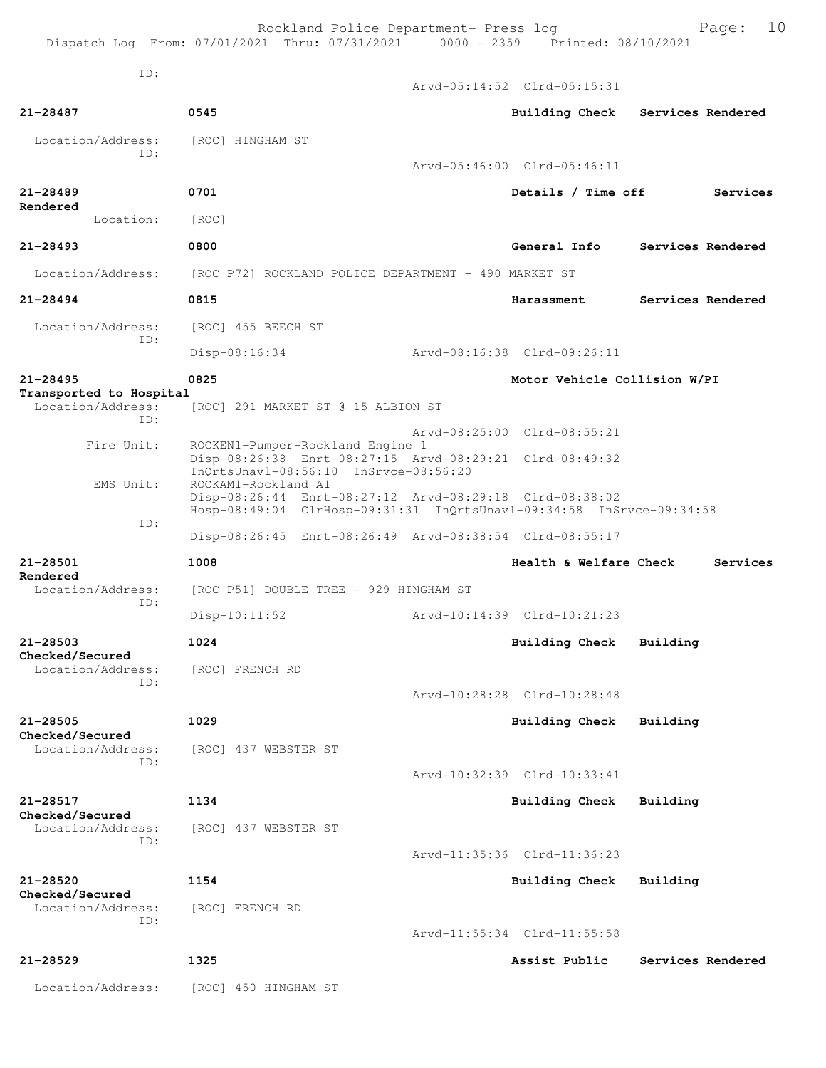ID:
Arvd-05:14:52 Clrd-05:15:31

**21-28487** 0545 **Building Check** **Services Rendered**

Location/Address: [ROC] HINGHAM ST
ID:
Arvd-05:46:00 Clrd-05:46:11

**21-28489** 0701 **Details / Time off** **Services Rendered**

Location: [ROC]

**21-28493** 0800 **General Info** **Services Rendered**

Location/Address: [ROC P72] ROCKLAND POLICE DEPARTMENT - 490 MARKET ST

**21-28494** 0815 **Harassment** **Services Rendered**

Location/Address: [ROC] 455 BEECH ST
ID:
Disp-08:16:34 Arvd-08:16:38 Clrd-09:26:11

**21-28495** 0825 **Motor Vehicle Collision W/PI** **Transported to Hospital**

Location/Address: [ROC] 291 MARKET ST @ 15 ALBION ST
ID:
Arvd-08:25:00 Clrd-08:55:21
Fire Unit: ROCKEN1-Pumper-Rockland Engine 1
Disp-08:26:38 Enrt-08:27:15 Arvd-08:29:21 Clrd-08:49:32
InQrtsUnavl-08:56:10 InSrvce-08:56:20
EMS Unit: ROCKAM1-Rockland A1
Disp-08:26:44 Enrt-08:27:12 Arvd-08:29:18 Clrd-08:38:02
Hosp-08:49:04 ClrHosp-09:31:31 InQrtsUnavl-09:34:58 InSrvce-09:34:58
ID:
Disp-08:26:45 Enrt-08:26:49 Arvd-08:38:54 Clrd-08:55:17

**21-28501** 1008 **Health & Welfare Check** **Services Rendered**

Location/Address: [ROC P51] DOUBLE TREE - 929 HINGHAM ST
ID:
Disp-10:11:52 Arvd-10:14:39 Clrd-10:21:23

**21-28503** 1024 **Building Check** **Building Checked/Secured**

Location/Address: [ROC] FRENCH RD
ID:
Arvd-10:28:28 Clrd-10:28:48

**21-28505** 1029 **Building Check** **Building Checked/Secured**

Location/Address: [ROC] 437 WEBSTER ST
ID:
Arvd-10:32:39 Clrd-10:33:41

**21-28517** 1134 **Building Check** **Building Checked/Secured**

Location/Address: [ROC] 437 WEBSTER ST
ID:
Arvd-11:35:36 Clrd-11:36:23

**21-28520** 1154 **Building Check** **Building Checked/Secured**

Location/Address: [ROC] FRENCH RD
ID:
Arvd-11:55:34 Clrd-11:55:58

**21-28529** 1325 **Assist Public** **Services Rendered**

Location/Address: [ROC] 450 HINGHAM ST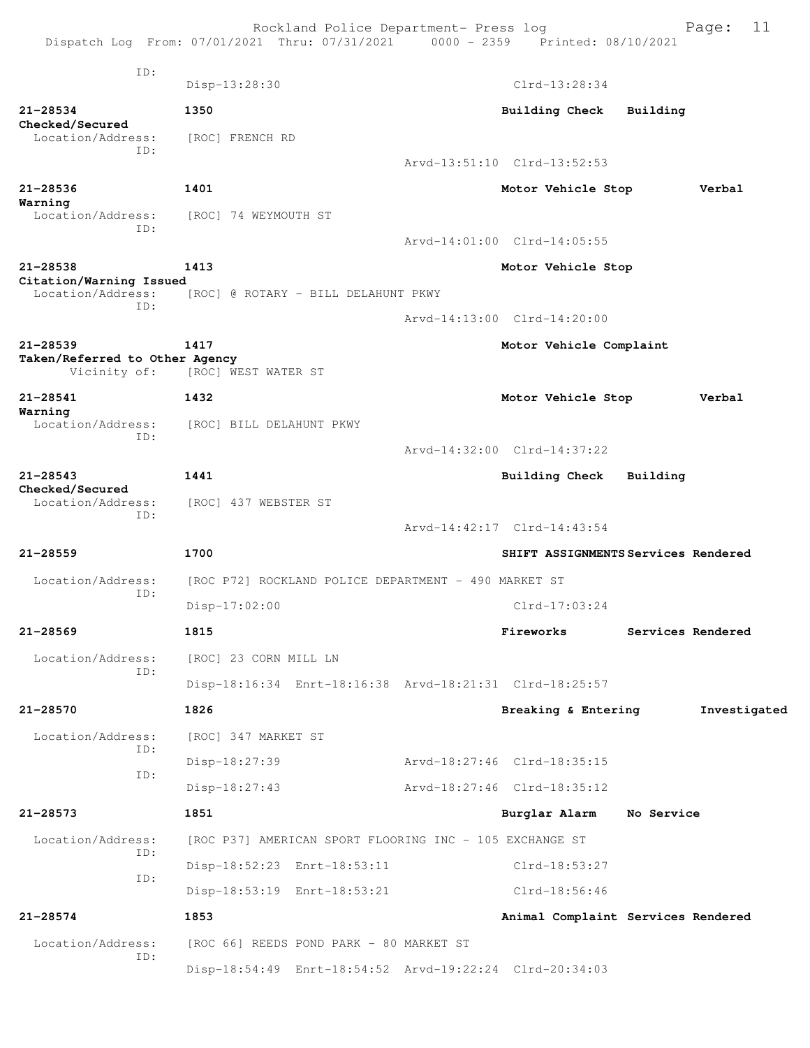ID:
Disp-13:28:30 Clrd-13:28:34

**21-28534** **1350** **Building Check** **Building Checked/Secured**
Location/Address: [ROC] FRENCH RD
ID:
Arvd-13:51:10 Clrd-13:52:53

**21-28536** **1401** **Motor Vehicle Stop** **Verbal Warning**
Location/Address: [ROC] 74 WEYMOUTH ST
ID:
Arvd-14:01:00 Clrd-14:05:55

**21-28538** **1413** **Motor Vehicle Stop** **Citation/Warning Issued**
Location/Address: [ROC] @ ROTARY - BILL DELAHUNT PKWY
ID:
Arvd-14:13:00 Clrd-14:20:00

**21-28539** **1417** **Motor Vehicle Complaint** **Taken/Referred to Other Agency**
Vicinity of: [ROC] WEST WATER ST

**21-28541** **1432** **Motor Vehicle Stop** **Verbal Warning**
Location/Address: [ROC] BILL DELAHUNT PKWY
ID:
Arvd-14:32:00 Clrd-14:37:22

**21-28543** **1441** **Building Check** **Building Checked/Secured**
Location/Address: [ROC] 437 WEBSTER ST
ID:
Arvd-14:42:17 Clrd-14:43:54

**21-28559** **1700** **SHIFT ASSIGNMENTS** **Services Rendered**
Location/Address: [ROC P72] ROCKLAND POLICE DEPARTMENT - 490 MARKET ST
ID:
Disp-17:02:00 Clrd-17:03:24

**21-28569** **1815** **Fireworks** **Services Rendered**
Location/Address: [ROC] 23 CORN MILL LN
ID:
Disp-18:16:34 Enrt-18:16:38 Arvd-18:21:31 Clrd-18:25:57

**21-28570** **1826** **Breaking & Entering** **Investigated**
Location/Address: [ROC] 347 MARKET ST
ID:
Disp-18:27:39 Arvd-18:27:46 Clrd-18:35:15
ID:
Disp-18:27:43 Arvd-18:27:46 Clrd-18:35:12

**21-28573** **1851** **Burglar Alarm** **No Service**
Location/Address: [ROC P37] AMERICAN SPORT FLOORING INC - 105 EXCHANGE ST
ID:
Disp-18:52:23 Enrt-18:53:11 Clrd-18:53:27
ID:
Disp-18:53:19 Enrt-18:53:21 Clrd-18:56:46

**21-28574** **1853** **Animal Complaint** **Services Rendered**
Location/Address: [ROC 66] REEDS POND PARK - 80 MARKET ST
ID:
Disp-18:54:49 Enrt-18:54:52 Arvd-19:22:24 Clrd-20:34:03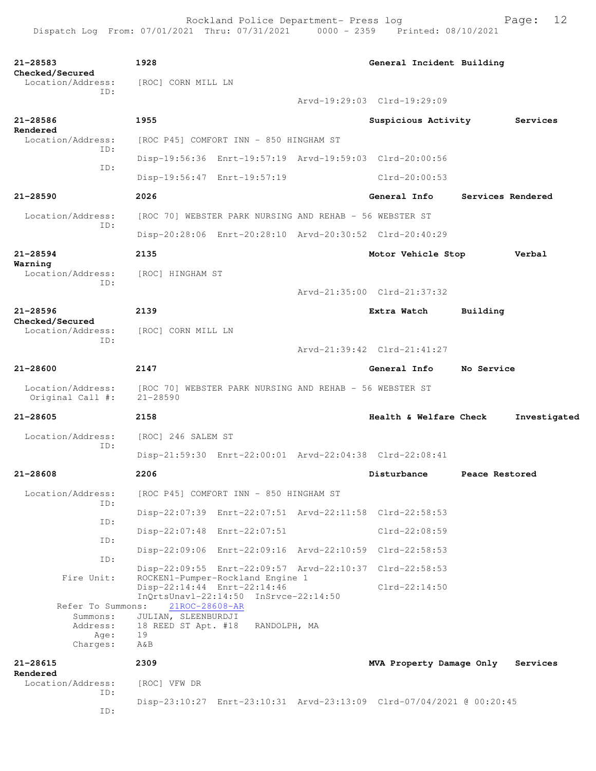**21-28583** 1928 General Incident Building Checked/Secured
Location/Address: [ROC] CORN MILL LN
ID:
Arvd-19:29:03 Clrd-19:29:09

**21-28586** 1955 Suspicious Activity Services Rendered
Location/Address: [ROC P45] COMFORT INN - 850 HINGHAM ST
ID:
Disp-19:56:36 Enrt-19:57:19 Arvd-19:59:03 Clrd-20:00:56
ID:
Disp-19:56:47 Enrt-19:57:19 Clrd-20:00:53

**21-28590** 2026 General Info Services Rendered
Location/Address: [ROC 70] WEBSTER PARK NURSING AND REHAB - 56 WEBSTER ST
ID:
Disp-20:28:06 Enrt-20:28:10 Arvd-20:30:52 Clrd-20:40:29

**21-28594** 2135 Motor Vehicle Stop Verbal Warning
Location/Address: [ROC] HINGHAM ST
ID:
Arvd-21:35:00 Clrd-21:37:32

**21-28596** 2139 Extra Watch Building Checked/Secured
Location/Address: [ROC] CORN MILL LN
ID:
Arvd-21:39:42 Clrd-21:41:27

**21-28600** 2147 General Info No Service
Location/Address: [ROC 70] WEBSTER PARK NURSING AND REHAB - 56 WEBSTER ST
Original Call #: 21-28590

**21-28605** 2158 Health & Welfare Check Investigated
Location/Address: [ROC] 246 SALEM ST
ID:
Disp-21:59:30 Enrt-22:00:01 Arvd-22:04:38 Clrd-22:08:41

**21-28608** 2206 Disturbance Peace Restored
Location/Address: [ROC P45] COMFORT INN - 850 HINGHAM ST
ID:
Disp-22:07:39 Enrt-22:07:51 Arvd-22:11:58 Clrd-22:58:53
ID:
Disp-22:07:48 Enrt-22:07:51 Clrd-22:08:59
ID:
Disp-22:09:06 Enrt-22:09:16 Arvd-22:10:59 Clrd-22:58:53
ID:
Disp-22:09:55 Enrt-22:09:57 Arvd-22:10:37 Clrd-22:58:53
Fire Unit: ROCKEN1-Pumper-Rockland Engine 1
Disp-22:14:44 Enrt-22:14:46 Clrd-22:14:50
InQrtsUnavl-22:14:50 InSrvce-22:14:50
Refer To Summons: 21ROC-28608-AR
Summons: JULIAN, SLEENBURDJI
Address: 18 REED ST Apt. #18 RANDOLPH, MA
Age: 19
Charges: A&B

**21-28615** 2309 MVA Property Damage Only Services Rendered
Location/Address: [ROC] VFW DR
ID:
Disp-23:10:27 Enrt-23:10:31 Arvd-23:13:09 Clrd-07/04/2021 @ 00:20:45
ID: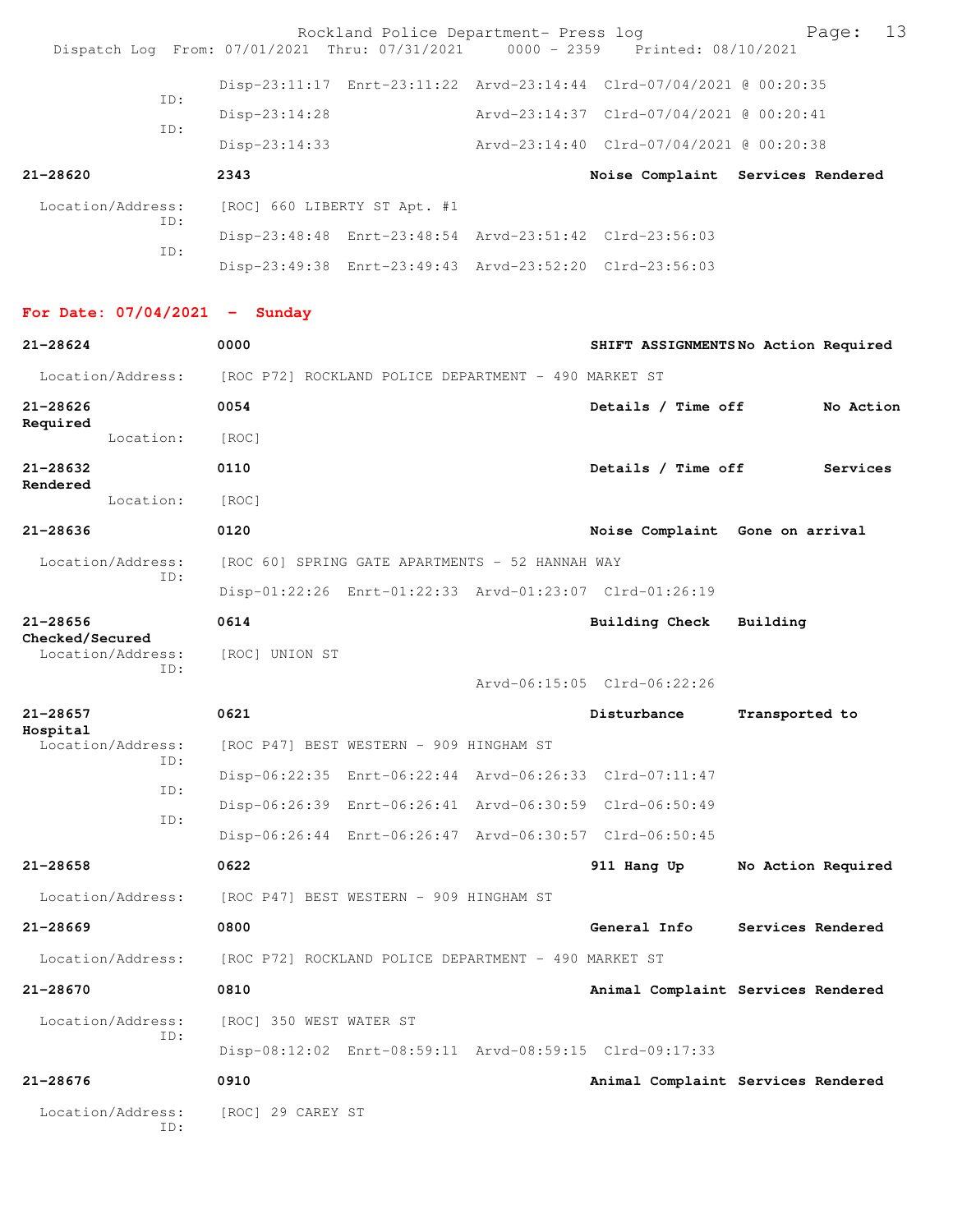Disp-23:11:17 Enrt-23:11:22 Arvd-23:14:44 Clrd-07/04/2021 @ 00:20:35
ID:
Disp-23:14:28 Arvd-23:14:37 Clrd-07/04/2021 @ 00:20:41
ID:
Disp-23:14:33 Arvd-23:14:40 Clrd-07/04/2021 @ 00:20:38

**21-28620** **2343** **Noise Complaint Services Rendered**
Location/Address: [ROC] 660 LIBERTY ST Apt. #1
ID:
Disp-23:48:48 Enrt-23:48:54 Arvd-23:51:42 Clrd-23:56:03
ID:
Disp-23:49:38 Enrt-23:49:43 Arvd-23:52:20 Clrd-23:56:03

## For Date: 07/04/2021 - Sunday

**21-28624** **0000** **SHIFT ASSIGNMENTS No Action Required**
Location/Address: [ROC P72] ROCKLAND POLICE DEPARTMENT - 490 MARKET ST

**21-28626** **0054** **Details / Time off No Action Required**
Location: [ROC]

**21-28632** **0110** **Details / Time off Services Rendered**
Location: [ROC]

**21-28636** **0120** **Noise Complaint Gone on arrival**
Location/Address: [ROC 60] SPRING GATE APARTMENTS - 52 HANNAH WAY
ID:
Disp-01:22:26 Enrt-01:22:33 Arvd-01:23:07 Clrd-01:26:19

**21-28656** **0614** **Building Check Building Checked/Secured**
Location/Address: [ROC] UNION ST
ID:
Arvd-06:15:05 Clrd-06:22:26

**21-28657** **0621** **Disturbance Transported to Hospital**
Location/Address: [ROC P47] BEST WESTERN - 909 HINGHAM ST
ID:
Disp-06:22:35 Enrt-06:22:44 Arvd-06:26:33 Clrd-07:11:47
ID:
Disp-06:26:39 Enrt-06:26:41 Arvd-06:30:59 Clrd-06:50:49
ID:
Disp-06:26:44 Enrt-06:26:47 Arvd-06:30:57 Clrd-06:50:45

**21-28658** **0622** **911 Hang Up No Action Required**
Location/Address: [ROC P47] BEST WESTERN - 909 HINGHAM ST

**21-28669** **0800** **General Info Services Rendered**
Location/Address: [ROC P72] ROCKLAND POLICE DEPARTMENT - 490 MARKET ST

**21-28670** **0810** **Animal Complaint Services Rendered**
Location/Address: [ROC] 350 WEST WATER ST
ID:
Disp-08:12:02 Enrt-08:59:11 Arvd-08:59:15 Clrd-09:17:33

**21-28676** **0910** **Animal Complaint Services Rendered**
Location/Address: [ROC] 29 CAREY ST
ID: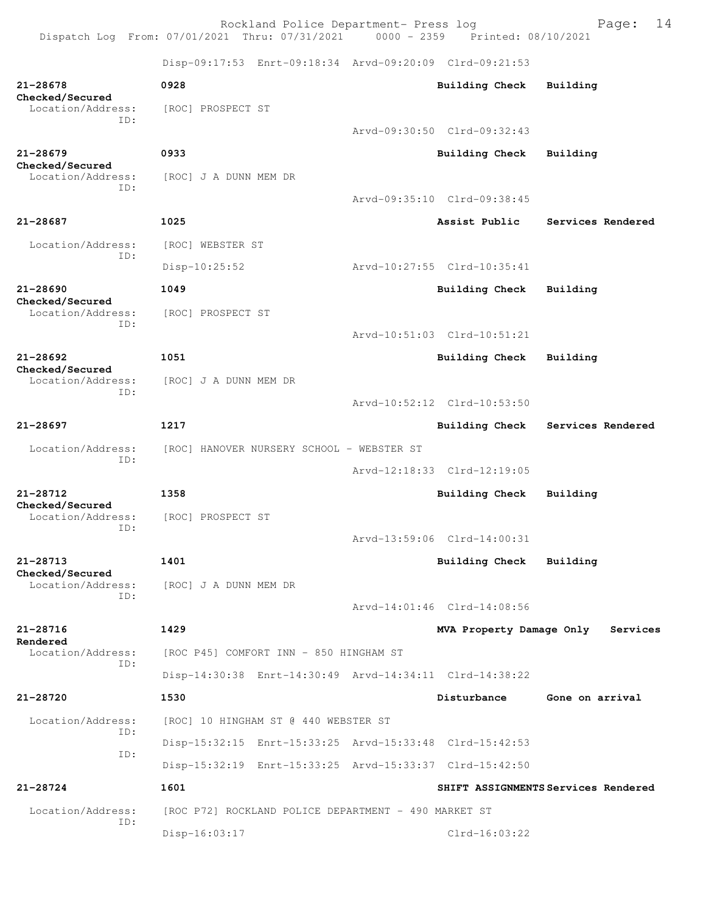Disp-09:17:53 Enrt-09:18:34 Arvd-09:20:09 Clrd-09:21:53

**21-28678** 0928 **Building Check Building Checked/Secured**
Location/Address: [ROC] PROSPECT ST
ID:
Arvd-09:30:50 Clrd-09:32:43

**21-28679** 0933 **Building Check Building Checked/Secured**
Location/Address: [ROC] J A DUNN MEM DR
ID:
Arvd-09:35:10 Clrd-09:38:45

**21-28687** 1025 **Assist Public Services Rendered**
Location/Address: [ROC] WEBSTER ST
ID:
Disp-10:25:52 Arvd-10:27:55 Clrd-10:35:41

**21-28690** 1049 **Building Check Building Checked/Secured**
Location/Address: [ROC] PROSPECT ST
ID:
Arvd-10:51:03 Clrd-10:51:21

**21-28692** 1051 **Building Check Building Checked/Secured**
Location/Address: [ROC] J A DUNN MEM DR
ID:
Arvd-10:52:12 Clrd-10:53:50

**21-28697** 1217 **Building Check Services Rendered**
Location/Address: [ROC] HANOVER NURSERY SCHOOL - WEBSTER ST
ID:
Arvd-12:18:33 Clrd-12:19:05

**21-28712** 1358 **Building Check Building Checked/Secured**
Location/Address: [ROC] PROSPECT ST
ID:
Arvd-13:59:06 Clrd-14:00:31

**21-28713** 1401 **Building Check Building Checked/Secured**
Location/Address: [ROC] J A DUNN MEM DR
ID:
Arvd-14:01:46 Clrd-14:08:56

**21-28716** 1429 **MVA Property Damage Only Services Rendered**
Location/Address: [ROC P45] COMFORT INN - 850 HINGHAM ST
ID:
Disp-14:30:38 Enrt-14:30:49 Arvd-14:34:11 Clrd-14:38:22

**21-28720** 1530 **Disturbance Gone on arrival**
Location/Address: [ROC] 10 HINGHAM ST @ 440 WEBSTER ST
ID:
Disp-15:32:15 Enrt-15:33:25 Arvd-15:33:48 Clrd-15:42:53
ID:
Disp-15:32:19 Enrt-15:33:25 Arvd-15:33:37 Clrd-15:42:50

**21-28724** 1601 **SHIFT ASSIGNMENTS Services Rendered**
Location/Address: [ROC P72] ROCKLAND POLICE DEPARTMENT - 490 MARKET ST
ID:
Disp-16:03:17 Clrd-16:03:22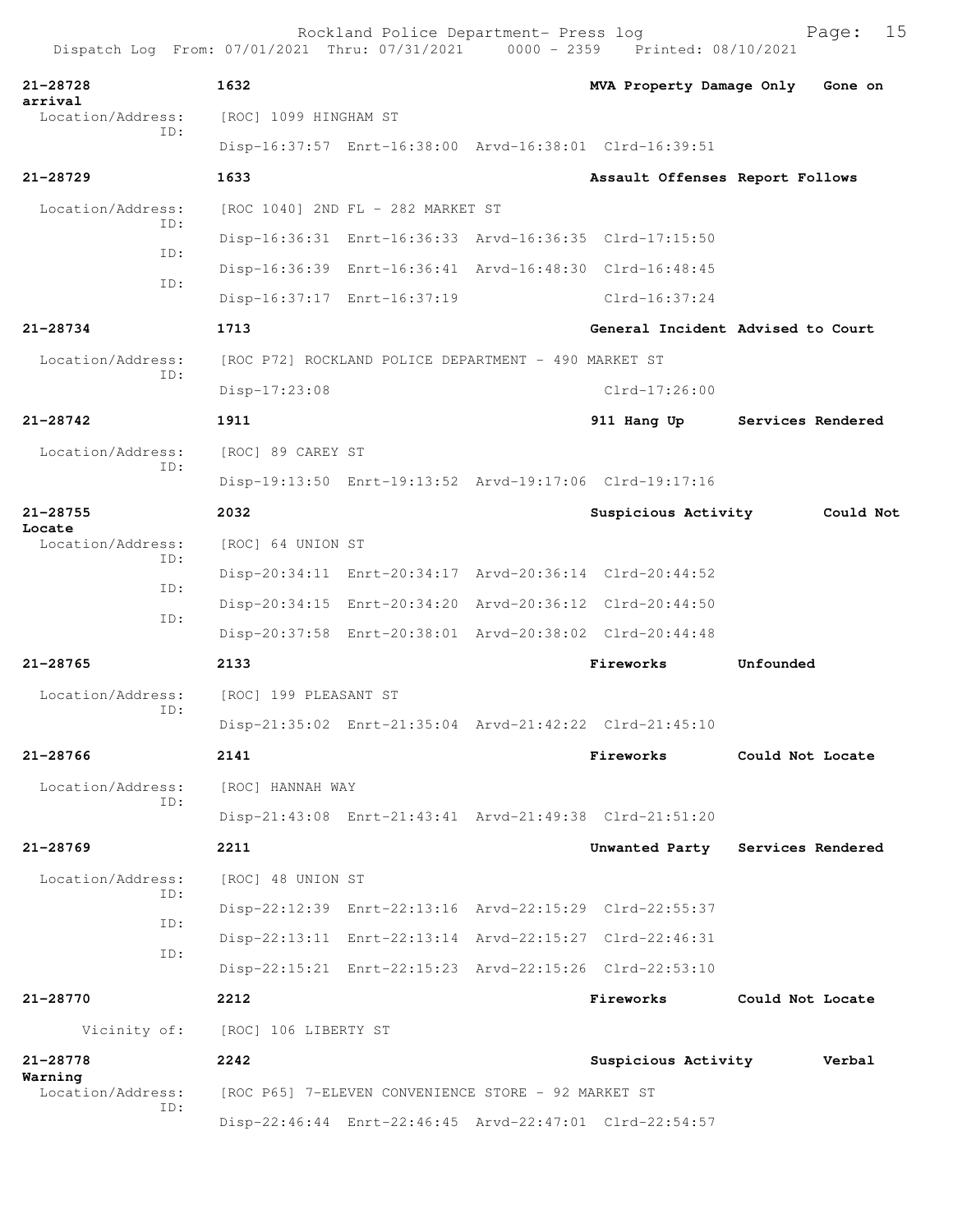21-28728 1632 MVA Property Damage Only Gone on arrival
Location/Address: [ROC] 1099 HINGHAM ST
ID: Disp-16:37:57 Enrt-16:38:00 Arvd-16:38:01 Clrd-16:39:51

21-28729 1633 Assault Offenses Report Follows
Location/Address: [ROC 1040] 2ND FL - 282 MARKET ST
ID: Disp-16:36:31 Enrt-16:36:33 Arvd-16:36:35 Clrd-17:15:50
ID: Disp-16:36:39 Enrt-16:36:41 Arvd-16:48:30 Clrd-16:48:45
ID: Disp-16:37:17 Enrt-16:37:19 Clrd-16:37:24

21-28734 1713 General Incident Advised to Court
Location/Address: [ROC P72] ROCKLAND POLICE DEPARTMENT - 490 MARKET ST
ID: Disp-17:23:08 Clrd-17:26:00

21-28742 1911 911 Hang Up Services Rendered
Location/Address: [ROC] 89 CAREY ST
ID: Disp-19:13:50 Enrt-19:13:52 Arvd-19:17:06 Clrd-19:17:16

21-28755 2032 Suspicious Activity Could Not Locate
Location/Address: [ROC] 64 UNION ST
ID: Disp-20:34:11 Enrt-20:34:17 Arvd-20:36:14 Clrd-20:44:52
ID: Disp-20:34:15 Enrt-20:34:20 Arvd-20:36:12 Clrd-20:44:50
ID: Disp-20:37:58 Enrt-20:38:01 Arvd-20:38:02 Clrd-20:44:48

21-28765 2133 Fireworks Unfounded
Location/Address: [ROC] 199 PLEASANT ST
ID: Disp-21:35:02 Enrt-21:35:04 Arvd-21:42:22 Clrd-21:45:10

21-28766 2141 Fireworks Could Not Locate
Location/Address: [ROC] HANNAH WAY
ID: Disp-21:43:08 Enrt-21:43:41 Arvd-21:49:38 Clrd-21:51:20

21-28769 2211 Unwanted Party Services Rendered
Location/Address: [ROC] 48 UNION ST
ID: Disp-22:12:39 Enrt-22:13:16 Arvd-22:15:29 Clrd-22:55:37
ID: Disp-22:13:11 Enrt-22:13:14 Arvd-22:15:27 Clrd-22:46:31
ID: Disp-22:15:21 Enrt-22:15:23 Arvd-22:15:26 Clrd-22:53:10

21-28770 2212 Fireworks Could Not Locate
Vicinity of: [ROC] 106 LIBERTY ST

21-28778 2242 Suspicious Activity Verbal Warning
Location/Address: [ROC P65] 7-ELEVEN CONVENIENCE STORE - 92 MARKET ST
ID: Disp-22:46:44 Enrt-22:46:45 Arvd-22:47:01 Clrd-22:54:57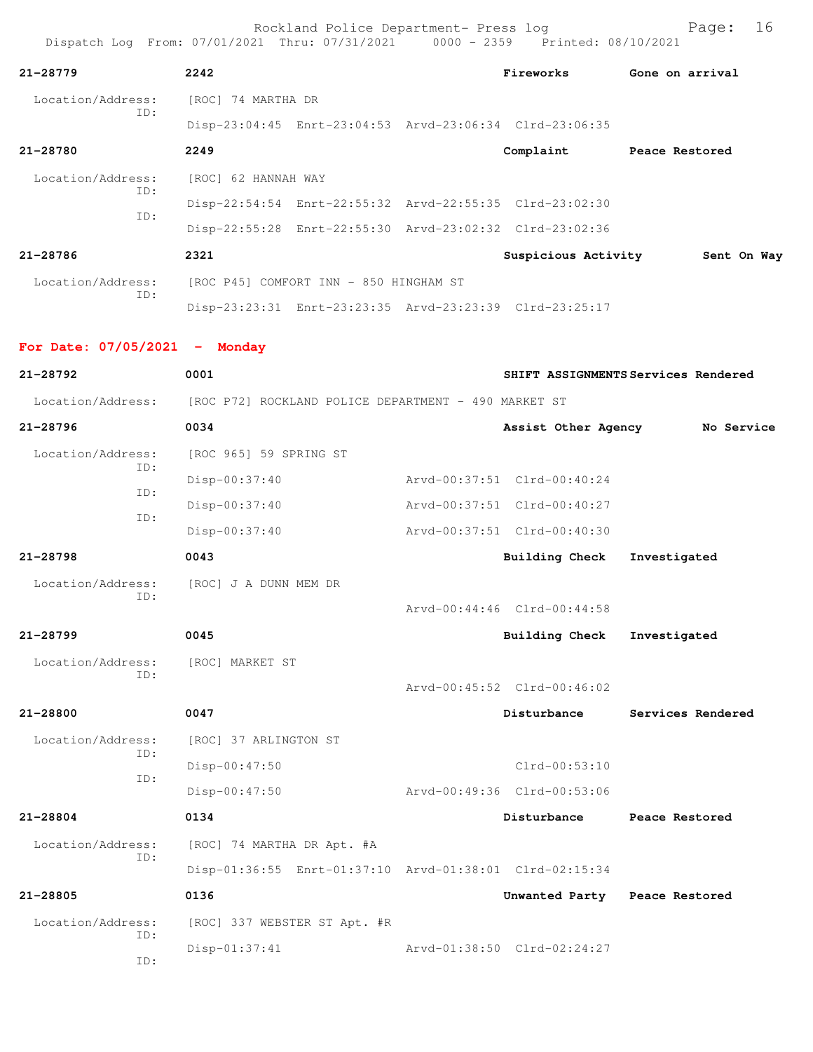| Call # | Time | Call Type | Disposition |
|---|---|---|---|
| 21-28779 | 2242 | Fireworks | Gone on arrival |

Location/Address: [ROC] 74 MARTHA DR
ID: Disp-23:04:45 Enrt-23:04:53 Arvd-23:06:34 Clrd-23:06:35

| Call # | Time | Call Type | Disposition |
|---|---|---|---|
| 21-28780 | 2249 | Complaint | Peace Restored |

Location/Address: [ROC] 62 HANNAH WAY
ID: Disp-22:54:54 Enrt-22:55:32 Arvd-22:55:35 Clrd-23:02:30
ID: Disp-22:55:28 Enrt-22:55:30 Arvd-23:02:32 Clrd-23:02:36

| Call # | Time | Call Type | Disposition |
|---|---|---|---|
| 21-28786 | 2321 | Suspicious Activity | Sent On Way |

Location/Address: [ROC P45] COMFORT INN - 850 HINGHAM ST
ID: Disp-23:23:31 Enrt-23:23:35 Arvd-23:23:39 Clrd-23:25:17

**For Date: 07/05/2021 - Monday**

| Call # | Time | Call Type | Disposition |
|---|---|---|---|
| 21-28792 | 0001 | SHIFT ASSIGNMENTS | Services Rendered |

Location/Address: [ROC P72] ROCKLAND POLICE DEPARTMENT - 490 MARKET ST

| Call # | Time | Call Type | Disposition |
|---|---|---|---|
| 21-28796 | 0034 | Assist Other Agency | No Service |

Location/Address: [ROC 965] 59 SPRING ST
ID: Disp-00:37:40 Arvd-00:37:51 Clrd-00:40:24
ID: Disp-00:37:40 Arvd-00:37:51 Clrd-00:40:27
ID: Disp-00:37:40 Arvd-00:37:51 Clrd-00:40:30

| Call # | Time | Call Type | Disposition |
|---|---|---|---|
| 21-28798 | 0043 | Building Check | Investigated |

Location/Address: [ROC] J A DUNN MEM DR
ID: Arvd-00:44:46 Clrd-00:44:58

| Call # | Time | Call Type | Disposition |
|---|---|---|---|
| 21-28799 | 0045 | Building Check | Investigated |

Location/Address: [ROC] MARKET ST
ID: Arvd-00:45:52 Clrd-00:46:02

| Call # | Time | Call Type | Disposition |
|---|---|---|---|
| 21-28800 | 0047 | Disturbance | Services Rendered |

Location/Address: [ROC] 37 ARLINGTON ST
ID: Disp-00:47:50 Clrd-00:53:10
ID: Disp-00:47:50 Arvd-00:49:36 Clrd-00:53:06

| Call # | Time | Call Type | Disposition |
|---|---|---|---|
| 21-28804 | 0134 | Disturbance | Peace Restored |

Location/Address: [ROC] 74 MARTHA DR Apt. #A
ID: Disp-01:36:55 Enrt-01:37:10 Arvd-01:38:01 Clrd-02:15:34

| Call # | Time | Call Type | Disposition |
|---|---|---|---|
| 21-28805 | 0136 | Unwanted Party | Peace Restored |

Location/Address: [ROC] 337 WEBSTER ST Apt. #R
ID: Disp-01:37:41 Arvd-01:38:50 Clrd-02:24:27
ID: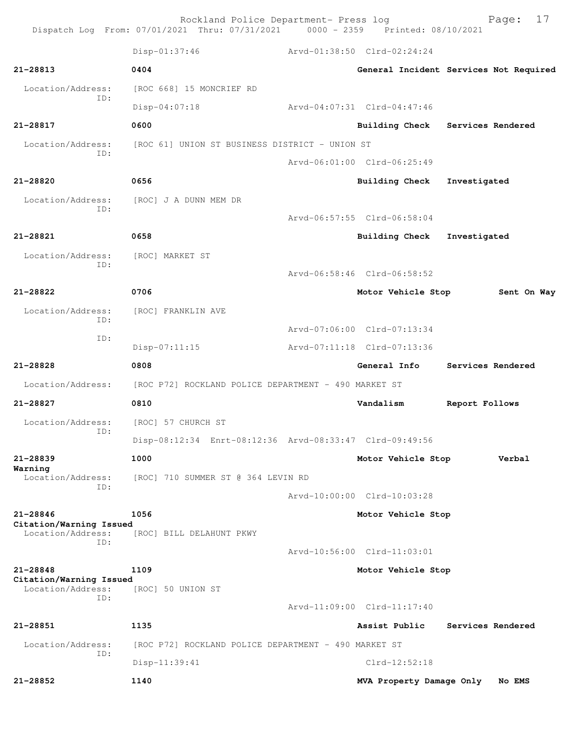```
                Disp-01:37:46              Arvd-01:38:50  Clrd-02:24:24

21-28813        0404                       General Incident Services Not Required

  Location/Address:   [ROC 668] 15 MONCRIEF RD
               ID:
                Disp-04:07:18              Arvd-04:07:31  Clrd-04:47:46

21-28817        0600                       Building Check    Services Rendered

  Location/Address:   [ROC 61] UNION ST BUSINESS DISTRICT - UNION ST
               ID:
                                           Arvd-06:01:00  Clrd-06:25:49

21-28820        0656                       Building Check    Investigated

  Location/Address:   [ROC] J A DUNN MEM DR
               ID:
                                           Arvd-06:57:55  Clrd-06:58:04

21-28821        0658                       Building Check    Investigated

  Location/Address:   [ROC] MARKET ST
               ID:
                                           Arvd-06:58:46  Clrd-06:58:52

21-28822        0706                       Motor Vehicle Stop         Sent On Way

  Location/Address:   [ROC] FRANKLIN AVE
               ID:
                                           Arvd-07:06:00  Clrd-07:13:34
               ID:
                Disp-07:11:15              Arvd-07:11:18  Clrd-07:13:36

21-28828        0808                       General Info      Services Rendered

  Location/Address:   [ROC P72] ROCKLAND POLICE DEPARTMENT - 490 MARKET ST

21-28827        0810                       Vandalism         Report Follows

  Location/Address:   [ROC] 57 CHURCH ST
               ID:
                Disp-08:12:34  Enrt-08:12:36  Arvd-08:33:47  Clrd-09:49:56

21-28839        1000                       Motor Vehicle Stop         Verbal
Warning
  Location/Address:   [ROC] 710 SUMMER ST @ 364 LEVIN RD
               ID:
                                           Arvd-10:00:00  Clrd-10:03:28

21-28846        1056                       Motor Vehicle Stop
Citation/Warning Issued
  Location/Address:   [ROC] BILL DELAHUNT PKWY
               ID:
                                           Arvd-10:56:00  Clrd-11:03:01

21-28848        1109                       Motor Vehicle Stop
Citation/Warning Issued
  Location/Address:   [ROC] 50 UNION ST
               ID:
                                           Arvd-11:09:00  Clrd-11:17:40

21-28851        1135                       Assist Public     Services Rendered

  Location/Address:   [ROC P72] ROCKLAND POLICE DEPARTMENT - 490 MARKET ST
               ID:
                Disp-11:39:41                             Clrd-12:52:18

21-28852        1140                       MVA Property Damage Only   No EMS
```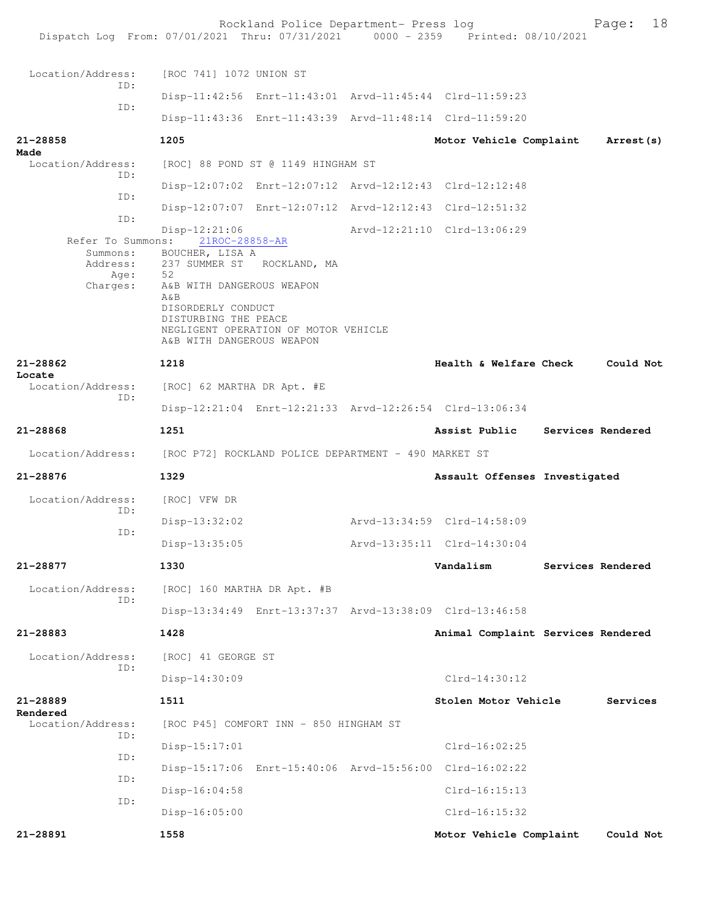Location/Address: [ROC 741] 1072 UNION ST
ID:
Disp-11:42:56 Enrt-11:43:01 Arvd-11:45:44 Clrd-11:59:23
ID:
Disp-11:43:36 Enrt-11:43:39 Arvd-11:48:14 Clrd-11:59:20

**21-28858** **1205** **Motor Vehicle Complaint** **Arrest(s) Made**
Location/Address: [ROC] 88 POND ST @ 1149 HINGHAM ST
ID:
Disp-12:07:02 Enrt-12:07:12 Arvd-12:12:43 Clrd-12:12:48
ID:
Disp-12:07:07 Enrt-12:07:12 Arvd-12:12:43 Clrd-12:51:32
ID:
Disp-12:21:06 Arvd-12:21:10 Clrd-13:06:29
Refer To Summons: 21ROC-28858-AR
Summons: BOUCHER, LISA A
Address: 237 SUMMER ST ROCKLAND, MA
Age: 52
Charges: A&B WITH DANGEROUS WEAPON
A&B
DISORDERLY CONDUCT
DISTURBING THE PEACE
NEGLIGENT OPERATION OF MOTOR VEHICLE
A&B WITH DANGEROUS WEAPON

**21-28862** **1218** **Health & Welfare Check** **Could Not Locate**
Location/Address: [ROC] 62 MARTHA DR Apt. #E
ID:
Disp-12:21:04 Enrt-12:21:33 Arvd-12:26:54 Clrd-13:06:34

**21-28868** **1251** **Assist Public** **Services Rendered**
Location/Address: [ROC P72] ROCKLAND POLICE DEPARTMENT - 490 MARKET ST

**21-28876** **1329** **Assault Offenses Investigated**
Location/Address: [ROC] VFW DR
ID:
Disp-13:32:02 Arvd-13:34:59 Clrd-14:58:09
ID:
Disp-13:35:05 Arvd-13:35:11 Clrd-14:30:04

**21-28877** **1330** **Vandalism** **Services Rendered**
Location/Address: [ROC] 160 MARTHA DR Apt. #B
ID:
Disp-13:34:49 Enrt-13:37:37 Arvd-13:38:09 Clrd-13:46:58

**21-28883** **1428** **Animal Complaint** **Services Rendered**
Location/Address: [ROC] 41 GEORGE ST
ID:
Disp-14:30:09 Clrd-14:30:12

**21-28889** **1511** **Stolen Motor Vehicle** **Services Rendered**
Location/Address: [ROC P45] COMFORT INN - 850 HINGHAM ST
ID:
Disp-15:17:01 Clrd-16:02:25
ID:
Disp-15:17:06 Enrt-15:40:06 Arvd-15:56:00 Clrd-16:02:22
ID:
Disp-16:04:58 Clrd-16:15:13
ID:
Disp-16:05:00 Clrd-16:15:32

**21-28891** **1558** **Motor Vehicle Complaint** **Could Not**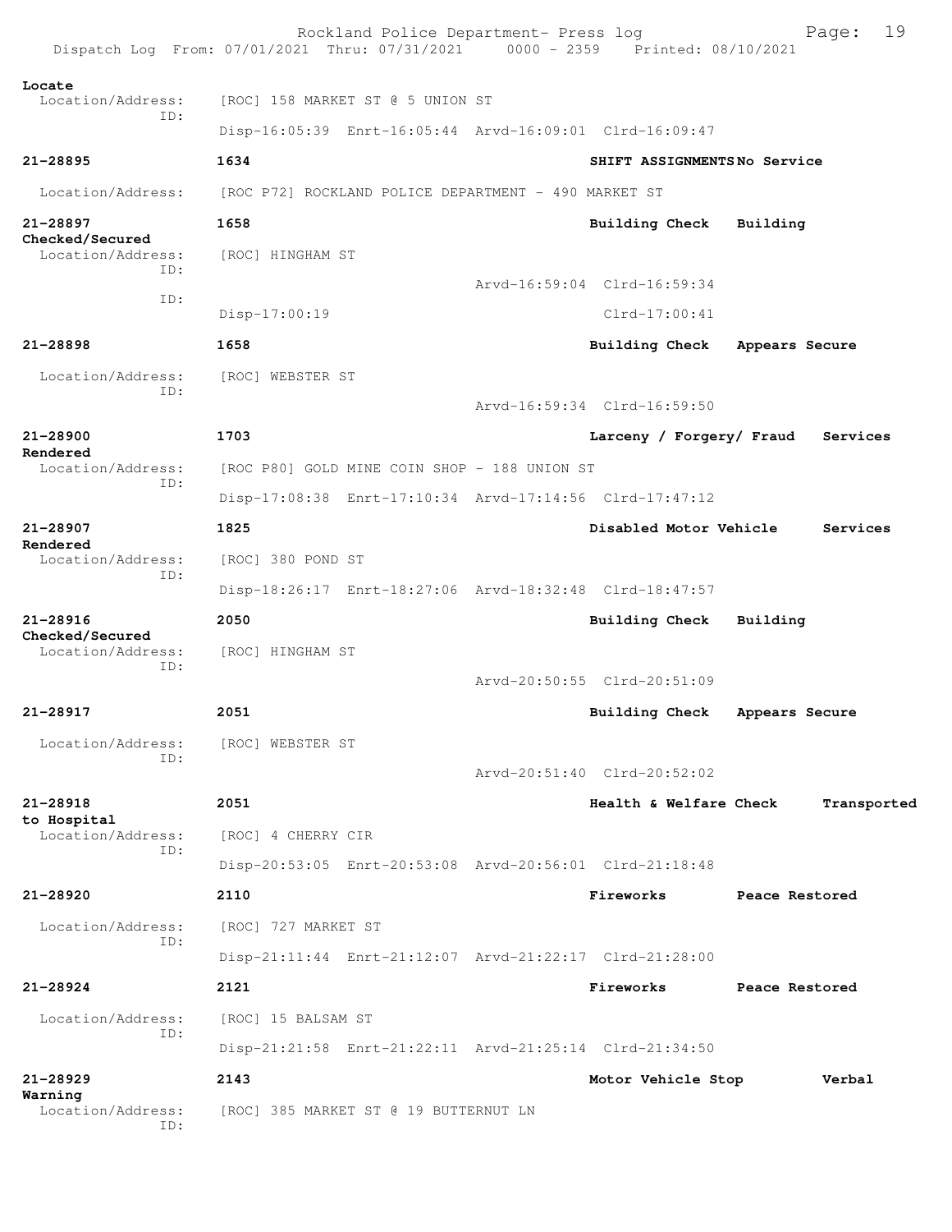Locate
  Location/Address: [ROC] 158 MARKET ST @ 5 UNION ST
  ID:
  Disp-16:05:39 Enrt-16:05:44 Arvd-16:09:01 Clrd-16:09:47

**21-28895** 1634 **SHIFT ASSIGNMENTS No Service**
  Location/Address: [ROC P72] ROCKLAND POLICE DEPARTMENT - 490 MARKET ST

**21-28897** 1658 **Building Check Building Checked/Secured**
  Location/Address: [ROC] HINGHAM ST
  ID:
  Arvd-16:59:04 Clrd-16:59:34
  ID:
  Disp-17:00:19 Clrd-17:00:41

**21-28898** 1658 **Building Check Appears Secure**
  Location/Address: [ROC] WEBSTER ST
  ID:
  Arvd-16:59:34 Clrd-16:59:50

**21-28900** 1703 **Larceny / Forgery/ Fraud Services Rendered**
  Location/Address: [ROC P80] GOLD MINE COIN SHOP - 188 UNION ST
  ID:
  Disp-17:08:38 Enrt-17:10:34 Arvd-17:14:56 Clrd-17:47:12

**21-28907** 1825 **Disabled Motor Vehicle Services Rendered**
  Location/Address: [ROC] 380 POND ST
  ID:
  Disp-18:26:17 Enrt-18:27:06 Arvd-18:32:48 Clrd-18:47:57

**21-28916** 2050 **Building Check Building Checked/Secured**
  Location/Address: [ROC] HINGHAM ST
  ID:
  Arvd-20:50:55 Clrd-20:51:09

**21-28917** 2051 **Building Check Appears Secure**
  Location/Address: [ROC] WEBSTER ST
  ID:
  Arvd-20:51:40 Clrd-20:52:02

**21-28918** 2051 **Health & Welfare Check Transported to Hospital**
  Location/Address: [ROC] 4 CHERRY CIR
  ID:
  Disp-20:53:05 Enrt-20:53:08 Arvd-20:56:01 Clrd-21:18:48

**21-28920** 2110 **Fireworks Peace Restored**
  Location/Address: [ROC] 727 MARKET ST
  ID:
  Disp-21:11:44 Enrt-21:12:07 Arvd-21:22:17 Clrd-21:28:00

**21-28924** 2121 **Fireworks Peace Restored**
  Location/Address: [ROC] 15 BALSAM ST
  ID:
  Disp-21:21:58 Enrt-21:22:11 Arvd-21:25:14 Clrd-21:34:50

**21-28929** 2143 **Motor Vehicle Stop Verbal Warning**
  Location/Address: [ROC] 385 MARKET ST @ 19 BUTTERNUT LN
  ID: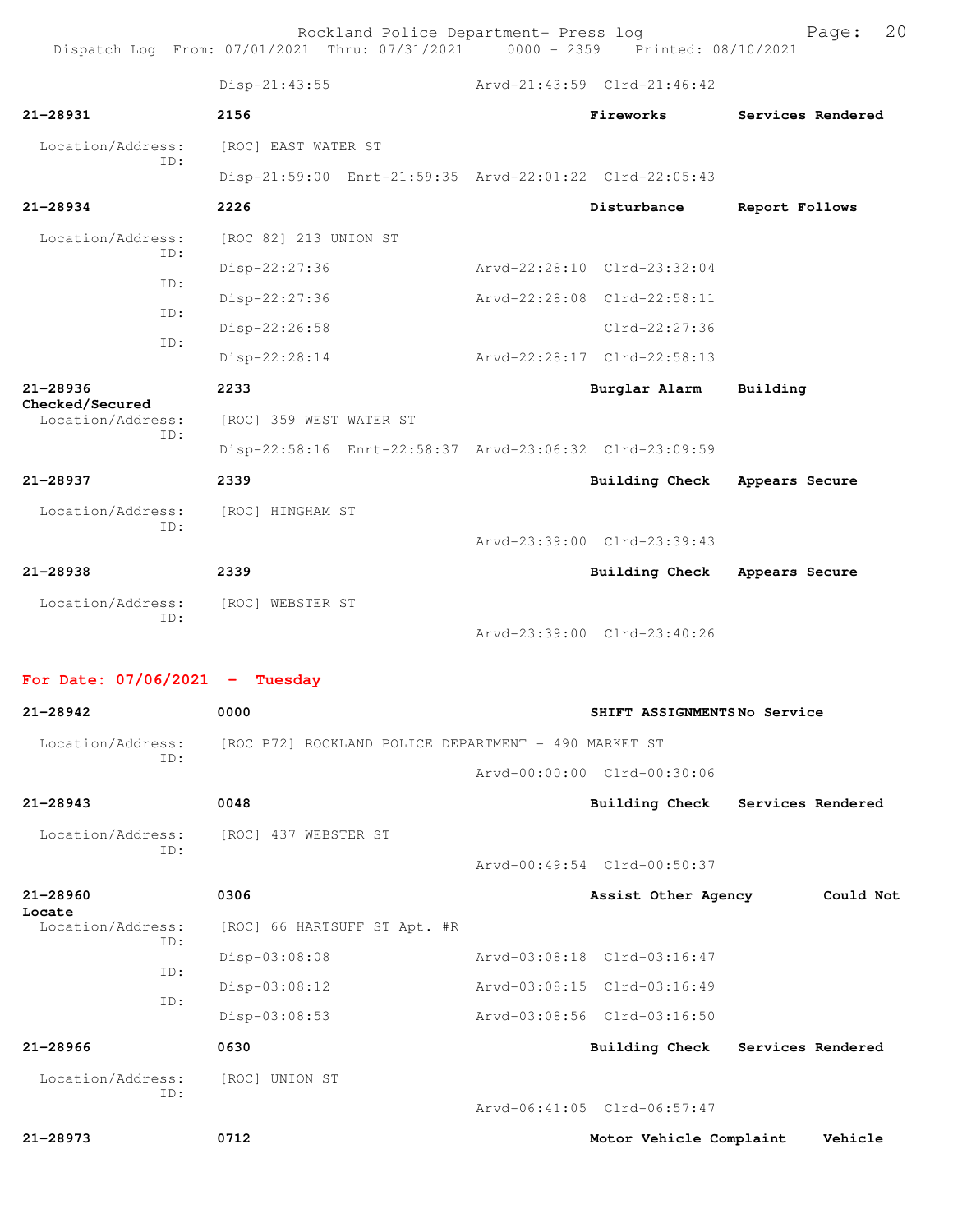Disp-21:43:55 Arvd-21:43:59 Clrd-21:46:42

**21-28931** 2156 Fireworks Services Rendered

Location/Address: [ROC] EAST WATER ST
ID:
Disp-21:59:00 Enrt-21:59:35 Arvd-22:01:22 Clrd-22:05:43

**21-28934** 2226 Disturbance Report Follows

Location/Address: [ROC 82] 213 UNION ST
ID:
Disp-22:27:36 Arvd-22:28:10 Clrd-23:32:04
ID:
Disp-22:27:36 Arvd-22:28:08 Clrd-22:58:11
ID:
Disp-22:26:58 Clrd-22:27:36
ID:
Disp-22:28:14 Arvd-22:28:17 Clrd-22:58:13

**21-28936** 2233 Burglar Alarm Building Checked/Secured

Location/Address: [ROC] 359 WEST WATER ST
ID:
Disp-22:58:16 Enrt-22:58:37 Arvd-23:06:32 Clrd-23:09:59

**21-28937** 2339 Building Check Appears Secure

Location/Address: [ROC] HINGHAM ST
ID:
Arvd-23:39:00 Clrd-23:39:43

**21-28938** 2339 Building Check Appears Secure

Location/Address: [ROC] WEBSTER ST
ID:
Arvd-23:39:00 Clrd-23:40:26

## For Date: 07/06/2021 - Tuesday

**21-28942** 0000 SHIFT ASSIGNMENTS No Service

Location/Address: [ROC P72] ROCKLAND POLICE DEPARTMENT - 490 MARKET ST
ID:
Arvd-00:00:00 Clrd-00:30:06

**21-28943** 0048 Building Check Services Rendered

Location/Address: [ROC] 437 WEBSTER ST
ID:
Arvd-00:49:54 Clrd-00:50:37

**21-28960** 0306 Assist Other Agency Could Not Locate

Location/Address: [ROC] 66 HARTSUFF ST Apt. #R
ID:
Disp-03:08:08 Arvd-03:08:18 Clrd-03:16:47
ID:
Disp-03:08:12 Arvd-03:08:15 Clrd-03:16:49
ID:
Disp-03:08:53 Arvd-03:08:56 Clrd-03:16:50

**21-28966** 0630 Building Check Services Rendered

Location/Address: [ROC] UNION ST
ID:
Arvd-06:41:05 Clrd-06:57:47

**21-28973** 0712 Motor Vehicle Complaint Vehicle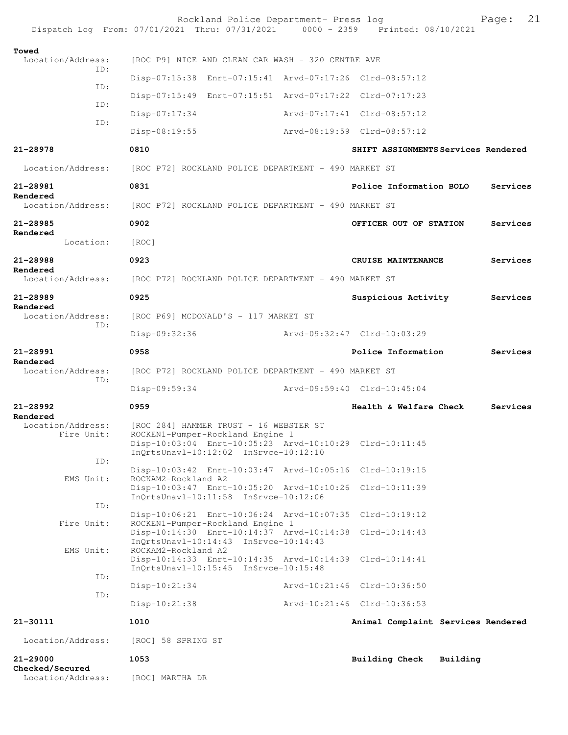**Towed**

Location/Address: [ROC P9] NICE AND CLEAN CAR WASH - 320 CENTRE AVE

ID: Disp-07:15:38 Enrt-07:15:41 Arvd-07:17:26 Clrd-08:57:12

ID: Disp-07:15:49 Enrt-07:15:51 Arvd-07:17:22 Clrd-07:17:23

ID: Disp-07:17:34 Arvd-07:17:41 Clrd-08:57:12

ID: Disp-08:19:55 Arvd-08:19:59 Clrd-08:57:12

**21-28978 0810 SHIFT ASSIGNMENTS Services Rendered**

Location/Address: [ROC P72] ROCKLAND POLICE DEPARTMENT - 490 MARKET ST

**21-28981 0831 Police Information BOLO Services Rendered**

Location/Address: [ROC P72] ROCKLAND POLICE DEPARTMENT - 490 MARKET ST

**21-28985 0902 OFFICER OUT OF STATION Services Rendered**

Location: [ROC]

**21-28988 0923 CRUISE MAINTENANCE Services Rendered**

Location/Address: [ROC P72] ROCKLAND POLICE DEPARTMENT - 490 MARKET ST

**21-28989 0925 Suspicious Activity Services Rendered**

Location/Address: [ROC P69] MCDONALD'S - 117 MARKET ST

ID: Disp-09:32:36 Arvd-09:32:47 Clrd-10:03:29

**21-28991 0958 Police Information Services Rendered**

Location/Address: [ROC P72] ROCKLAND POLICE DEPARTMENT - 490 MARKET ST

ID: Disp-09:59:34 Arvd-09:59:40 Clrd-10:45:04

**21-28992 0959 Health & Welfare Check Services Rendered**

Location/Address: [ROC 284] HAMMER TRUST - 16 WEBSTER ST

Fire Unit: ROCKEN1-Pumper-Rockland Engine 1
Disp-10:03:04 Enrt-10:05:23 Arvd-10:10:29 Clrd-10:11:45
InQrtsUnavl-10:12:02 InSrvce-10:12:10

ID: Disp-10:03:42 Enrt-10:03:47 Arvd-10:05:16 Clrd-10:19:15

EMS Unit: ROCKAM2-Rockland A2
Disp-10:03:47 Enrt-10:05:20 Arvd-10:10:26 Clrd-10:11:39
InQrtsUnavl-10:11:58 InSrvce-10:12:06

ID: Disp-10:06:21 Enrt-10:06:24 Arvd-10:07:35 Clrd-10:19:12

Fire Unit: ROCKEN1-Pumper-Rockland Engine 1
Disp-10:14:30 Enrt-10:14:37 Arvd-10:14:38 Clrd-10:14:43
InQrtsUnavl-10:14:43 InSrvce-10:14:43

EMS Unit: ROCKAM2-Rockland A2
Disp-10:14:33 Enrt-10:14:35 Arvd-10:14:39 Clrd-10:14:41
InQrtsUnavl-10:15:45 InSrvce-10:15:48

ID: Disp-10:21:34 Arvd-10:21:46 Clrd-10:36:50

ID: Disp-10:21:38 Arvd-10:21:46 Clrd-10:36:53

**21-30111 1010 Animal Complaint Services Rendered**

Location/Address: [ROC] 58 SPRING ST

**21-29000 1053 Building Check Building Checked/Secured**

Location/Address: [ROC] MARTHA DR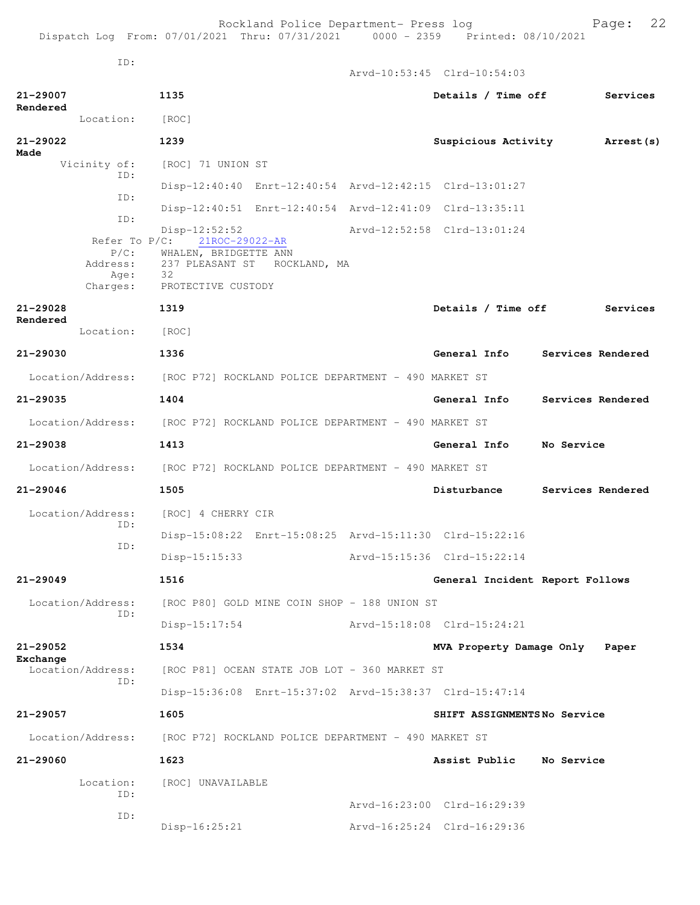ID:
Arvd-10:53:45 Clrd-10:54:03

**21-29007** **1135** **Details / Time off** **Services Rendered**
Location: [ROC]

**21-29022** **1239** **Suspicious Activity** **Arrest(s) Made**
Vicinity of: [ROC] 71 UNION ST
ID:
Disp-12:40:40 Enrt-12:40:54 Arvd-12:42:15 Clrd-13:01:27
ID:
Disp-12:40:51 Enrt-12:40:54 Arvd-12:41:09 Clrd-13:35:11
ID:
Disp-12:52:52 Arvd-12:52:58 Clrd-13:01:24
Refer To P/C: 21ROC-29022-AR
P/C: WHALEN, BRIDGETTE ANN
Address: 237 PLEASANT ST ROCKLAND, MA
Age: 32
Charges: PROTECTIVE CUSTODY

**21-29028** **1319** **Details / Time off** **Services Rendered**
Location: [ROC]

**21-29030** **1336** **General Info** **Services Rendered**
Location/Address: [ROC P72] ROCKLAND POLICE DEPARTMENT - 490 MARKET ST

**21-29035** **1404** **General Info** **Services Rendered**
Location/Address: [ROC P72] ROCKLAND POLICE DEPARTMENT - 490 MARKET ST

**21-29038** **1413** **General Info** **No Service**
Location/Address: [ROC P72] ROCKLAND POLICE DEPARTMENT - 490 MARKET ST

**21-29046** **1505** **Disturbance** **Services Rendered**
Location/Address: [ROC] 4 CHERRY CIR
ID:
Disp-15:08:22 Enrt-15:08:25 Arvd-15:11:30 Clrd-15:22:16
ID:
Disp-15:15:33 Arvd-15:15:36 Clrd-15:22:14

**21-29049** **1516** **General Incident Report Follows**
Location/Address: [ROC P80] GOLD MINE COIN SHOP - 188 UNION ST
ID:
Disp-15:17:54 Arvd-15:18:08 Clrd-15:24:21

**21-29052** **1534** **MVA Property Damage Only** **Paper Exchange**
Location/Address: [ROC P81] OCEAN STATE JOB LOT - 360 MARKET ST
ID:
Disp-15:36:08 Enrt-15:37:02 Arvd-15:38:37 Clrd-15:47:14

**21-29057** **1605** **SHIFT ASSIGNMENTS** **No Service**
Location/Address: [ROC P72] ROCKLAND POLICE DEPARTMENT - 490 MARKET ST

**21-29060** **1623** **Assist Public** **No Service**
Location: [ROC] UNAVAILABLE
ID:
Arvd-16:23:00 Clrd-16:29:39
ID:
Disp-16:25:21 Arvd-16:25:24 Clrd-16:29:36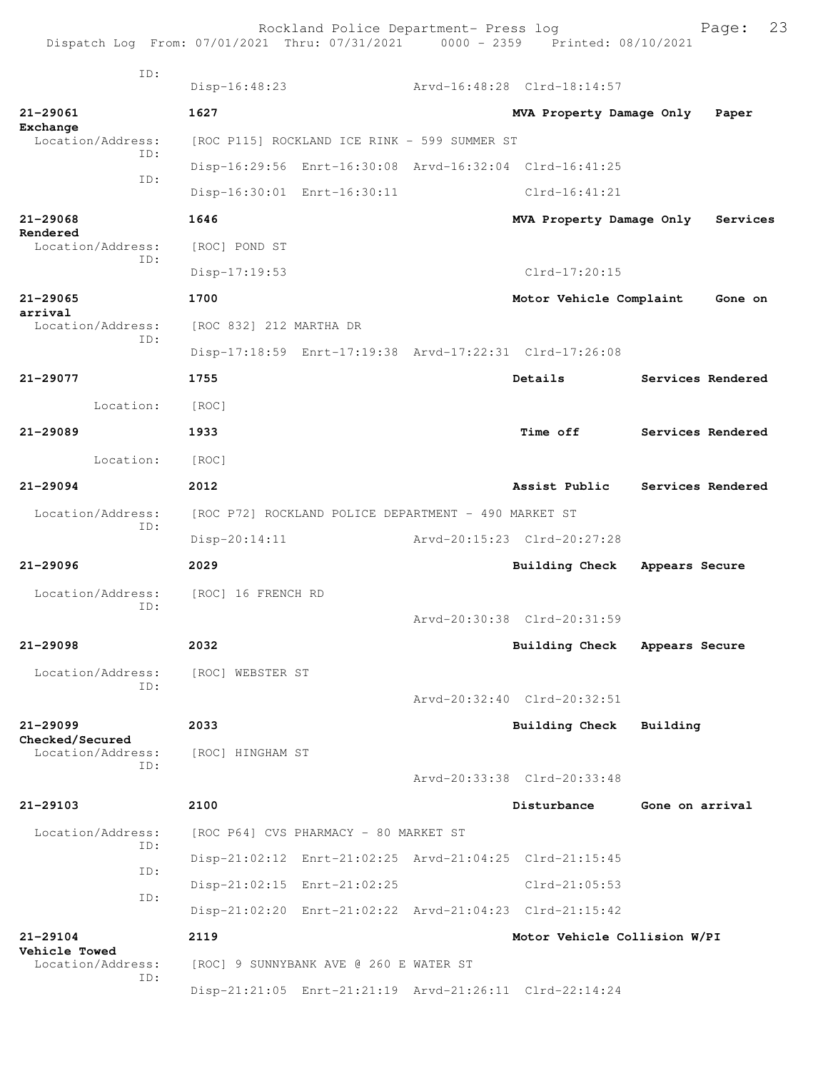```
              ID:
                   Disp-16:48:23               Arvd-16:48:28  Clrd-18:14:57

21-29061           1627                                 MVA Property Damage Only   Paper
Exchange
  Location/Address:   [ROC P115] ROCKLAND ICE RINK - 599 SUMMER ST
              ID:
                   Disp-16:29:56  Enrt-16:30:08  Arvd-16:32:04  Clrd-16:41:25
              ID:
                   Disp-16:30:01  Enrt-16:30:11                 Clrd-16:41:21

21-29068           1646                                 MVA Property Damage Only   Services
Rendered
  Location/Address:   [ROC] POND ST
              ID:
                   Disp-17:19:53                               Clrd-17:20:15

21-29065           1700                                 Motor Vehicle Complaint    Gone on
arrival
  Location/Address:   [ROC 832] 212 MARTHA DR
              ID:
                   Disp-17:18:59  Enrt-17:19:38  Arvd-17:22:31  Clrd-17:26:08

21-29077           1755                                 Details          Services Rendered

        Location:  [ROC]

21-29089           1933                                 Time off         Services Rendered

        Location:  [ROC]

21-29094           2012                                 Assist Public    Services Rendered

  Location/Address:   [ROC P72] ROCKLAND POLICE DEPARTMENT - 490 MARKET ST
              ID:
                   Disp-20:14:11               Arvd-20:15:23  Clrd-20:27:28

21-29096           2029                                 Building Check   Appears Secure

  Location/Address:   [ROC] 16 FRENCH RD
              ID:
                                               Arvd-20:30:38  Clrd-20:31:59

21-29098           2032                                 Building Check   Appears Secure

  Location/Address:   [ROC] WEBSTER ST
              ID:
                                               Arvd-20:32:40  Clrd-20:32:51

21-29099           2033                                 Building Check   Building
Checked/Secured
  Location/Address:   [ROC] HINGHAM ST
              ID:
                                               Arvd-20:33:38  Clrd-20:33:48

21-29103           2100                                 Disturbance      Gone on arrival

  Location/Address:   [ROC P64] CVS PHARMACY - 80 MARKET ST
              ID:
                   Disp-21:02:12  Enrt-21:02:25  Arvd-21:04:25  Clrd-21:15:45
              ID:
                   Disp-21:02:15  Enrt-21:02:25                 Clrd-21:05:53
              ID:
                   Disp-21:02:20  Enrt-21:02:22  Arvd-21:04:23  Clrd-21:15:42

21-29104           2119                                 Motor Vehicle Collision W/PI
Vehicle Towed
  Location/Address:   [ROC] 9 SUNNYBANK AVE @ 260 E WATER ST
              ID:
                   Disp-21:21:05  Enrt-21:21:19  Arvd-21:26:11  Clrd-22:14:24
```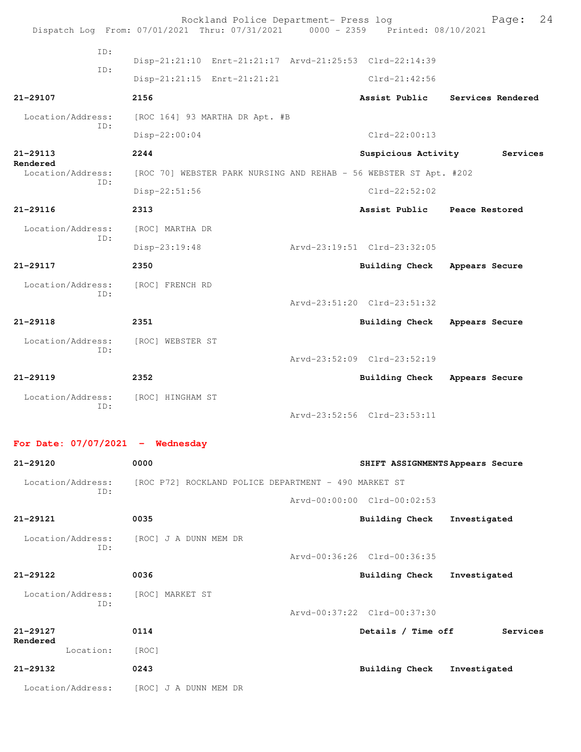ID:
Disp-21:21:10 Enrt-21:21:17 Arvd-21:25:53 Clrd-22:14:39
ID:
Disp-21:21:15 Enrt-21:21:21 Clrd-21:42:56

**21-29107** **2156** **Assist Public** **Services Rendered**
Location/Address: [ROC 164] 93 MARTHA DR Apt. #B
ID:
Disp-22:00:04 Clrd-22:00:13

**21-29113** **2244** **Suspicious Activity** **Services Rendered**
Location/Address: [ROC 70] WEBSTER PARK NURSING AND REHAB - 56 WEBSTER ST Apt. #202
ID:
Disp-22:51:56 Clrd-22:52:02

**21-29116** **2313** **Assist Public** **Peace Restored**
Location/Address: [ROC] MARTHA DR
ID:
Disp-23:19:48 Arvd-23:19:51 Clrd-23:32:05

**21-29117** **2350** **Building Check** **Appears Secure**
Location/Address: [ROC] FRENCH RD
ID:
Arvd-23:51:20 Clrd-23:51:32

**21-29118** **2351** **Building Check** **Appears Secure**
Location/Address: [ROC] WEBSTER ST
ID:
Arvd-23:52:09 Clrd-23:52:19

**21-29119** **2352** **Building Check** **Appears Secure**
Location/Address: [ROC] HINGHAM ST
ID:
Arvd-23:52:56 Clrd-23:53:11

**For Date: 07/07/2021 - Wednesday**

**21-29120** **0000** **SHIFT ASSIGNMENTS** **Appears Secure**
Location/Address: [ROC P72] ROCKLAND POLICE DEPARTMENT - 490 MARKET ST
ID:
Arvd-00:00:00 Clrd-00:02:53

**21-29121** **0035** **Building Check** **Investigated**
Location/Address: [ROC] J A DUNN MEM DR
ID:
Arvd-00:36:26 Clrd-00:36:35

**21-29122** **0036** **Building Check** **Investigated**
Location/Address: [ROC] MARKET ST
ID:
Arvd-00:37:22 Clrd-00:37:30

**21-29127** **0114** **Details / Time off** **Services Rendered**
Location: [ROC]

**21-29132** **0243** **Building Check** **Investigated**
Location/Address: [ROC] J A DUNN MEM DR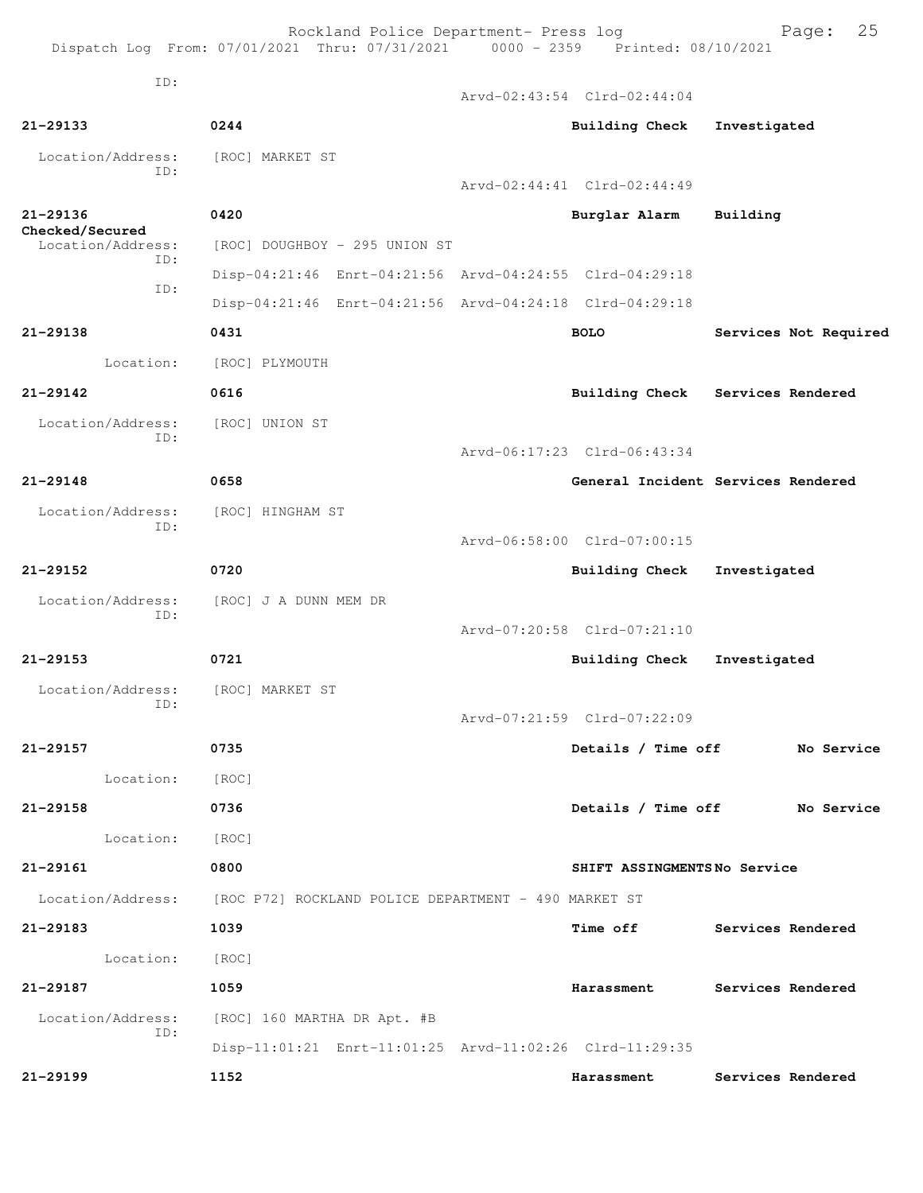ID:
Arvd-02:43:54 Clrd-02:44:04

**21-29133** 0244 **Building Check** Investigated

Location/Address: [ROC] MARKET ST
ID:
Arvd-02:44:41 Clrd-02:44:49

**21-29136** 0420 **Burglar Alarm** Building Checked/Secured

Location/Address: [ROC] DOUGHBOY - 295 UNION ST
ID:
Disp-04:21:46 Enrt-04:21:56 Arvd-04:24:55 Clrd-04:29:18
ID:
Disp-04:21:46 Enrt-04:21:56 Arvd-04:24:18 Clrd-04:29:18

**21-29138** 0431 **BOLO** Services Not Required

Location: [ROC] PLYMOUTH

**21-29142** 0616 **Building Check** Services Rendered

Location/Address: [ROC] UNION ST
ID:
Arvd-06:17:23 Clrd-06:43:34

**21-29148** 0658 **General Incident** Services Rendered

Location/Address: [ROC] HINGHAM ST
ID:
Arvd-06:58:00 Clrd-07:00:15

**21-29152** 0720 **Building Check** Investigated

Location/Address: [ROC] J A DUNN MEM DR
ID:
Arvd-07:20:58 Clrd-07:21:10

**21-29153** 0721 **Building Check** Investigated

Location/Address: [ROC] MARKET ST
ID:
Arvd-07:21:59 Clrd-07:22:09

**21-29157** 0735 **Details / Time off** No Service

Location: [ROC]

**21-29158** 0736 **Details / Time off** No Service

Location: [ROC]

**21-29161** 0800 **SHIFT ASSINGMENTS** No Service

Location/Address: [ROC P72] ROCKLAND POLICE DEPARTMENT - 490 MARKET ST

**21-29183** 1039 **Time off** Services Rendered

Location: [ROC]

**21-29187** 1059 **Harassment** Services Rendered

Location/Address: [ROC] 160 MARTHA DR Apt. #B
ID:
Disp-11:01:21 Enrt-11:01:25 Arvd-11:02:26 Clrd-11:29:35

**21-29199** 1152 **Harassment** Services Rendered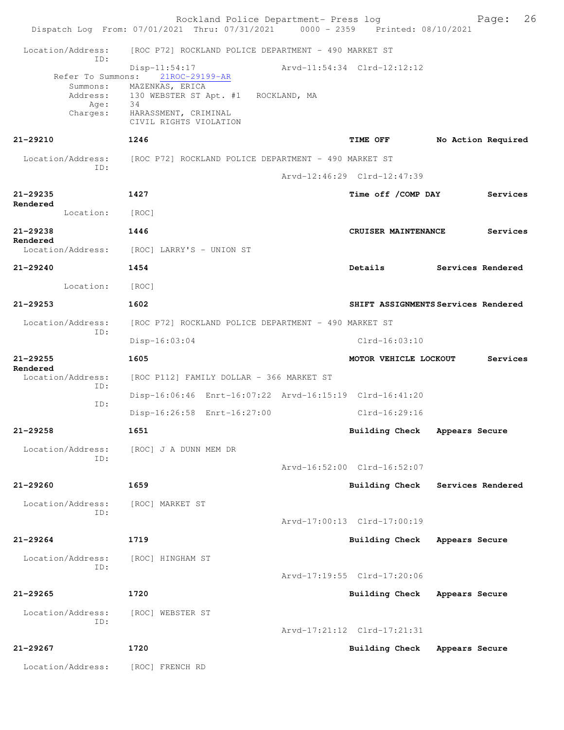Rockland Police Department- Press log

Dispatch Log From: 07/01/2021 Thru: 07/31/2021 0000 - 2359 Printed: 08/10/2021

```
  Location/Address:    [ROC P72] ROCKLAND POLICE DEPARTMENT - 490 MARKET ST
               ID:
                       Disp-11:54:17                  Arvd-11:54:34  Clrd-12:12:12
        Refer To Summons:   21ROC-29199-AR
          Summons:     MAZENKAS, ERICA
          Address:     130 WEBSTER ST Apt. #1   ROCKLAND, MA
              Age:     34
          Charges:     HARASSMENT, CRIMINAL
                       CIVIL RIGHTS VIOLATION

21-29210               1246                                  TIME OFF          No Action Required

  Location/Address:    [ROC P72] ROCKLAND POLICE DEPARTMENT - 490 MARKET ST
               ID:
                                                      Arvd-12:46:29  Clrd-12:47:39

21-29235               1427                                  Time off /COMP DAY         Services
Rendered
         Location:     [ROC]

21-29238               1446                                  CRUISER MAINTENANCE        Services
Rendered
  Location/Address:    [ROC] LARRY'S - UNION ST

21-29240               1454                                  Details           Services Rendered

         Location:     [ROC]

21-29253               1602                                  SHIFT ASSIGNMENTS Services Rendered

  Location/Address:    [ROC P72] ROCKLAND POLICE DEPARTMENT - 490 MARKET ST
               ID:
                       Disp-16:03:04                                 Clrd-16:03:10

21-29255               1605                                  MOTOR VEHICLE LOCKOUT      Services
Rendered
  Location/Address:    [ROC P112] FAMILY DOLLAR - 366 MARKET ST
               ID:
                       Disp-16:06:46  Enrt-16:07:22  Arvd-16:15:19  Clrd-16:41:20
               ID:
                       Disp-16:26:58  Enrt-16:27:00                 Clrd-16:29:16

21-29258               1651                                  Building Check    Appears Secure

  Location/Address:    [ROC] J A DUNN MEM DR
               ID:
                                                      Arvd-16:52:00  Clrd-16:52:07

21-29260               1659                                  Building Check    Services Rendered

  Location/Address:    [ROC] MARKET ST
               ID:
                                                      Arvd-17:00:13  Clrd-17:00:19

21-29264               1719                                  Building Check    Appears Secure

  Location/Address:    [ROC] HINGHAM ST
               ID:
                                                      Arvd-17:19:55  Clrd-17:20:06

21-29265               1720                                  Building Check    Appears Secure

  Location/Address:    [ROC] WEBSTER ST
               ID:
                                                      Arvd-17:21:12  Clrd-17:21:31

21-29267               1720                                  Building Check    Appears Secure

  Location/Address:    [ROC] FRENCH RD
```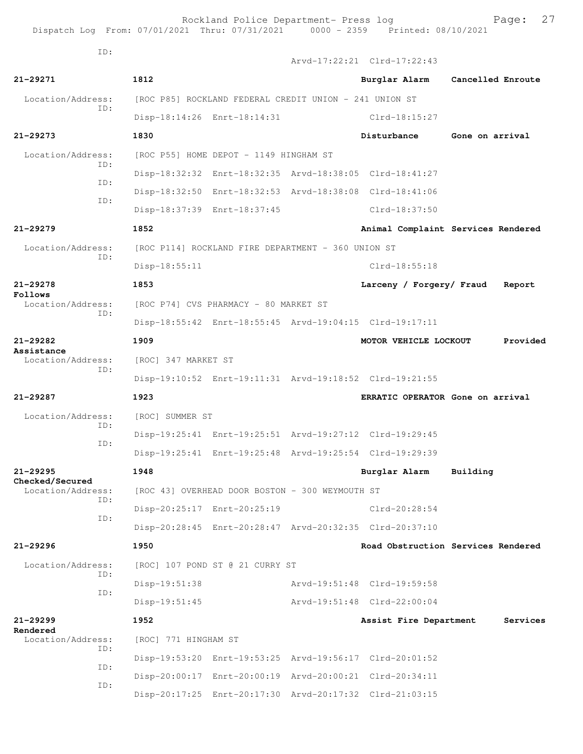ID: Arvd-17:22:21 Clrd-17:22:43

**21-29271** 1812 Burglar Alarm Cancelled Enroute

Location/Address: [ROC P85] ROCKLAND FEDERAL CREDIT UNION - 241 UNION ST
ID: Disp-18:14:26 Enrt-18:14:31 Clrd-18:15:27

**21-29273** 1830 Disturbance Gone on arrival

Location/Address: [ROC P55] HOME DEPOT - 1149 HINGHAM ST
ID: Disp-18:32:32 Enrt-18:32:35 Arvd-18:38:05 Clrd-18:41:27
ID: Disp-18:32:50 Enrt-18:32:53 Arvd-18:38:08 Clrd-18:41:06
ID: Disp-18:37:39 Enrt-18:37:45 Clrd-18:37:50

**21-29279** 1852 Animal Complaint Services Rendered

Location/Address: [ROC P114] ROCKLAND FIRE DEPARTMENT - 360 UNION ST
ID: Disp-18:55:11 Clrd-18:55:18

**21-29278** 1853 Larceny / Forgery/ Fraud Report Follows

Location/Address: [ROC P74] CVS PHARMACY - 80 MARKET ST
ID: Disp-18:55:42 Enrt-18:55:45 Arvd-19:04:15 Clrd-19:17:11

**21-29282** 1909 MOTOR VEHICLE LOCKOUT Provided Assistance

Location/Address: [ROC] 347 MARKET ST
ID: Disp-19:10:52 Enrt-19:11:31 Arvd-19:18:52 Clrd-19:21:55

**21-29287** 1923 ERRATIC OPERATOR Gone on arrival

Location/Address: [ROC] SUMMER ST
ID: Disp-19:25:41 Enrt-19:25:51 Arvd-19:27:12 Clrd-19:29:45
ID: Disp-19:25:41 Enrt-19:25:48 Arvd-19:25:54 Clrd-19:29:39

**21-29295** 1948 Burglar Alarm Building Checked/Secured

Location/Address: [ROC 43] OVERHEAD DOOR BOSTON - 300 WEYMOUTH ST
ID: Disp-20:25:17 Enrt-20:25:19 Clrd-20:28:54
ID: Disp-20:28:45 Enrt-20:28:47 Arvd-20:32:35 Clrd-20:37:10

**21-29296** 1950 Road Obstruction Services Rendered

Location/Address: [ROC] 107 POND ST @ 21 CURRY ST
ID: Disp-19:51:38 Arvd-19:51:48 Clrd-19:59:58
ID: Disp-19:51:45 Arvd-19:51:48 Clrd-22:00:04

**21-29299** 1952 Assist Fire Department Services Rendered

Location/Address: [ROC] 771 HINGHAM ST
ID: Disp-19:53:20 Enrt-19:53:25 Arvd-19:56:17 Clrd-20:01:52
ID: Disp-20:00:17 Enrt-20:00:19 Arvd-20:00:21 Clrd-20:34:11
ID: Disp-20:17:25 Enrt-20:17:30 Arvd-20:17:32 Clrd-21:03:15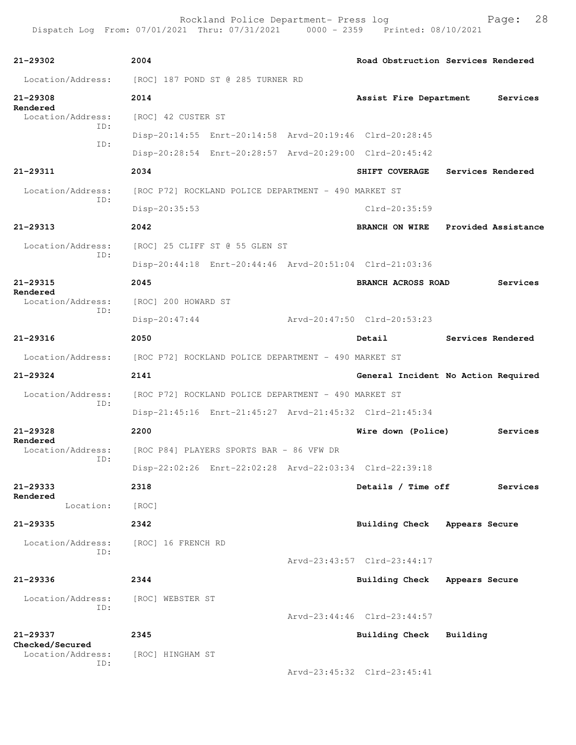| Call Number | Time | Call Reason | Action |
|---|---|---|---|
| 21-29302 | 2004 | Road Obstruction | Services Rendered |

Location/Address: [ROC] 187 POND ST @ 285 TURNER RD

| 21-29308 | 2014 | Assist Fire Department | Services Rendered |
|---|---|---|---|

Location/Address: [ROC] 42 CUSTER ST
ID: Disp-20:14:55 Enrt-20:14:58 Arvd-20:19:46 Clrd-20:28:45
ID: Disp-20:28:54 Enrt-20:28:57 Arvd-20:29:00 Clrd-20:45:42

| 21-29311 | 2034 | SHIFT COVERAGE | Services Rendered |
|---|---|---|---|

Location/Address: [ROC P72] ROCKLAND POLICE DEPARTMENT - 490 MARKET ST
ID: Disp-20:35:53 Clrd-20:35:59

| 21-29313 | 2042 | BRANCH ON WIRE | Provided Assistance |
|---|---|---|---|

Location/Address: [ROC] 25 CLIFF ST @ 55 GLEN ST
ID: Disp-20:44:18 Enrt-20:44:46 Arvd-20:51:04 Clrd-21:03:36

| 21-29315 | 2045 | BRANCH ACROSS ROAD | Services Rendered |
|---|---|---|---|

Location/Address: [ROC] 200 HOWARD ST
ID: Disp-20:47:44 Arvd-20:47:50 Clrd-20:53:23

| 21-29316 | 2050 | Detail | Services Rendered |
|---|---|---|---|

Location/Address: [ROC P72] ROCKLAND POLICE DEPARTMENT - 490 MARKET ST

| 21-29324 | 2141 | General Incident | No Action Required |
|---|---|---|---|

Location/Address: [ROC P72] ROCKLAND POLICE DEPARTMENT - 490 MARKET ST
ID: Disp-21:45:16 Enrt-21:45:27 Arvd-21:45:32 Clrd-21:45:34

| 21-29328 | 2200 | Wire down (Police) | Services Rendered |
|---|---|---|---|

Location/Address: [ROC P84] PLAYERS SPORTS BAR - 86 VFW DR
ID: Disp-22:02:26 Enrt-22:02:28 Arvd-22:03:34 Clrd-22:39:18

| 21-29333 | 2318 | Details / Time off | Services Rendered |
|---|---|---|---|

Location: [ROC]

| 21-29335 | 2342 | Building Check | Appears Secure |
|---|---|---|---|

Location/Address: [ROC] 16 FRENCH RD
ID: Arvd-23:43:57 Clrd-23:44:17

| 21-29336 | 2344 | Building Check | Appears Secure |
|---|---|---|---|

Location/Address: [ROC] WEBSTER ST
ID: Arvd-23:44:46 Clrd-23:44:57

| 21-29337 | 2345 | Building Check | Building Checked/Secured |
|---|---|---|---|

Location/Address: [ROC] HINGHAM ST
ID: Arvd-23:45:32 Clrd-23:45:41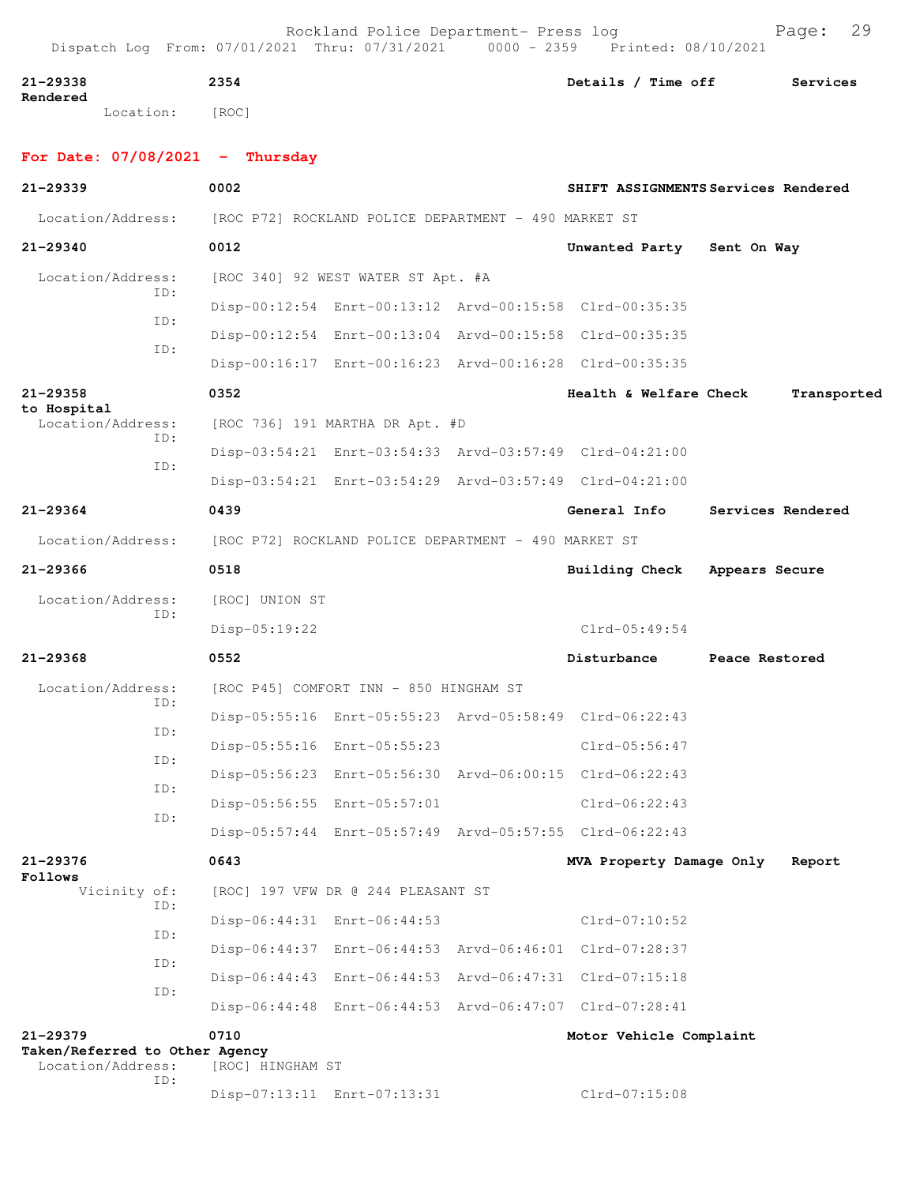**21-29338** 2354 **Details / Time off** **Services Rendered**

Location: [ROC]

**For Date: 07/08/2021 - Thursday**

**21-29339** 0002 **SHIFT ASSIGNMENTS** **Services Rendered**

Location/Address: [ROC P72] ROCKLAND POLICE DEPARTMENT - 490 MARKET ST

**21-29340** 0012 **Unwanted Party** **Sent On Way**

Location/Address: [ROC 340] 92 WEST WATER ST Apt. #A

ID: Disp-00:12:54 Enrt-00:13:12 Arvd-00:15:58 Clrd-00:35:35

ID: Disp-00:12:54 Enrt-00:13:04 Arvd-00:15:58 Clrd-00:35:35

ID: Disp-00:16:17 Enrt-00:16:23 Arvd-00:16:28 Clrd-00:35:35

**21-29358** 0352 **Health & Welfare Check** **Transported to Hospital**

Location/Address: [ROC 736] 191 MARTHA DR Apt. #D

ID: Disp-03:54:21 Enrt-03:54:33 Arvd-03:57:49 Clrd-04:21:00

ID: Disp-03:54:21 Enrt-03:54:29 Arvd-03:57:49 Clrd-04:21:00

**21-29364** 0439 **General Info** **Services Rendered**

Location/Address: [ROC P72] ROCKLAND POLICE DEPARTMENT - 490 MARKET ST

**21-29366** 0518 **Building Check** **Appears Secure**

Location/Address: [ROC] UNION ST

ID: Disp-05:19:22 Clrd-05:49:54

**21-29368** 0552 **Disturbance** **Peace Restored**

Location/Address: [ROC P45] COMFORT INN - 850 HINGHAM ST

ID: Disp-05:55:16 Enrt-05:55:23 Arvd-05:58:49 Clrd-06:22:43

ID: Disp-05:55:16 Enrt-05:55:23 Clrd-05:56:47

ID: Disp-05:56:23 Enrt-05:56:30 Arvd-06:00:15 Clrd-06:22:43

ID: Disp-05:56:55 Enrt-05:57:01 Clrd-06:22:43

ID: Disp-05:57:44 Enrt-05:57:49 Arvd-05:57:55 Clrd-06:22:43

**21-29376** 0643 **MVA Property Damage Only** **Report Follows**

Vicinity of: [ROC] 197 VFW DR @ 244 PLEASANT ST

ID: Disp-06:44:31 Enrt-06:44:53 Clrd-07:10:52

ID: Disp-06:44:37 Enrt-06:44:53 Arvd-06:46:01 Clrd-07:28:37

ID: Disp-06:44:43 Enrt-06:44:53 Arvd-06:47:31 Clrd-07:15:18

ID: Disp-06:44:48 Enrt-06:44:53 Arvd-06:47:07 Clrd-07:28:41

**21-29379** 0710 **Motor Vehicle Complaint** **Taken/Referred to Other Agency**

Location/Address: [ROC] HINGHAM ST

ID: Disp-07:13:11 Enrt-07:13:31 Clrd-07:15:08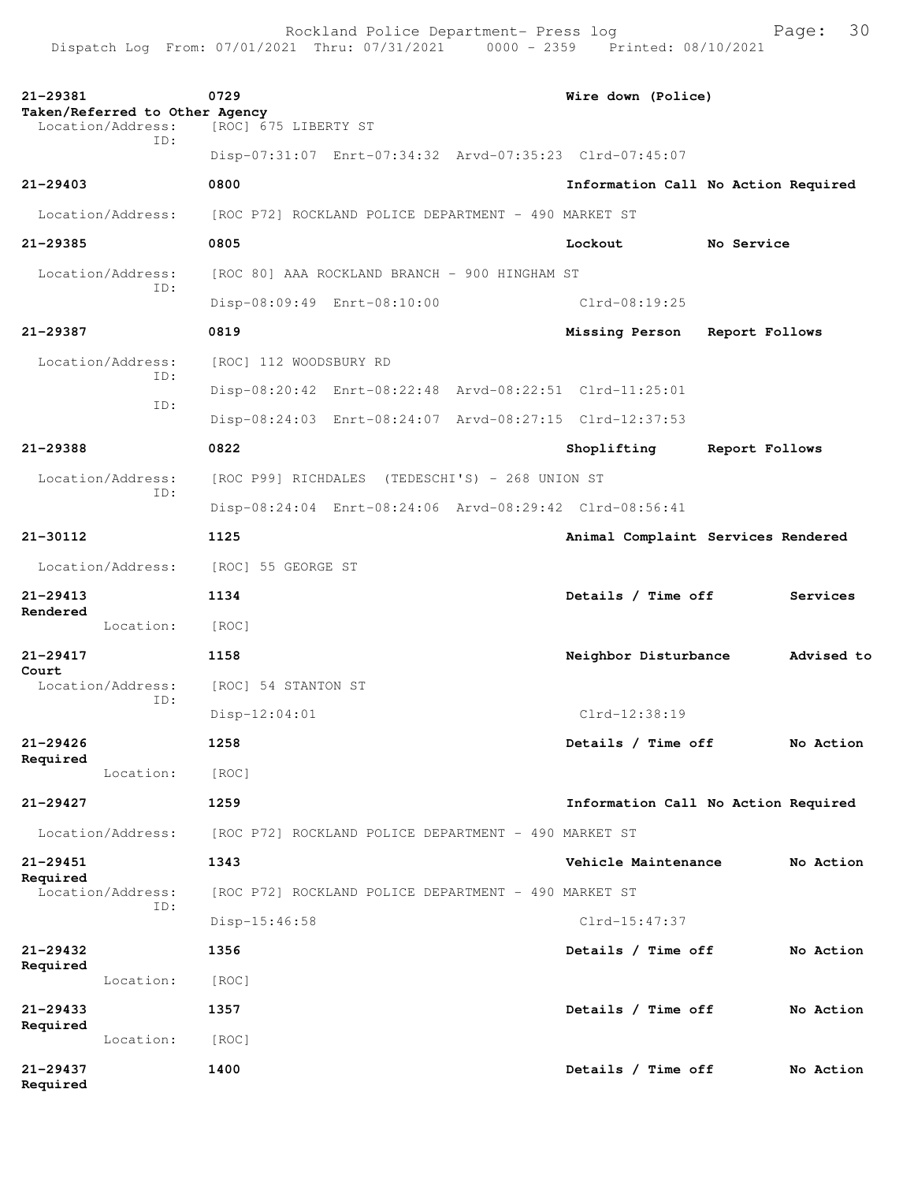| Call Number | Time | Call Reason | Action |
|---|---|---|---|
| 21-29381 | 0729 | Wire down (Police) | Taken/Referred to Other Agency |

Location/Address: [ROC] 675 LIBERTY ST
ID: Disp-07:31:07 Enrt-07:34:32 Arvd-07:35:23 Clrd-07:45:07

| Call Number | Time | Call Reason | Action |
|---|---|---|---|
| 21-29403 | 0800 | Information Call | No Action Required |

Location/Address: [ROC P72] ROCKLAND POLICE DEPARTMENT - 490 MARKET ST

| Call Number | Time | Call Reason | Action |
|---|---|---|---|
| 21-29385 | 0805 | Lockout | No Service |

Location/Address: [ROC 80] AAA ROCKLAND BRANCH - 900 HINGHAM ST
ID: Disp-08:09:49 Enrt-08:10:00 Clrd-08:19:25

| Call Number | Time | Call Reason | Action |
|---|---|---|---|
| 21-29387 | 0819 | Missing Person | Report Follows |

Location/Address: [ROC] 112 WOODSBURY RD
ID: Disp-08:20:42 Enrt-08:22:48 Arvd-08:22:51 Clrd-11:25:01
ID: Disp-08:24:03 Enrt-08:24:07 Arvd-08:27:15 Clrd-12:37:53

| Call Number | Time | Call Reason | Action |
|---|---|---|---|
| 21-29388 | 0822 | Shoplifting | Report Follows |

Location/Address: [ROC P99] RICHDALES (TEDESCHI'S) - 268 UNION ST
ID: Disp-08:24:04 Enrt-08:24:06 Arvd-08:29:42 Clrd-08:56:41

| Call Number | Time | Call Reason | Action |
|---|---|---|---|
| 21-30112 | 1125 | Animal Complaint | Services Rendered |

Location/Address: [ROC] 55 GEORGE ST

| Call Number | Time | Call Reason | Action |
|---|---|---|---|
| 21-29413 | 1134 | Details / Time off | Services Rendered |

Location: [ROC]

| Call Number | Time | Call Reason | Action |
|---|---|---|---|
| 21-29417 | 1158 | Neighbor Disturbance | Advised to Court |

Location/Address: [ROC] 54 STANTON ST
ID: Disp-12:04:01 Clrd-12:38:19

| Call Number | Time | Call Reason | Action |
|---|---|---|---|
| 21-29426 | 1258 | Details / Time off | No Action Required |

Location: [ROC]

| Call Number | Time | Call Reason | Action |
|---|---|---|---|
| 21-29427 | 1259 | Information Call | No Action Required |

Location/Address: [ROC P72] ROCKLAND POLICE DEPARTMENT - 490 MARKET ST

| Call Number | Time | Call Reason | Action |
|---|---|---|---|
| 21-29451 | 1343 | Vehicle Maintenance | No Action Required |

Location/Address: [ROC P72] ROCKLAND POLICE DEPARTMENT - 490 MARKET ST
ID: Disp-15:46:58 Clrd-15:47:37

| Call Number | Time | Call Reason | Action |
|---|---|---|---|
| 21-29432 | 1356 | Details / Time off | No Action Required |

Location: [ROC]

| Call Number | Time | Call Reason | Action |
|---|---|---|---|
| 21-29433 | 1357 | Details / Time off | No Action Required |

Location: [ROC]

| Call Number | Time | Call Reason | Action |
|---|---|---|---|
| 21-29437 | 1400 | Details / Time off | No Action Required |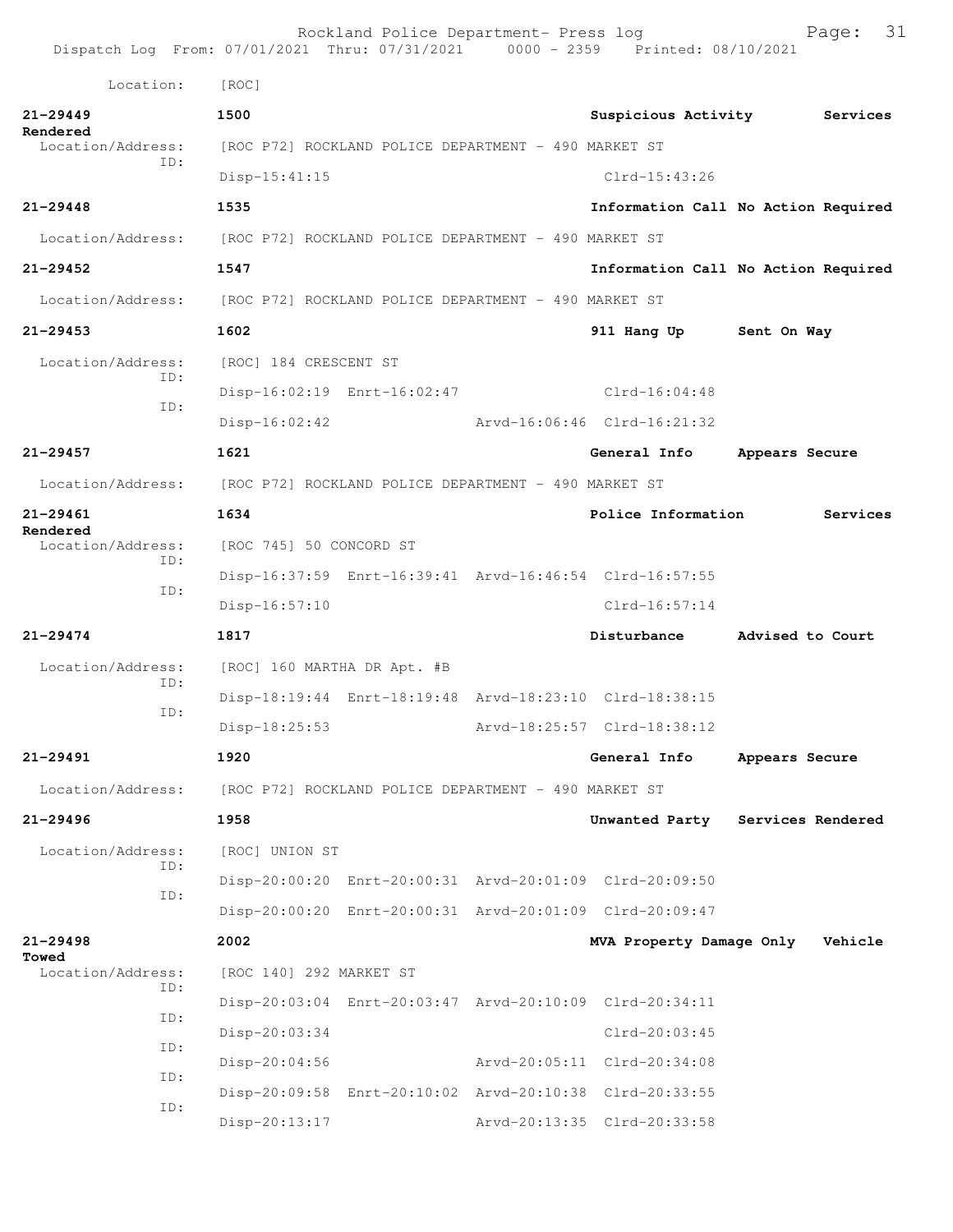Location: [ROC]

**21-29449** 1500 Suspicious Activity Services Rendered
Location/Address: [ROC P72] ROCKLAND POLICE DEPARTMENT - 490 MARKET ST
ID:
Disp-15:41:15 Clrd-15:43:26

**21-29448** 1535 Information Call No Action Required
Location/Address: [ROC P72] ROCKLAND POLICE DEPARTMENT - 490 MARKET ST

**21-29452** 1547 Information Call No Action Required
Location/Address: [ROC P72] ROCKLAND POLICE DEPARTMENT - 490 MARKET ST

**21-29453** 1602 911 Hang Up Sent On Way
Location/Address: [ROC] 184 CRESCENT ST
ID:
Disp-16:02:19 Enrt-16:02:47 Clrd-16:04:48
ID:
Disp-16:02:42 Arvd-16:06:46 Clrd-16:21:32

**21-29457** 1621 General Info Appears Secure
Location/Address: [ROC P72] ROCKLAND POLICE DEPARTMENT - 490 MARKET ST

**21-29461** 1634 Police Information Services Rendered
Location/Address: [ROC 745] 50 CONCORD ST
ID:
Disp-16:37:59 Enrt-16:39:41 Arvd-16:46:54 Clrd-16:57:55
ID:
Disp-16:57:10 Clrd-16:57:14

**21-29474** 1817 Disturbance Advised to Court
Location/Address: [ROC] 160 MARTHA DR Apt. #B
ID:
Disp-18:19:44 Enrt-18:19:48 Arvd-18:23:10 Clrd-18:38:15
ID:
Disp-18:25:53 Arvd-18:25:57 Clrd-18:38:12

**21-29491** 1920 General Info Appears Secure
Location/Address: [ROC P72] ROCKLAND POLICE DEPARTMENT - 490 MARKET ST

**21-29496** 1958 Unwanted Party Services Rendered
Location/Address: [ROC] UNION ST
ID:
Disp-20:00:20 Enrt-20:00:31 Arvd-20:01:09 Clrd-20:09:50
ID:
Disp-20:00:20 Enrt-20:00:31 Arvd-20:01:09 Clrd-20:09:47

**21-29498** 2002 MVA Property Damage Only Vehicle Towed
Location/Address: [ROC 140] 292 MARKET ST
ID:
Disp-20:03:04 Enrt-20:03:47 Arvd-20:10:09 Clrd-20:34:11
ID:
Disp-20:03:34 Clrd-20:03:45
ID:
Disp-20:04:56 Arvd-20:05:11 Clrd-20:34:08
ID:
Disp-20:09:58 Enrt-20:10:02 Arvd-20:10:38 Clrd-20:33:55
ID:
Disp-20:13:17 Arvd-20:13:35 Clrd-20:33:58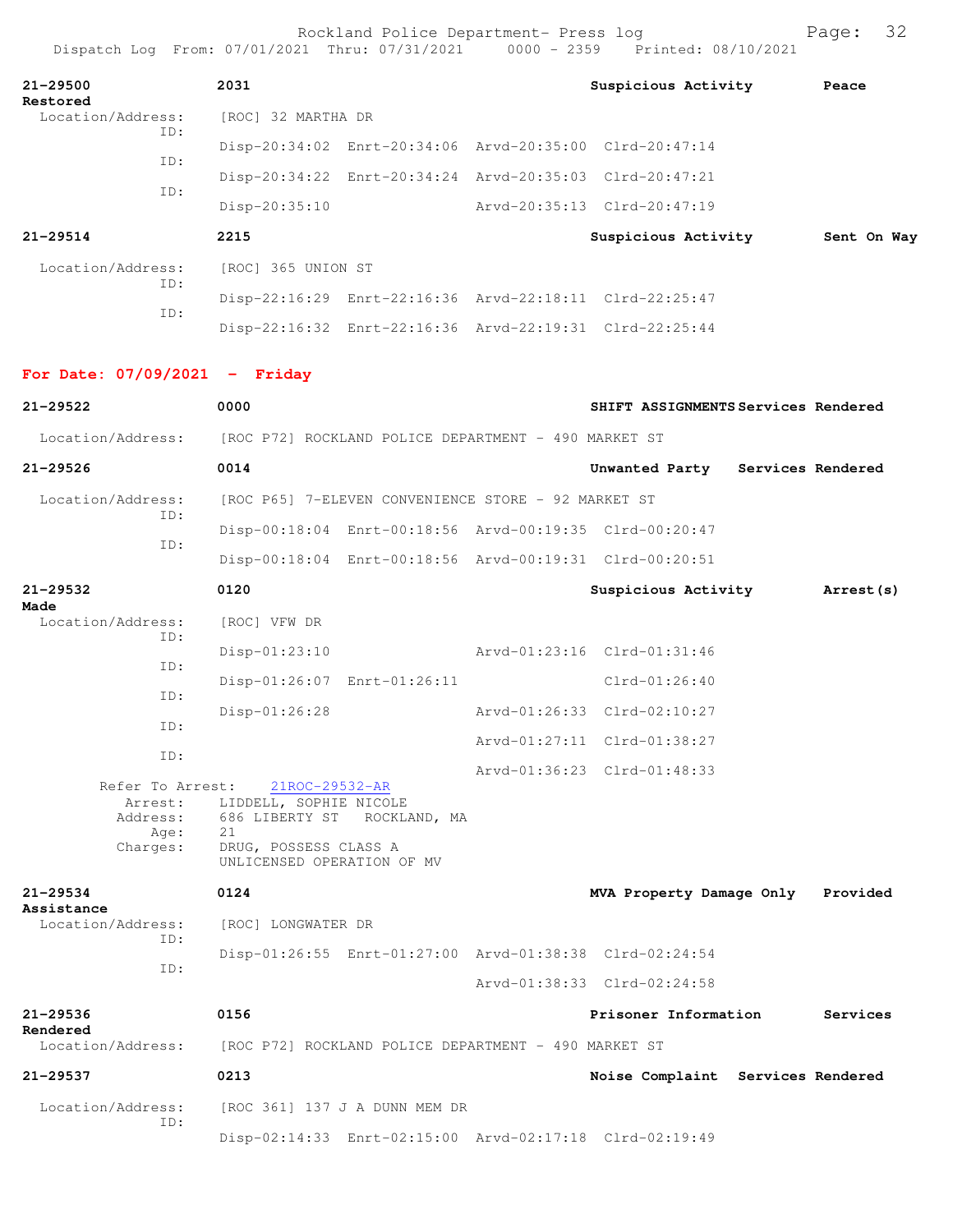**21-29500** 2031 Suspicious Activity Peace Restored
Location/Address: [ROC] 32 MARTHA DR
ID:
Disp-20:34:02 Enrt-20:34:06 Arvd-20:35:00 Clrd-20:47:14
ID:
Disp-20:34:22 Enrt-20:34:24 Arvd-20:35:03 Clrd-20:47:21
ID:
Disp-20:35:10 Arvd-20:35:13 Clrd-20:47:19

**21-29514** 2215 Suspicious Activity Sent On Way
Location/Address: [ROC] 365 UNION ST
ID:
Disp-22:16:29 Enrt-22:16:36 Arvd-22:18:11 Clrd-22:25:47
ID:
Disp-22:16:32 Enrt-22:16:36 Arvd-22:19:31 Clrd-22:25:44

## For Date: 07/09/2021 - Friday

**21-29522** 0000 SHIFT ASSIGNMENTS Services Rendered
Location/Address: [ROC P72] ROCKLAND POLICE DEPARTMENT - 490 MARKET ST

**21-29526** 0014 Unwanted Party Services Rendered
Location/Address: [ROC P65] 7-ELEVEN CONVENIENCE STORE - 92 MARKET ST
ID:
Disp-00:18:04 Enrt-00:18:56 Arvd-00:19:35 Clrd-00:20:47
ID:
Disp-00:18:04 Enrt-00:18:56 Arvd-00:19:31 Clrd-00:20:51

**21-29532** 0120 Suspicious Activity Arrest(s) Made
Location/Address: [ROC] VFW DR
ID:
Disp-01:23:10 Arvd-01:23:16 Clrd-01:31:46
ID:
Disp-01:26:07 Enrt-01:26:11 Clrd-01:26:40
ID:
Disp-01:26:28 Arvd-01:26:33 Clrd-02:10:27
ID:
Arvd-01:27:11 Clrd-01:38:27
ID:
Arvd-01:36:23 Clrd-01:48:33
Refer To Arrest: 21ROC-29532-AR
Arrest: LIDDELL, SOPHIE NICOLE
Address: 686 LIBERTY ST ROCKLAND, MA
Age: 21
Charges: DRUG, POSSESS CLASS A
UNLICENSED OPERATION OF MV

**21-29534** 0124 MVA Property Damage Only Provided Assistance
Location/Address: [ROC] LONGWATER DR
ID:
Disp-01:26:55 Enrt-01:27:00 Arvd-01:38:38 Clrd-02:24:54
ID:
Arvd-01:38:33 Clrd-02:24:58

**21-29536** 0156 Prisoner Information Services Rendered
Location/Address: [ROC P72] ROCKLAND POLICE DEPARTMENT - 490 MARKET ST

**21-29537** 0213 Noise Complaint Services Rendered
Location/Address: [ROC 361] 137 J A DUNN MEM DR
ID:
Disp-02:14:33 Enrt-02:15:00 Arvd-02:17:18 Clrd-02:19:49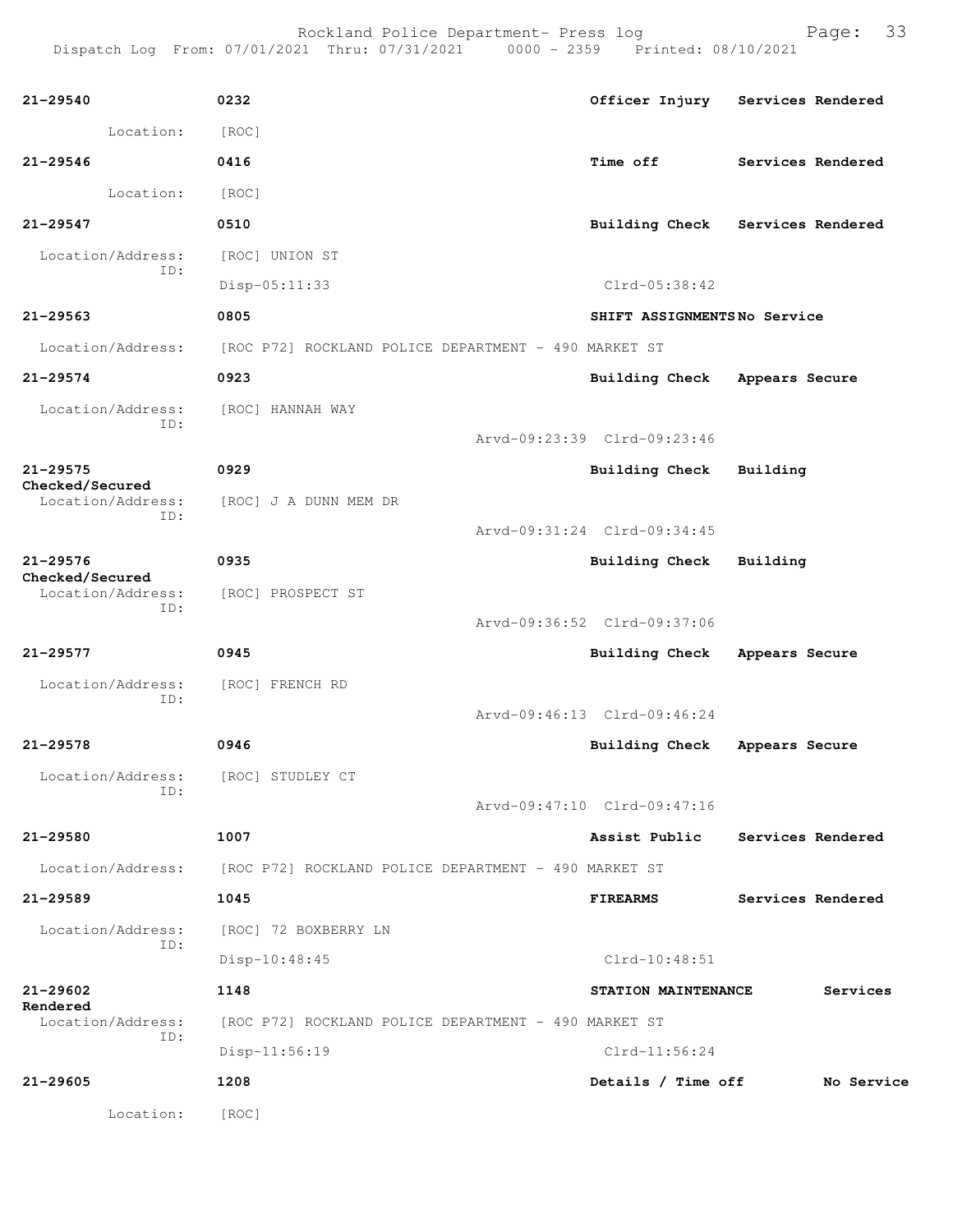**21-29540** 0232 **Officer Injury** Services Rendered

Location: [ROC]

**21-29546** 0416 **Time off** Services Rendered

Location: [ROC]

**21-29547** 0510 **Building Check** Services Rendered

Location/Address: [ROC] UNION ST
ID:
Disp-05:11:33 Clrd-05:38:42

**21-29563** 0805 **SHIFT ASSIGNMENTS** No Service

Location/Address: [ROC P72] ROCKLAND POLICE DEPARTMENT - 490 MARKET ST

**21-29574** 0923 **Building Check** Appears Secure

Location/Address: [ROC] HANNAH WAY
ID:
Arvd-09:23:39 Clrd-09:23:46

**21-29575** 0929 **Building Check** Building Checked/Secured

Location/Address: [ROC] J A DUNN MEM DR
ID:
Arvd-09:31:24 Clrd-09:34:45

**21-29576** 0935 **Building Check** Building Checked/Secured

Location/Address: [ROC] PROSPECT ST
ID:
Arvd-09:36:52 Clrd-09:37:06

**21-29577** 0945 **Building Check** Appears Secure

Location/Address: [ROC] FRENCH RD
ID:
Arvd-09:46:13 Clrd-09:46:24

**21-29578** 0946 **Building Check** Appears Secure

Location/Address: [ROC] STUDLEY CT
ID:
Arvd-09:47:10 Clrd-09:47:16

**21-29580** 1007 **Assist Public** Services Rendered

Location/Address: [ROC P72] ROCKLAND POLICE DEPARTMENT - 490 MARKET ST

**21-29589** 1045 **FIREARMS** Services Rendered

Location/Address: [ROC] 72 BOXBERRY LN
ID:
Disp-10:48:45 Clrd-10:48:51

**21-29602** 1148 **STATION MAINTENANCE** Services Rendered

Location/Address: [ROC P72] ROCKLAND POLICE DEPARTMENT - 490 MARKET ST
ID:
Disp-11:56:19 Clrd-11:56:24

**21-29605** 1208 **Details / Time off** No Service

Location: [ROC]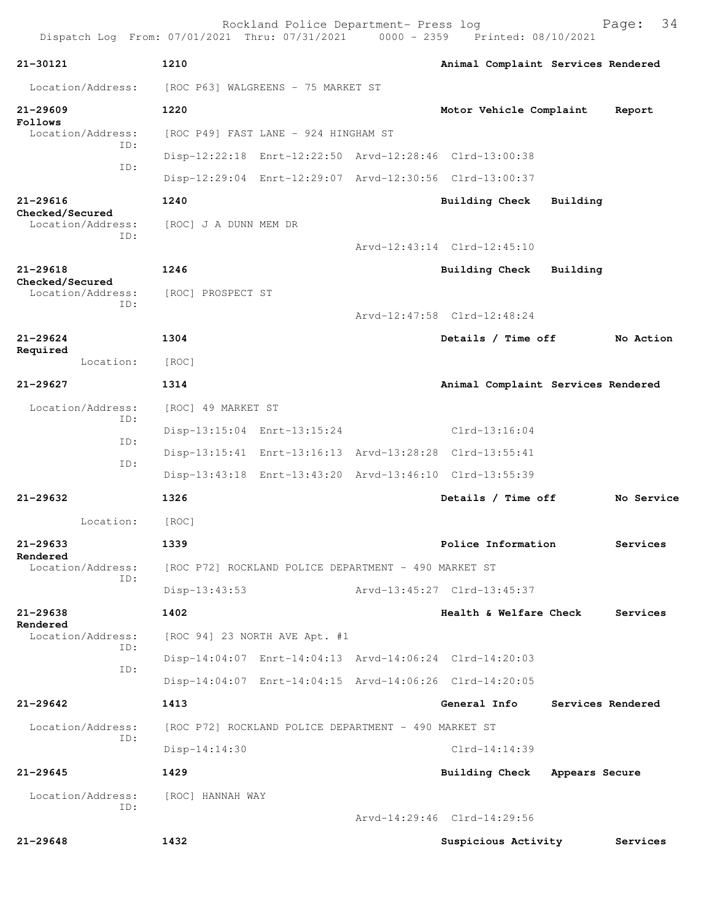| Call Number | Time | Call Reason | Action |
|---|---|---|---|
| 21-30121 | 1210 | Animal Complaint | Services Rendered |

Location/Address: [ROC P63] WALGREENS - 75 MARKET ST

| Call Number | Time | Call Reason | Action |
|---|---|---|---|
| 21-29609 | 1220 | Motor Vehicle Complaint | Report Follows |

Location/Address: [ROC P49] FAST LANE - 924 HINGHAM ST
ID: Disp-12:22:18 Enrt-12:22:50 Arvd-12:28:46 Clrd-13:00:38
ID: Disp-12:29:04 Enrt-12:29:07 Arvd-12:30:56 Clrd-13:00:37

| Call Number | Time | Call Reason | Action |
|---|---|---|---|
| 21-29616 | 1240 | Building Check | Building Checked/Secured |

Location/Address: [ROC] J A DUNN MEM DR
ID: Arvd-12:43:14 Clrd-12:45:10

| Call Number | Time | Call Reason | Action |
|---|---|---|---|
| 21-29618 | 1246 | Building Check | Building Checked/Secured |

Location/Address: [ROC] PROSPECT ST
ID: Arvd-12:47:58 Clrd-12:48:24

| Call Number | Time | Call Reason | Action |
|---|---|---|---|
| 21-29624 | 1304 | Details / Time off | No Action Required |

Location: [ROC]

| Call Number | Time | Call Reason | Action |
|---|---|---|---|
| 21-29627 | 1314 | Animal Complaint | Services Rendered |

Location/Address: [ROC] 49 MARKET ST
ID: Disp-13:15:04 Enrt-13:15:24 Clrd-13:16:04
ID: Disp-13:15:41 Enrt-13:16:13 Arvd-13:28:28 Clrd-13:55:41
ID: Disp-13:43:18 Enrt-13:43:20 Arvd-13:46:10 Clrd-13:55:39

| Call Number | Time | Call Reason | Action |
|---|---|---|---|
| 21-29632 | 1326 | Details / Time off | No Service |

Location: [ROC]

| Call Number | Time | Call Reason | Action |
|---|---|---|---|
| 21-29633 | 1339 | Police Information | Services Rendered |

Location/Address: [ROC P72] ROCKLAND POLICE DEPARTMENT - 490 MARKET ST
ID: Disp-13:43:53 Arvd-13:45:27 Clrd-13:45:37

| Call Number | Time | Call Reason | Action |
|---|---|---|---|
| 21-29638 | 1402 | Health & Welfare Check | Services Rendered |

Location/Address: [ROC 94] 23 NORTH AVE Apt. #1
ID: Disp-14:04:07 Enrt-14:04:13 Arvd-14:06:24 Clrd-14:20:03
ID: Disp-14:04:07 Enrt-14:04:15 Arvd-14:06:26 Clrd-14:20:05

| Call Number | Time | Call Reason | Action |
|---|---|---|---|
| 21-29642 | 1413 | General Info | Services Rendered |

Location/Address: [ROC P72] ROCKLAND POLICE DEPARTMENT - 490 MARKET ST
ID: Disp-14:14:30 Clrd-14:14:39

| Call Number | Time | Call Reason | Action |
|---|---|---|---|
| 21-29645 | 1429 | Building Check | Appears Secure |

Location/Address: [ROC] HANNAH WAY
ID: Arvd-14:29:46 Clrd-14:29:56

| Call Number | Time | Call Reason | Action |
|---|---|---|---|
| 21-29648 | 1432 | Suspicious Activity | Services |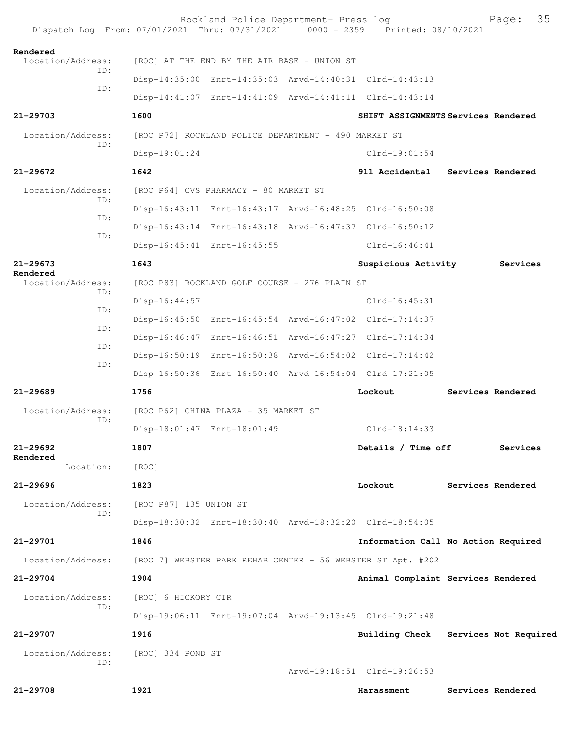**Rendered**

Location/Address: [ROC] AT THE END BY THE AIR BASE - UNION ST

ID: Disp-14:35:00 Enrt-14:35:03 Arvd-14:40:31 Clrd-14:43:13

ID: Disp-14:41:07 Enrt-14:41:09 Arvd-14:41:11 Clrd-14:43:14

**21-29703** **1600** **SHIFT ASSIGNMENTS Services Rendered**

Location/Address: [ROC P72] ROCKLAND POLICE DEPARTMENT - 490 MARKET ST

ID: Disp-19:01:24 Clrd-19:01:54

**21-29672** **1642** **911 Accidental Services Rendered**

Location/Address: [ROC P64] CVS PHARMACY - 80 MARKET ST

ID: Disp-16:43:11 Enrt-16:43:17 Arvd-16:48:25 Clrd-16:50:08

ID: Disp-16:43:14 Enrt-16:43:18 Arvd-16:47:37 Clrd-16:50:12

ID: Disp-16:45:41 Enrt-16:45:55 Clrd-16:46:41

**21-29673** **1643** **Suspicious Activity Services Rendered**

Location/Address: [ROC P83] ROCKLAND GOLF COURSE - 276 PLAIN ST

ID: Disp-16:44:57 Clrd-16:45:31

ID: Disp-16:45:50 Enrt-16:45:54 Arvd-16:47:02 Clrd-17:14:37

ID: Disp-16:46:47 Enrt-16:46:51 Arvd-16:47:27 Clrd-17:14:34

ID: Disp-16:50:19 Enrt-16:50:38 Arvd-16:54:02 Clrd-17:14:42

ID: Disp-16:50:36 Enrt-16:50:40 Arvd-16:54:04 Clrd-17:21:05

**21-29689** **1756** **Lockout Services Rendered**

Location/Address: [ROC P62] CHINA PLAZA - 35 MARKET ST

ID: Disp-18:01:47 Enrt-18:01:49 Clrd-18:14:33

**21-29692** **1807** **Details / Time off Services Rendered**

Location: [ROC]

**21-29696** **1823** **Lockout Services Rendered**

Location/Address: [ROC P87] 135 UNION ST

ID: Disp-18:30:32 Enrt-18:30:40 Arvd-18:32:20 Clrd-18:54:05

**21-29701** **1846** **Information Call No Action Required**

Location/Address: [ROC 7] WEBSTER PARK REHAB CENTER - 56 WEBSTER ST Apt. #202

**21-29704** **1904** **Animal Complaint Services Rendered**

Location/Address: [ROC] 6 HICKORY CIR

ID: Disp-19:06:11 Enrt-19:07:04 Arvd-19:13:45 Clrd-19:21:48

**21-29707** **1916** **Building Check Services Not Required**

Location/Address: [ROC] 334 POND ST

ID: Arvd-19:18:51 Clrd-19:26:53

**21-29708** **1921** **Harassment Services Rendered**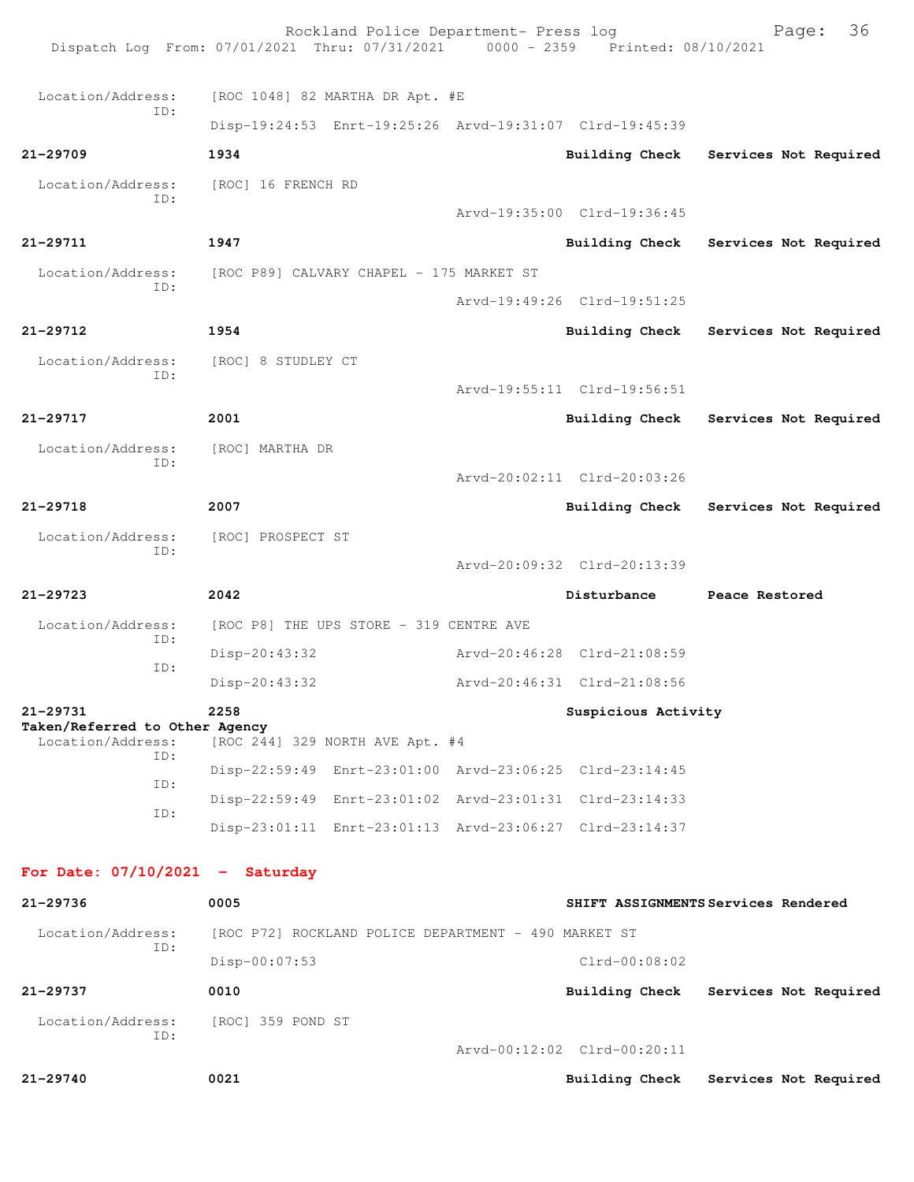Location/Address: [ROC 1048] 82 MARTHA DR Apt. #E
ID:
Disp-19:24:53 Enrt-19:25:26 Arvd-19:31:07 Clrd-19:45:39

**21-29709** **1934** **Building Check** **Services Not Required**

Location/Address: [ROC] 16 FRENCH RD
ID:
Arvd-19:35:00 Clrd-19:36:45

**21-29711** **1947** **Building Check** **Services Not Required**

Location/Address: [ROC P89] CALVARY CHAPEL - 175 MARKET ST
ID:
Arvd-19:49:26 Clrd-19:51:25

**21-29712** **1954** **Building Check** **Services Not Required**

Location/Address: [ROC] 8 STUDLEY CT
ID:
Arvd-19:55:11 Clrd-19:56:51

**21-29717** **2001** **Building Check** **Services Not Required**

Location/Address: [ROC] MARTHA DR
ID:
Arvd-20:02:11 Clrd-20:03:26

**21-29718** **2007** **Building Check** **Services Not Required**

Location/Address: [ROC] PROSPECT ST
ID:
Arvd-20:09:32 Clrd-20:13:39

**21-29723** **2042** **Disturbance** **Peace Restored**

Location/Address: [ROC P8] THE UPS STORE - 319 CENTRE AVE
ID:
Disp-20:43:32 Arvd-20:46:28 Clrd-21:08:59
ID:
Disp-20:43:32 Arvd-20:46:31 Clrd-21:08:56

**21-29731** **2258** **Suspicious Activity**
**Taken/Referred to Other Agency**
Location/Address: [ROC 244] 329 NORTH AVE Apt. #4
ID:
Disp-22:59:49 Enrt-23:01:00 Arvd-23:06:25 Clrd-23:14:45
ID:
Disp-22:59:49 Enrt-23:01:02 Arvd-23:01:31 Clrd-23:14:33
ID:
Disp-23:01:11 Enrt-23:01:13 Arvd-23:06:27 Clrd-23:14:37

## For Date: 07/10/2021 - Saturday

**21-29736** **0005** **SHIFT ASSIGNMENTS** **Services Rendered**

Location/Address: [ROC P72] ROCKLAND POLICE DEPARTMENT - 490 MARKET ST
ID:
Disp-00:07:53 Clrd-00:08:02

**21-29737** **0010** **Building Check** **Services Not Required**

Location/Address: [ROC] 359 POND ST
ID:
Arvd-00:12:02 Clrd-00:20:11

**21-29740** **0021** **Building Check** **Services Not Required**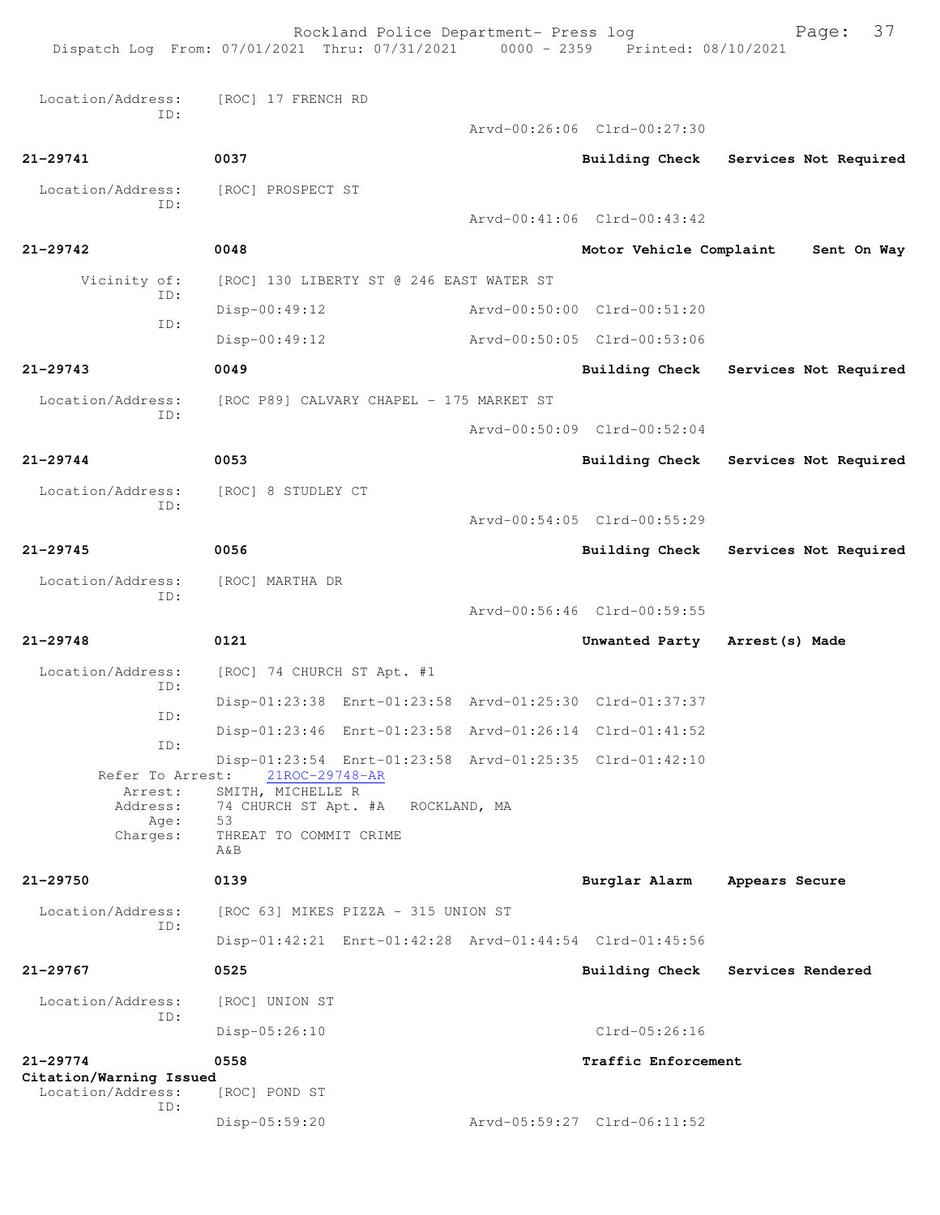Location/Address: [ROC] 17 FRENCH RD
ID:
Arvd-00:26:06 Clrd-00:27:30

**21-29741** 0037 Building Check Services Not Required

Location/Address: [ROC] PROSPECT ST
ID:
Arvd-00:41:06 Clrd-00:43:42

**21-29742** 0048 Motor Vehicle Complaint Sent On Way

Vicinity of: [ROC] 130 LIBERTY ST @ 246 EAST WATER ST
ID:
Disp-00:49:12 Arvd-00:50:00 Clrd-00:51:20
ID:
Disp-00:49:12 Arvd-00:50:05 Clrd-00:53:06

**21-29743** 0049 Building Check Services Not Required

Location/Address: [ROC P89] CALVARY CHAPEL - 175 MARKET ST
ID:
Arvd-00:50:09 Clrd-00:52:04

**21-29744** 0053 Building Check Services Not Required

Location/Address: [ROC] 8 STUDLEY CT
ID:
Arvd-00:54:05 Clrd-00:55:29

**21-29745** 0056 Building Check Services Not Required

Location/Address: [ROC] MARTHA DR
ID:
Arvd-00:56:46 Clrd-00:59:55

**21-29748** 0121 Unwanted Party Arrest(s) Made

Location/Address: [ROC] 74 CHURCH ST Apt. #1
ID:
Disp-01:23:38 Enrt-01:23:58 Arvd-01:25:30 Clrd-01:37:37
ID:
Disp-01:23:46 Enrt-01:23:58 Arvd-01:26:14 Clrd-01:41:52
ID:
Disp-01:23:54 Enrt-01:23:58 Arvd-01:25:35 Clrd-01:42:10
Refer To Arrest: 21ROC-29748-AR
Arrest: SMITH, MICHELLE R
Address: 74 CHURCH ST Apt. #A ROCKLAND, MA
Age: 53
Charges: THREAT TO COMMIT CRIME
A&B

**21-29750** 0139 Burglar Alarm Appears Secure

Location/Address: [ROC 63] MIKES PIZZA - 315 UNION ST
ID:
Disp-01:42:21 Enrt-01:42:28 Arvd-01:44:54 Clrd-01:45:56

**21-29767** 0525 Building Check Services Rendered

Location/Address: [ROC] UNION ST
ID:
Disp-05:26:10 Clrd-05:26:16

**21-29774** 0558 Traffic Enforcement
Citation/Warning Issued
Location/Address: [ROC] POND ST
ID:
Disp-05:59:20 Arvd-05:59:27 Clrd-06:11:52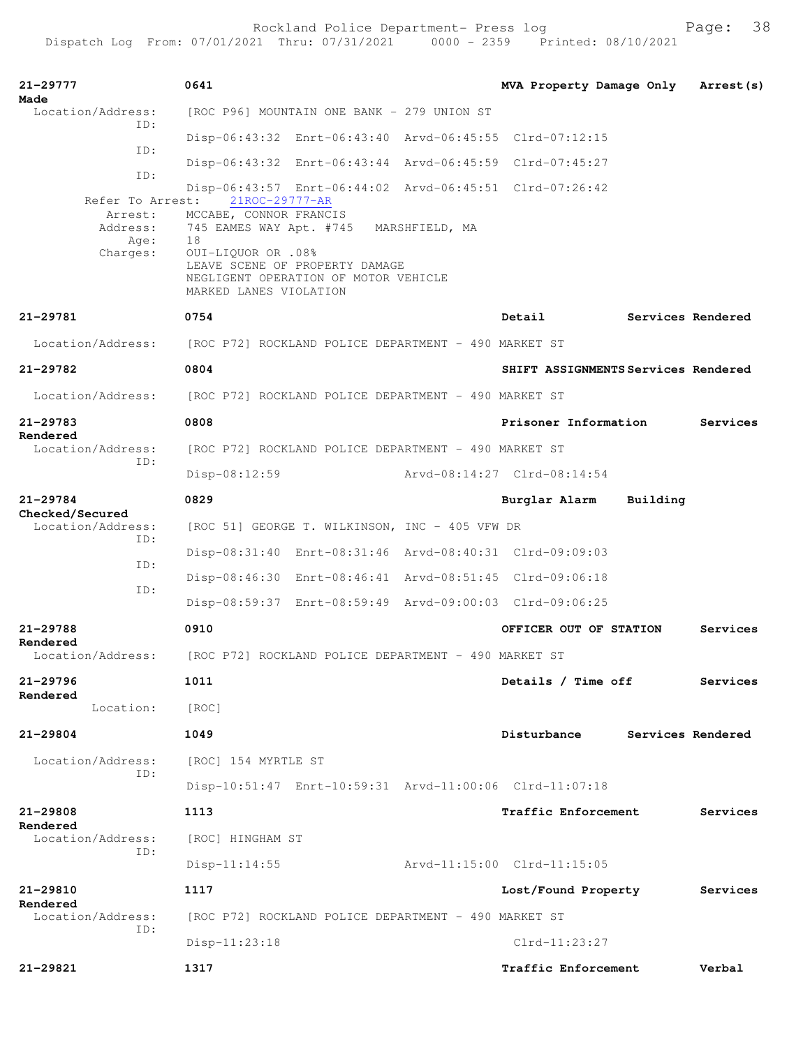| | | | |
|---|---|---|---|
| **21-29777** | **0641** | **MVA Property Damage Only** | **Arrest(s) Made** |
| Location/Address: | [ROC P96] MOUNTAIN ONE BANK - 279 UNION ST | | |
| ID: | Disp-06:43:32 Enrt-06:43:40 Arvd-06:45:55 Clrd-07:12:15 | | |
| ID: | Disp-06:43:32 Enrt-06:43:44 Arvd-06:45:59 Clrd-07:45:27 | | |
| ID: | Disp-06:43:57 Enrt-06:44:02 Arvd-06:45:51 Clrd-07:26:42 | | |
| Refer To Arrest: | 21ROC-29777-AR | | |
| Arrest: | MCCABE, CONNOR FRANCIS | | |
| Address: | 745 EAMES WAY Apt. #745 MARSHFIELD, MA | | |
| Age: | 18 | | |
| Charges: | OUI-LIQUOR OR .08% <br> LEAVE SCENE OF PROPERTY DAMAGE <br> NEGLIGENT OPERATION OF MOTOR VEHICLE <br> MARKED LANES VIOLATION | | |
| **21-29781** | **0754** | **Detail** | **Services Rendered** |
| Location/Address: | [ROC P72] ROCKLAND POLICE DEPARTMENT - 490 MARKET ST | | |
| **21-29782** | **0804** | **SHIFT ASSIGNMENTS** | **Services Rendered** |
| Location/Address: | [ROC P72] ROCKLAND POLICE DEPARTMENT - 490 MARKET ST | | |
| **21-29783** | **0808** | **Prisoner Information** | **Services Rendered** |
| Location/Address: | [ROC P72] ROCKLAND POLICE DEPARTMENT - 490 MARKET ST | | |
| ID: | Disp-08:12:59 Arvd-08:14:27 Clrd-08:14:54 | | |
| **21-29784** | **0829** | **Burglar Alarm** | **Building Checked/Secured** |
| Location/Address: | [ROC 51] GEORGE T. WILKINSON, INC - 405 VFW DR | | |
| ID: | Disp-08:31:40 Enrt-08:31:46 Arvd-08:40:31 Clrd-09:09:03 | | |
| ID: | Disp-08:46:30 Enrt-08:46:41 Arvd-08:51:45 Clrd-09:06:18 | | |
| ID: | Disp-08:59:37 Enrt-08:59:49 Arvd-09:00:03 Clrd-09:06:25 | | |
| **21-29788** | **0910** | **OFFICER OUT OF STATION** | **Services Rendered** |
| Location/Address: | [ROC P72] ROCKLAND POLICE DEPARTMENT - 490 MARKET ST | | |
| **21-29796** | **1011** | **Details / Time off** | **Services Rendered** |
| Location: | [ROC] | | |
| **21-29804** | **1049** | **Disturbance** | **Services Rendered** |
| Location/Address: | [ROC] 154 MYRTLE ST | | |
| ID: | Disp-10:51:47 Enrt-10:59:31 Arvd-11:00:06 Clrd-11:07:18 | | |
| **21-29808** | **1113** | **Traffic Enforcement** | **Services Rendered** |
| Location/Address: | [ROC] HINGHAM ST | | |
| ID: | Disp-11:14:55 Arvd-11:15:00 Clrd-11:15:05 | | |
| **21-29810** | **1117** | **Lost/Found Property** | **Services Rendered** |
| Location/Address: | [ROC P72] ROCKLAND POLICE DEPARTMENT - 490 MARKET ST | | |
| ID: | Disp-11:23:18 Clrd-11:23:27 | | |
| **21-29821** | **1317** | **Traffic Enforcement** | **Verbal** |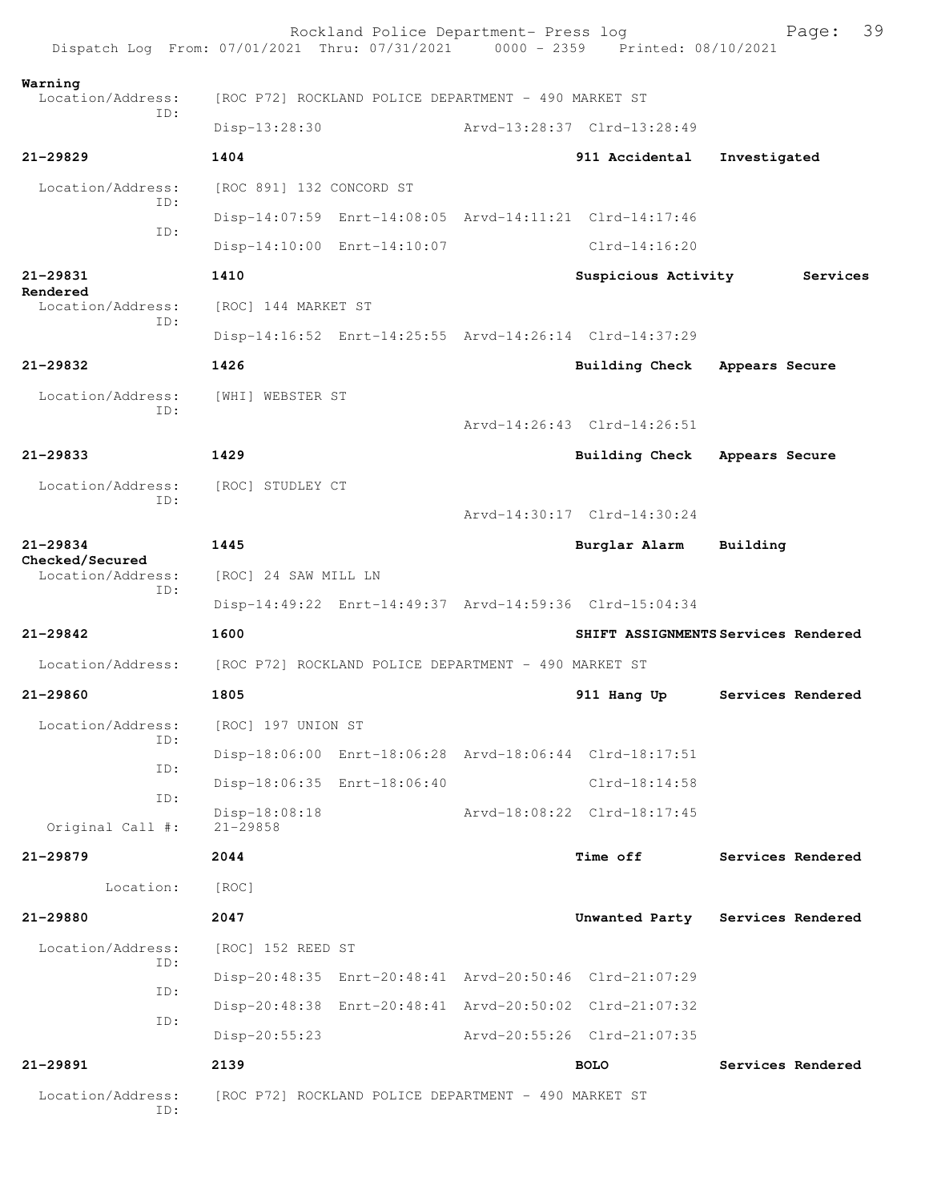Warning

Location/Address: [ROC P72] ROCKLAND POLICE DEPARTMENT - 490 MARKET ST
ID:
Disp-13:28:30 Arvd-13:28:37 Clrd-13:28:49

**21-29829** 1404 **911 Accidental** **Investigated**

Location/Address: [ROC 891] 132 CONCORD ST
ID:
Disp-14:07:59 Enrt-14:08:05 Arvd-14:11:21 Clrd-14:17:46
ID:
Disp-14:10:00 Enrt-14:10:07 Clrd-14:16:20

**21-29831** 1410 **Suspicious Activity** **Services Rendered**

Location/Address: [ROC] 144 MARKET ST
ID:
Disp-14:16:52 Enrt-14:25:55 Arvd-14:26:14 Clrd-14:37:29

**21-29832** 1426 **Building Check** **Appears Secure**

Location/Address: [WHI] WEBSTER ST
ID:
Arvd-14:26:43 Clrd-14:26:51

**21-29833** 1429 **Building Check** **Appears Secure**

Location/Address: [ROC] STUDLEY CT
ID:
Arvd-14:30:17 Clrd-14:30:24

**21-29834** 1445 **Burglar Alarm** **Building Checked/Secured**

Location/Address: [ROC] 24 SAW MILL LN
ID:
Disp-14:49:22 Enrt-14:49:37 Arvd-14:59:36 Clrd-15:04:34

**21-29842** 1600 **SHIFT ASSIGNMENTS** **Services Rendered**

Location/Address: [ROC P72] ROCKLAND POLICE DEPARTMENT - 490 MARKET ST

**21-29860** 1805 **911 Hang Up** **Services Rendered**

Location/Address: [ROC] 197 UNION ST
ID:
Disp-18:06:00 Enrt-18:06:28 Arvd-18:06:44 Clrd-18:17:51
ID:
Disp-18:06:35 Enrt-18:06:40 Clrd-18:14:58
ID:
Disp-18:08:18 Arvd-18:08:22 Clrd-18:17:45
Original Call #: 21-29858

**21-29879** 2044 **Time off** **Services Rendered**

Location: [ROC]

**21-29880** 2047 **Unwanted Party** **Services Rendered**

Location/Address: [ROC] 152 REED ST
ID:
Disp-20:48:35 Enrt-20:48:41 Arvd-20:50:46 Clrd-21:07:29
ID:
Disp-20:48:38 Enrt-20:48:41 Arvd-20:50:02 Clrd-21:07:32
ID:
Disp-20:55:23 Arvd-20:55:26 Clrd-21:07:35

**21-29891** 2139 **BOLO** **Services Rendered**

Location/Address: [ROC P72] ROCKLAND POLICE DEPARTMENT - 490 MARKET ST
ID: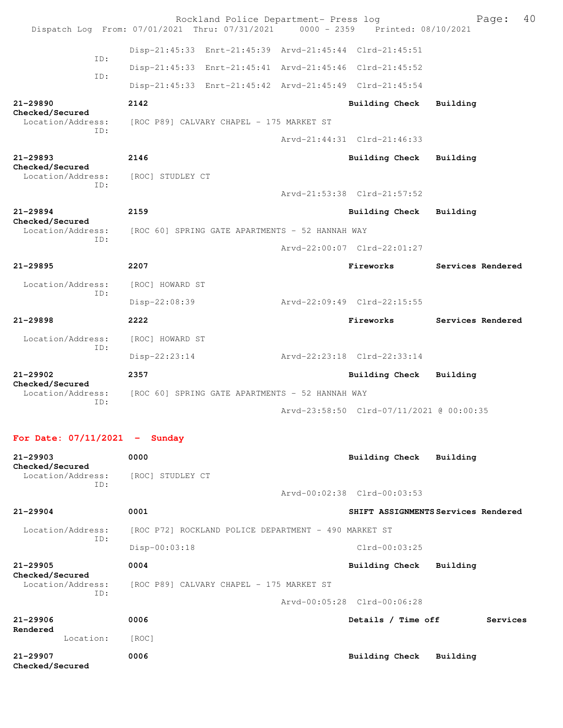```
                 Disp-21:45:33  Enrt-21:45:39  Arvd-21:45:44  Clrd-21:45:51
           ID:
                 Disp-21:45:33  Enrt-21:45:41  Arvd-21:45:46  Clrd-21:45:52
           ID:
                 Disp-21:45:33  Enrt-21:45:42  Arvd-21:45:49  Clrd-21:45:54

21-29890         2142                                    Building Check   Building
Checked/Secured
  Location/Address:   [ROC P89] CALVARY CHAPEL - 175 MARKET ST
           ID:
                                               Arvd-21:44:31  Clrd-21:46:33

21-29893         2146                                    Building Check   Building
Checked/Secured
  Location/Address:   [ROC] STUDLEY CT
           ID:
                                               Arvd-21:53:38  Clrd-21:57:52

21-29894         2159                                    Building Check   Building
Checked/Secured
  Location/Address:   [ROC 60] SPRING GATE APARTMENTS - 52 HANNAH WAY
           ID:
                                               Arvd-22:00:07  Clrd-22:01:27

21-29895         2207                                    Fireworks        Services Rendered

  Location/Address:   [ROC] HOWARD ST
           ID:
                 Disp-22:08:39                 Arvd-22:09:49  Clrd-22:15:55

21-29898         2222                                    Fireworks        Services Rendered

  Location/Address:   [ROC] HOWARD ST
           ID:
                 Disp-22:23:14                 Arvd-22:23:18  Clrd-22:33:14

21-29902         2357                                    Building Check   Building
Checked/Secured
  Location/Address:   [ROC 60] SPRING GATE APARTMENTS - 52 HANNAH WAY
           ID:
                                               Arvd-23:58:50  Clrd-07/11/2021 @ 00:00:35
```

**For Date: 07/11/2021 - Sunday**

```
21-29903         0000                                    Building Check   Building
Checked/Secured
  Location/Address:   [ROC] STUDLEY CT
           ID:
                                               Arvd-00:02:38  Clrd-00:03:53

21-29904         0001                                    SHIFT ASSIGNMENTS Services Rendered

  Location/Address:   [ROC P72] ROCKLAND POLICE DEPARTMENT - 490 MARKET ST
           ID:
                 Disp-00:03:18                                Clrd-00:03:25

21-29905         0004                                    Building Check   Building
Checked/Secured
  Location/Address:   [ROC P89] CALVARY CHAPEL - 175 MARKET ST
           ID:
                                               Arvd-00:05:28  Clrd-00:06:28

21-29906         0006                                    Details / Time off      Services
Rendered
         Location:    [ROC]

21-29907         0006                                    Building Check   Building
Checked/Secured
```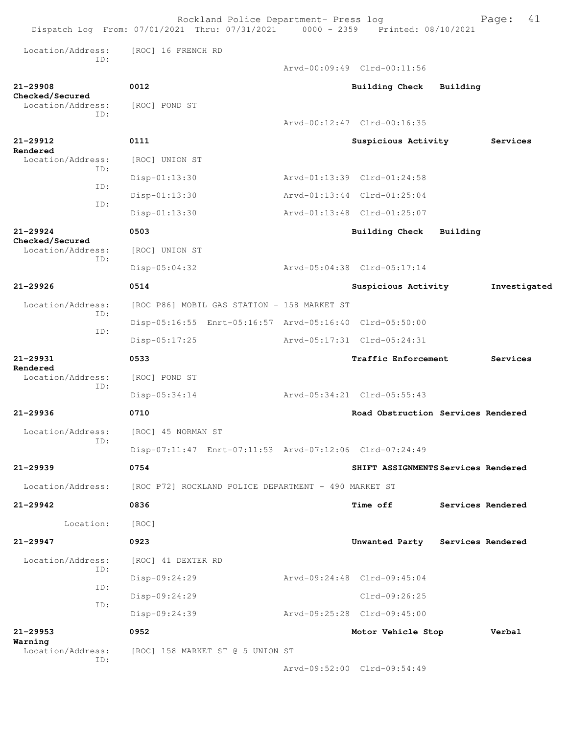Location/Address: [ROC] 16 FRENCH RD
ID:
Arvd-00:09:49 Clrd-00:11:56

**21-29908** **0012** **Building Check** **Building Checked/Secured**
Location/Address: [ROC] POND ST
ID:
Arvd-00:12:47 Clrd-00:16:35

**21-29912** **0111** **Suspicious Activity** **Services Rendered**
Location/Address: [ROC] UNION ST
ID: Disp-01:13:30 Arvd-01:13:39 Clrd-01:24:58
ID: Disp-01:13:30 Arvd-01:13:44 Clrd-01:25:04
ID: Disp-01:13:30 Arvd-01:13:48 Clrd-01:25:07

**21-29924** **0503** **Building Check** **Building Checked/Secured**
Location/Address: [ROC] UNION ST
ID: Disp-05:04:32 Arvd-05:04:38 Clrd-05:17:14

**21-29926** **0514** **Suspicious Activity** **Investigated**
Location/Address: [ROC P86] MOBIL GAS STATION - 158 MARKET ST
ID: Disp-05:16:55 Enrt-05:16:57 Arvd-05:16:40 Clrd-05:50:00
ID: Disp-05:17:25 Arvd-05:17:31 Clrd-05:24:31

**21-29931** **0533** **Traffic Enforcement** **Services Rendered**
Location/Address: [ROC] POND ST
ID: Disp-05:34:14 Arvd-05:34:21 Clrd-05:55:43

**21-29936** **0710** **Road Obstruction** **Services Rendered**
Location/Address: [ROC] 45 NORMAN ST
ID: Disp-07:11:47 Enrt-07:11:53 Arvd-07:12:06 Clrd-07:24:49

**21-29939** **0754** **SHIFT ASSIGNMENTS** **Services Rendered**
Location/Address: [ROC P72] ROCKLAND POLICE DEPARTMENT - 490 MARKET ST

**21-29942** **0836** **Time off** **Services Rendered**
Location: [ROC]

**21-29947** **0923** **Unwanted Party** **Services Rendered**
Location/Address: [ROC] 41 DEXTER RD
ID: Disp-09:24:29 Arvd-09:24:48 Clrd-09:45:04
ID: Disp-09:24:29 Clrd-09:26:25
ID: Disp-09:24:39 Arvd-09:25:28 Clrd-09:45:00

**21-29953** **0952** **Motor Vehicle Stop** **Verbal Warning**
Location/Address: [ROC] 158 MARKET ST @ 5 UNION ST
ID:
Arvd-09:52:00 Clrd-09:54:49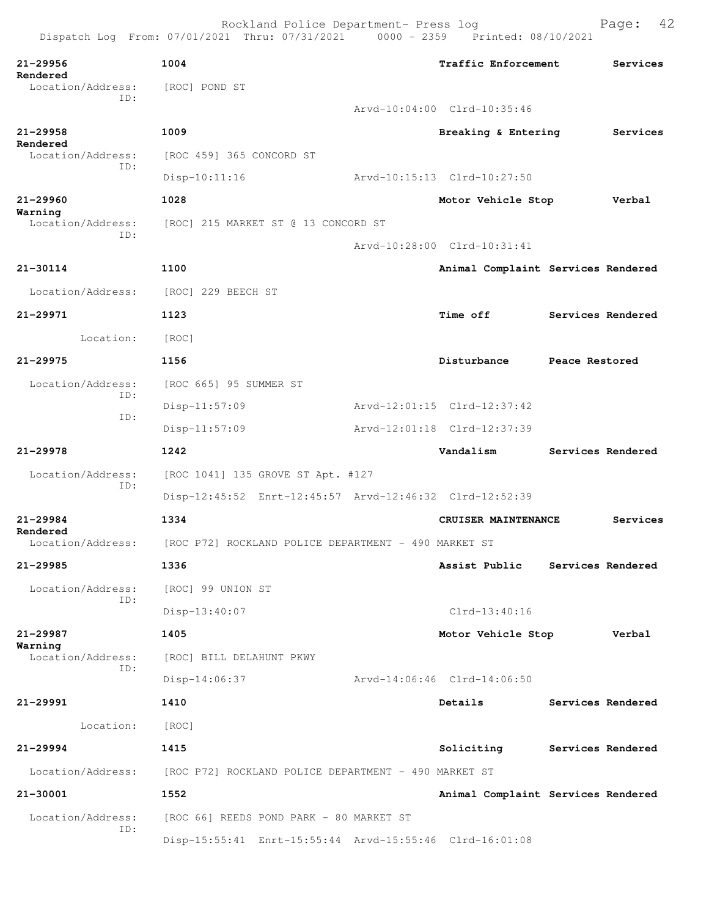Rockland Police Department- Press log
Dispatch Log From: 07/01/2021 Thru: 07/31/2021 0000 - 2359 Printed: 08/10/2021

**21-29956** **1004** **Traffic Enforcement** **Services Rendered**
Location/Address: [ROC] POND ST
ID:
Arvd-10:04:00 Clrd-10:35:46

**21-29958** **1009** **Breaking & Entering** **Services Rendered**
Location/Address: [ROC 459] 365 CONCORD ST
ID:
Disp-10:11:16 Arvd-10:15:13 Clrd-10:27:50

**21-29960** **1028** **Motor Vehicle Stop** **Verbal Warning**
Location/Address: [ROC] 215 MARKET ST @ 13 CONCORD ST
ID:
Arvd-10:28:00 Clrd-10:31:41

**21-30114** **1100** **Animal Complaint** **Services Rendered**
Location/Address: [ROC] 229 BEECH ST

**21-29971** **1123** **Time off** **Services Rendered**
Location: [ROC]

**21-29975** **1156** **Disturbance** **Peace Restored**
Location/Address: [ROC 665] 95 SUMMER ST
ID:
Disp-11:57:09 Arvd-12:01:15 Clrd-12:37:42
ID:
Disp-11:57:09 Arvd-12:01:18 Clrd-12:37:39

**21-29978** **1242** **Vandalism** **Services Rendered**
Location/Address: [ROC 1041] 135 GROVE ST Apt. #127
ID:
Disp-12:45:52 Enrt-12:45:57 Arvd-12:46:32 Clrd-12:52:39

**21-29984** **1334** **CRUISER MAINTENANCE** **Services Rendered**
Location/Address: [ROC P72] ROCKLAND POLICE DEPARTMENT - 490 MARKET ST

**21-29985** **1336** **Assist Public** **Services Rendered**
Location/Address: [ROC] 99 UNION ST
ID:
Disp-13:40:07 Clrd-13:40:16

**21-29987** **1405** **Motor Vehicle Stop** **Verbal Warning**
Location/Address: [ROC] BILL DELAHUNT PKWY
ID:
Disp-14:06:37 Arvd-14:06:46 Clrd-14:06:50

**21-29991** **1410** **Details** **Services Rendered**
Location: [ROC]

**21-29994** **1415** **Soliciting** **Services Rendered**
Location/Address: [ROC P72] ROCKLAND POLICE DEPARTMENT - 490 MARKET ST

**21-30001** **1552** **Animal Complaint** **Services Rendered**
Location/Address: [ROC 66] REEDS POND PARK - 80 MARKET ST
ID:
Disp-15:55:41 Enrt-15:55:44 Arvd-15:55:46 Clrd-16:01:08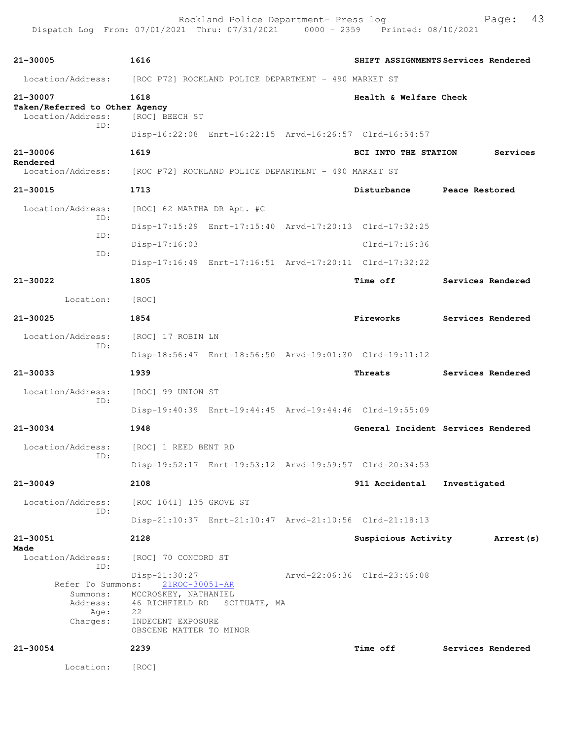Rockland Police Department- Press log
Dispatch Log From: 07/01/2021 Thru: 07/31/2021 0000 - 2359 Printed: 08/10/2021

**21-30005** **1616** **SHIFT ASSIGNMENTS** **Services Rendered**

Location/Address: [ROC P72] ROCKLAND POLICE DEPARTMENT - 490 MARKET ST

**21-30007** **1618** **Health & Welfare Check** **Taken/Referred to Other Agency**

Location/Address: [ROC] BEECH ST
ID:
Disp-16:22:08 Enrt-16:22:15 Arvd-16:26:57 Clrd-16:54:57

**21-30006** **1619** **BCI INTO THE STATION** **Services Rendered**

Location/Address: [ROC P72] ROCKLAND POLICE DEPARTMENT - 490 MARKET ST

**21-30015** **1713** **Disturbance** **Peace Restored**

Location/Address: [ROC] 62 MARTHA DR Apt. #C
ID:
Disp-17:15:29 Enrt-17:15:40 Arvd-17:20:13 Clrd-17:32:25
ID:
Disp-17:16:03 Clrd-17:16:36
ID:
Disp-17:16:49 Enrt-17:16:51 Arvd-17:20:11 Clrd-17:32:22

**21-30022** **1805** **Time off** **Services Rendered**

Location: [ROC]

**21-30025** **1854** **Fireworks** **Services Rendered**

Location/Address: [ROC] 17 ROBIN LN
ID:
Disp-18:56:47 Enrt-18:56:50 Arvd-19:01:30 Clrd-19:11:12

**21-30033** **1939** **Threats** **Services Rendered**

Location/Address: [ROC] 99 UNION ST
ID:
Disp-19:40:39 Enrt-19:44:45 Arvd-19:44:46 Clrd-19:55:09

**21-30034** **1948** **General Incident** **Services Rendered**

Location/Address: [ROC] 1 REED BENT RD
ID:
Disp-19:52:17 Enrt-19:53:12 Arvd-19:59:57 Clrd-20:34:53

**21-30049** **2108** **911 Accidental** **Investigated**

Location/Address: [ROC 1041] 135 GROVE ST
ID:
Disp-21:10:37 Enrt-21:10:47 Arvd-21:10:56 Clrd-21:18:13

**21-30051** **2128** **Suspicious Activity** **Arrest(s) Made**

Location/Address: [ROC] 70 CONCORD ST
ID:
Disp-21:30:27 Arvd-22:06:36 Clrd-23:46:08
Refer To Summons: 21ROC-30051-AR
Summons: MCCROSKEY, NATHANIEL
Address: 46 RICHFIELD RD SCITUATE, MA
Age: 22
Charges: INDECENT EXPOSURE
OBSCENE MATTER TO MINOR

**21-30054** **2239** **Time off** **Services Rendered**

Location: [ROC]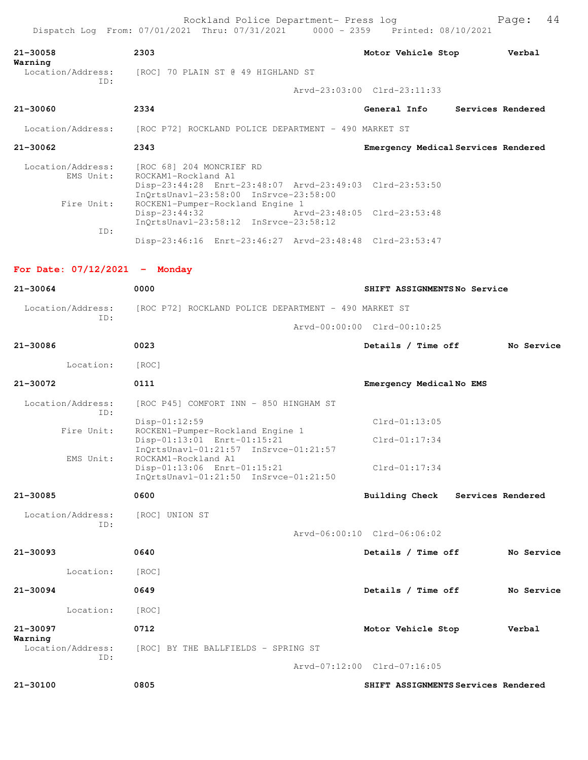Rockland Police Department- Press log

Dispatch Log From: 07/01/2021 Thru: 07/31/2021 0000 - 2359 Printed: 08/10/2021

**21-30058** **2303** **Motor Vehicle Stop** **Verbal Warning**

Location/Address: [ROC] 70 PLAIN ST @ 49 HIGHLAND ST
ID:
Arvd-23:03:00 Clrd-23:11:33

**21-30060** **2334** **General Info** **Services Rendered**

Location/Address: [ROC P72] ROCKLAND POLICE DEPARTMENT - 490 MARKET ST

**21-30062** **2343** **Emergency Medical** **Services Rendered**

Location/Address: [ROC 68] 204 MONCRIEF RD
EMS Unit: ROCKAM1-Rockland A1
Disp-23:44:28 Enrt-23:48:07 Arvd-23:49:03 Clrd-23:53:50
InQrtsUnavl-23:58:00 InSrvce-23:58:00
Fire Unit: ROCKEN1-Pumper-Rockland Engine 1
Disp-23:44:32 Arvd-23:48:05 Clrd-23:53:48
InQrtsUnavl-23:58:12 InSrvce-23:58:12
ID:
Disp-23:46:16 Enrt-23:46:27 Arvd-23:48:48 Clrd-23:53:47

## For Date: 07/12/2021 - Monday

**21-30064** **0000** **SHIFT ASSIGNMENTS** **No Service**

Location/Address: [ROC P72] ROCKLAND POLICE DEPARTMENT - 490 MARKET ST
ID:
Arvd-00:00:00 Clrd-00:10:25

**21-30086** **0023** **Details / Time off** **No Service**

Location: [ROC]

**21-30072** **0111** **Emergency Medical** **No EMS**

Location/Address: [ROC P45] COMFORT INN - 850 HINGHAM ST
ID:
Disp-01:12:59 Clrd-01:13:05
Fire Unit: ROCKEN1-Pumper-Rockland Engine 1
Disp-01:13:01 Enrt-01:15:21 Clrd-01:17:34
InQrtsUnavl-01:21:57 InSrvce-01:21:57
EMS Unit: ROCKAM1-Rockland A1
Disp-01:13:06 Enrt-01:15:21 Clrd-01:17:34
InQrtsUnavl-01:21:50 InSrvce-01:21:50

**21-30085** **0600** **Building Check** **Services Rendered**

Location/Address: [ROC] UNION ST
ID:
Arvd-06:00:10 Clrd-06:06:02

**21-30093** **0640** **Details / Time off** **No Service**

Location: [ROC]

**21-30094** **0649** **Details / Time off** **No Service**

Location: [ROC]

**21-30097** **0712** **Motor Vehicle Stop** **Verbal Warning**

Location/Address: [ROC] BY THE BALLFIELDS - SPRING ST
ID:
Arvd-07:12:00 Clrd-07:16:05

**21-30100** **0805** **SHIFT ASSIGNMENTS** **Services Rendered**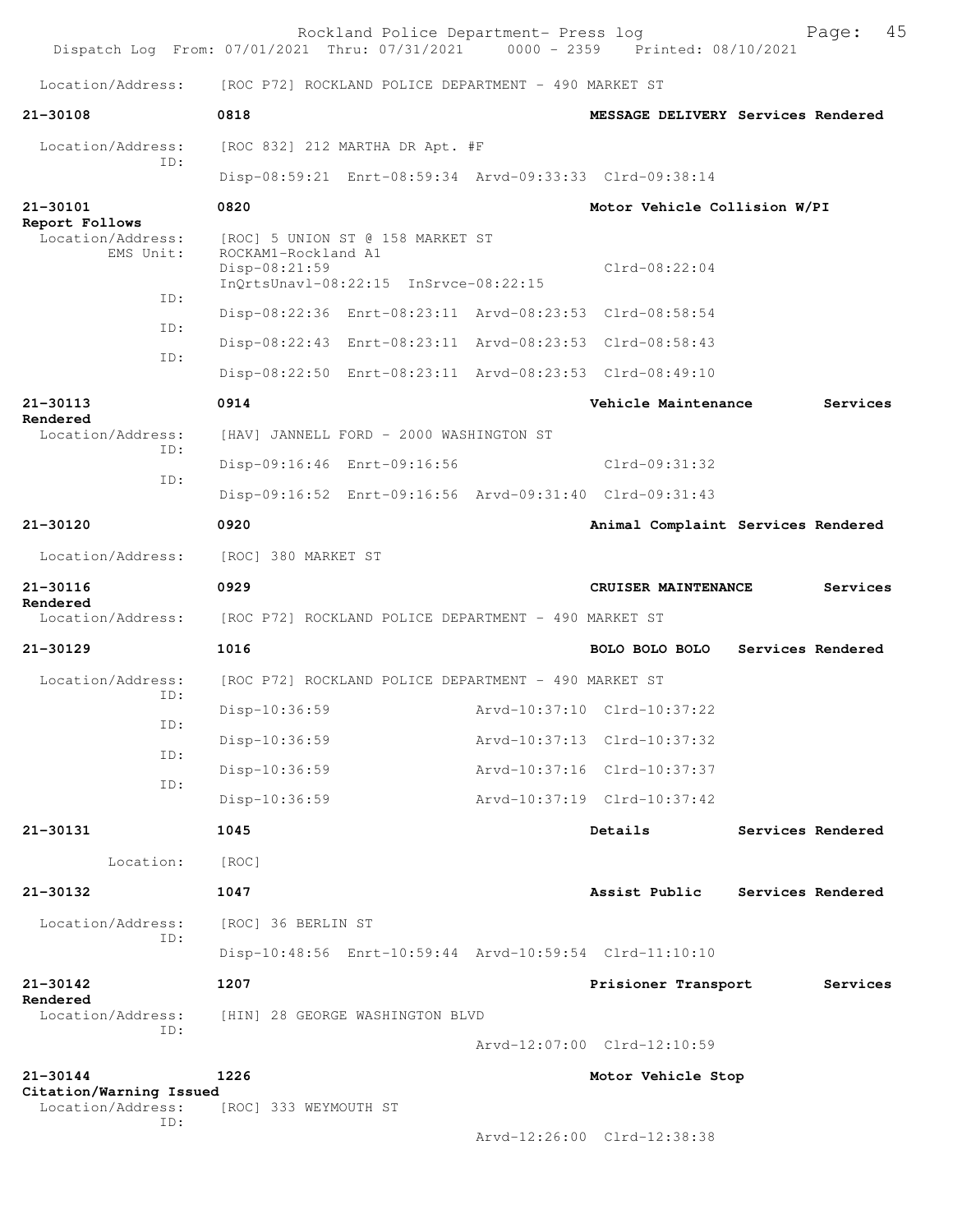Location/Address: [ROC P72] ROCKLAND POLICE DEPARTMENT - 490 MARKET ST

**21-30108** 0818 **MESSAGE DELIVERY Services Rendered**

Location/Address: [ROC 832] 212 MARTHA DR Apt. #F
ID: Disp-08:59:21 Enrt-08:59:34 Arvd-09:33:33 Clrd-09:38:14

**21-30101** 0820 **Motor Vehicle Collision W/PI**
**Report Follows**
Location/Address: [ROC] 5 UNION ST @ 158 MARKET ST
EMS Unit: ROCKAM1-Rockland A1
Disp-08:21:59 Clrd-08:22:04
InQrtsUnavl-08:22:15 InSrvce-08:22:15
ID: Disp-08:22:36 Enrt-08:23:11 Arvd-08:23:53 Clrd-08:58:54
ID: Disp-08:22:43 Enrt-08:23:11 Arvd-08:23:53 Clrd-08:58:43
ID: Disp-08:22:50 Enrt-08:23:11 Arvd-08:23:53 Clrd-08:49:10

**21-30113** 0914 **Vehicle Maintenance Services Rendered**
Location/Address: [HAV] JANNELL FORD - 2000 WASHINGTON ST
ID: Disp-09:16:46 Enrt-09:16:56 Clrd-09:31:32
ID: Disp-09:16:52 Enrt-09:16:56 Arvd-09:31:40 Clrd-09:31:43

**21-30120** 0920 **Animal Complaint Services Rendered**

Location/Address: [ROC] 380 MARKET ST

**21-30116** 0929 **CRUISER MAINTENANCE Services Rendered**
Location/Address: [ROC P72] ROCKLAND POLICE DEPARTMENT - 490 MARKET ST

**21-30129** 1016 **BOLO BOLO BOLO Services Rendered**

Location/Address: [ROC P72] ROCKLAND POLICE DEPARTMENT - 490 MARKET ST
ID: Disp-10:36:59 Arvd-10:37:10 Clrd-10:37:22
ID: Disp-10:36:59 Arvd-10:37:13 Clrd-10:37:32
ID: Disp-10:36:59 Arvd-10:37:16 Clrd-10:37:37
ID: Disp-10:36:59 Arvd-10:37:19 Clrd-10:37:42

**21-30131** 1045 **Details Services Rendered**

Location: [ROC]

**21-30132** 1047 **Assist Public Services Rendered**

Location/Address: [ROC] 36 BERLIN ST
ID: Disp-10:48:56 Enrt-10:59:44 Arvd-10:59:54 Clrd-11:10:10

**21-30142** 1207 **Prisioner Transport Services Rendered**
Location/Address: [HIN] 28 GEORGE WASHINGTON BLVD
ID: Arvd-12:07:00 Clrd-12:10:59

**21-30144** 1226 **Motor Vehicle Stop**
**Citation/Warning Issued**
Location/Address: [ROC] 333 WEYMOUTH ST
ID: Arvd-12:26:00 Clrd-12:38:38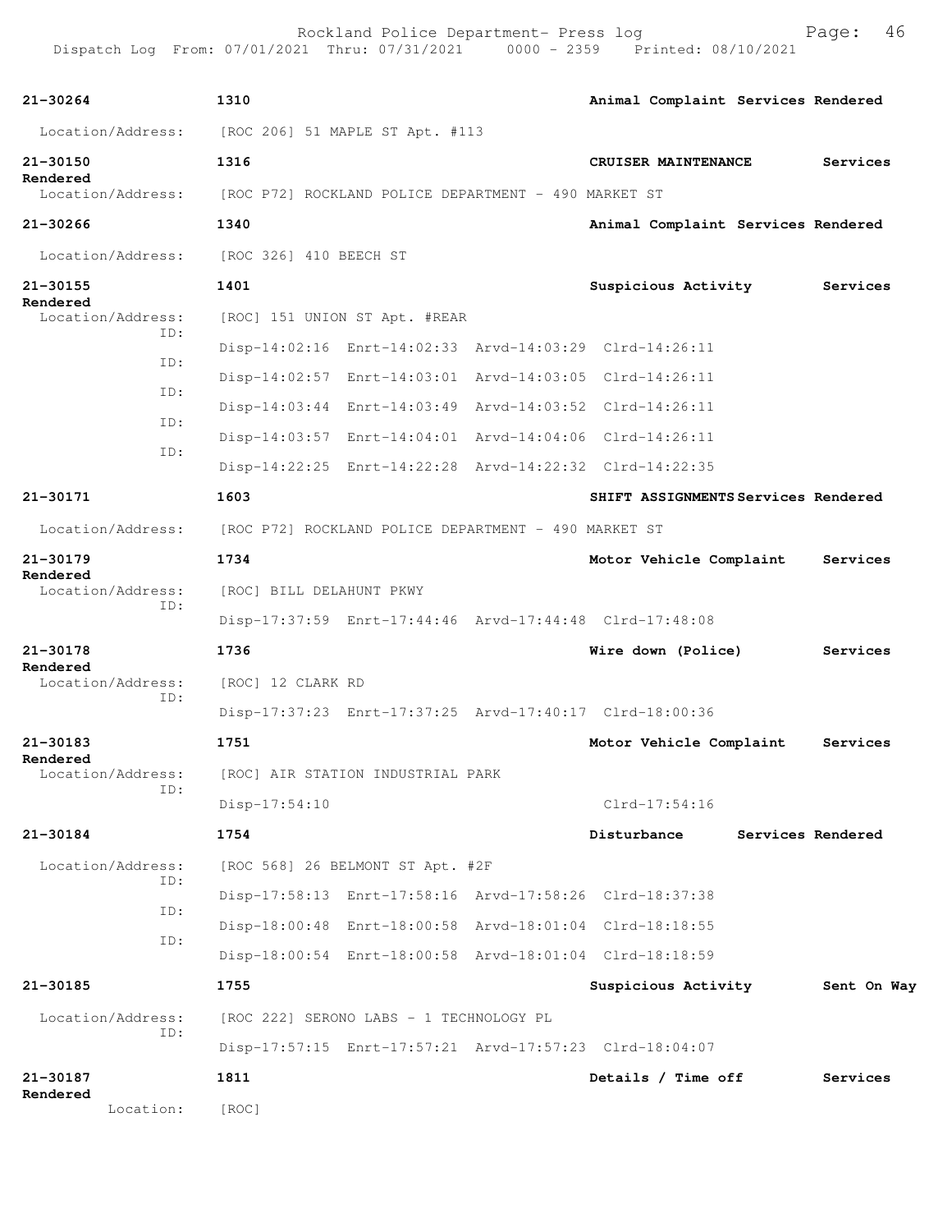| Call Number | Time | Call Reason | Action |
|---|---|---|---|
| 21-30264 | 1310 | Animal Complaint | Services Rendered |

Location/Address: [ROC 206] 51 MAPLE ST Apt. #113

| Call Number | Time | Call Reason | Action |
|---|---|---|---|
| 21-30150 | 1316 | CRUISER MAINTENANCE | Services Rendered |

Location/Address: [ROC P72] ROCKLAND POLICE DEPARTMENT - 490 MARKET ST

| Call Number | Time | Call Reason | Action |
|---|---|---|---|
| 21-30266 | 1340 | Animal Complaint | Services Rendered |

Location/Address: [ROC 326] 410 BEECH ST

| Call Number | Time | Call Reason | Action |
|---|---|---|---|
| 21-30155 | 1401 | Suspicious Activity | Services Rendered |

Location/Address: [ROC] 151 UNION ST Apt. #REAR

| ID | Disp | Enrt | Arvd | Clrd |
|---|---|---|---|---|
| ID: | Disp-14:02:16 | Enrt-14:02:33 | Arvd-14:03:29 | Clrd-14:26:11 |
| ID: | Disp-14:02:57 | Enrt-14:03:01 | Arvd-14:03:05 | Clrd-14:26:11 |
| ID: | Disp-14:03:44 | Enrt-14:03:49 | Arvd-14:03:52 | Clrd-14:26:11 |
| ID: | Disp-14:03:57 | Enrt-14:04:01 | Arvd-14:04:06 | Clrd-14:26:11 |
| ID: | Disp-14:22:25 | Enrt-14:22:28 | Arvd-14:22:32 | Clrd-14:22:35 |

| Call Number | Time | Call Reason | Action |
|---|---|---|---|
| 21-30171 | 1603 | SHIFT ASSIGNMENTS | Services Rendered |

Location/Address: [ROC P72] ROCKLAND POLICE DEPARTMENT - 490 MARKET ST

| Call Number | Time | Call Reason | Action |
|---|---|---|---|
| 21-30179 | 1734 | Motor Vehicle Complaint | Services Rendered |

Location/Address: [ROC] BILL DELAHUNT PKWY

| ID | Disp | Enrt | Arvd | Clrd |
|---|---|---|---|---|
| ID: | Disp-17:37:59 | Enrt-17:44:46 | Arvd-17:44:48 | Clrd-17:48:08 |

| Call Number | Time | Call Reason | Action |
|---|---|---|---|
| 21-30178 | 1736 | Wire down (Police) | Services Rendered |

Location/Address: [ROC] 12 CLARK RD

| ID | Disp | Enrt | Arvd | Clrd |
|---|---|---|---|---|
| ID: | Disp-17:37:23 | Enrt-17:37:25 | Arvd-17:40:17 | Clrd-18:00:36 |

| Call Number | Time | Call Reason | Action |
|---|---|---|---|
| 21-30183 | 1751 | Motor Vehicle Complaint | Services Rendered |

Location/Address: [ROC] AIR STATION INDUSTRIAL PARK

| ID | Disp | Enrt | Arvd | Clrd |
|---|---|---|---|---|
| ID: | Disp-17:54:10 | | | Clrd-17:54:16 |

| Call Number | Time | Call Reason | Action |
|---|---|---|---|
| 21-30184 | 1754 | Disturbance | Services Rendered |

Location/Address: [ROC 568] 26 BELMONT ST Apt. #2F

| ID | Disp | Enrt | Arvd | Clrd |
|---|---|---|---|---|
| ID: | Disp-17:58:13 | Enrt-17:58:16 | Arvd-17:58:26 | Clrd-18:37:38 |
| ID: | Disp-18:00:48 | Enrt-18:00:58 | Arvd-18:01:04 | Clrd-18:18:55 |
| ID: | Disp-18:00:54 | Enrt-18:00:58 | Arvd-18:01:04 | Clrd-18:18:59 |

| Call Number | Time | Call Reason | Action |
|---|---|---|---|
| 21-30185 | 1755 | Suspicious Activity | Sent On Way |

Location/Address: [ROC 222] SERONO LABS - 1 TECHNOLOGY PL

| ID | Disp | Enrt | Arvd | Clrd |
|---|---|---|---|---|
| ID: | Disp-17:57:15 | Enrt-17:57:21 | Arvd-17:57:23 | Clrd-18:04:07 |

| Call Number | Time | Call Reason | Action |
|---|---|---|---|
| 21-30187 | 1811 | Details / Time off | Services Rendered |

Location: [ROC]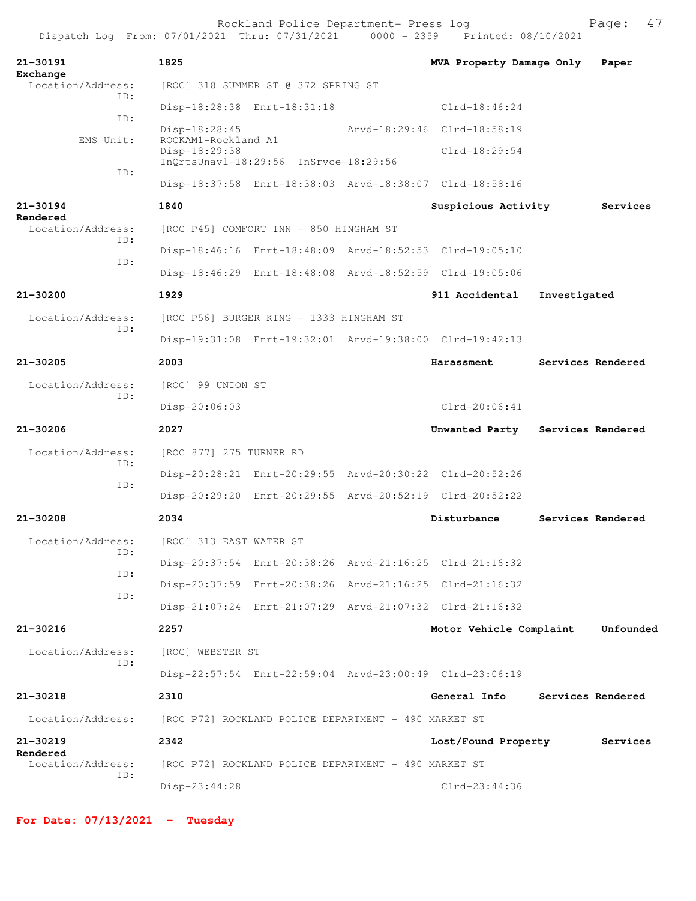| Call # | Time | Call Reason | Action |
|---|---|---|---|
| 21-30191 | 1825 | MVA Property Damage Only | Paper Exchange |

Location/Address: [ROC] 318 SUMMER ST @ 372 SPRING ST

ID: Disp-18:28:38 Enrt-18:31:18 Clrd-18:46:24

ID: Disp-18:28:45 Arvd-18:29:46 Clrd-18:58:19

EMS Unit: ROCKAM1-Rockland A1
Disp-18:29:38 Clrd-18:29:54
InQrtsUnavl-18:29:56 InSrvce-18:29:56

ID: Disp-18:37:58 Enrt-18:38:03 Arvd-18:38:07 Clrd-18:58:16

| Call # | Time | Call Reason | Action |
|---|---|---|---|
| 21-30194 | 1840 | Suspicious Activity | Services Rendered |

Location/Address: [ROC P45] COMFORT INN - 850 HINGHAM ST

ID: Disp-18:46:16 Enrt-18:48:09 Arvd-18:52:53 Clrd-19:05:10

ID: Disp-18:46:29 Enrt-18:48:08 Arvd-18:52:59 Clrd-19:05:06

| Call # | Time | Call Reason | Action |
|---|---|---|---|
| 21-30200 | 1929 | 911 Accidental | Investigated |

Location/Address: [ROC P56] BURGER KING - 1333 HINGHAM ST

ID: Disp-19:31:08 Enrt-19:32:01 Arvd-19:38:00 Clrd-19:42:13

| Call # | Time | Call Reason | Action |
|---|---|---|---|
| 21-30205 | 2003 | Harassment | Services Rendered |

Location/Address: [ROC] 99 UNION ST

ID: Disp-20:06:03 Clrd-20:06:41

| Call # | Time | Call Reason | Action |
|---|---|---|---|
| 21-30206 | 2027 | Unwanted Party | Services Rendered |

Location/Address: [ROC 877] 275 TURNER RD

ID: Disp-20:28:21 Enrt-20:29:55 Arvd-20:30:22 Clrd-20:52:26

ID: Disp-20:29:20 Enrt-20:29:55 Arvd-20:52:19 Clrd-20:52:22

| Call # | Time | Call Reason | Action |
|---|---|---|---|
| 21-30208 | 2034 | Disturbance | Services Rendered |

Location/Address: [ROC] 313 EAST WATER ST

ID: Disp-20:37:54 Enrt-20:38:26 Arvd-21:16:25 Clrd-21:16:32

ID: Disp-20:37:59 Enrt-20:38:26 Arvd-21:16:25 Clrd-21:16:32

ID: Disp-21:07:24 Enrt-21:07:29 Arvd-21:07:32 Clrd-21:16:32

| Call # | Time | Call Reason | Action |
|---|---|---|---|
| 21-30216 | 2257 | Motor Vehicle Complaint | Unfounded |

Location/Address: [ROC] WEBSTER ST

ID: Disp-22:57:54 Enrt-22:59:04 Arvd-23:00:49 Clrd-23:06:19

| Call # | Time | Call Reason | Action |
|---|---|---|---|
| 21-30218 | 2310 | General Info | Services Rendered |

Location/Address: [ROC P72] ROCKLAND POLICE DEPARTMENT - 490 MARKET ST

| Call # | Time | Call Reason | Action |
|---|---|---|---|
| 21-30219 | 2342 | Lost/Found Property | Services Rendered |

Location/Address: [ROC P72] ROCKLAND POLICE DEPARTMENT - 490 MARKET ST

ID: Disp-23:44:28 Clrd-23:44:36

**For Date: 07/13/2021 - Tuesday**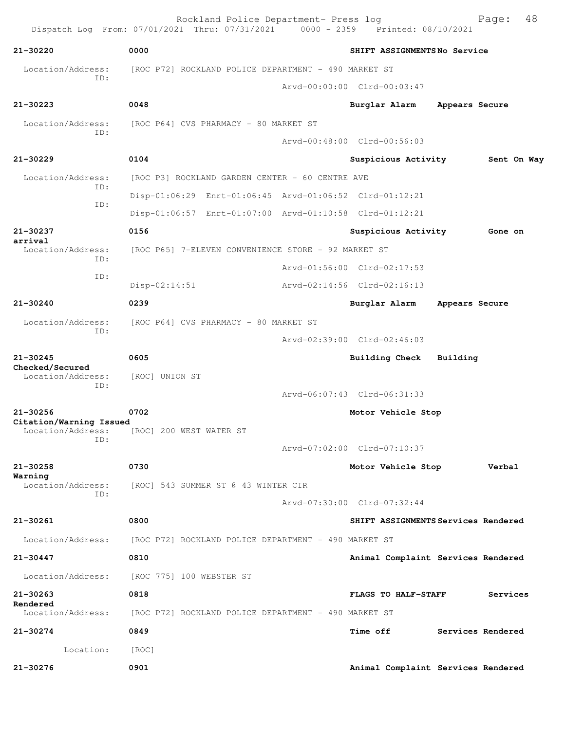Rockland Police Department- Press log
Dispatch Log From: 07/01/2021 Thru: 07/31/2021 0000 - 2359 Printed: 08/10/2021

**21-30220** **0000** **SHIFT ASSIGNMENTS No Service**
Location/Address: [ROC P72] ROCKLAND POLICE DEPARTMENT - 490 MARKET ST
ID:
Arvd-00:00:00 Clrd-00:03:47

**21-30223** **0048** **Burglar Alarm Appears Secure**
Location/Address: [ROC P64] CVS PHARMACY - 80 MARKET ST
ID:
Arvd-00:48:00 Clrd-00:56:03

**21-30229** **0104** **Suspicious Activity Sent On Way**
Location/Address: [ROC P3] ROCKLAND GARDEN CENTER - 60 CENTRE AVE
ID:
Disp-01:06:29 Enrt-01:06:45 Arvd-01:06:52 Clrd-01:12:21
ID:
Disp-01:06:57 Enrt-01:07:00 Arvd-01:10:58 Clrd-01:12:21

**21-30237** **0156** **Suspicious Activity Gone on arrival**
Location/Address: [ROC P65] 7-ELEVEN CONVENIENCE STORE - 92 MARKET ST
ID:
Arvd-01:56:00 Clrd-02:17:53
ID:
Disp-02:14:51 Arvd-02:14:56 Clrd-02:16:13

**21-30240** **0239** **Burglar Alarm Appears Secure**
Location/Address: [ROC P64] CVS PHARMACY - 80 MARKET ST
ID:
Arvd-02:39:00 Clrd-02:46:03

**21-30245** **0605** **Building Check Building Checked/Secured**
Location/Address: [ROC] UNION ST
ID:
Arvd-06:07:43 Clrd-06:31:33

**21-30256** **0702** **Motor Vehicle Stop Citation/Warning Issued**
Location/Address: [ROC] 200 WEST WATER ST
ID:
Arvd-07:02:00 Clrd-07:10:37

**21-30258** **0730** **Motor Vehicle Stop Verbal Warning**
Location/Address: [ROC] 543 SUMMER ST @ 43 WINTER CIR
ID:
Arvd-07:30:00 Clrd-07:32:44

**21-30261** **0800** **SHIFT ASSIGNMENTS Services Rendered**
Location/Address: [ROC P72] ROCKLAND POLICE DEPARTMENT - 490 MARKET ST

**21-30447** **0810** **Animal Complaint Services Rendered**
Location/Address: [ROC 775] 100 WEBSTER ST

**21-30263** **0818** **FLAGS TO HALF-STAFF Services Rendered**
Location/Address: [ROC P72] ROCKLAND POLICE DEPARTMENT - 490 MARKET ST

**21-30274** **0849** **Time off Services Rendered**
Location: [ROC]

**21-30276** **0901** **Animal Complaint Services Rendered**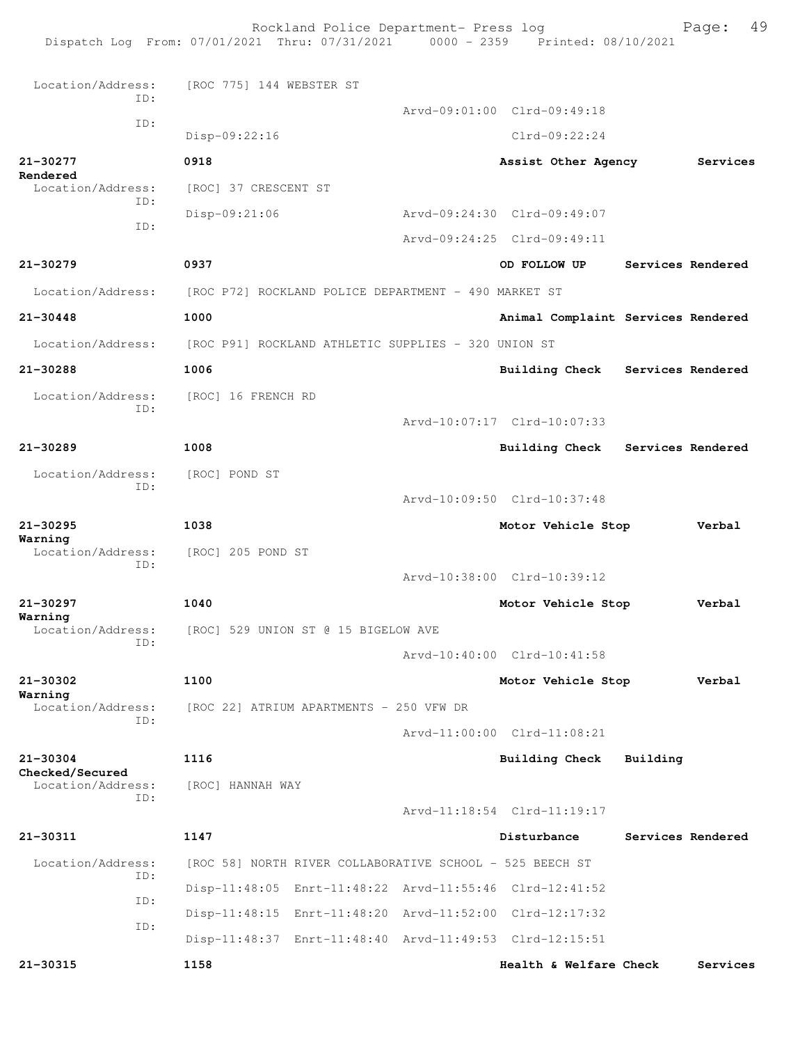Location/Address: [ROC 775] 144 WEBSTER ST
ID:
Arvd-09:01:00 Clrd-09:49:18
ID:
Disp-09:22:16 Clrd-09:22:24

**21-30277** **0918** **Assist Other Agency** **Services Rendered**
Location/Address: [ROC] 37 CRESCENT ST
ID:
Disp-09:21:06 Arvd-09:24:30 Clrd-09:49:07
ID:
Arvd-09:24:25 Clrd-09:49:11

**21-30279** **0937** **OD FOLLOW UP** **Services Rendered**
Location/Address: [ROC P72] ROCKLAND POLICE DEPARTMENT - 490 MARKET ST

**21-30448** **1000** **Animal Complaint** **Services Rendered**
Location/Address: [ROC P91] ROCKLAND ATHLETIC SUPPLIES - 320 UNION ST

**21-30288** **1006** **Building Check** **Services Rendered**
Location/Address: [ROC] 16 FRENCH RD
ID:
Arvd-10:07:17 Clrd-10:07:33

**21-30289** **1008** **Building Check** **Services Rendered**
Location/Address: [ROC] POND ST
ID:
Arvd-10:09:50 Clrd-10:37:48

**21-30295** **1038** **Motor Vehicle Stop** **Verbal Warning**
Location/Address: [ROC] 205 POND ST
ID:
Arvd-10:38:00 Clrd-10:39:12

**21-30297** **1040** **Motor Vehicle Stop** **Verbal Warning**
Location/Address: [ROC] 529 UNION ST @ 15 BIGELOW AVE
ID:
Arvd-10:40:00 Clrd-10:41:58

**21-30302** **1100** **Motor Vehicle Stop** **Verbal Warning**
Location/Address: [ROC 22] ATRIUM APARTMENTS - 250 VFW DR
ID:
Arvd-11:00:00 Clrd-11:08:21

**21-30304** **1116** **Building Check** **Building Checked/Secured**
Location/Address: [ROC] HANNAH WAY
ID:
Arvd-11:18:54 Clrd-11:19:17

**21-30311** **1147** **Disturbance** **Services Rendered**
Location/Address: [ROC 58] NORTH RIVER COLLABORATIVE SCHOOL - 525 BEECH ST
ID:
Disp-11:48:05 Enrt-11:48:22 Arvd-11:55:46 Clrd-12:41:52
ID:
Disp-11:48:15 Enrt-11:48:20 Arvd-11:52:00 Clrd-12:17:32
ID:
Disp-11:48:37 Enrt-11:48:40 Arvd-11:49:53 Clrd-12:15:51

**21-30315** **1158** **Health & Welfare Check** **Services**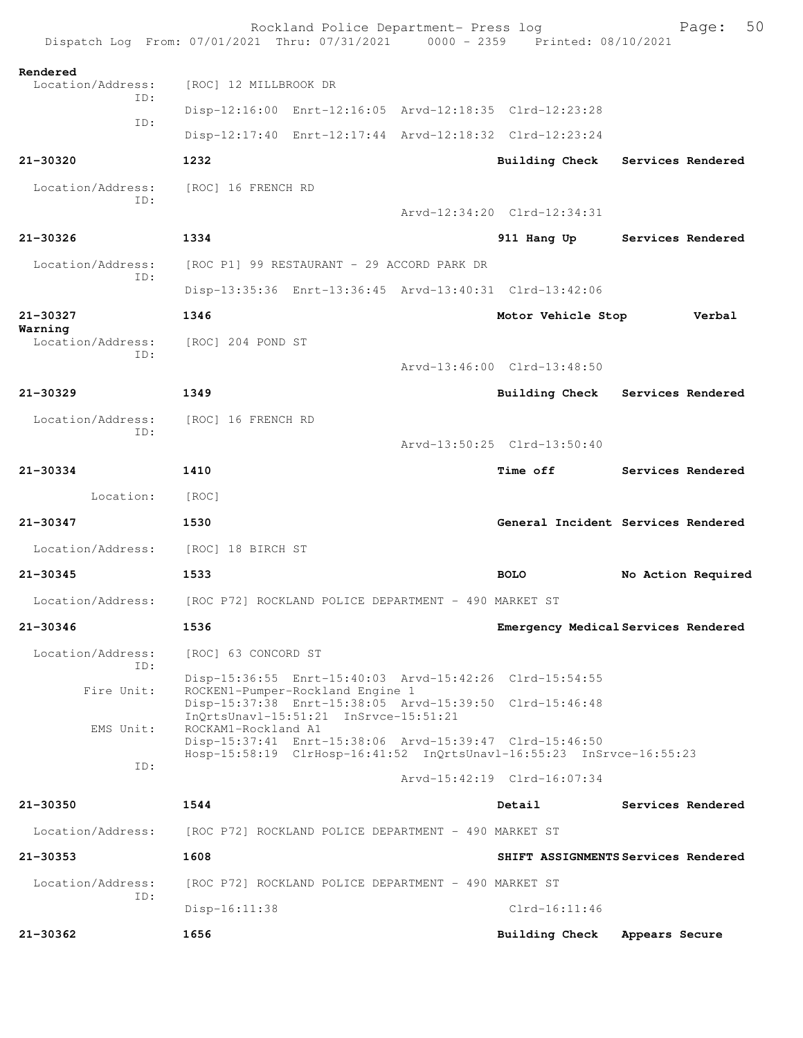Rendered
Location/Address: [ROC] 12 MILLBROOK DR
ID:
Disp-12:16:00 Enrt-12:16:05 Arvd-12:18:35 Clrd-12:23:28
ID:
Disp-12:17:40 Enrt-12:17:44 Arvd-12:18:32 Clrd-12:23:24

**21-30320** **1232** **Building Check** **Services Rendered**
Location/Address: [ROC] 16 FRENCH RD
ID:
Arvd-12:34:20 Clrd-12:34:31

**21-30326** **1334** **911 Hang Up** **Services Rendered**
Location/Address: [ROC P1] 99 RESTAURANT - 29 ACCORD PARK DR
ID:
Disp-13:35:36 Enrt-13:36:45 Arvd-13:40:31 Clrd-13:42:06

**21-30327** **1346** **Motor Vehicle Stop** **Verbal Warning**
Location/Address: [ROC] 204 POND ST
ID:
Arvd-13:46:00 Clrd-13:48:50

**21-30329** **1349** **Building Check** **Services Rendered**
Location/Address: [ROC] 16 FRENCH RD
ID:
Arvd-13:50:25 Clrd-13:50:40

**21-30334** **1410** **Time off** **Services Rendered**
Location: [ROC]

**21-30347** **1530** **General Incident** **Services Rendered**
Location/Address: [ROC] 18 BIRCH ST

**21-30345** **1533** **BOLO** **No Action Required**
Location/Address: [ROC P72] ROCKLAND POLICE DEPARTMENT - 490 MARKET ST

**21-30346** **1536** **Emergency Medical** **Services Rendered**
Location/Address: [ROC] 63 CONCORD ST
ID:
Disp-15:36:55 Enrt-15:40:03 Arvd-15:42:26 Clrd-15:54:55
Fire Unit: ROCKEN1-Pumper-Rockland Engine 1
Disp-15:37:38 Enrt-15:38:05 Arvd-15:39:50 Clrd-15:46:48
InQrtsUnavl-15:51:21 InSrvce-15:51:21
EMS Unit: ROCKAM1-Rockland A1
Disp-15:37:41 Enrt-15:38:06 Arvd-15:39:47 Clrd-15:46:50
Hosp-15:58:19 ClrHosp-16:41:52 InQrtsUnavl-16:55:23 InSrvce-16:55:23
ID:
Arvd-15:42:19 Clrd-16:07:34

**21-30350** **1544** **Detail** **Services Rendered**
Location/Address: [ROC P72] ROCKLAND POLICE DEPARTMENT - 490 MARKET ST

**21-30353** **1608** **SHIFT ASSIGNMENTS** **Services Rendered**
Location/Address: [ROC P72] ROCKLAND POLICE DEPARTMENT - 490 MARKET ST
ID:
Disp-16:11:38 Clrd-16:11:46

**21-30362** **1656** **Building Check** **Appears Secure**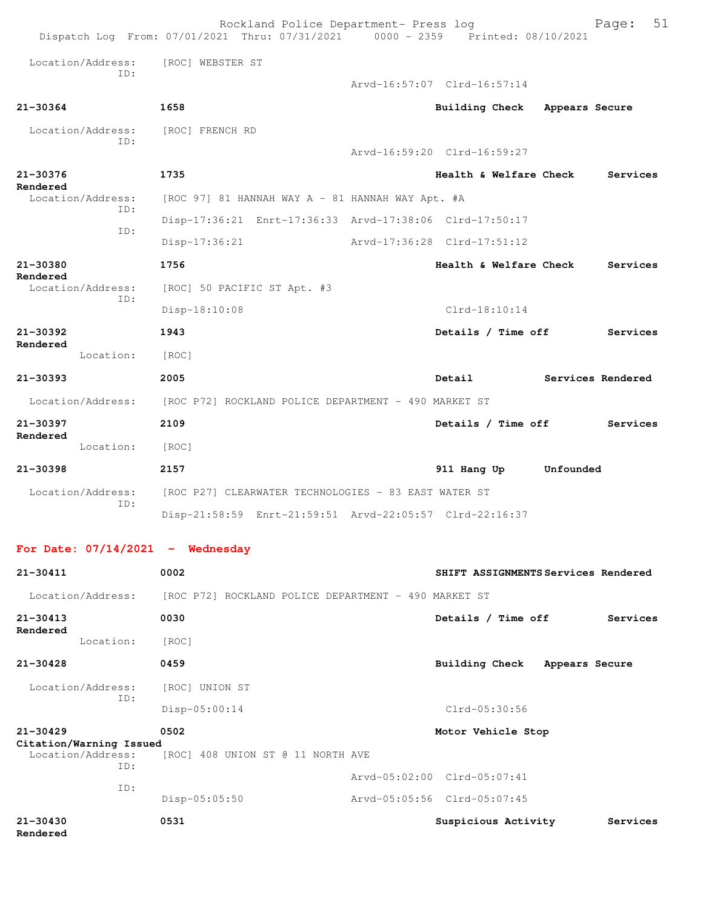Location/Address: [ROC] WEBSTER ST
ID:
Arvd-16:57:07 Clrd-16:57:14

**21-30364** **1658** **Building Check** **Appears Secure**

Location/Address: [ROC] FRENCH RD
ID:
Arvd-16:59:20 Clrd-16:59:27

**21-30376** **1735** **Health & Welfare Check** **Services Rendered**

Location/Address: [ROC 97] 81 HANNAH WAY A - 81 HANNAH WAY Apt. #A
ID:
Disp-17:36:21 Enrt-17:36:33 Arvd-17:38:06 Clrd-17:50:17
ID:
Disp-17:36:21 Arvd-17:36:28 Clrd-17:51:12

**21-30380** **1756** **Health & Welfare Check** **Services Rendered**

Location/Address: [ROC] 50 PACIFIC ST Apt. #3
ID:
Disp-18:10:08 Clrd-18:10:14

**21-30392** **1943** **Details / Time off** **Services Rendered**

Location: [ROC]

**21-30393** **2005** **Detail** **Services Rendered**

Location/Address: [ROC P72] ROCKLAND POLICE DEPARTMENT - 490 MARKET ST

**21-30397** **2109** **Details / Time off** **Services Rendered**

Location: [ROC]

**21-30398** **2157** **911 Hang Up** **Unfounded**

Location/Address: [ROC P27] CLEARWATER TECHNOLOGIES - 83 EAST WATER ST
ID:
Disp-21:58:59 Enrt-21:59:51 Arvd-22:05:57 Clrd-22:16:37

## For Date: 07/14/2021 - Wednesday

**21-30411** **0002** **SHIFT ASSIGNMENTS** **Services Rendered**

Location/Address: [ROC P72] ROCKLAND POLICE DEPARTMENT - 490 MARKET ST

**21-30413** **0030** **Details / Time off** **Services Rendered**

Location: [ROC]

**21-30428** **0459** **Building Check** **Appears Secure**

Location/Address: [ROC] UNION ST
ID:
Disp-05:00:14 Clrd-05:30:56

**21-30429** **0502** **Motor Vehicle Stop** **Citation/Warning Issued**

Location/Address: [ROC] 408 UNION ST @ 11 NORTH AVE
ID:
Arvd-05:02:00 Clrd-05:07:41
ID:
Disp-05:05:50 Arvd-05:05:56 Clrd-05:07:45

**21-30430** **0531** **Suspicious Activity** **Services Rendered**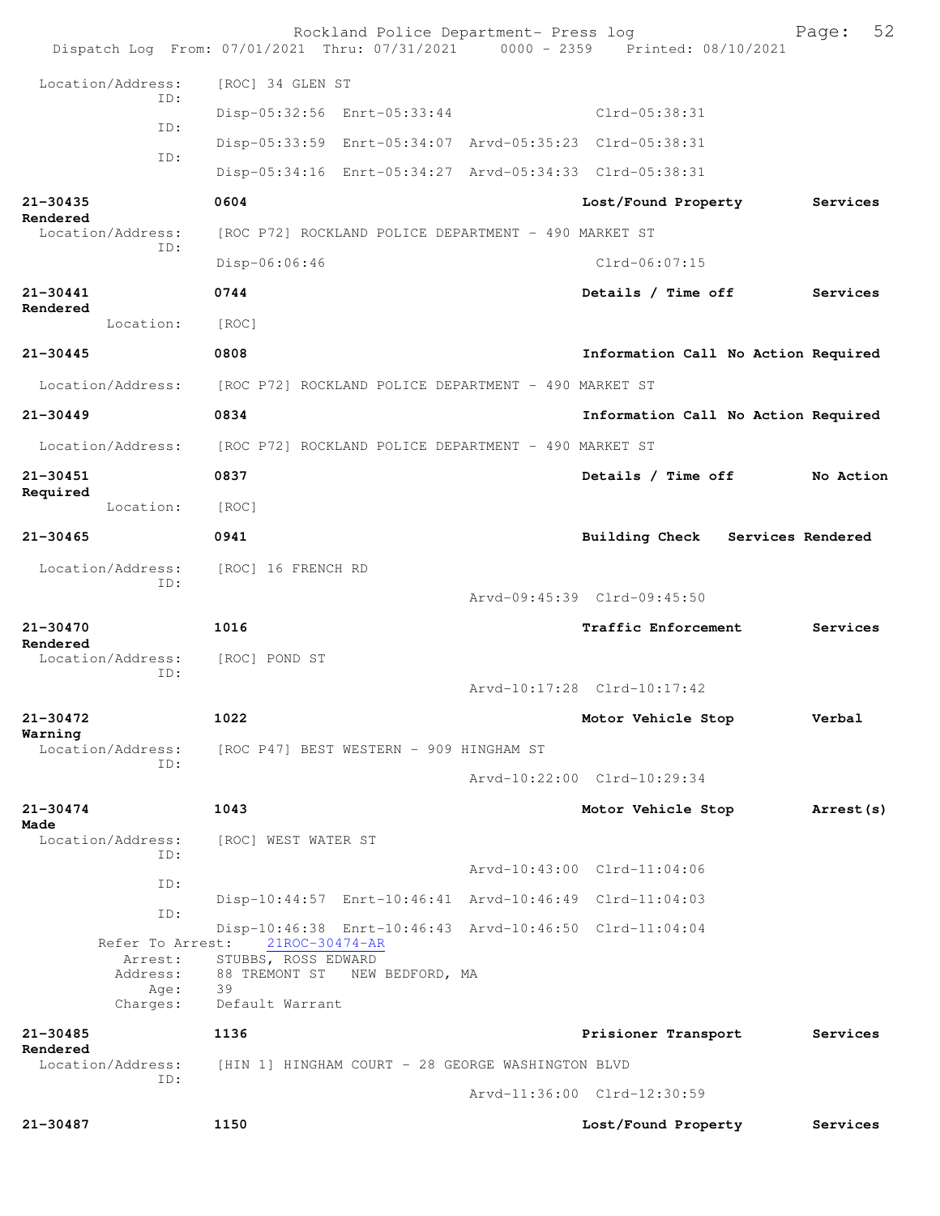Dispatch Log From: 07/01/2021 Thru: 07/31/2021 0000 - 2359 Printed: 08/10/2021

```
 Location/Address:    [ROC] 34 GLEN ST
              ID:
                      Disp-05:32:56  Enrt-05:33:44                 Clrd-05:38:31
              ID:
                      Disp-05:33:59  Enrt-05:34:07  Arvd-05:35:23  Clrd-05:38:31
              ID:
                      Disp-05:34:16  Enrt-05:34:27  Arvd-05:34:33  Clrd-05:38:31

21-30435              0604                                  Lost/Found Property      Services
Rendered
 Location/Address:    [ROC P72] ROCKLAND POLICE DEPARTMENT - 490 MARKET ST
              ID:
                      Disp-06:06:46                                Clrd-06:07:15

21-30441              0744                                  Details / Time off       Services
Rendered
        Location:     [ROC]

21-30445              0808                                  Information Call No Action Required

 Location/Address:    [ROC P72] ROCKLAND POLICE DEPARTMENT - 490 MARKET ST

21-30449              0834                                  Information Call No Action Required

 Location/Address:    [ROC P72] ROCKLAND POLICE DEPARTMENT - 490 MARKET ST

21-30451              0837                                  Details / Time off       No Action
Required
        Location:     [ROC]

21-30465              0941                                  Building Check   Services Rendered

 Location/Address:    [ROC] 16 FRENCH RD
              ID:
                                                    Arvd-09:45:39  Clrd-09:45:50

21-30470              1016                                  Traffic Enforcement      Services
Rendered
 Location/Address:    [ROC] POND ST
              ID:
                                                    Arvd-10:17:28  Clrd-10:17:42

21-30472              1022                                  Motor Vehicle Stop       Verbal
Warning
 Location/Address:    [ROC P47] BEST WESTERN - 909 HINGHAM ST
              ID:
                                                    Arvd-10:22:00  Clrd-10:29:34

21-30474              1043                                  Motor Vehicle Stop       Arrest(s)
Made
 Location/Address:    [ROC] WEST WATER ST
              ID:
                                                    Arvd-10:43:00  Clrd-11:04:06
              ID:
                      Disp-10:44:57  Enrt-10:46:41  Arvd-10:46:49  Clrd-11:04:03
              ID:
                      Disp-10:46:38  Enrt-10:46:43  Arvd-10:46:50  Clrd-11:04:04
        Refer To Arrest:    21ROC-30474-AR
          Arrest:     STUBBS, ROSS EDWARD
         Address:     88 TREMONT ST   NEW BEDFORD, MA
             Age:     39
         Charges:     Default Warrant

21-30485              1136                                  Prisioner Transport      Services
Rendered
 Location/Address:    [HIN 1] HINGHAM COURT - 28 GEORGE WASHINGTON BLVD
              ID:
                                                    Arvd-11:36:00  Clrd-12:30:59

21-30487              1150                                  Lost/Found Property      Services
```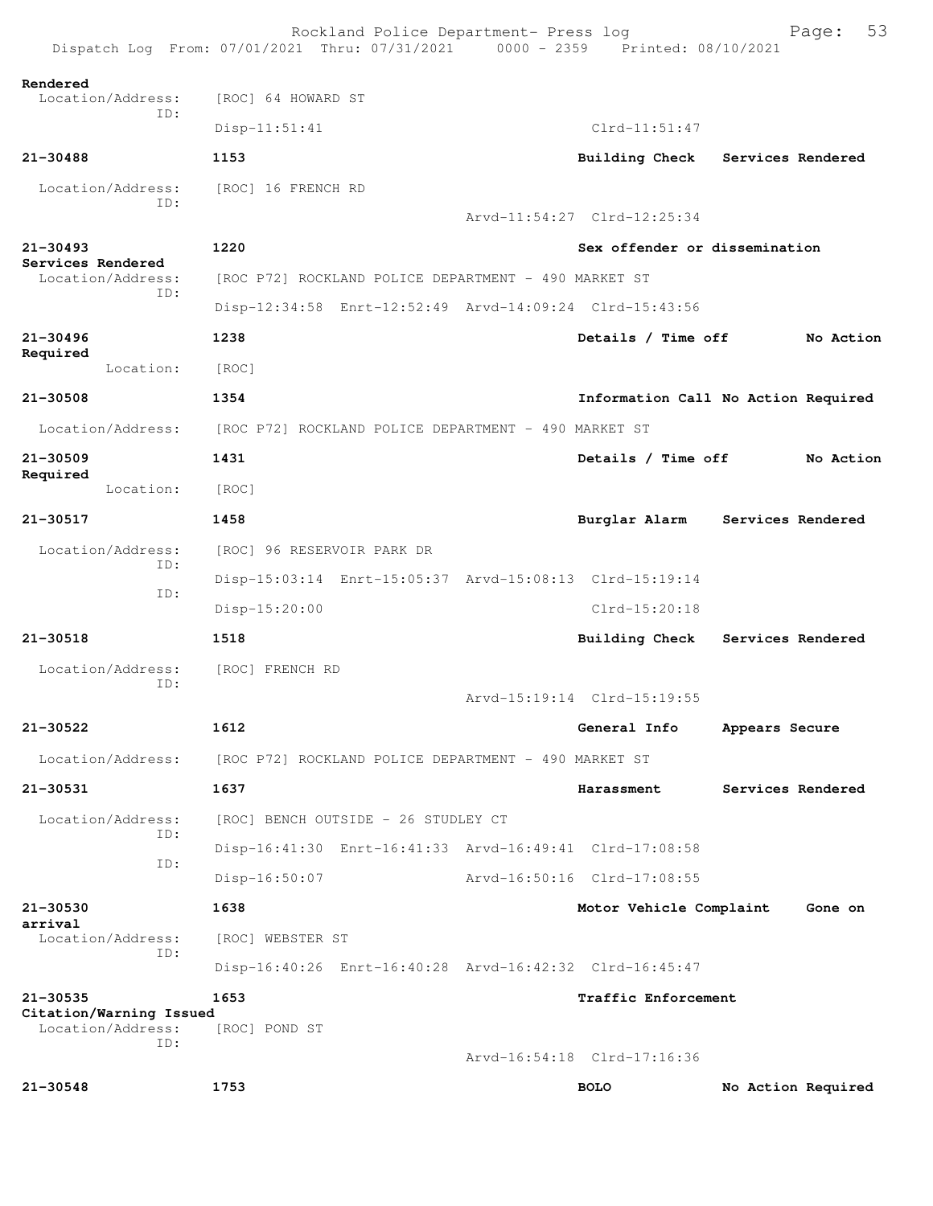Rendered
  Location/Address: [ROC] 64 HOWARD ST
  ID:
  Disp-11:51:41 Clrd-11:51:47

**21-30488** **1153** **Building Check** **Services Rendered**
  Location/Address: [ROC] 16 FRENCH RD
  ID:
  Arvd-11:54:27 Clrd-12:25:34

**21-30493** **1220** **Sex offender or dissemination**
**Services Rendered**
  Location/Address: [ROC P72] ROCKLAND POLICE DEPARTMENT - 490 MARKET ST
  ID:
  Disp-12:34:58 Enrt-12:52:49 Arvd-14:09:24 Clrd-15:43:56

**21-30496** **1238** **Details / Time off** **No Action Required**
  Location: [ROC]

**21-30508** **1354** **Information Call No Action Required**
  Location/Address: [ROC P72] ROCKLAND POLICE DEPARTMENT - 490 MARKET ST

**21-30509** **1431** **Details / Time off** **No Action Required**
  Location: [ROC]

**21-30517** **1458** **Burglar Alarm** **Services Rendered**
  Location/Address: [ROC] 96 RESERVOIR PARK DR
  ID:
  Disp-15:03:14 Enrt-15:05:37 Arvd-15:08:13 Clrd-15:19:14
  ID:
  Disp-15:20:00 Clrd-15:20:18

**21-30518** **1518** **Building Check** **Services Rendered**
  Location/Address: [ROC] FRENCH RD
  ID:
  Arvd-15:19:14 Clrd-15:19:55

**21-30522** **1612** **General Info** **Appears Secure**
  Location/Address: [ROC P72] ROCKLAND POLICE DEPARTMENT - 490 MARKET ST

**21-30531** **1637** **Harassment** **Services Rendered**
  Location/Address: [ROC] BENCH OUTSIDE - 26 STUDLEY CT
  ID:
  Disp-16:41:30 Enrt-16:41:33 Arvd-16:49:41 Clrd-17:08:58
  ID:
  Disp-16:50:07 Arvd-16:50:16 Clrd-17:08:55

**21-30530** **1638** **Motor Vehicle Complaint** **Gone on arrival**
  Location/Address: [ROC] WEBSTER ST
  ID:
  Disp-16:40:26 Enrt-16:40:28 Arvd-16:42:32 Clrd-16:45:47

**21-30535** **1653** **Traffic Enforcement**
**Citation/Warning Issued**
  Location/Address: [ROC] POND ST
  ID:
  Arvd-16:54:18 Clrd-17:16:36

**21-30548** **1753** **BOLO** **No Action Required**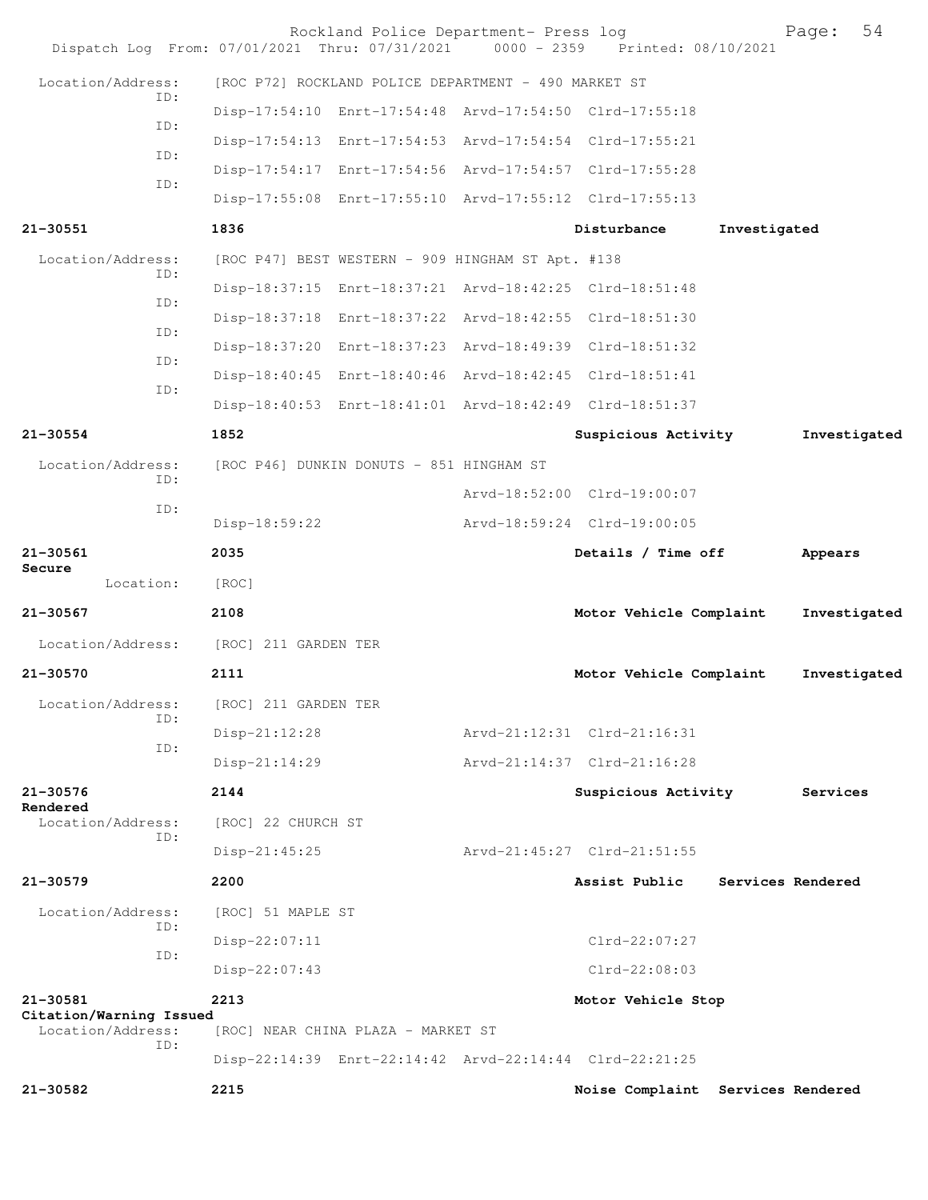Location/Address: [ROC P72] ROCKLAND POLICE DEPARTMENT - 490 MARKET ST

ID: Disp-17:54:10 Enrt-17:54:48 Arvd-17:54:50 Clrd-17:55:18

ID: Disp-17:54:13 Enrt-17:54:53 Arvd-17:54:54 Clrd-17:55:21

ID: Disp-17:54:17 Enrt-17:54:56 Arvd-17:54:57 Clrd-17:55:28

ID: Disp-17:55:08 Enrt-17:55:10 Arvd-17:55:12 Clrd-17:55:13

**21-30551** **1836** **Disturbance** **Investigated**

Location/Address: [ROC P47] BEST WESTERN - 909 HINGHAM ST Apt. #138

ID: Disp-18:37:15 Enrt-18:37:21 Arvd-18:42:25 Clrd-18:51:48

ID: Disp-18:37:18 Enrt-18:37:22 Arvd-18:42:55 Clrd-18:51:30

ID: Disp-18:37:20 Enrt-18:37:23 Arvd-18:49:39 Clrd-18:51:32

ID: Disp-18:40:45 Enrt-18:40:46 Arvd-18:42:45 Clrd-18:51:41

ID: Disp-18:40:53 Enrt-18:41:01 Arvd-18:42:49 Clrd-18:51:37

**21-30554** **1852** **Suspicious Activity** **Investigated**

Location/Address: [ROC P46] DUNKIN DONUTS - 851 HINGHAM ST

ID: Arvd-18:52:00 Clrd-19:00:07

ID: Disp-18:59:22 Arvd-18:59:24 Clrd-19:00:05

**21-30561** **2035** **Details / Time off** **Appears Secure**

Location: [ROC]

**21-30567** **2108** **Motor Vehicle Complaint** **Investigated**

Location/Address: [ROC] 211 GARDEN TER

**21-30570** **2111** **Motor Vehicle Complaint** **Investigated**

Location/Address: [ROC] 211 GARDEN TER

ID: Disp-21:12:28 Arvd-21:12:31 Clrd-21:16:31

ID: Disp-21:14:29 Arvd-21:14:37 Clrd-21:16:28

**21-30576** **2144** **Suspicious Activity** **Services Rendered**

Location/Address: [ROC] 22 CHURCH ST

ID: Disp-21:45:25 Arvd-21:45:27 Clrd-21:51:55

**21-30579** **2200** **Assist Public** **Services Rendered**

Location/Address: [ROC] 51 MAPLE ST

ID: Disp-22:07:11 Clrd-22:07:27

ID: Disp-22:07:43 Clrd-22:08:03

**21-30581** **2213** **Motor Vehicle Stop** **Citation/Warning Issued**

Location/Address: [ROC] NEAR CHINA PLAZA - MARKET ST

ID: Disp-22:14:39 Enrt-22:14:42 Arvd-22:14:44 Clrd-22:21:25

**21-30582** **2215** **Noise Complaint** **Services Rendered**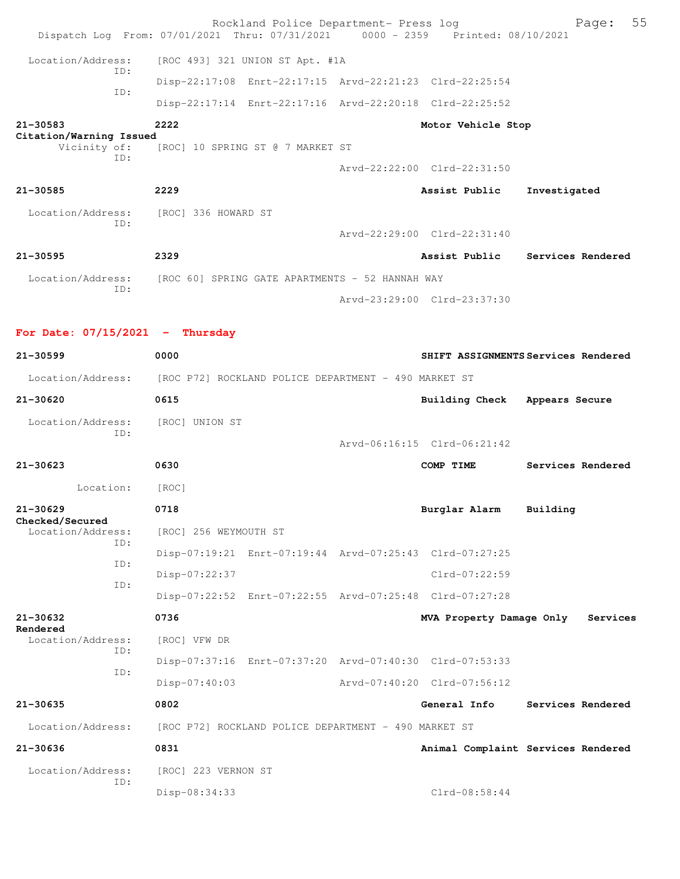Location/Address: [ROC 493] 321 UNION ST Apt. #1A
ID: Disp-22:17:08 Enrt-22:17:15 Arvd-22:21:23 Clrd-22:25:54
ID: Disp-22:17:14 Enrt-22:17:16 Arvd-22:20:18 Clrd-22:25:52

**21-30583** 2222 Motor Vehicle Stop Citation/Warning Issued
Vicinity of: [ROC] 10 SPRING ST @ 7 MARKET ST
ID: Arvd-22:22:00 Clrd-22:31:50

**21-30585** 2229 Assist Public Investigated
Location/Address: [ROC] 336 HOWARD ST
ID: Arvd-22:29:00 Clrd-22:31:40

**21-30595** 2329 Assist Public Services Rendered
Location/Address: [ROC 60] SPRING GATE APARTMENTS - 52 HANNAH WAY
ID: Arvd-23:29:00 Clrd-23:37:30

## For Date: 07/15/2021 - Thursday

**21-30599** 0000 SHIFT ASSIGNMENTS Services Rendered
Location/Address: [ROC P72] ROCKLAND POLICE DEPARTMENT - 490 MARKET ST

**21-30620** 0615 Building Check Appears Secure
Location/Address: [ROC] UNION ST
ID: Arvd-06:16:15 Clrd-06:21:42

**21-30623** 0630 COMP TIME Services Rendered
Location: [ROC]

**21-30629** 0718 Burglar Alarm Building Checked/Secured
Location/Address: [ROC] 256 WEYMOUTH ST
ID: Disp-07:19:21 Enrt-07:19:44 Arvd-07:25:43 Clrd-07:27:25
ID: Disp-07:22:37 Clrd-07:22:59
ID: Disp-07:22:52 Enrt-07:22:55 Arvd-07:25:48 Clrd-07:27:28

**21-30632** 0736 MVA Property Damage Only Services Rendered
Location/Address: [ROC] VFW DR
ID: Disp-07:37:16 Enrt-07:37:20 Arvd-07:40:30 Clrd-07:53:33
ID: Disp-07:40:03 Arvd-07:40:20 Clrd-07:56:12

**21-30635** 0802 General Info Services Rendered
Location/Address: [ROC P72] ROCKLAND POLICE DEPARTMENT - 490 MARKET ST

**21-30636** 0831 Animal Complaint Services Rendered
Location/Address: [ROC] 223 VERNON ST
ID: Disp-08:34:33 Clrd-08:58:44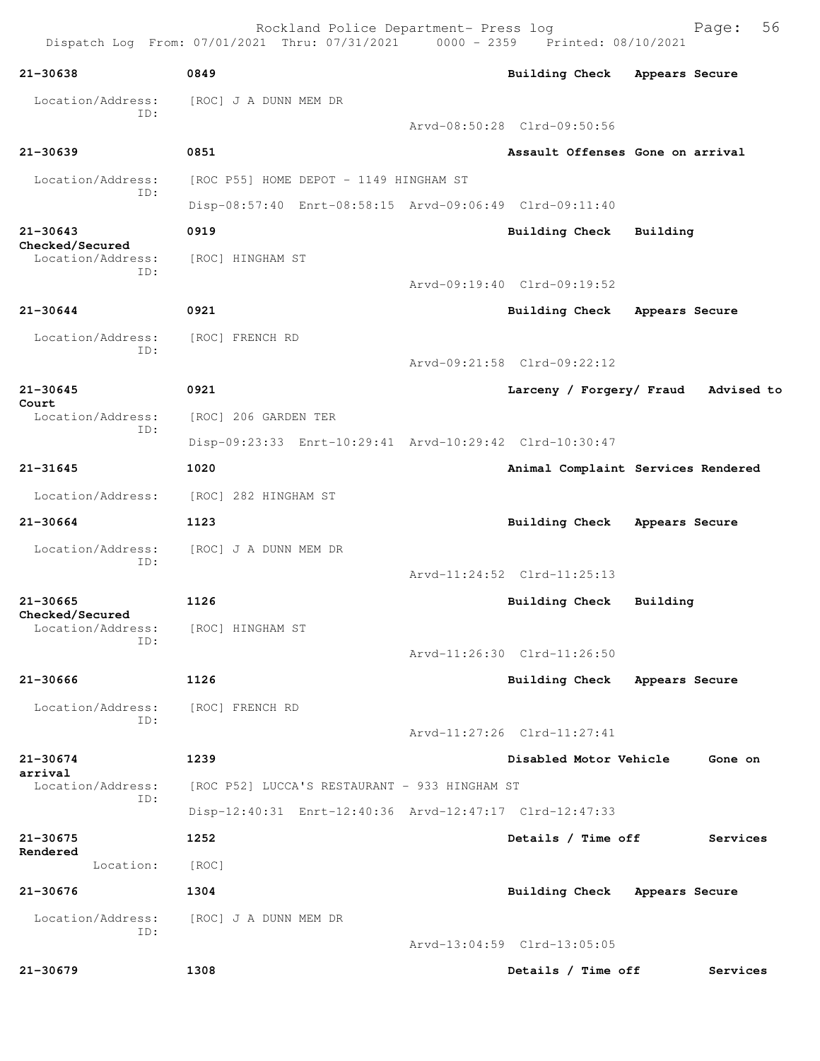Dispatch Log From: 07/01/2021 Thru: 07/31/2021 0000 - 2359 Printed: 08/10/2021

**21-30638** 0849 **Building Check Appears Secure**

Location/Address: [ROC] J A DUNN MEM DR
ID:
Arvd-08:50:28 Clrd-09:50:56

**21-30639** 0851 **Assault Offenses Gone on arrival**

Location/Address: [ROC P55] HOME DEPOT - 1149 HINGHAM ST
ID:
Disp-08:57:40 Enrt-08:58:15 Arvd-09:06:49 Clrd-09:11:40

**21-30643** 0919 **Building Check Building Checked/Secured**

Location/Address: [ROC] HINGHAM ST
ID:
Arvd-09:19:40 Clrd-09:19:52

**21-30644** 0921 **Building Check Appears Secure**

Location/Address: [ROC] FRENCH RD
ID:
Arvd-09:21:58 Clrd-09:22:12

**21-30645** 0921 **Larceny / Forgery/ Fraud Advised to Court**

Location/Address: [ROC] 206 GARDEN TER
ID:
Disp-09:23:33 Enrt-10:29:41 Arvd-10:29:42 Clrd-10:30:47

**21-31645** 1020 **Animal Complaint Services Rendered**

Location/Address: [ROC] 282 HINGHAM ST

**21-30664** 1123 **Building Check Appears Secure**

Location/Address: [ROC] J A DUNN MEM DR
ID:
Arvd-11:24:52 Clrd-11:25:13

**21-30665** 1126 **Building Check Building Checked/Secured**

Location/Address: [ROC] HINGHAM ST
ID:
Arvd-11:26:30 Clrd-11:26:50

**21-30666** 1126 **Building Check Appears Secure**

Location/Address: [ROC] FRENCH RD
ID:
Arvd-11:27:26 Clrd-11:27:41

**21-30674** 1239 **Disabled Motor Vehicle Gone on arrival**

Location/Address: [ROC P52] LUCCA'S RESTAURANT - 933 HINGHAM ST
ID:
Disp-12:40:31 Enrt-12:40:36 Arvd-12:47:17 Clrd-12:47:33

**21-30675** 1252 **Details / Time off Services Rendered**

Location: [ROC]

**21-30676** 1304 **Building Check Appears Secure**

Location/Address: [ROC] J A DUNN MEM DR
ID:
Arvd-13:04:59 Clrd-13:05:05

**21-30679** 1308 **Details / Time off Services**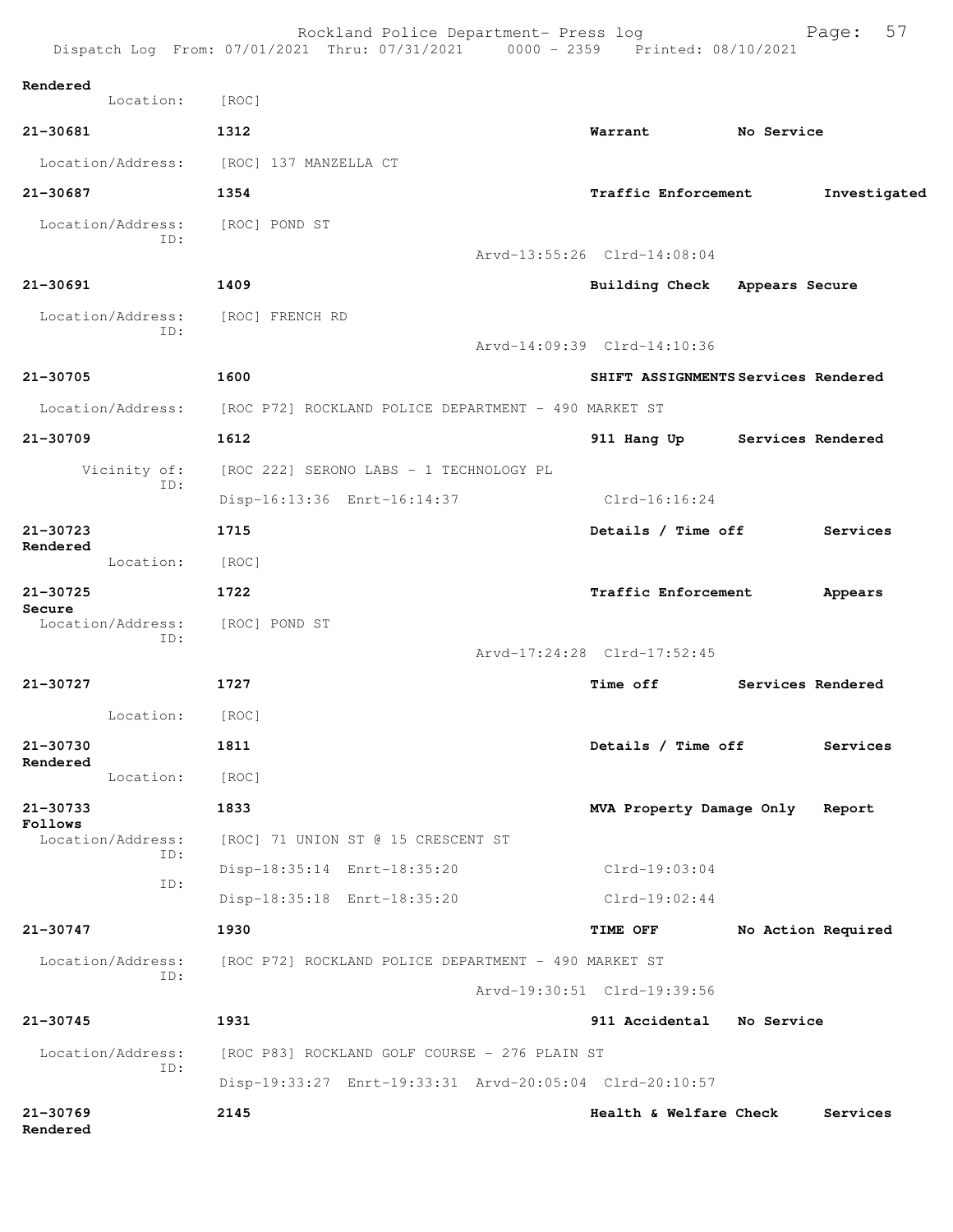Rendered
    Location: [ROC]

**21-30681** 1312 **Warrant** **No Service**

  Location/Address: [ROC] 137 MANZELLA CT

**21-30687** 1354 **Traffic Enforcement** **Investigated**

  Location/Address: [ROC] POND ST
  ID:
  Arvd-13:55:26 Clrd-14:08:04

**21-30691** 1409 **Building Check** **Appears Secure**

  Location/Address: [ROC] FRENCH RD
  ID:
  Arvd-14:09:39 Clrd-14:10:36

**21-30705** 1600 **SHIFT ASSIGNMENTS** **Services Rendered**

  Location/Address: [ROC P72] ROCKLAND POLICE DEPARTMENT - 490 MARKET ST

**21-30709** 1612 **911 Hang Up** **Services Rendered**

  Vicinity of: [ROC 222] SERONO LABS - 1 TECHNOLOGY PL
  ID:
  Disp-16:13:36 Enrt-16:14:37 Clrd-16:16:24

**21-30723** 1715 **Details / Time off** **Services Rendered**

  Location: [ROC]

**21-30725** 1722 **Traffic Enforcement** **Appears Secure**

  Location/Address: [ROC] POND ST
  ID:
  Arvd-17:24:28 Clrd-17:52:45

**21-30727** 1727 **Time off** **Services Rendered**

  Location: [ROC]

**21-30730** 1811 **Details / Time off** **Services Rendered**

  Location: [ROC]

**21-30733** 1833 **MVA Property Damage Only** **Report Follows**

  Location/Address: [ROC] 71 UNION ST @ 15 CRESCENT ST
  ID:
  Disp-18:35:14 Enrt-18:35:20 Clrd-19:03:04
  ID:
  Disp-18:35:18 Enrt-18:35:20 Clrd-19:02:44

**21-30747** 1930 **TIME OFF** **No Action Required**

  Location/Address: [ROC P72] ROCKLAND POLICE DEPARTMENT - 490 MARKET ST
  ID:
  Arvd-19:30:51 Clrd-19:39:56

**21-30745** 1931 **911 Accidental** **No Service**

  Location/Address: [ROC P83] ROCKLAND GOLF COURSE - 276 PLAIN ST
  ID:
  Disp-19:33:27 Enrt-19:33:31 Arvd-20:05:04 Clrd-20:10:57

**21-30769** 2145 **Health & Welfare Check** **Services Rendered**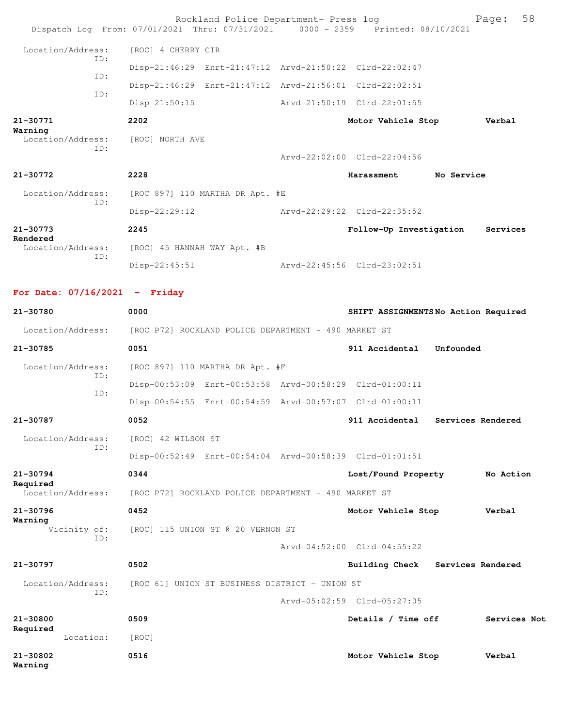```
Location/Address:    [ROC] 4 CHERRY CIR
              ID:
                     Disp-21:46:29  Enrt-21:47:12  Arvd-21:50:22  Clrd-22:02:47
              ID:
                     Disp-21:46:29  Enrt-21:47:12  Arvd-21:56:01  Clrd-22:02:51
              ID:
                     Disp-21:50:15                 Arvd-21:50:19  Clrd-22:01:55

21-30771             2202                                Motor Vehicle Stop         Verbal
Warning
  Location/Address:    [ROC] NORTH AVE
              ID:
                                                   Arvd-22:02:00  Clrd-22:04:56

21-30772             2228                                Harassment       No Service

  Location/Address:    [ROC 897] 110 MARTHA DR Apt. #E
              ID:
                     Disp-22:29:12                 Arvd-22:29:22  Clrd-22:35:52

21-30773             2245                                Follow-Up Investigation    Services
Rendered
  Location/Address:    [ROC] 45 HANNAH WAY Apt. #B
              ID:
                     Disp-22:45:51                 Arvd-22:45:56  Clrd-23:02:51
```

**For Date: 07/16/2021 - Friday**

```
21-30780             0000                                SHIFT ASSIGNMENTS No Action Required

  Location/Address:    [ROC P72] ROCKLAND POLICE DEPARTMENT - 490 MARKET ST

21-30785             0051                                911 Accidental   Unfounded

  Location/Address:    [ROC 897] 110 MARTHA DR Apt. #F
              ID:
                     Disp-00:53:09  Enrt-00:53:58  Arvd-00:58:29  Clrd-01:00:11
              ID:
                     Disp-00:54:55  Enrt-00:54:59  Arvd-00:57:07  Clrd-01:00:11

21-30787             0052                                911 Accidental   Services Rendered

  Location/Address:    [ROC] 42 WILSON ST
              ID:
                     Disp-00:52:49  Enrt-00:54:04  Arvd-00:58:39  Clrd-01:01:51

21-30794             0344                                Lost/Found Property        No Action
Required
  Location/Address:    [ROC P72] ROCKLAND POLICE DEPARTMENT - 490 MARKET ST

21-30796             0452                                Motor Vehicle Stop         Verbal
Warning
       Vicinity of:    [ROC] 115 UNION ST @ 20 VERNON ST
              ID:
                                                   Arvd-04:52:00  Clrd-04:55:22

21-30797             0502                                Building Check   Services Rendered

  Location/Address:    [ROC 61] UNION ST BUSINESS DISTRICT - UNION ST
              ID:
                                                   Arvd-05:02:59  Clrd-05:27:05

21-30800             0509                                Details / Time off         Services Not
Required
          Location:    [ROC]

21-30802             0516                                Motor Vehicle Stop         Verbal
Warning
```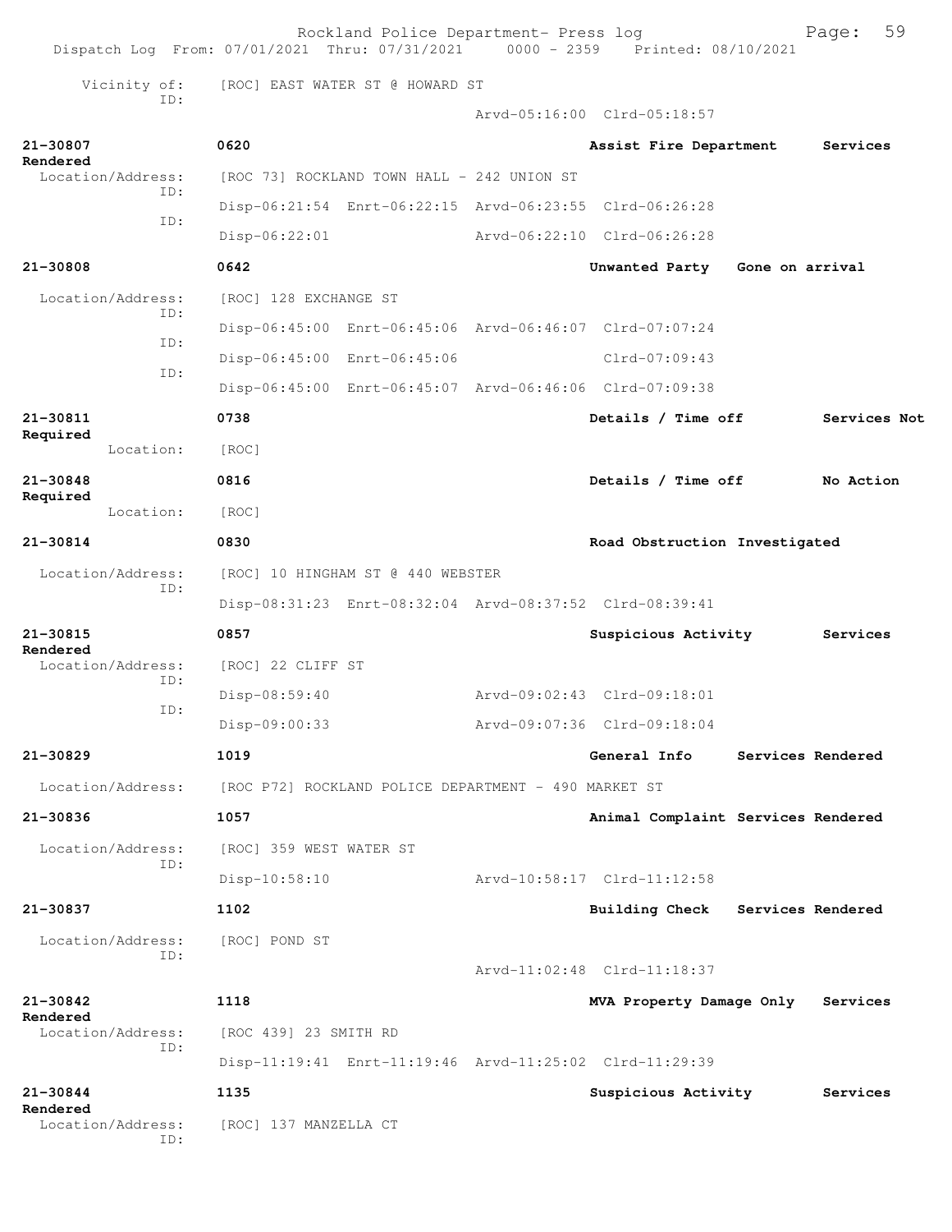Vicinity of: [ROC] EAST WATER ST @ HOWARD ST
ID:
Arvd-05:16:00 Clrd-05:18:57

**21-30807** 0620 **Assist Fire Department Services Rendered**
Location/Address: [ROC 73] ROCKLAND TOWN HALL - 242 UNION ST
ID:
Disp-06:21:54 Enrt-06:22:15 Arvd-06:23:55 Clrd-06:26:28
ID:
Disp-06:22:01 Arvd-06:22:10 Clrd-06:26:28

**21-30808** 0642 **Unwanted Party Gone on arrival**
Location/Address: [ROC] 128 EXCHANGE ST
ID:
Disp-06:45:00 Enrt-06:45:06 Arvd-06:46:07 Clrd-07:07:24
ID:
Disp-06:45:00 Enrt-06:45:06 Clrd-07:09:43
ID:
Disp-06:45:00 Enrt-06:45:07 Arvd-06:46:06 Clrd-07:09:38

**21-30811** 0738 **Details / Time off Services Not Required**
Location: [ROC]

**21-30848** 0816 **Details / Time off No Action Required**
Location: [ROC]

**21-30814** 0830 **Road Obstruction Investigated**
Location/Address: [ROC] 10 HINGHAM ST @ 440 WEBSTER
ID:
Disp-08:31:23 Enrt-08:32:04 Arvd-08:37:52 Clrd-08:39:41

**21-30815** 0857 **Suspicious Activity Services Rendered**
Location/Address: [ROC] 22 CLIFF ST
ID:
Disp-08:59:40 Arvd-09:02:43 Clrd-09:18:01
ID:
Disp-09:00:33 Arvd-09:07:36 Clrd-09:18:04

**21-30829** 1019 **General Info Services Rendered**
Location/Address: [ROC P72] ROCKLAND POLICE DEPARTMENT - 490 MARKET ST

**21-30836** 1057 **Animal Complaint Services Rendered**
Location/Address: [ROC] 359 WEST WATER ST
ID:
Disp-10:58:10 Arvd-10:58:17 Clrd-11:12:58

**21-30837** 1102 **Building Check Services Rendered**
Location/Address: [ROC] POND ST
ID:
Arvd-11:02:48 Clrd-11:18:37

**21-30842** 1118 **MVA Property Damage Only Services Rendered**
Location/Address: [ROC 439] 23 SMITH RD
ID:
Disp-11:19:41 Enrt-11:19:46 Arvd-11:25:02 Clrd-11:29:39

**21-30844** 1135 **Suspicious Activity Services Rendered**
Location/Address: [ROC] 137 MANZELLA CT
ID: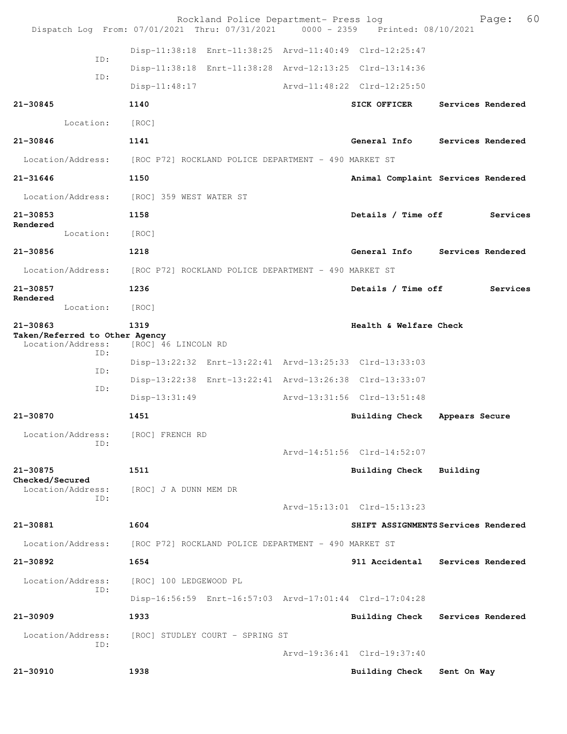Rockland Police Department- Press log
Dispatch Log From: 07/01/2021 Thru: 07/31/2021 0000 - 2359 Printed: 08/10/2021

```
                    Disp-11:38:18  Enrt-11:38:25  Arvd-11:40:49  Clrd-12:25:47
          ID:
                    Disp-11:38:18  Enrt-11:38:28  Arvd-12:13:25  Clrd-13:14:36
          ID:
                    Disp-11:48:17                 Arvd-11:48:22  Clrd-12:25:50

21-30845            1140                          SICK OFFICER      Services Rendered
     Location:      [ROC]

21-30846            1141                          General Info      Services Rendered
 Location/Address:  [ROC P72] ROCKLAND POLICE DEPARTMENT - 490 MARKET ST

21-31646            1150                          Animal Complaint  Services Rendered
 Location/Address:  [ROC] 359 WEST WATER ST

21-30853            1158                          Details / Time off     Services Rendered
     Location:      [ROC]

21-30856            1218                          General Info      Services Rendered
 Location/Address:  [ROC P72] ROCKLAND POLICE DEPARTMENT - 490 MARKET ST

21-30857            1236                          Details / Time off     Services Rendered
     Location:      [ROC]

21-30863            1319                          Health & Welfare Check     Taken/Referred to Other Agency
 Location/Address:  [ROC] 46 LINCOLN RD
          ID:
                    Disp-13:22:32  Enrt-13:22:41  Arvd-13:25:33  Clrd-13:33:03
          ID:
                    Disp-13:22:38  Enrt-13:22:41  Arvd-13:26:38  Clrd-13:33:07
          ID:
                    Disp-13:31:49                 Arvd-13:31:56  Clrd-13:51:48

21-30870            1451                          Building Check    Appears Secure
 Location/Address:  [ROC] FRENCH RD
          ID:
                                                  Arvd-14:51:56  Clrd-14:52:07

21-30875            1511                          Building Check    Building Checked/Secured
 Location/Address:  [ROC] J A DUNN MEM DR
          ID:
                                                  Arvd-15:13:01  Clrd-15:13:23

21-30881            1604                          SHIFT ASSIGNMENTS Services Rendered
 Location/Address:  [ROC P72] ROCKLAND POLICE DEPARTMENT - 490 MARKET ST

21-30892            1654                          911 Accidental    Services Rendered
 Location/Address:  [ROC] 100 LEDGEWOOD PL
          ID:
                    Disp-16:56:59  Enrt-16:57:03  Arvd-17:01:44  Clrd-17:04:28

21-30909            1933                          Building Check    Services Rendered
 Location/Address:  [ROC] STUDLEY COURT - SPRING ST
          ID:
                                                  Arvd-19:36:41  Clrd-19:37:40

21-30910            1938                          Building Check    Sent On Way
```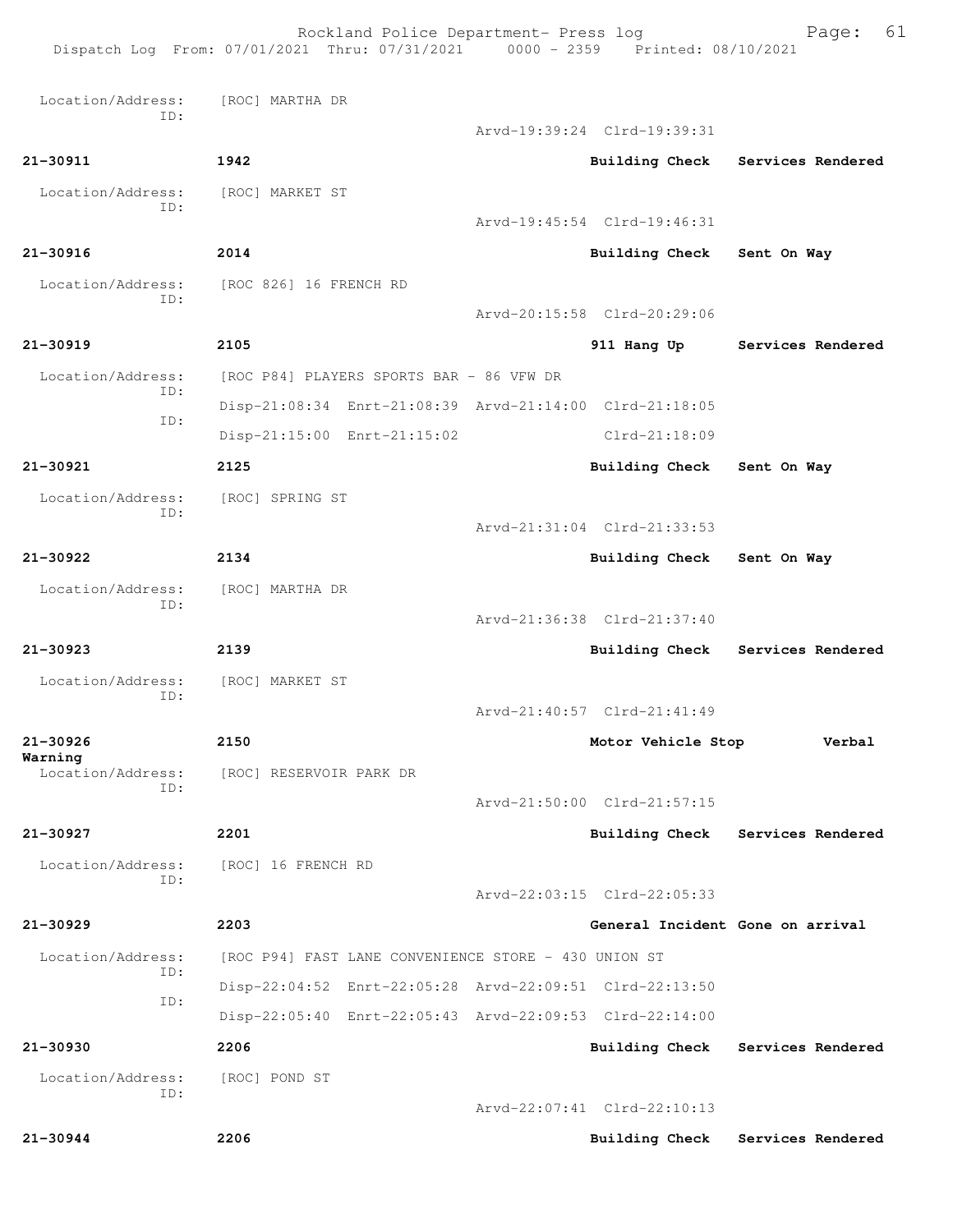Location/Address: [ROC] MARTHA DR
ID:
Arvd-19:39:24 Clrd-19:39:31

**21-30911** 1942 Building Check Services Rendered

Location/Address: [ROC] MARKET ST
ID:
Arvd-19:45:54 Clrd-19:46:31

**21-30916** 2014 Building Check Sent On Way

Location/Address: [ROC 826] 16 FRENCH RD
ID:
Arvd-20:15:58 Clrd-20:29:06

**21-30919** 2105 911 Hang Up Services Rendered

Location/Address: [ROC P84] PLAYERS SPORTS BAR - 86 VFW DR
ID: Disp-21:08:34 Enrt-21:08:39 Arvd-21:14:00 Clrd-21:18:05
ID: Disp-21:15:00 Enrt-21:15:02 Clrd-21:18:09

**21-30921** 2125 Building Check Sent On Way

Location/Address: [ROC] SPRING ST
ID:
Arvd-21:31:04 Clrd-21:33:53

**21-30922** 2134 Building Check Sent On Way

Location/Address: [ROC] MARTHA DR
ID:
Arvd-21:36:38 Clrd-21:37:40

**21-30923** 2139 Building Check Services Rendered

Location/Address: [ROC] MARKET ST
ID:
Arvd-21:40:57 Clrd-21:41:49

**21-30926** 2150 Motor Vehicle Stop Verbal Warning

Location/Address: [ROC] RESERVOIR PARK DR
ID:
Arvd-21:50:00 Clrd-21:57:15

**21-30927** 2201 Building Check Services Rendered

Location/Address: [ROC] 16 FRENCH RD
ID:
Arvd-22:03:15 Clrd-22:05:33

**21-30929** 2203 General Incident Gone on arrival

Location/Address: [ROC P94] FAST LANE CONVENIENCE STORE - 430 UNION ST
ID: Disp-22:04:52 Enrt-22:05:28 Arvd-22:09:51 Clrd-22:13:50
ID: Disp-22:05:40 Enrt-22:05:43 Arvd-22:09:53 Clrd-22:14:00

**21-30930** 2206 Building Check Services Rendered

Location/Address: [ROC] POND ST
ID:
Arvd-22:07:41 Clrd-22:10:13

**21-30944** 2206 Building Check Services Rendered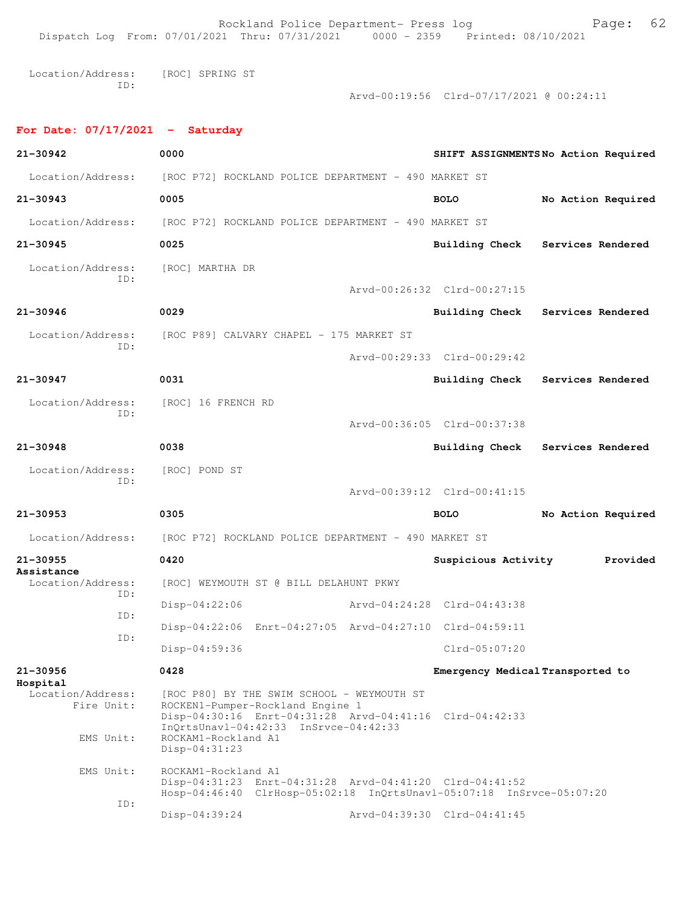Location/Address: [ROC] SPRING ST
ID:
Arvd-00:19:56 Clrd-07/17/2021 @ 00:24:11

**For Date: 07/17/2021 - Saturday**

**21-30942** **0000** **SHIFT ASSIGNMENTS** **No Action Required**

Location/Address: [ROC P72] ROCKLAND POLICE DEPARTMENT - 490 MARKET ST

**21-30943** **0005** **BOLO** **No Action Required**

Location/Address: [ROC P72] ROCKLAND POLICE DEPARTMENT - 490 MARKET ST

**21-30945** **0025** **Building Check** **Services Rendered**

Location/Address: [ROC] MARTHA DR
ID:
Arvd-00:26:32 Clrd-00:27:15

**21-30946** **0029** **Building Check** **Services Rendered**

Location/Address: [ROC P89] CALVARY CHAPEL - 175 MARKET ST
ID:
Arvd-00:29:33 Clrd-00:29:42

**21-30947** **0031** **Building Check** **Services Rendered**

Location/Address: [ROC] 16 FRENCH RD
ID:
Arvd-00:36:05 Clrd-00:37:38

**21-30948** **0038** **Building Check** **Services Rendered**

Location/Address: [ROC] POND ST
ID:
Arvd-00:39:12 Clrd-00:41:15

**21-30953** **0305** **BOLO** **No Action Required**

Location/Address: [ROC P72] ROCKLAND POLICE DEPARTMENT - 490 MARKET ST

**21-30955** **0420** **Suspicious Activity** **Provided Assistance**

Location/Address: [ROC] WEYMOUTH ST @ BILL DELAHUNT PKWY
ID:
Disp-04:22:06 Arvd-04:24:28 Clrd-04:43:38
ID:
Disp-04:22:06 Enrt-04:27:05 Arvd-04:27:10 Clrd-04:59:11
ID:
Disp-04:59:36 Clrd-05:07:20

**21-30956** **0428** **Emergency Medical** **Transported to Hospital**

Location/Address: [ROC P80] BY THE SWIM SCHOOL - WEYMOUTH ST
Fire Unit: ROCKEN1-Pumper-Rockland Engine 1
Disp-04:30:16 Enrt-04:31:28 Arvd-04:41:16 Clrd-04:42:33
InQrtsUnavl-04:42:33 InSrvce-04:42:33
EMS Unit: ROCKAM1-Rockland A1
Disp-04:31:23
EMS Unit: ROCKAM1-Rockland A1
Disp-04:31:23 Enrt-04:31:28 Arvd-04:41:20 Clrd-04:41:52
Hosp-04:46:40 ClrHosp-05:02:18 InQrtsUnavl-05:07:18 InSrvce-05:07:20
ID:
Disp-04:39:24 Arvd-04:39:30 Clrd-04:41:45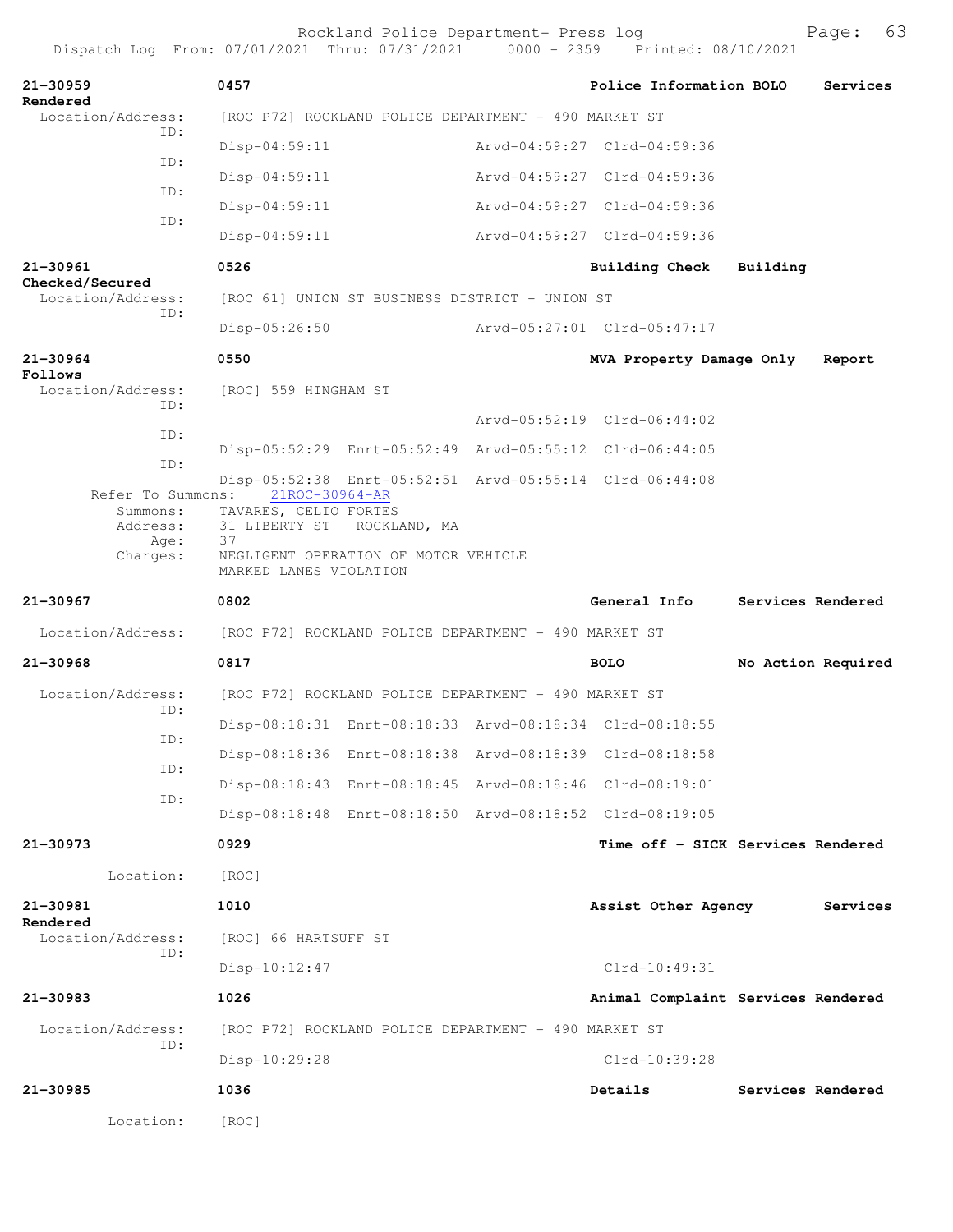Rockland Police Department- Press log
Dispatch Log From: 07/01/2021 Thru: 07/31/2021 0000 - 2359 Printed: 08/10/2021

**21-30959** 0457 Police Information BOLO Services Rendered

Location/Address: [ROC P72] ROCKLAND POLICE DEPARTMENT - 490 MARKET ST

ID: Disp-04:59:11 Arvd-04:59:27 Clrd-04:59:36
ID: Disp-04:59:11 Arvd-04:59:27 Clrd-04:59:36
ID: Disp-04:59:11 Arvd-04:59:27 Clrd-04:59:36
ID: Disp-04:59:11 Arvd-04:59:27 Clrd-04:59:36

**21-30961** 0526 Building Check Building Checked/Secured

Location/Address: [ROC 61] UNION ST BUSINESS DISTRICT - UNION ST

ID: Disp-05:26:50 Arvd-05:27:01 Clrd-05:47:17

**21-30964** 0550 MVA Property Damage Only Report Follows

Location/Address: [ROC] 559 HINGHAM ST

ID: Arvd-05:52:19 Clrd-06:44:02
ID: Disp-05:52:29 Enrt-05:52:49 Arvd-05:55:12 Clrd-06:44:05
ID: Disp-05:52:38 Enrt-05:52:51 Arvd-05:55:14 Clrd-06:44:08

Refer To Summons: 21ROC-30964-AR
Summons: TAVARES, CELIO FORTES
Address: 31 LIBERTY ST ROCKLAND, MA
Age: 37
Charges: NEGLIGENT OPERATION OF MOTOR VEHICLE
MARKED LANES VIOLATION

**21-30967** 0802 General Info Services Rendered

Location/Address: [ROC P72] ROCKLAND POLICE DEPARTMENT - 490 MARKET ST

**21-30968** 0817 BOLO No Action Required

Location/Address: [ROC P72] ROCKLAND POLICE DEPARTMENT - 490 MARKET ST

ID: Disp-08:18:31 Enrt-08:18:33 Arvd-08:18:34 Clrd-08:18:55
ID: Disp-08:18:36 Enrt-08:18:38 Arvd-08:18:39 Clrd-08:18:58
ID: Disp-08:18:43 Enrt-08:18:45 Arvd-08:18:46 Clrd-08:19:01
ID: Disp-08:18:48 Enrt-08:18:50 Arvd-08:18:52 Clrd-08:19:05

**21-30973** 0929 Time off - SICK Services Rendered

Location: [ROC]

**21-30981** 1010 Assist Other Agency Services Rendered

Location/Address: [ROC] 66 HARTSUFF ST

ID: Disp-10:12:47 Clrd-10:49:31

**21-30983** 1026 Animal Complaint Services Rendered

Location/Address: [ROC P72] ROCKLAND POLICE DEPARTMENT - 490 MARKET ST

ID: Disp-10:29:28 Clrd-10:39:28

**21-30985** 1036 Details Services Rendered

Location: [ROC]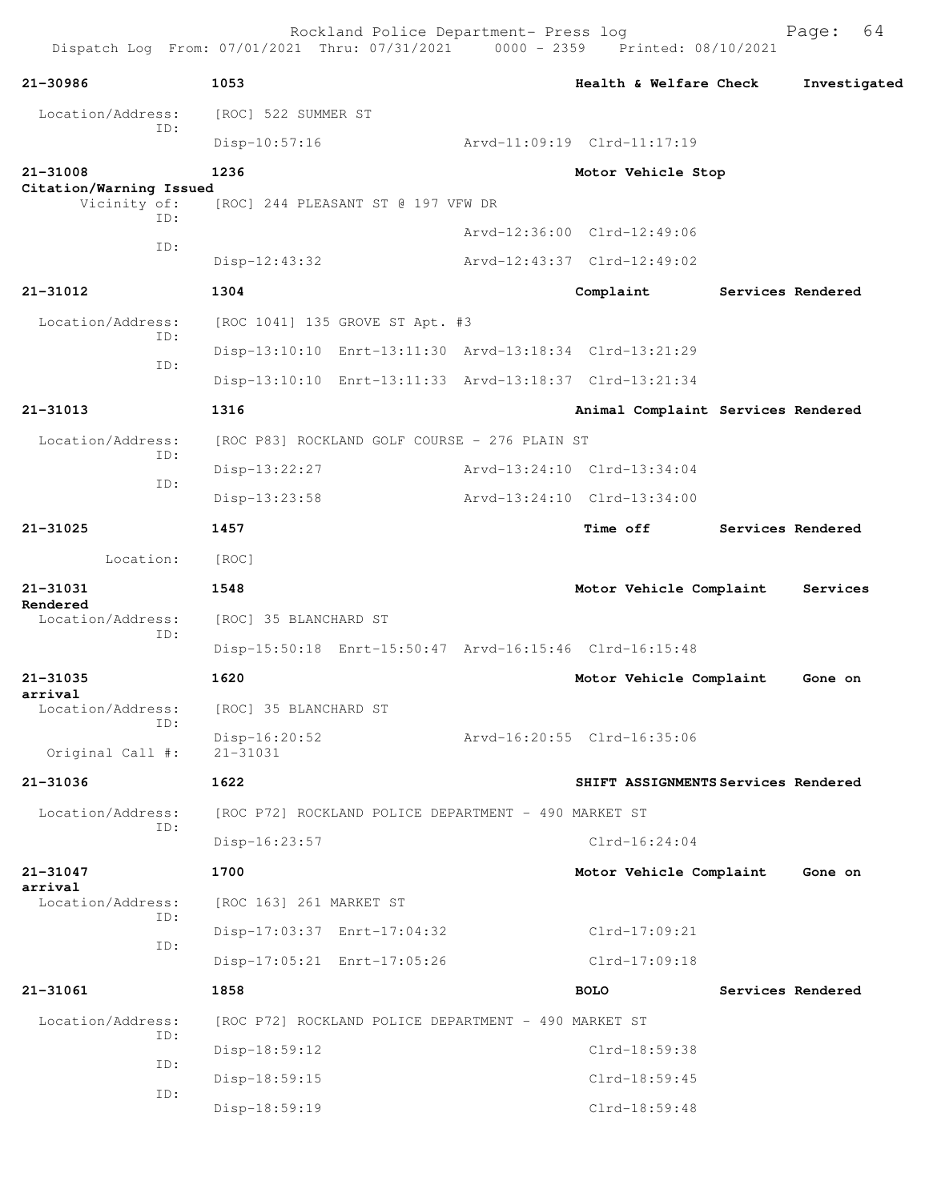Rockland Police Department- Press log
Dispatch Log From: 07/01/2021 Thru: 07/31/2021 0000 - 2359 Printed: 08/10/2021

**21-30986** **1053** **Health & Welfare Check** **Investigated**

Location/Address: [ROC] 522 SUMMER ST
ID:
Disp-10:57:16 Arvd-11:09:19 Clrd-11:17:19

**21-31008** **1236** **Motor Vehicle Stop**
**Citation/Warning Issued**
Vicinity of: [ROC] 244 PLEASANT ST @ 197 VFW DR
ID:
Arvd-12:36:00 Clrd-12:49:06
ID:
Disp-12:43:32 Arvd-12:43:37 Clrd-12:49:02

**21-31012** **1304** **Complaint** **Services Rendered**

Location/Address: [ROC 1041] 135 GROVE ST Apt. #3
ID:
Disp-13:10:10 Enrt-13:11:30 Arvd-13:18:34 Clrd-13:21:29
ID:
Disp-13:10:10 Enrt-13:11:33 Arvd-13:18:37 Clrd-13:21:34

**21-31013** **1316** **Animal Complaint** **Services Rendered**

Location/Address: [ROC P83] ROCKLAND GOLF COURSE - 276 PLAIN ST
ID:
Disp-13:22:27 Arvd-13:24:10 Clrd-13:34:04
ID:
Disp-13:23:58 Arvd-13:24:10 Clrd-13:34:00

**21-31025** **1457** **Time off** **Services Rendered**

Location: [ROC]

**21-31031** **1548** **Motor Vehicle Complaint** **Services Rendered**
Location/Address: [ROC] 35 BLANCHARD ST
ID:
Disp-15:50:18 Enrt-15:50:47 Arvd-16:15:46 Clrd-16:15:48

**21-31035** **1620** **Motor Vehicle Complaint** **Gone on arrival**
Location/Address: [ROC] 35 BLANCHARD ST
ID:
Disp-16:20:52 Arvd-16:20:55 Clrd-16:35:06
Original Call #: 21-31031

**21-31036** **1622** **SHIFT ASSIGNMENTS** **Services Rendered**

Location/Address: [ROC P72] ROCKLAND POLICE DEPARTMENT - 490 MARKET ST
ID:
Disp-16:23:57 Clrd-16:24:04

**21-31047** **1700** **Motor Vehicle Complaint** **Gone on arrival**
Location/Address: [ROC 163] 261 MARKET ST
ID:
Disp-17:03:37 Enrt-17:04:32 Clrd-17:09:21
ID:
Disp-17:05:21 Enrt-17:05:26 Clrd-17:09:18

**21-31061** **1858** **BOLO** **Services Rendered**

Location/Address: [ROC P72] ROCKLAND POLICE DEPARTMENT - 490 MARKET ST
ID:
Disp-18:59:12 Clrd-18:59:38
ID:
Disp-18:59:15 Clrd-18:59:45
ID:
Disp-18:59:19 Clrd-18:59:48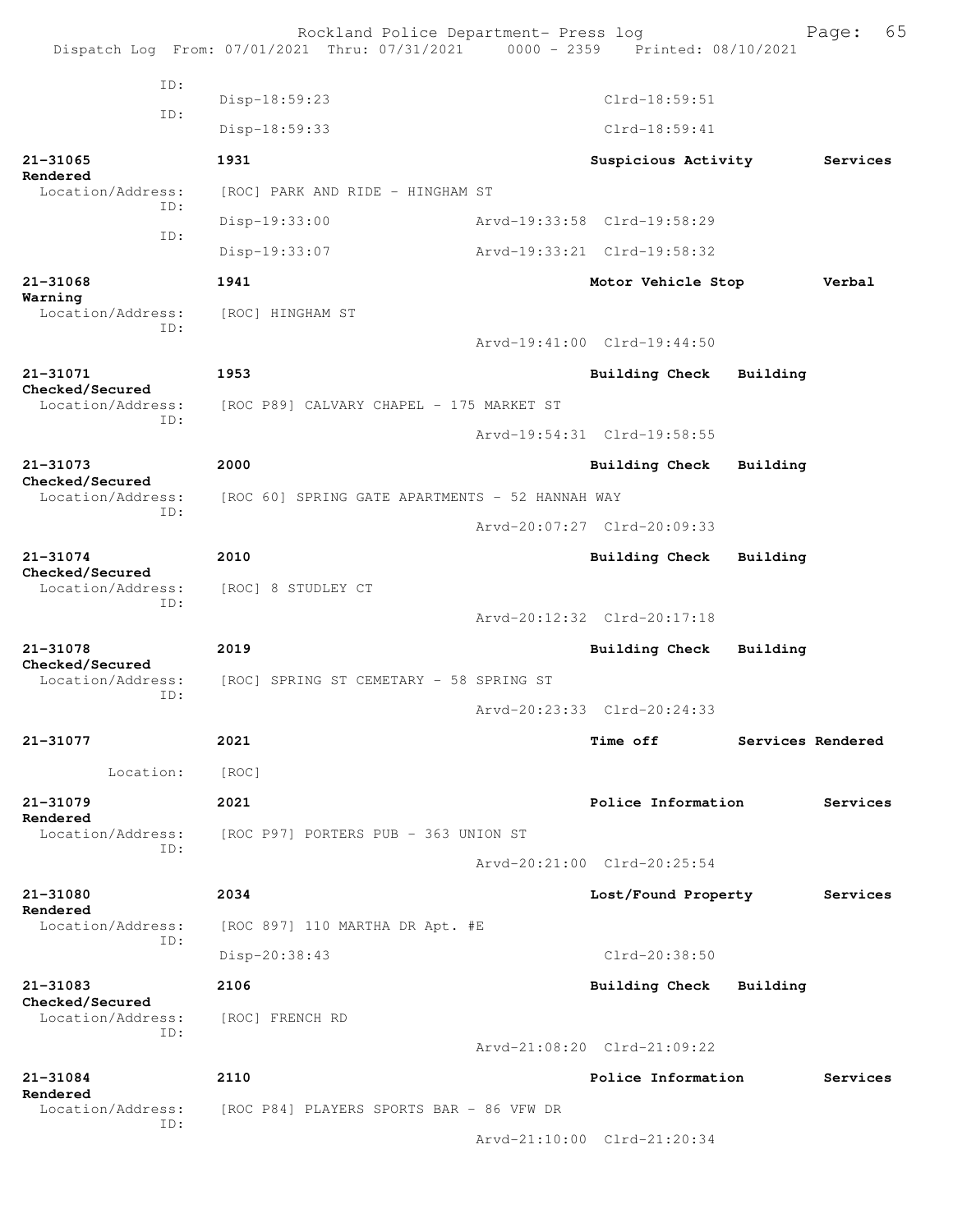ID:
Disp-18:59:23 Clrd-18:59:51

ID:
Disp-18:59:33 Clrd-18:59:41

**21-31065** **1931** **Suspicious Activity** **Services Rendered**
Location/Address: [ROC] PARK AND RIDE - HINGHAM ST
ID:
Disp-19:33:00 Arvd-19:33:58 Clrd-19:58:29
ID:
Disp-19:33:07 Arvd-19:33:21 Clrd-19:58:32

**21-31068** **1941** **Motor Vehicle Stop** **Verbal Warning**
Location/Address: [ROC] HINGHAM ST
ID:
Arvd-19:41:00 Clrd-19:44:50

**21-31071** **1953** **Building Check** **Building Checked/Secured**
Location/Address: [ROC P89] CALVARY CHAPEL - 175 MARKET ST
ID:
Arvd-19:54:31 Clrd-19:58:55

**21-31073** **2000** **Building Check** **Building Checked/Secured**
Location/Address: [ROC 60] SPRING GATE APARTMENTS - 52 HANNAH WAY
ID:
Arvd-20:07:27 Clrd-20:09:33

**21-31074** **2010** **Building Check** **Building Checked/Secured**
Location/Address: [ROC] 8 STUDLEY CT
ID:
Arvd-20:12:32 Clrd-20:17:18

**21-31078** **2019** **Building Check** **Building Checked/Secured**
Location/Address: [ROC] SPRING ST CEMETARY - 58 SPRING ST
ID:
Arvd-20:23:33 Clrd-20:24:33

**21-31077** **2021** **Time off** **Services Rendered**
Location: [ROC]

**21-31079** **2021** **Police Information** **Services Rendered**
Location/Address: [ROC P97] PORTERS PUB - 363 UNION ST
ID:
Arvd-20:21:00 Clrd-20:25:54

**21-31080** **2034** **Lost/Found Property** **Services Rendered**
Location/Address: [ROC 897] 110 MARTHA DR Apt. #E
ID:
Disp-20:38:43 Clrd-20:38:50

**21-31083** **2106** **Building Check** **Building Checked/Secured**
Location/Address: [ROC] FRENCH RD
ID:
Arvd-21:08:20 Clrd-21:09:22

**21-31084** **2110** **Police Information** **Services Rendered**
Location/Address: [ROC P84] PLAYERS SPORTS BAR - 86 VFW DR
ID:
Arvd-21:10:00 Clrd-21:20:34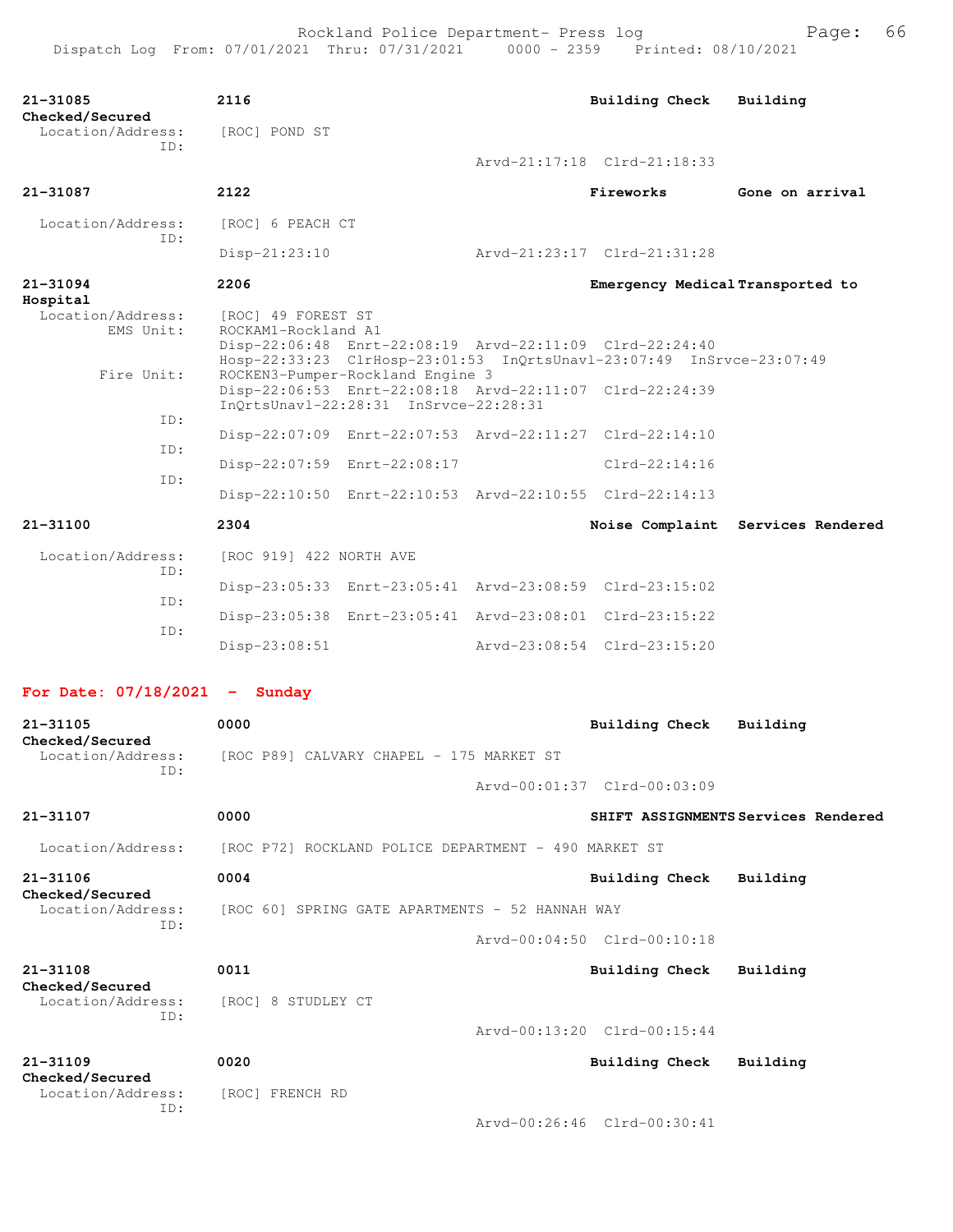21-31085 2116 Building Check Building Checked/Secured
Location/Address: [ROC] POND ST
ID:
Arvd-21:17:18 Clrd-21:18:33

21-31087 2122 Fireworks Gone on arrival
Location/Address: [ROC] 6 PEACH CT
ID:
Disp-21:23:10 Arvd-21:23:17 Clrd-21:31:28

21-31094 2206 Emergency Medical Transported to Hospital
Location/Address: [ROC] 49 FOREST ST
EMS Unit: ROCKAM1-Rockland A1
Disp-22:06:48 Enrt-22:08:19 Arvd-22:11:09 Clrd-22:24:40
Hosp-22:33:23 ClrHosp-23:01:53 InQrtsUnavl-23:07:49 InSrvce-23:07:49
Fire Unit: ROCKEN3-Pumper-Rockland Engine 3
Disp-22:06:53 Enrt-22:08:18 Arvd-22:11:07 Clrd-22:24:39
InQrtsUnavl-22:28:31 InSrvce-22:28:31
ID:
Disp-22:07:09 Enrt-22:07:53 Arvd-22:11:27 Clrd-22:14:10
ID:
Disp-22:07:59 Enrt-22:08:17 Clrd-22:14:16
ID:
Disp-22:10:50 Enrt-22:10:53 Arvd-22:10:55 Clrd-22:14:13

21-31100 2304 Noise Complaint Services Rendered
Location/Address: [ROC 919] 422 NORTH AVE
ID:
Disp-23:05:33 Enrt-23:05:41 Arvd-23:08:59 Clrd-23:15:02
ID:
Disp-23:05:38 Enrt-23:05:41 Arvd-23:08:01 Clrd-23:15:22
ID:
Disp-23:08:51 Arvd-23:08:54 Clrd-23:15:20

**For Date: 07/18/2021 - Sunday**

21-31105 0000 Building Check Building Checked/Secured
Location/Address: [ROC P89] CALVARY CHAPEL - 175 MARKET ST
ID:
Arvd-00:01:37 Clrd-00:03:09

21-31107 0000 SHIFT ASSIGNMENTS Services Rendered
Location/Address: [ROC P72] ROCKLAND POLICE DEPARTMENT - 490 MARKET ST

21-31106 0004 Building Check Building Checked/Secured
Location/Address: [ROC 60] SPRING GATE APARTMENTS - 52 HANNAH WAY
ID:
Arvd-00:04:50 Clrd-00:10:18

21-31108 0011 Building Check Building Checked/Secured
Location/Address: [ROC] 8 STUDLEY CT
ID:
Arvd-00:13:20 Clrd-00:15:44

21-31109 0020 Building Check Building Checked/Secured
Location/Address: [ROC] FRENCH RD
ID:
Arvd-00:26:46 Clrd-00:30:41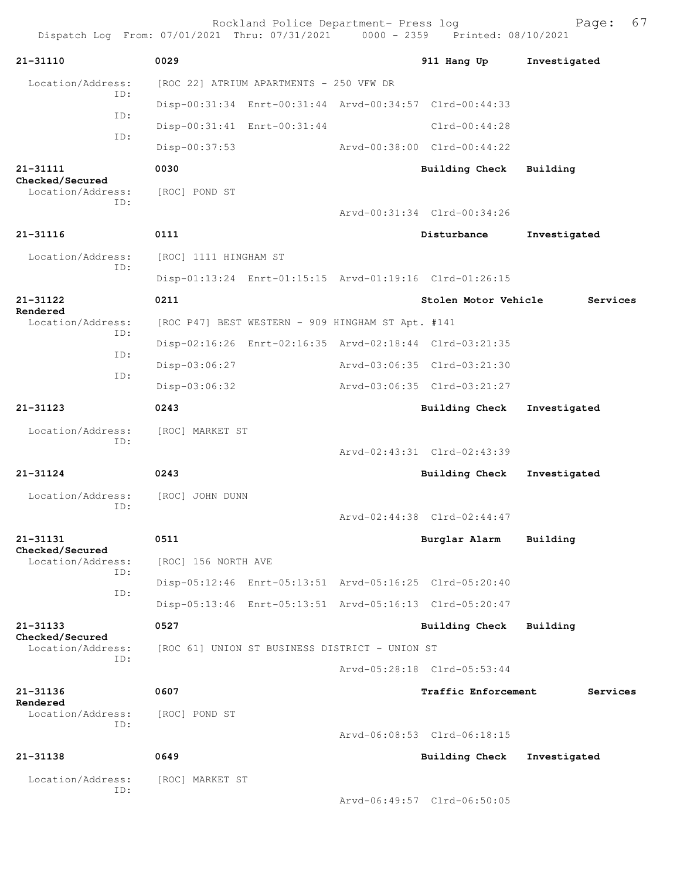Rockland Police Department- Press log
Dispatch Log From: 07/01/2021 Thru: 07/31/2021 0000 - 2359 Printed: 08/10/2021

**21-31110** 0029 **911 Hang Up** **Investigated**

Location/Address: [ROC 22] ATRIUM APARTMENTS - 250 VFW DR
ID: Disp-00:31:34 Enrt-00:31:44 Arvd-00:34:57 Clrd-00:44:33
ID: Disp-00:31:41 Enrt-00:31:44 Clrd-00:44:28
ID: Disp-00:37:53 Arvd-00:38:00 Clrd-00:44:22

**21-31111** 0030 **Building Check** **Building Checked/Secured**

Location/Address: [ROC] POND ST
ID: Arvd-00:31:34 Clrd-00:34:26

**21-31116** 0111 **Disturbance** **Investigated**

Location/Address: [ROC] 1111 HINGHAM ST
ID: Disp-01:13:24 Enrt-01:15:15 Arvd-01:19:16 Clrd-01:26:15

**21-31122** 0211 **Stolen Motor Vehicle** **Services Rendered**

Location/Address: [ROC P47] BEST WESTERN - 909 HINGHAM ST Apt. #141
ID: Disp-02:16:26 Enrt-02:16:35 Arvd-02:18:44 Clrd-03:21:35
ID: Disp-03:06:27 Arvd-03:06:35 Clrd-03:21:30
ID: Disp-03:06:32 Arvd-03:06:35 Clrd-03:21:27

**21-31123** 0243 **Building Check** **Investigated**

Location/Address: [ROC] MARKET ST
ID: Arvd-02:43:31 Clrd-02:43:39

**21-31124** 0243 **Building Check** **Investigated**

Location/Address: [ROC] JOHN DUNN
ID: Arvd-02:44:38 Clrd-02:44:47

**21-31131** 0511 **Burglar Alarm** **Building Checked/Secured**

Location/Address: [ROC] 156 NORTH AVE
ID: Disp-05:12:46 Enrt-05:13:51 Arvd-05:16:25 Clrd-05:20:40
ID: Disp-05:13:46 Enrt-05:13:51 Arvd-05:16:13 Clrd-05:20:47

**21-31133** 0527 **Building Check** **Building Checked/Secured**

Location/Address: [ROC 61] UNION ST BUSINESS DISTRICT - UNION ST
ID: Arvd-05:28:18 Clrd-05:53:44

**21-31136** 0607 **Traffic Enforcement** **Services Rendered**

Location/Address: [ROC] POND ST
ID: Arvd-06:08:53 Clrd-06:18:15

**21-31138** 0649 **Building Check** **Investigated**

Location/Address: [ROC] MARKET ST
ID: Arvd-06:49:57 Clrd-06:50:05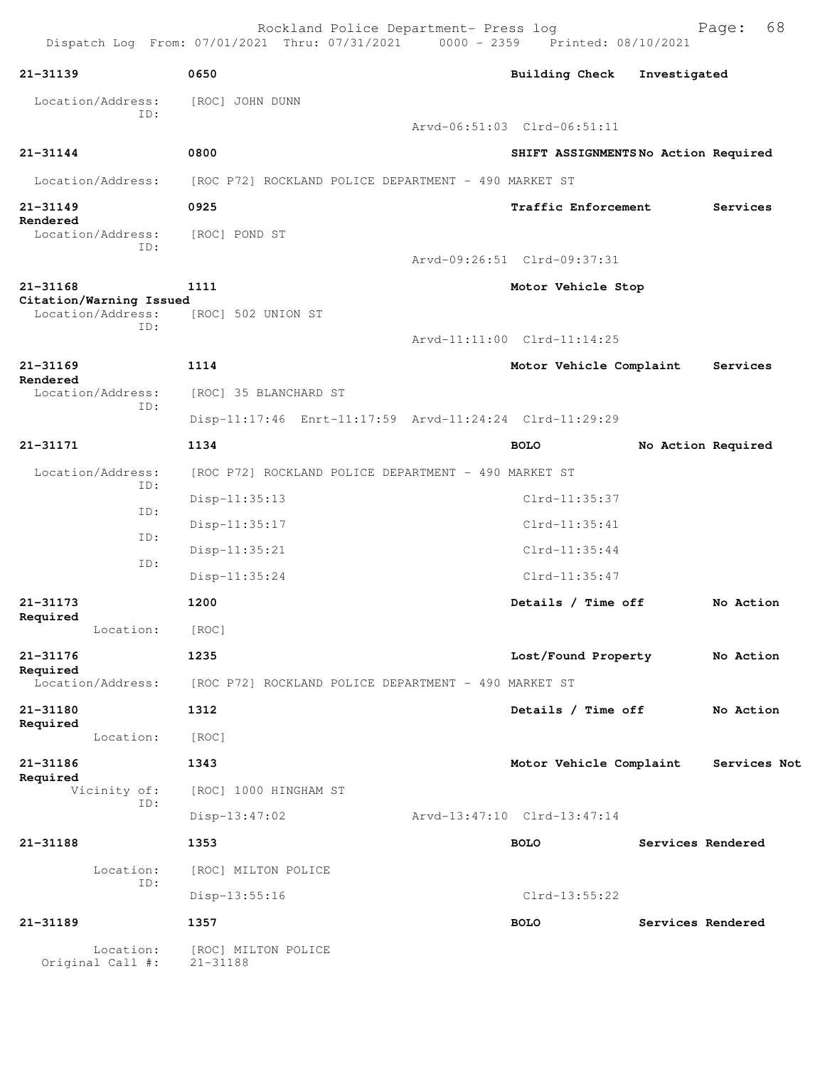| Call # | Time | Call Type | Action |
|---|---|---|---|
| 21-31139 | 0650 | Building Check | Investigated |

Location/Address: [ROC] JOHN DUNN
ID:
Arvd-06:51:03 Clrd-06:51:11

| Call # | Time | Call Type | Action |
|---|---|---|---|
| 21-31144 | 0800 | SHIFT ASSIGNMENTS | No Action Required |

Location/Address: [ROC P72] ROCKLAND POLICE DEPARTMENT - 490 MARKET ST

| Call # | Time | Call Type | Action |
|---|---|---|---|
| 21-31149 | 0925 | Traffic Enforcement | Services Rendered |

Location/Address: [ROC] POND ST
ID:
Arvd-09:26:51 Clrd-09:37:31

| Call # | Time | Call Type | Action |
|---|---|---|---|
| 21-31168 | 1111 | Motor Vehicle Stop | Citation/Warning Issued |

Location/Address: [ROC] 502 UNION ST
ID:
Arvd-11:11:00 Clrd-11:14:25

| Call # | Time | Call Type | Action |
|---|---|---|---|
| 21-31169 | 1114 | Motor Vehicle Complaint | Services Rendered |

Location/Address: [ROC] 35 BLANCHARD ST
ID:
Disp-11:17:46 Enrt-11:17:59 Arvd-11:24:24 Clrd-11:29:29

| Call # | Time | Call Type | Action |
|---|---|---|---|
| 21-31171 | 1134 | BOLO | No Action Required |

Location/Address: [ROC P72] ROCKLAND POLICE DEPARTMENT - 490 MARKET ST
ID:
Disp-11:35:13 Clrd-11:35:37
ID:
Disp-11:35:17 Clrd-11:35:41
ID:
Disp-11:35:21 Clrd-11:35:44
ID:
Disp-11:35:24 Clrd-11:35:47

| Call # | Time | Call Type | Action |
|---|---|---|---|
| 21-31173 | 1200 | Details / Time off | No Action Required |

Location: [ROC]

| Call # | Time | Call Type | Action |
|---|---|---|---|
| 21-31176 | 1235 | Lost/Found Property | No Action Required |

Location/Address: [ROC P72] ROCKLAND POLICE DEPARTMENT - 490 MARKET ST

| Call # | Time | Call Type | Action |
|---|---|---|---|
| 21-31180 | 1312 | Details / Time off | No Action Required |

Location: [ROC]

| Call # | Time | Call Type | Action |
|---|---|---|---|
| 21-31186 | 1343 | Motor Vehicle Complaint | Services Not Required |

Vicinity of: [ROC] 1000 HINGHAM ST
ID:
Disp-13:47:02 Arvd-13:47:10 Clrd-13:47:14

| Call # | Time | Call Type | Action |
|---|---|---|---|
| 21-31188 | 1353 | BOLO | Services Rendered |

Location: [ROC] MILTON POLICE
ID:
Disp-13:55:16 Clrd-13:55:22

| Call # | Time | Call Type | Action |
|---|---|---|---|
| 21-31189 | 1357 | BOLO | Services Rendered |

Location: [ROC] MILTON POLICE
Original Call #: 21-31188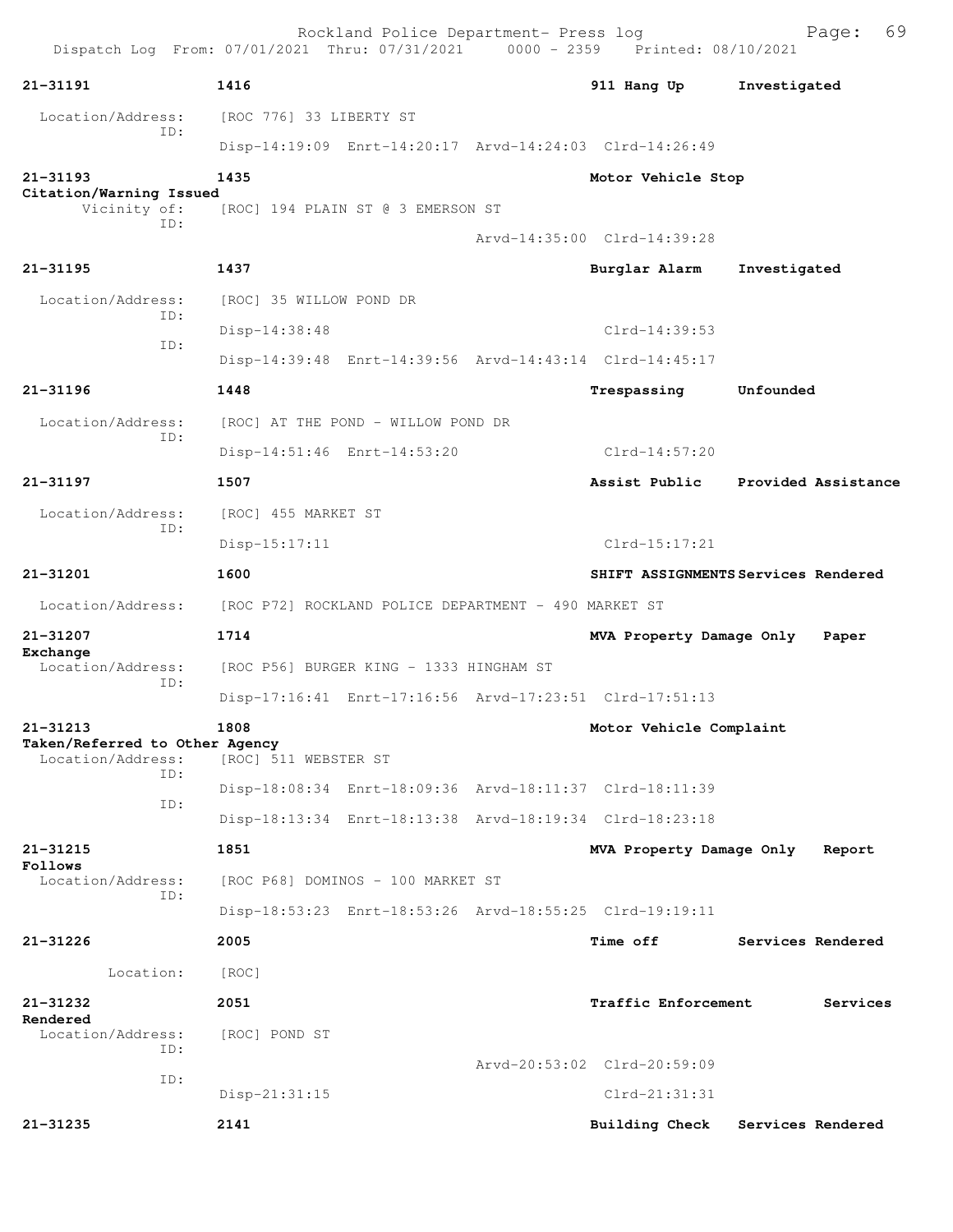Rockland Police Department- Press log
Dispatch Log From: 07/01/2021 Thru: 07/31/2021 0000 - 2359 Printed: 08/10/2021

```
21-31191          1416                                    911 Hang Up       Investigated

 Location/Address:   [ROC 776] 33 LIBERTY ST
              ID:
                     Disp-14:19:09 Enrt-14:20:17 Arvd-14:24:03 Clrd-14:26:49

21-31193          1435                                    Motor Vehicle Stop
Citation/Warning Issued
      Vicinity of:   [ROC] 194 PLAIN ST @ 3 EMERSON ST
              ID:
                                          Arvd-14:35:00 Clrd-14:39:28

21-31195          1437                                    Burglar Alarm     Investigated

 Location/Address:   [ROC] 35 WILLOW POND DR
              ID:
                     Disp-14:38:48                        Clrd-14:39:53
              ID:
                     Disp-14:39:48 Enrt-14:39:56 Arvd-14:43:14 Clrd-14:45:17

21-31196          1448                                    Trespassing       Unfounded

 Location/Address:   [ROC] AT THE POND - WILLOW POND DR
              ID:
                     Disp-14:51:46 Enrt-14:53:20          Clrd-14:57:20

21-31197          1507                                    Assist Public     Provided Assistance

 Location/Address:   [ROC] 455 MARKET ST
              ID:
                     Disp-15:17:11                        Clrd-15:17:21

21-31201          1600                                    SHIFT ASSIGNMENTS Services Rendered

 Location/Address:   [ROC P72] ROCKLAND POLICE DEPARTMENT - 490 MARKET ST

21-31207          1714                                    MVA Property Damage Only   Paper
Exchange
 Location/Address:   [ROC P56] BURGER KING - 1333 HINGHAM ST
              ID:
                     Disp-17:16:41 Enrt-17:16:56 Arvd-17:23:51 Clrd-17:51:13

21-31213          1808                                    Motor Vehicle Complaint
Taken/Referred to Other Agency
 Location/Address:   [ROC] 511 WEBSTER ST
              ID:
                     Disp-18:08:34 Enrt-18:09:36 Arvd-18:11:37 Clrd-18:11:39
              ID:
                     Disp-18:13:34 Enrt-18:13:38 Arvd-18:19:34 Clrd-18:23:18

21-31215          1851                                    MVA Property Damage Only   Report
Follows
 Location/Address:   [ROC P68] DOMINOS - 100 MARKET ST
              ID:
                     Disp-18:53:23 Enrt-18:53:26 Arvd-18:55:25 Clrd-19:19:11

21-31226          2005                                    Time off          Services Rendered

        Location:    [ROC]

21-31232          2051                                    Traffic Enforcement        Services
Rendered
 Location/Address:   [ROC] POND ST
              ID:
                                          Arvd-20:53:02 Clrd-20:59:09
              ID:
                     Disp-21:31:15                        Clrd-21:31:31

21-31235          2141                                    Building Check    Services Rendered
```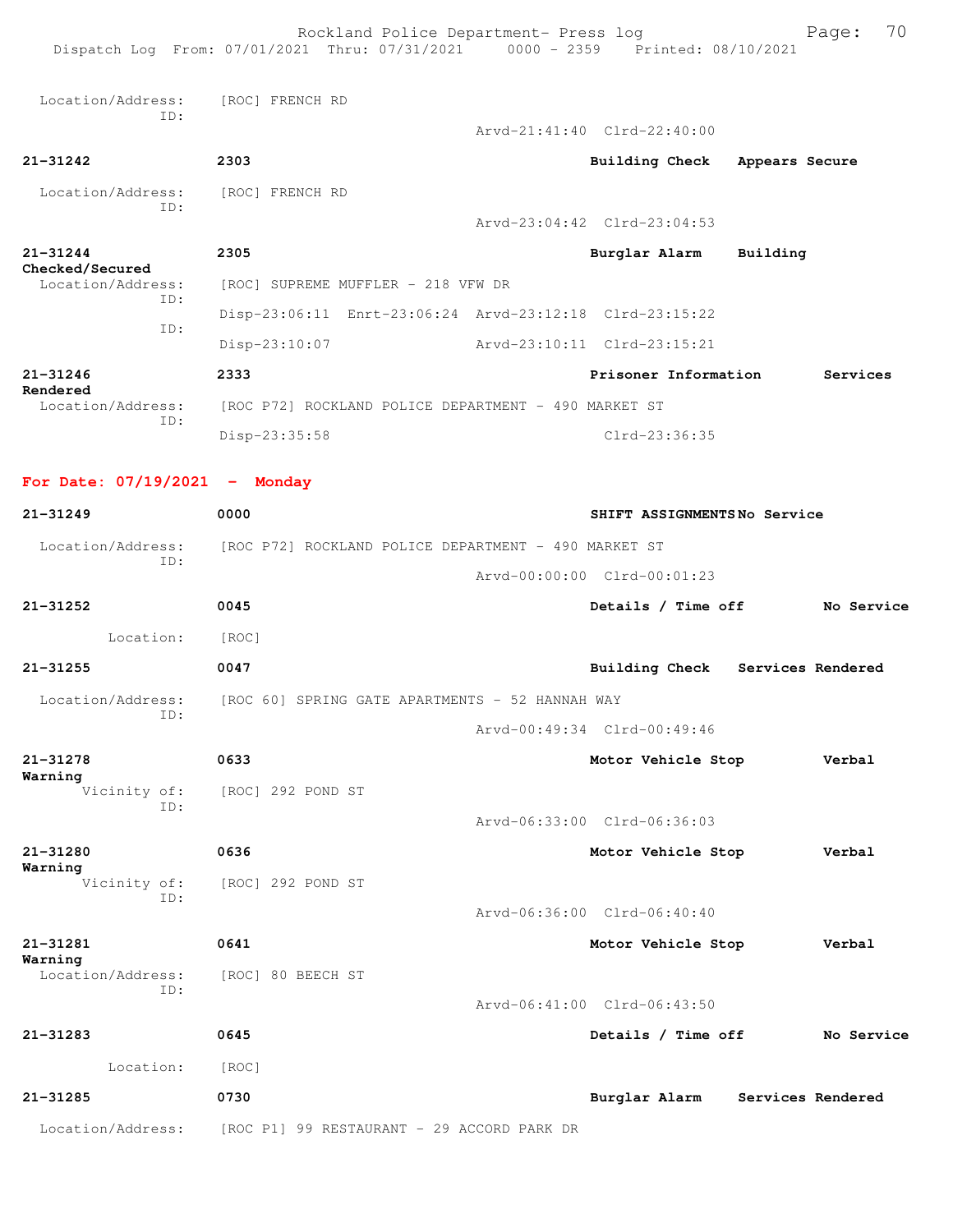Location/Address: [ROC] FRENCH RD
ID:
Arvd-21:41:40 Clrd-22:40:00

**21-31242** **2303** **Building Check** **Appears Secure**

Location/Address: [ROC] FRENCH RD
ID:
Arvd-23:04:42 Clrd-23:04:53

**21-31244** **2305** **Burglar Alarm** **Building Checked/Secured**

Location/Address: [ROC] SUPREME MUFFLER - 218 VFW DR
ID:
Disp-23:06:11 Enrt-23:06:24 Arvd-23:12:18 Clrd-23:15:22
ID:
Disp-23:10:07 Arvd-23:10:11 Clrd-23:15:21

**21-31246** **2333** **Prisoner Information** **Services Rendered**

Location/Address: [ROC P72] ROCKLAND POLICE DEPARTMENT - 490 MARKET ST
ID:
Disp-23:35:58 Clrd-23:36:35

## For Date: 07/19/2021 - Monday

**21-31249** **0000** **SHIFT ASSIGNMENTS** **No Service**

Location/Address: [ROC P72] ROCKLAND POLICE DEPARTMENT - 490 MARKET ST
ID:
Arvd-00:00:00 Clrd-00:01:23

**21-31252** **0045** **Details / Time off** **No Service**

Location: [ROC]

**21-31255** **0047** **Building Check** **Services Rendered**

Location/Address: [ROC 60] SPRING GATE APARTMENTS - 52 HANNAH WAY
ID:
Arvd-00:49:34 Clrd-00:49:46

**21-31278** **0633** **Motor Vehicle Stop** **Verbal Warning**

Vicinity of: [ROC] 292 POND ST
ID:
Arvd-06:33:00 Clrd-06:36:03

**21-31280** **0636** **Motor Vehicle Stop** **Verbal Warning**

Vicinity of: [ROC] 292 POND ST
ID:
Arvd-06:36:00 Clrd-06:40:40

**21-31281** **0641** **Motor Vehicle Stop** **Verbal Warning**

Location/Address: [ROC] 80 BEECH ST
ID:
Arvd-06:41:00 Clrd-06:43:50

**21-31283** **0645** **Details / Time off** **No Service**

Location: [ROC]

**21-31285** **0730** **Burglar Alarm** **Services Rendered**

Location/Address: [ROC P1] 99 RESTAURANT - 29 ACCORD PARK DR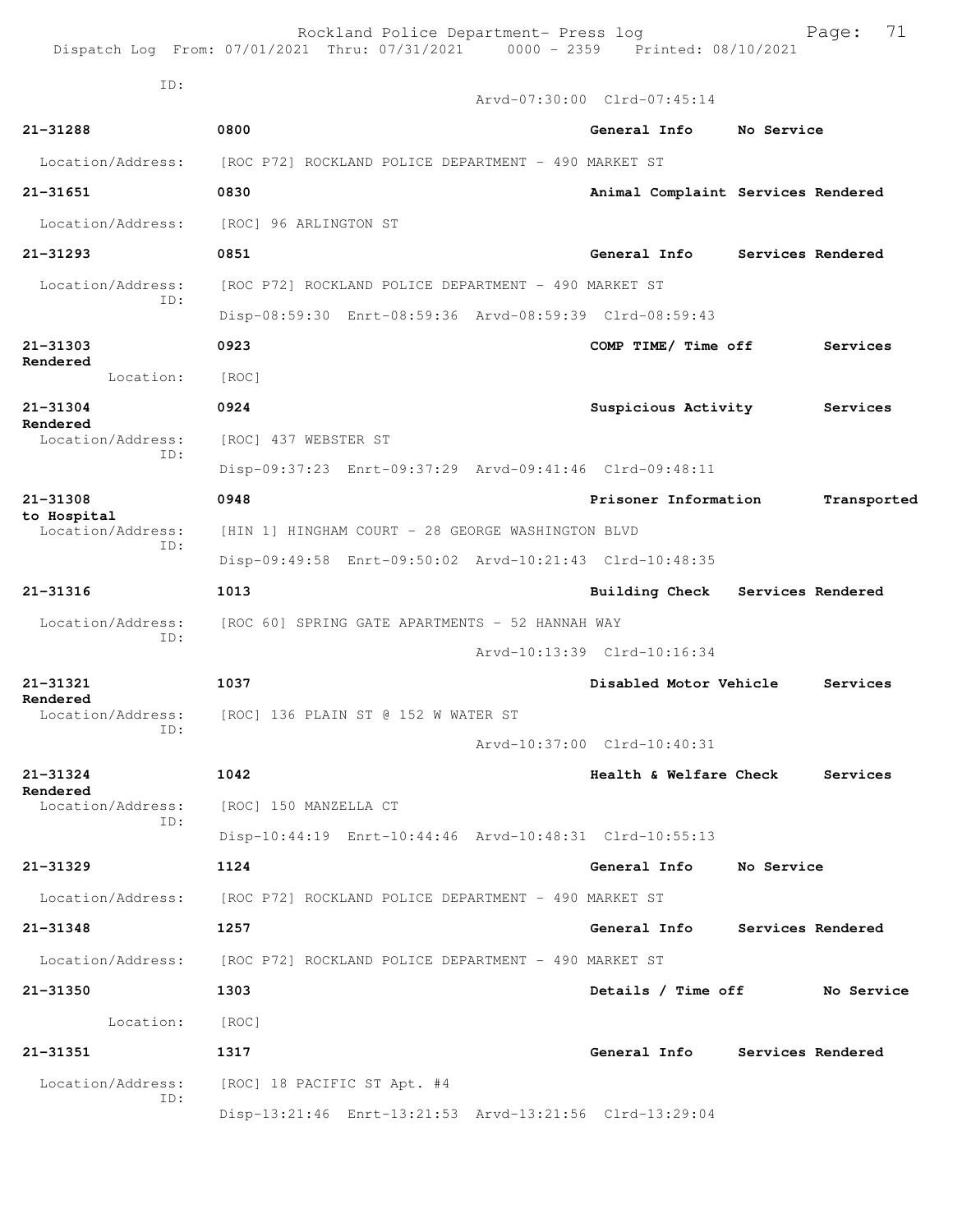ID:
Arvd-07:30:00 Clrd-07:45:14

**21-31288** 0800 **General Info** **No Service**

Location/Address: [ROC P72] ROCKLAND POLICE DEPARTMENT - 490 MARKET ST

**21-31651** 0830 **Animal Complaint Services Rendered**

Location/Address: [ROC] 96 ARLINGTON ST

**21-31293** 0851 **General Info** **Services Rendered**

Location/Address: [ROC P72] ROCKLAND POLICE DEPARTMENT - 490 MARKET ST
ID:
Disp-08:59:30 Enrt-08:59:36 Arvd-08:59:39 Clrd-08:59:43

**21-31303** 0923 **COMP TIME/ Time off** **Services Rendered**

Location: [ROC]

**21-31304** 0924 **Suspicious Activity** **Services Rendered**

Location/Address: [ROC] 437 WEBSTER ST
ID:
Disp-09:37:23 Enrt-09:37:29 Arvd-09:41:46 Clrd-09:48:11

**21-31308** 0948 **Prisoner Information** **Transported to Hospital**

Location/Address: [HIN 1] HINGHAM COURT - 28 GEORGE WASHINGTON BLVD
ID:
Disp-09:49:58 Enrt-09:50:02 Arvd-10:21:43 Clrd-10:48:35

**21-31316** 1013 **Building Check** **Services Rendered**

Location/Address: [ROC 60] SPRING GATE APARTMENTS - 52 HANNAH WAY
ID:
Arvd-10:13:39 Clrd-10:16:34

**21-31321** 1037 **Disabled Motor Vehicle** **Services Rendered**

Location/Address: [ROC] 136 PLAIN ST @ 152 W WATER ST
ID:
Arvd-10:37:00 Clrd-10:40:31

**21-31324** 1042 **Health & Welfare Check** **Services Rendered**

Location/Address: [ROC] 150 MANZELLA CT
ID:
Disp-10:44:19 Enrt-10:44:46 Arvd-10:48:31 Clrd-10:55:13

**21-31329** 1124 **General Info** **No Service**

Location/Address: [ROC P72] ROCKLAND POLICE DEPARTMENT - 490 MARKET ST

**21-31348** 1257 **General Info** **Services Rendered**

Location/Address: [ROC P72] ROCKLAND POLICE DEPARTMENT - 490 MARKET ST

**21-31350** 1303 **Details / Time off** **No Service**

Location: [ROC]

**21-31351** 1317 **General Info** **Services Rendered**

Location/Address: [ROC] 18 PACIFIC ST Apt. #4
ID:
Disp-13:21:46 Enrt-13:21:53 Arvd-13:21:56 Clrd-13:29:04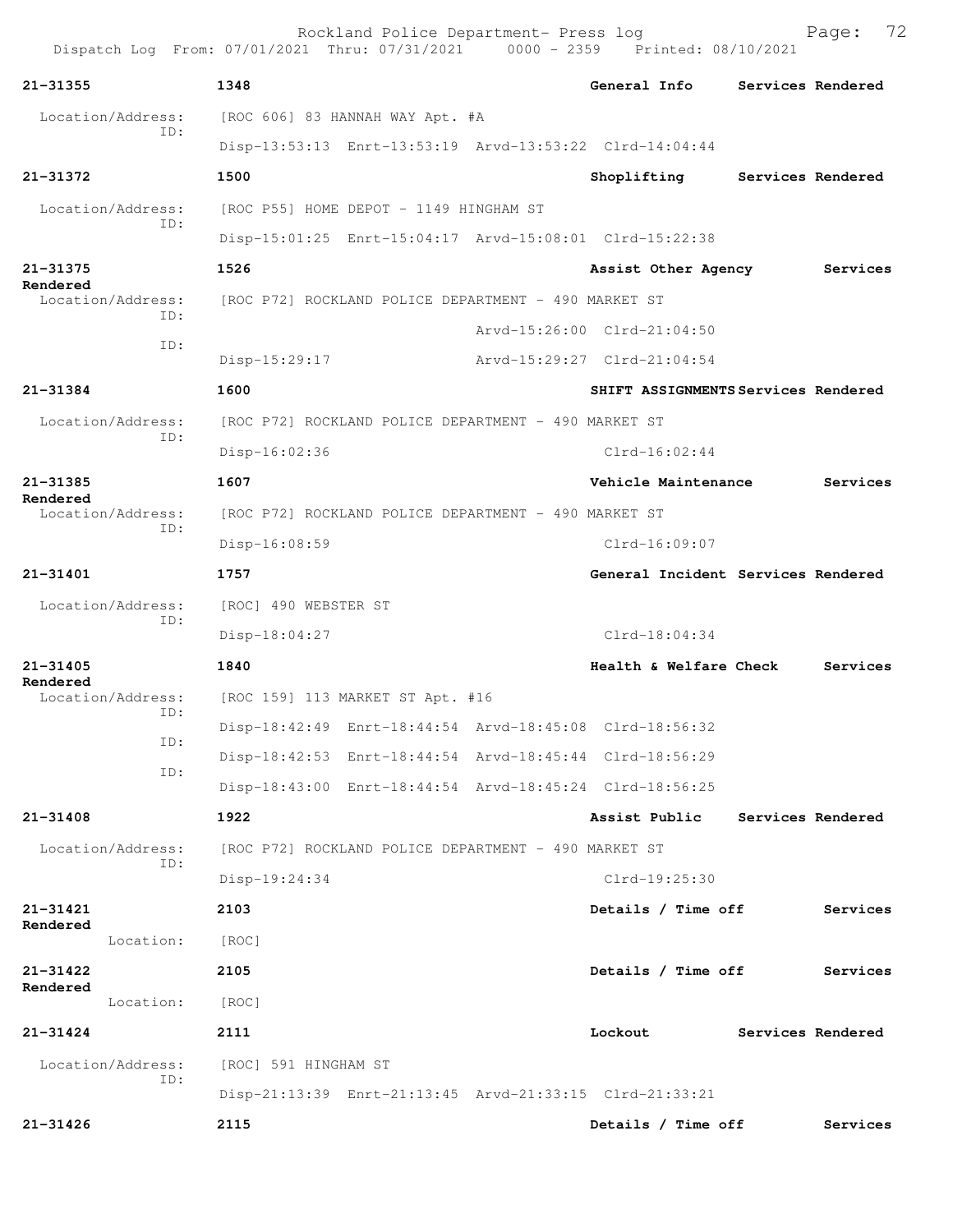Rockland Police Department- Press log
Dispatch Log From: 07/01/2021 Thru: 07/31/2021 0000 - 2359 Printed: 08/10/2021

**21-31355** 1348 General Info Services Rendered
Location/Address: [ROC 606] 83 HANNAH WAY Apt. #A
ID: Disp-13:53:13 Enrt-13:53:19 Arvd-13:53:22 Clrd-14:04:44

**21-31372** 1500 Shoplifting Services Rendered
Location/Address: [ROC P55] HOME DEPOT - 1149 HINGHAM ST
ID: Disp-15:01:25 Enrt-15:04:17 Arvd-15:08:01 Clrd-15:22:38

**21-31375** 1526 Assist Other Agency Services Rendered
Location/Address: [ROC P72] ROCKLAND POLICE DEPARTMENT - 490 MARKET ST
ID: Arvd-15:26:00 Clrd-21:04:50
ID: Disp-15:29:17 Arvd-15:29:27 Clrd-21:04:54

**21-31384** 1600 SHIFT ASSIGNMENTS Services Rendered
Location/Address: [ROC P72] ROCKLAND POLICE DEPARTMENT - 490 MARKET ST
ID: Disp-16:02:36 Clrd-16:02:44

**21-31385** 1607 Vehicle Maintenance Services Rendered
Location/Address: [ROC P72] ROCKLAND POLICE DEPARTMENT - 490 MARKET ST
ID: Disp-16:08:59 Clrd-16:09:07

**21-31401** 1757 General Incident Services Rendered
Location/Address: [ROC] 490 WEBSTER ST
ID: Disp-18:04:27 Clrd-18:04:34

**21-31405** 1840 Health & Welfare Check Services Rendered
Location/Address: [ROC 159] 113 MARKET ST Apt. #16
ID: Disp-18:42:49 Enrt-18:44:54 Arvd-18:45:08 Clrd-18:56:32
ID: Disp-18:42:53 Enrt-18:44:54 Arvd-18:45:44 Clrd-18:56:29
ID: Disp-18:43:00 Enrt-18:44:54 Arvd-18:45:24 Clrd-18:56:25

**21-31408** 1922 Assist Public Services Rendered
Location/Address: [ROC P72] ROCKLAND POLICE DEPARTMENT - 490 MARKET ST
ID: Disp-19:24:34 Clrd-19:25:30

**21-31421** 2103 Details / Time off Services Rendered
Location: [ROC]

**21-31422** 2105 Details / Time off Services Rendered
Location: [ROC]

**21-31424** 2111 Lockout Services Rendered
Location/Address: [ROC] 591 HINGHAM ST
ID: Disp-21:13:39 Enrt-21:13:45 Arvd-21:33:15 Clrd-21:33:21

**21-31426** 2115 Details / Time off Services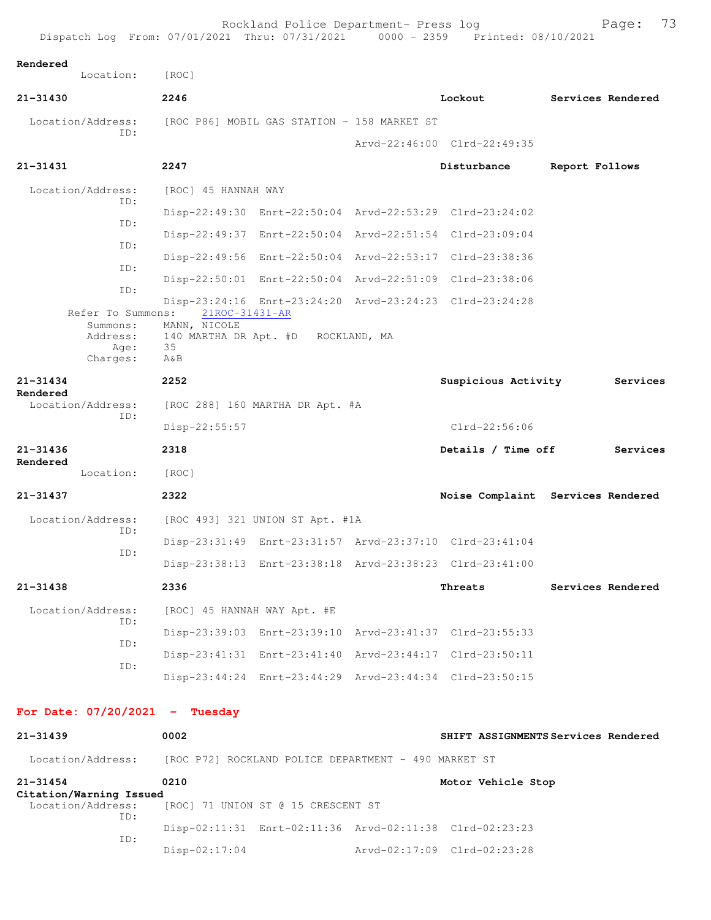Rendered
Location: [ROC]

**21-31430** 2246 Lockout Services Rendered

Location/Address: [ROC P86] MOBIL GAS STATION - 158 MARKET ST
ID:
Arvd-22:46:00 Clrd-22:49:35

**21-31431** 2247 Disturbance Report Follows

Location/Address: [ROC] 45 HANNAH WAY
ID:
Disp-22:49:30 Enrt-22:50:04 Arvd-22:53:29 Clrd-23:24:02
ID:
Disp-22:49:37 Enrt-22:50:04 Arvd-22:51:54 Clrd-23:09:04
ID:
Disp-22:49:56 Enrt-22:50:04 Arvd-22:53:17 Clrd-23:38:36
ID:
Disp-22:50:01 Enrt-22:50:04 Arvd-22:51:09 Clrd-23:38:06
ID:
Disp-23:24:16 Enrt-23:24:20 Arvd-23:24:23 Clrd-23:24:28
Refer To Summons: 21ROC-31431-AR
Summons: MANN, NICOLE
Address: 140 MARTHA DR Apt. #D ROCKLAND, MA
Age: 35
Charges: A&B

**21-31434** 2252 Suspicious Activity Services Rendered

Location/Address: [ROC 288] 160 MARTHA DR Apt. #A
ID:
Disp-22:55:57 Clrd-22:56:06

**21-31436** 2318 Details / Time off Services Rendered

Location: [ROC]

**21-31437** 2322 Noise Complaint Services Rendered

Location/Address: [ROC 493] 321 UNION ST Apt. #1A
ID:
Disp-23:31:49 Enrt-23:31:57 Arvd-23:37:10 Clrd-23:41:04
ID:
Disp-23:38:13 Enrt-23:38:18 Arvd-23:38:23 Clrd-23:41:00

**21-31438** 2336 Threats Services Rendered

Location/Address: [ROC] 45 HANNAH WAY Apt. #E
ID:
Disp-23:39:03 Enrt-23:39:10 Arvd-23:41:37 Clrd-23:55:33
ID:
Disp-23:41:31 Enrt-23:41:40 Arvd-23:44:17 Clrd-23:50:11
ID:
Disp-23:44:24 Enrt-23:44:29 Arvd-23:44:34 Clrd-23:50:15

## For Date: 07/20/2021 - Tuesday

**21-31439** 0002 SHIFT ASSIGNMENTS Services Rendered

Location/Address: [ROC P72] ROCKLAND POLICE DEPARTMENT - 490 MARKET ST

**21-31454** 0210 Motor Vehicle Stop Citation/Warning Issued

Location/Address: [ROC] 71 UNION ST @ 15 CRESCENT ST
ID:
Disp-02:11:31 Enrt-02:11:36 Arvd-02:11:38 Clrd-02:23:23
ID:
Disp-02:17:04 Arvd-02:17:09 Clrd-02:23:28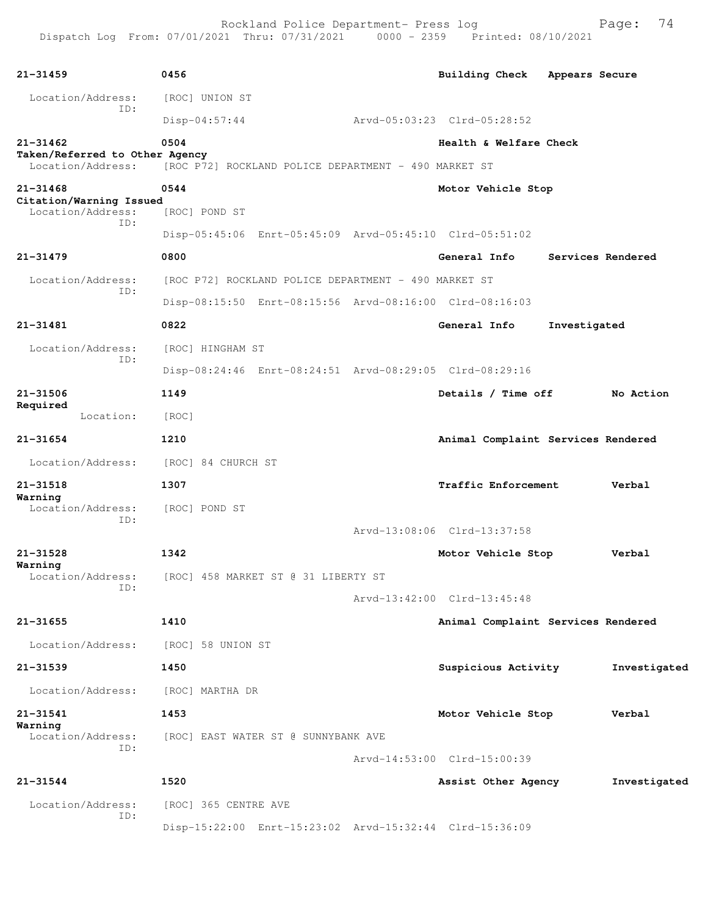Rockland Police Department- Press log

Dispatch Log From: 07/01/2021 Thru: 07/31/2021 0000 - 2359 Printed: 08/10/2021

**21-31459** **0456** **Building Check** **Appears Secure**

Location/Address: [ROC] UNION ST
ID:
Disp-04:57:44 Arvd-05:03:23 Clrd-05:28:52

**21-31462** **0504** **Health & Welfare Check**
**Taken/Referred to Other Agency**
Location/Address: [ROC P72] ROCKLAND POLICE DEPARTMENT - 490 MARKET ST

**21-31468** **0544** **Motor Vehicle Stop**
**Citation/Warning Issued**
Location/Address: [ROC] POND ST
ID:
Disp-05:45:06 Enrt-05:45:09 Arvd-05:45:10 Clrd-05:51:02

**21-31479** **0800** **General Info** **Services Rendered**

Location/Address: [ROC P72] ROCKLAND POLICE DEPARTMENT - 490 MARKET ST
ID:
Disp-08:15:50 Enrt-08:15:56 Arvd-08:16:00 Clrd-08:16:03

**21-31481** **0822** **General Info** **Investigated**

Location/Address: [ROC] HINGHAM ST
ID:
Disp-08:24:46 Enrt-08:24:51 Arvd-08:29:05 Clrd-08:29:16

**21-31506** **1149** **Details / Time off** **No Action Required**
Location: [ROC]

**21-31654** **1210** **Animal Complaint** **Services Rendered**

Location/Address: [ROC] 84 CHURCH ST

**21-31518** **1307** **Traffic Enforcement** **Verbal Warning**
Location/Address: [ROC] POND ST
ID:
Arvd-13:08:06 Clrd-13:37:58

**21-31528** **1342** **Motor Vehicle Stop** **Verbal Warning**
Location/Address: [ROC] 458 MARKET ST @ 31 LIBERTY ST
ID:
Arvd-13:42:00 Clrd-13:45:48

**21-31655** **1410** **Animal Complaint** **Services Rendered**

Location/Address: [ROC] 58 UNION ST

**21-31539** **1450** **Suspicious Activity** **Investigated**

Location/Address: [ROC] MARTHA DR

**21-31541** **1453** **Motor Vehicle Stop** **Verbal Warning**
Location/Address: [ROC] EAST WATER ST @ SUNNYBANK AVE
ID:
Arvd-14:53:00 Clrd-15:00:39

**21-31544** **1520** **Assist Other Agency** **Investigated**

Location/Address: [ROC] 365 CENTRE AVE
ID:
Disp-15:22:00 Enrt-15:23:02 Arvd-15:32:44 Clrd-15:36:09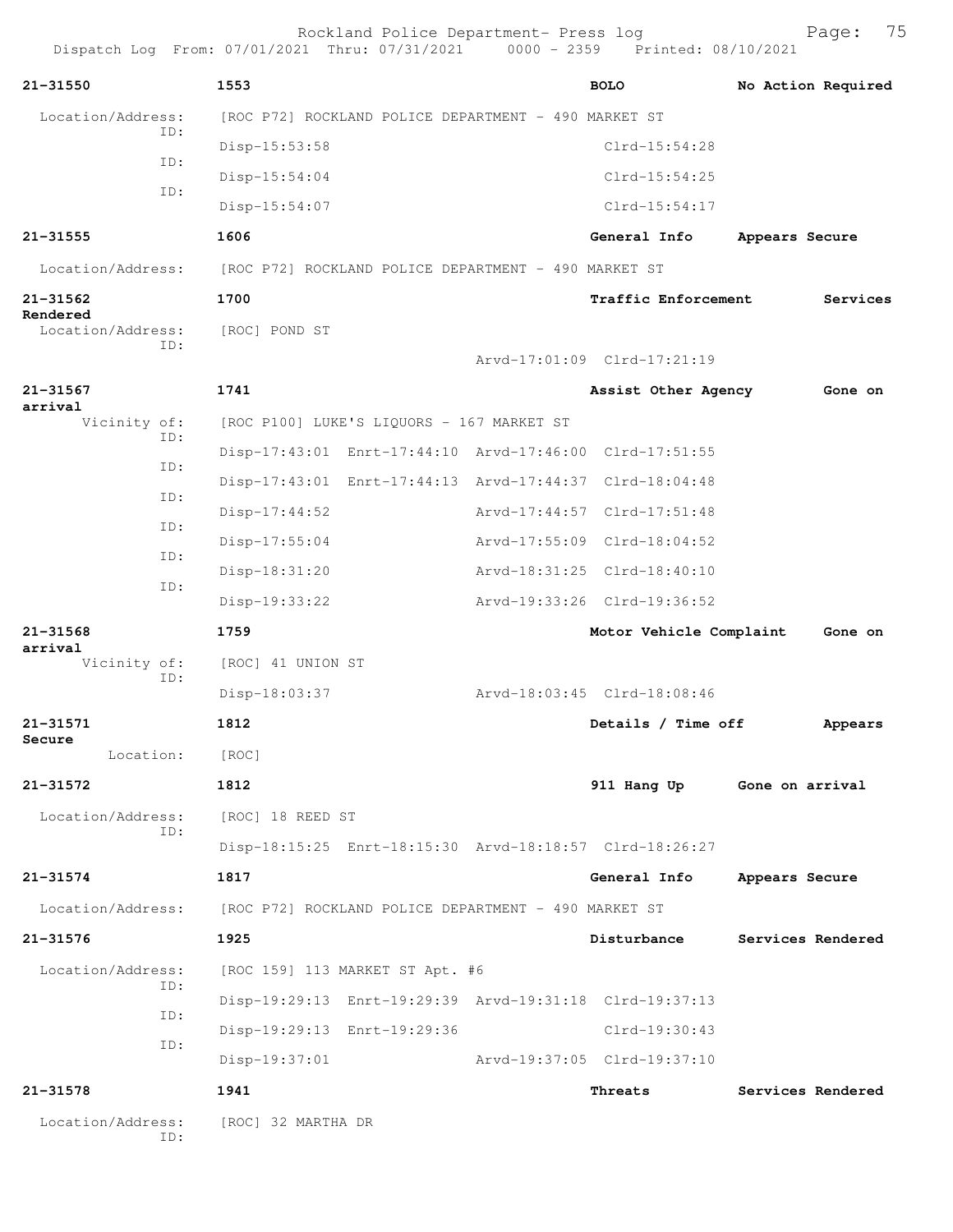Rockland Police Department- Press log
Dispatch Log From: 07/01/2021 Thru: 07/31/2021 0000 - 2359 Printed: 08/10/2021

**21-31550** 1553 **BOLO** **No Action Required**

Location/Address: [ROC P72] ROCKLAND POLICE DEPARTMENT - 490 MARKET ST

ID: Disp-15:53:58 Clrd-15:54:28
ID: Disp-15:54:04 Clrd-15:54:25
ID: Disp-15:54:07 Clrd-15:54:17

**21-31555** 1606 **General Info** **Appears Secure**

Location/Address: [ROC P72] ROCKLAND POLICE DEPARTMENT - 490 MARKET ST

**21-31562** 1700 **Traffic Enforcement** **Services Rendered**

Location/Address: [ROC] POND ST

ID: Arvd-17:01:09 Clrd-17:21:19

**21-31567** 1741 **Assist Other Agency** **Gone on arrival**

Vicinity of: [ROC P100] LUKE'S LIQUORS - 167 MARKET ST

ID: Disp-17:43:01 Enrt-17:44:10 Arvd-17:46:00 Clrd-17:51:55
ID: Disp-17:43:01 Enrt-17:44:13 Arvd-17:44:37 Clrd-18:04:48
ID: Disp-17:44:52 Arvd-17:44:57 Clrd-17:51:48
ID: Disp-17:55:04 Arvd-17:55:09 Clrd-18:04:52
ID: Disp-18:31:20 Arvd-18:31:25 Clrd-18:40:10
ID: Disp-19:33:22 Arvd-19:33:26 Clrd-19:36:52

**21-31568** 1759 **Motor Vehicle Complaint** **Gone on arrival**

Vicinity of: [ROC] 41 UNION ST

ID: Disp-18:03:37 Arvd-18:03:45 Clrd-18:08:46

**21-31571** 1812 **Details / Time off** **Appears Secure**

Location: [ROC]

**21-31572** 1812 **911 Hang Up** **Gone on arrival**

Location/Address: [ROC] 18 REED ST

ID: Disp-18:15:25 Enrt-18:15:30 Arvd-18:18:57 Clrd-18:26:27

**21-31574** 1817 **General Info** **Appears Secure**

Location/Address: [ROC P72] ROCKLAND POLICE DEPARTMENT - 490 MARKET ST

**21-31576** 1925 **Disturbance** **Services Rendered**

Location/Address: [ROC 159] 113 MARKET ST Apt. #6

ID: Disp-19:29:13 Enrt-19:29:39 Arvd-19:31:18 Clrd-19:37:13
ID: Disp-19:29:13 Enrt-19:29:36 Clrd-19:30:43
ID: Disp-19:37:01 Arvd-19:37:05 Clrd-19:37:10

**21-31578** 1941 **Threats** **Services Rendered**

Location/Address: [ROC] 32 MARTHA DR

ID: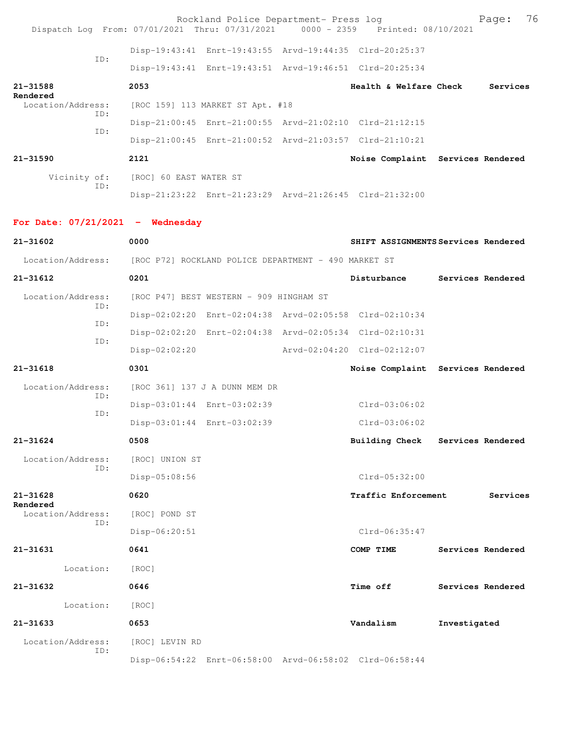Disp-19:43:41 Enrt-19:43:55 Arvd-19:44:35 Clrd-20:25:37

ID: Disp-19:43:41 Enrt-19:43:51 Arvd-19:46:51 Clrd-20:25:34

**21-31588** **2053** **Health & Welfare Check** **Services Rendered**

Location/Address: [ROC 159] 113 MARKET ST Apt. #18

ID: Disp-21:00:45 Enrt-21:00:55 Arvd-21:02:10 Clrd-21:12:15

ID: Disp-21:00:45 Enrt-21:00:52 Arvd-21:03:57 Clrd-21:10:21

**21-31590** **2121** **Noise Complaint** **Services Rendered**

Vicinity of: [ROC] 60 EAST WATER ST

ID: Disp-21:23:22 Enrt-21:23:29 Arvd-21:26:45 Clrd-21:32:00

## For Date: 07/21/2021 - Wednesday

**21-31602** **0000** **SHIFT ASSIGNMENTS** **Services Rendered**

Location/Address: [ROC P72] ROCKLAND POLICE DEPARTMENT - 490 MARKET ST

**21-31612** **0201** **Disturbance** **Services Rendered**

Location/Address: [ROC P47] BEST WESTERN - 909 HINGHAM ST

ID: Disp-02:02:20 Enrt-02:04:38 Arvd-02:05:58 Clrd-02:10:34

ID: Disp-02:02:20 Enrt-02:04:38 Arvd-02:05:34 Clrd-02:10:31

ID: Disp-02:02:20 Arvd-02:04:20 Clrd-02:12:07

**21-31618** **0301** **Noise Complaint** **Services Rendered**

Location/Address: [ROC 361] 137 J A DUNN MEM DR

ID: Disp-03:01:44 Enrt-03:02:39 Clrd-03:06:02

ID: Disp-03:01:44 Enrt-03:02:39 Clrd-03:06:02

**21-31624** **0508** **Building Check** **Services Rendered**

Location/Address: [ROC] UNION ST

ID: Disp-05:08:56 Clrd-05:32:00

**21-31628** **0620** **Traffic Enforcement** **Services Rendered**

Location/Address: [ROC] POND ST

ID: Disp-06:20:51 Clrd-06:35:47

**21-31631** **0641** **COMP TIME** **Services Rendered**

Location: [ROC]

**21-31632** **0646** **Time off** **Services Rendered**

Location: [ROC]

**21-31633** **0653** **Vandalism** **Investigated**

Location/Address: [ROC] LEVIN RD

ID: Disp-06:54:22 Enrt-06:58:00 Arvd-06:58:02 Clrd-06:58:44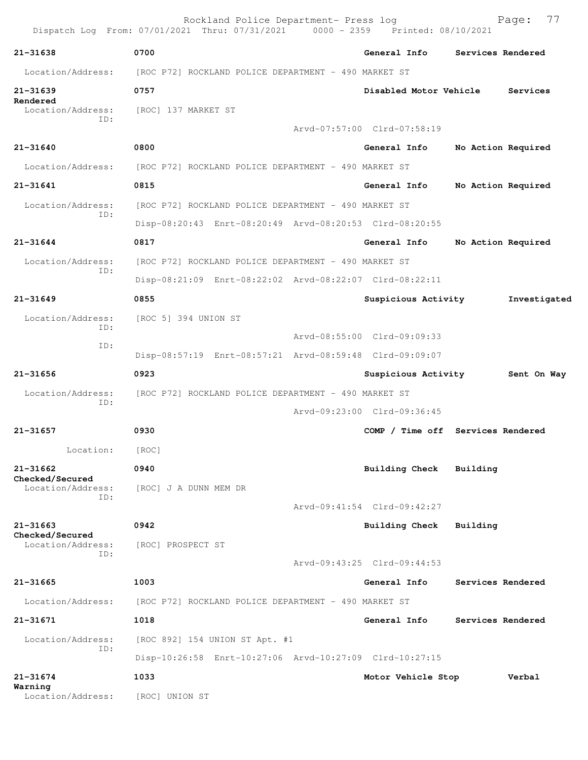Rockland Police Department- Press log
Dispatch Log From: 07/01/2021 Thru: 07/31/2021 0000 - 2359 Printed: 08/10/2021

**21-31638** 0700 General Info Services Rendered
Location/Address: [ROC P72] ROCKLAND POLICE DEPARTMENT - 490 MARKET ST

**21-31639** 0757 Disabled Motor Vehicle Services Rendered
Location/Address: [ROC] 137 MARKET ST
ID:
Arvd-07:57:00 Clrd-07:58:19

**21-31640** 0800 General Info No Action Required
Location/Address: [ROC P72] ROCKLAND POLICE DEPARTMENT - 490 MARKET ST

**21-31641** 0815 General Info No Action Required
Location/Address: [ROC P72] ROCKLAND POLICE DEPARTMENT - 490 MARKET ST
ID:
Disp-08:20:43 Enrt-08:20:49 Arvd-08:20:53 Clrd-08:20:55

**21-31644** 0817 General Info No Action Required
Location/Address: [ROC P72] ROCKLAND POLICE DEPARTMENT - 490 MARKET ST
ID:
Disp-08:21:09 Enrt-08:22:02 Arvd-08:22:07 Clrd-08:22:11

**21-31649** 0855 Suspicious Activity Investigated
Location/Address: [ROC 5] 394 UNION ST
ID:
Arvd-08:55:00 Clrd-09:09:33
ID:
Disp-08:57:19 Enrt-08:57:21 Arvd-08:59:48 Clrd-09:09:07

**21-31656** 0923 Suspicious Activity Sent On Way
Location/Address: [ROC P72] ROCKLAND POLICE DEPARTMENT - 490 MARKET ST
ID:
Arvd-09:23:00 Clrd-09:36:45

**21-31657** 0930 COMP / Time off Services Rendered
Location: [ROC]

**21-31662** 0940 Building Check Building Checked/Secured
Location/Address: [ROC] J A DUNN MEM DR
ID:
Arvd-09:41:54 Clrd-09:42:27

**21-31663** 0942 Building Check Building Checked/Secured
Location/Address: [ROC] PROSPECT ST
ID:
Arvd-09:43:25 Clrd-09:44:53

**21-31665** 1003 General Info Services Rendered
Location/Address: [ROC P72] ROCKLAND POLICE DEPARTMENT - 490 MARKET ST

**21-31671** 1018 General Info Services Rendered
Location/Address: [ROC 892] 154 UNION ST Apt. #1
ID:
Disp-10:26:58 Enrt-10:27:06 Arvd-10:27:09 Clrd-10:27:15

**21-31674** 1033 Motor Vehicle Stop Verbal Warning
Location/Address: [ROC] UNION ST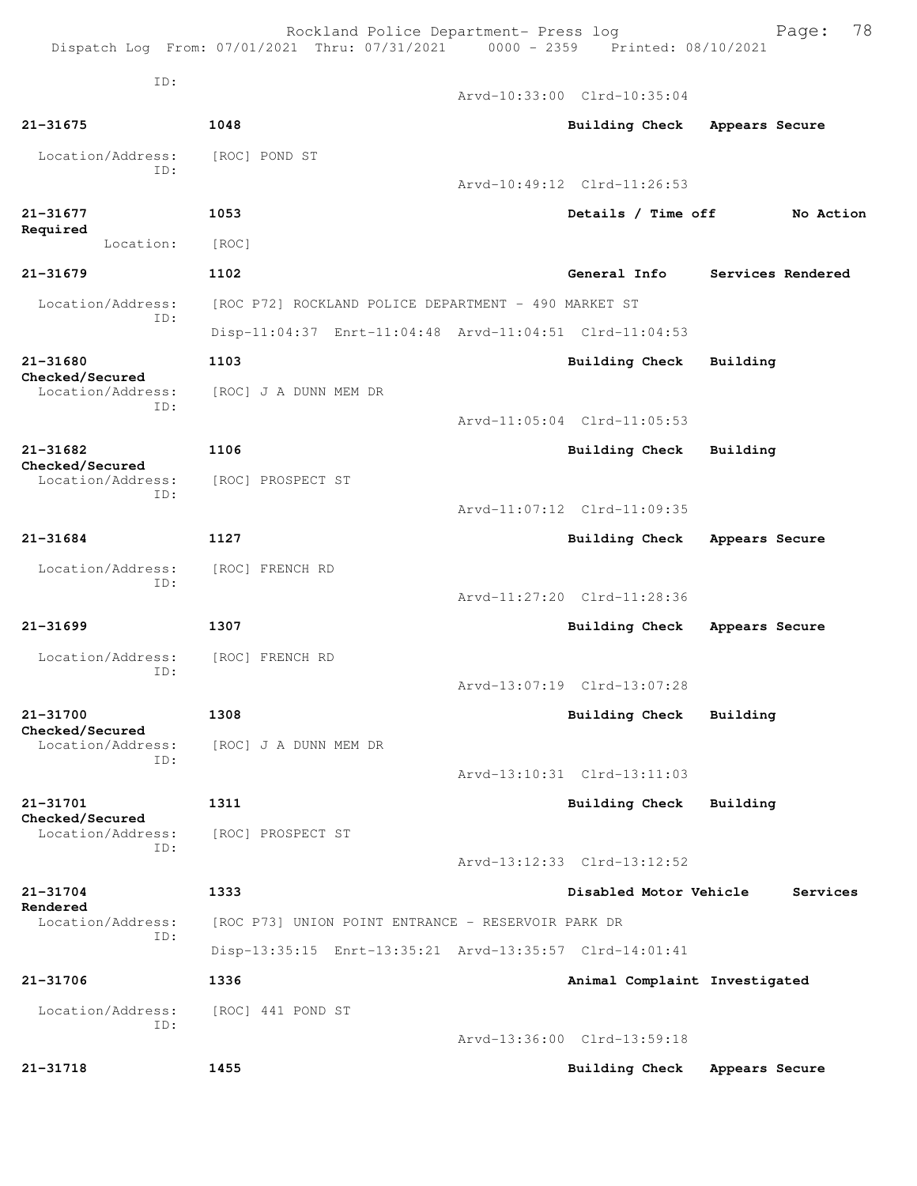```
            ID:
                                              Arvd-10:33:00  Clrd-10:35:04

21-31675            1048                                Building Check   Appears Secure

  Location/Address:    [ROC] POND ST
            ID:
                                              Arvd-10:49:12  Clrd-11:26:53

21-31677            1053                                Details / Time off        No Action
Required
        Location:    [ROC]

21-31679            1102                                General Info    Services Rendered

  Location/Address:    [ROC P72] ROCKLAND POLICE DEPARTMENT - 490 MARKET ST
            ID:
                    Disp-11:04:37  Enrt-11:04:48  Arvd-11:04:51  Clrd-11:04:53

21-31680            1103                                Building Check   Building
Checked/Secured
  Location/Address:    [ROC] J A DUNN MEM DR
            ID:
                                              Arvd-11:05:04  Clrd-11:05:53

21-31682            1106                                Building Check   Building
Checked/Secured
  Location/Address:    [ROC] PROSPECT ST
            ID:
                                              Arvd-11:07:12  Clrd-11:09:35

21-31684            1127                                Building Check   Appears Secure

  Location/Address:    [ROC] FRENCH RD
            ID:
                                              Arvd-11:27:20  Clrd-11:28:36

21-31699            1307                                Building Check   Appears Secure

  Location/Address:    [ROC] FRENCH RD
            ID:
                                              Arvd-13:07:19  Clrd-13:07:28

21-31700            1308                                Building Check   Building
Checked/Secured
  Location/Address:    [ROC] J A DUNN MEM DR
            ID:
                                              Arvd-13:10:31  Clrd-13:11:03

21-31701            1311                                Building Check   Building
Checked/Secured
  Location/Address:    [ROC] PROSPECT ST
            ID:
                                              Arvd-13:12:33  Clrd-13:12:52

21-31704            1333                                Disabled Motor Vehicle      Services
Rendered
  Location/Address:    [ROC P73] UNION POINT ENTRANCE - RESERVOIR PARK DR
            ID:
                    Disp-13:35:15  Enrt-13:35:21  Arvd-13:35:57  Clrd-14:01:41

21-31706            1336                                Animal Complaint Investigated

  Location/Address:    [ROC] 441 POND ST
            ID:
                                              Arvd-13:36:00  Clrd-13:59:18

21-31718            1455                                Building Check   Appears Secure
```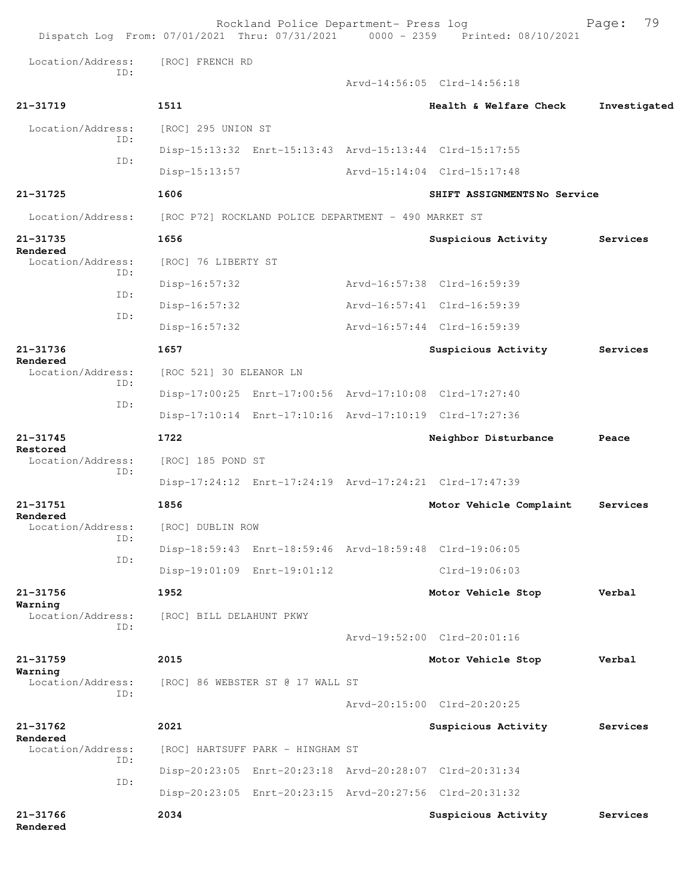```
Location/Address:    [ROC] FRENCH RD
              ID:
                                              Arvd-14:56:05  Clrd-14:56:18

21-31719             1511                                Health & Welfare Check     Investigated

  Location/Address:    [ROC] 295 UNION ST
              ID:
                       Disp-15:13:32  Enrt-15:13:43  Arvd-15:13:44  Clrd-15:17:55
              ID:
                       Disp-15:13:57                 Arvd-15:14:04  Clrd-15:17:48

21-31725             1606                                SHIFT ASSIGNMENTS No Service

  Location/Address:    [ROC P72] ROCKLAND POLICE DEPARTMENT - 490 MARKET ST

21-31735             1656                                Suspicious Activity        Services
Rendered
  Location/Address:    [ROC] 76 LIBERTY ST
              ID:
                       Disp-16:57:32                 Arvd-16:57:38  Clrd-16:59:39
              ID:
                       Disp-16:57:32                 Arvd-16:57:41  Clrd-16:59:39
              ID:
                       Disp-16:57:32                 Arvd-16:57:44  Clrd-16:59:39

21-31736             1657                                Suspicious Activity        Services
Rendered
  Location/Address:    [ROC 521] 30 ELEANOR LN
              ID:
                       Disp-17:00:25  Enrt-17:00:56  Arvd-17:10:08  Clrd-17:27:40
              ID:
                       Disp-17:10:14  Enrt-17:10:16  Arvd-17:10:19  Clrd-17:27:36

21-31745             1722                                Neighbor Disturbance       Peace
Restored
  Location/Address:    [ROC] 185 POND ST
              ID:
                       Disp-17:24:12  Enrt-17:24:19  Arvd-17:24:21  Clrd-17:47:39

21-31751             1856                                Motor Vehicle Complaint    Services
Rendered
  Location/Address:    [ROC] DUBLIN ROW
              ID:
                       Disp-18:59:43  Enrt-18:59:46  Arvd-18:59:48  Clrd-19:06:05
              ID:
                       Disp-19:01:09  Enrt-19:01:12                 Clrd-19:06:03

21-31756             1952                                Motor Vehicle Stop         Verbal
Warning
  Location/Address:    [ROC] BILL DELAHUNT PKWY
              ID:
                                                     Arvd-19:52:00  Clrd-20:01:16

21-31759             2015                                Motor Vehicle Stop         Verbal
Warning
  Location/Address:    [ROC] 86 WEBSTER ST @ 17 WALL ST
              ID:
                                                     Arvd-20:15:00  Clrd-20:20:25

21-31762             2021                                Suspicious Activity        Services
Rendered
  Location/Address:    [ROC] HARTSUFF PARK - HINGHAM ST
              ID:
                       Disp-20:23:05  Enrt-20:23:18  Arvd-20:28:07  Clrd-20:31:34
              ID:
                       Disp-20:23:05  Enrt-20:23:15  Arvd-20:27:56  Clrd-20:31:32

21-31766             2034                                Suspicious Activity        Services
Rendered
```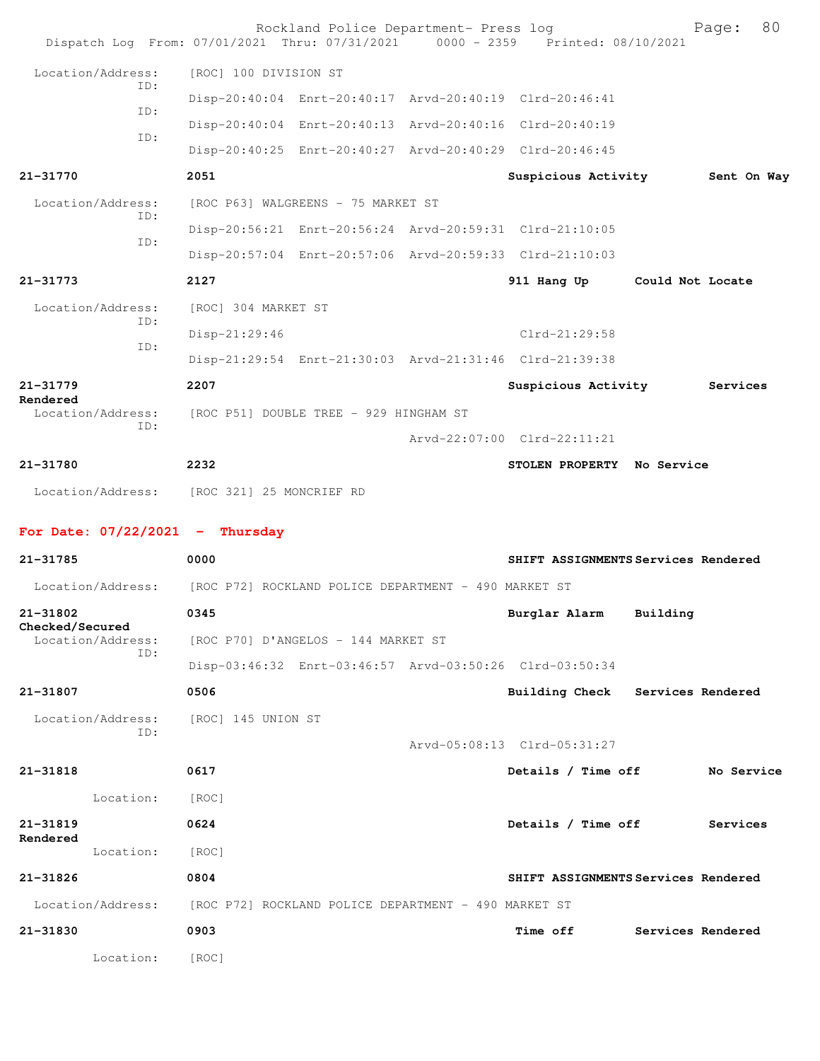Location/Address: [ROC] 100 DIVISION ST

ID: Disp-20:40:04 Enrt-20:40:17 Arvd-20:40:19 Clrd-20:46:41

ID: Disp-20:40:04 Enrt-20:40:13 Arvd-20:40:16 Clrd-20:40:19

ID: Disp-20:40:25 Enrt-20:40:27 Arvd-20:40:29 Clrd-20:46:45

**21-31770** **2051** **Suspicious Activity** **Sent On Way**

Location/Address: [ROC P63] WALGREENS - 75 MARKET ST

ID: Disp-20:56:21 Enrt-20:56:24 Arvd-20:59:31 Clrd-21:10:05

ID: Disp-20:57:04 Enrt-20:57:06 Arvd-20:59:33 Clrd-21:10:03

**21-31773** **2127** **911 Hang Up** **Could Not Locate**

Location/Address: [ROC] 304 MARKET ST

ID: Disp-21:29:46 Clrd-21:29:58

ID: Disp-21:29:54 Enrt-21:30:03 Arvd-21:31:46 Clrd-21:39:38

**21-31779** **2207** **Suspicious Activity** **Services Rendered**

Location/Address: [ROC P51] DOUBLE TREE - 929 HINGHAM ST

ID: Arvd-22:07:00 Clrd-22:11:21

**21-31780** **2232** **STOLEN PROPERTY** **No Service**

Location/Address: [ROC 321] 25 MONCRIEF RD

## For Date: 07/22/2021 - Thursday

**21-31785** **0000** **SHIFT ASSIGNMENTS** **Services Rendered**

Location/Address: [ROC P72] ROCKLAND POLICE DEPARTMENT - 490 MARKET ST

**21-31802** **0345** **Burglar Alarm** **Building Checked/Secured**

Location/Address: [ROC P70] D'ANGELOS - 144 MARKET ST

ID: Disp-03:46:32 Enrt-03:46:57 Arvd-03:50:26 Clrd-03:50:34

**21-31807** **0506** **Building Check** **Services Rendered**

Location/Address: [ROC] 145 UNION ST

ID: Arvd-05:08:13 Clrd-05:31:27

**21-31818** **0617** **Details / Time off** **No Service**

Location: [ROC]

**21-31819** **0624** **Details / Time off** **Services Rendered**

Location: [ROC]

**21-31826** **0804** **SHIFT ASSIGNMENTS** **Services Rendered**

Location/Address: [ROC P72] ROCKLAND POLICE DEPARTMENT - 490 MARKET ST

**21-31830** **0903** **Time off** **Services Rendered**

Location: [ROC]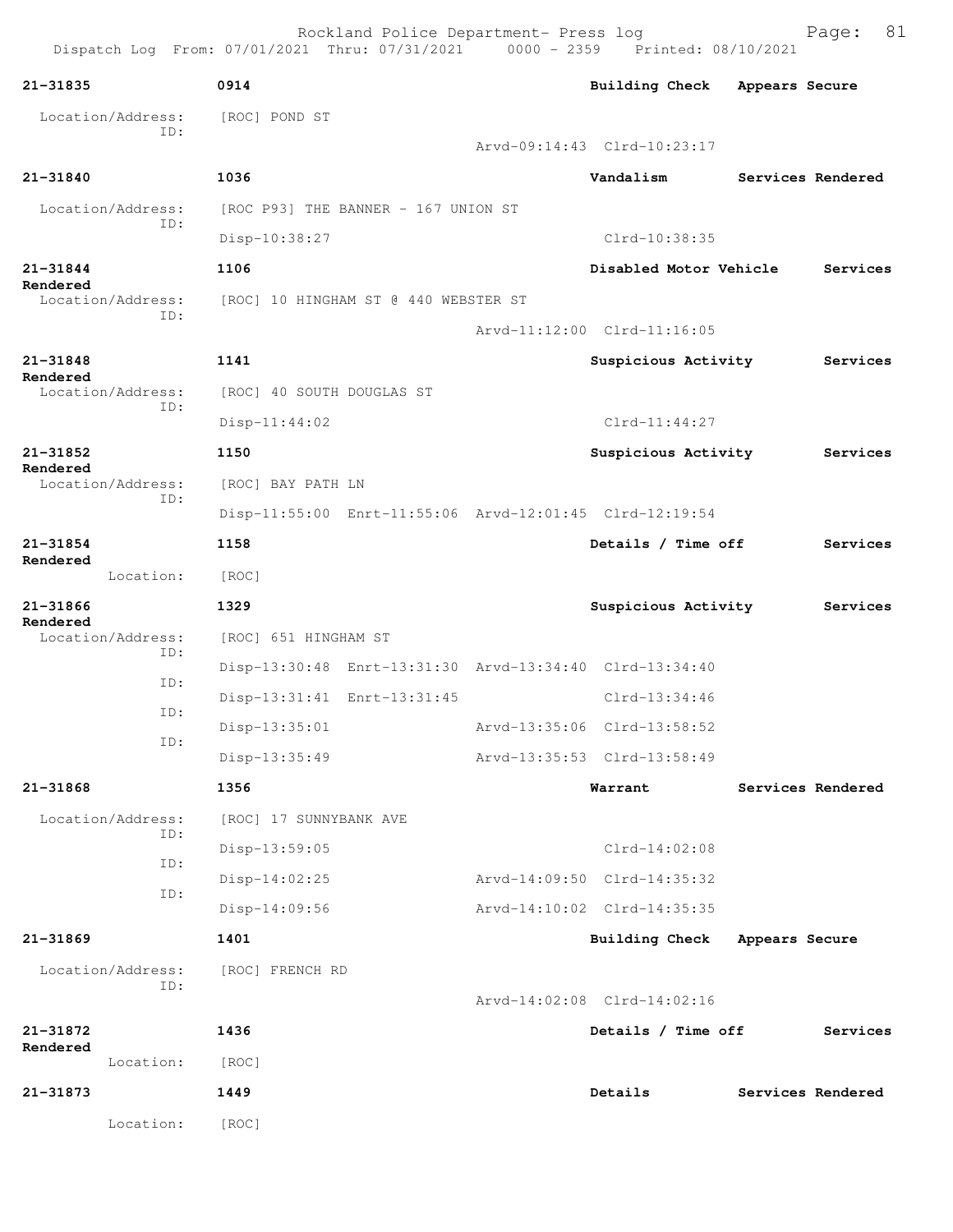Rockland Police Department- Press log

Dispatch Log From: 07/01/2021 Thru: 07/31/2021 0000 - 2359 Printed: 08/10/2021

**21-31835** 0914 **Building Check** **Appears Secure**

Location/Address: [ROC] POND ST
ID:
Arvd-09:14:43 Clrd-10:23:17

**21-31840** 1036 **Vandalism** **Services Rendered**

Location/Address: [ROC P93] THE BANNER - 167 UNION ST
ID:
Disp-10:38:27 Clrd-10:38:35

**21-31844** 1106 **Disabled Motor Vehicle** **Services Rendered**

Location/Address: [ROC] 10 HINGHAM ST @ 440 WEBSTER ST
ID:
Arvd-11:12:00 Clrd-11:16:05

**21-31848** 1141 **Suspicious Activity** **Services Rendered**

Location/Address: [ROC] 40 SOUTH DOUGLAS ST
ID:
Disp-11:44:02 Clrd-11:44:27

**21-31852** 1150 **Suspicious Activity** **Services Rendered**

Location/Address: [ROC] BAY PATH LN
ID:
Disp-11:55:00 Enrt-11:55:06 Arvd-12:01:45 Clrd-12:19:54

**21-31854** 1158 **Details / Time off** **Services Rendered**

Location: [ROC]

**21-31866** 1329 **Suspicious Activity** **Services Rendered**

Location/Address: [ROC] 651 HINGHAM ST
ID:
Disp-13:30:48 Enrt-13:31:30 Arvd-13:34:40 Clrd-13:34:40
ID:
Disp-13:31:41 Enrt-13:31:45 Clrd-13:34:46
ID:
Disp-13:35:01 Arvd-13:35:06 Clrd-13:58:52
ID:
Disp-13:35:49 Arvd-13:35:53 Clrd-13:58:49

**21-31868** 1356 **Warrant** **Services Rendered**

Location/Address: [ROC] 17 SUNNYBANK AVE
ID:
Disp-13:59:05 Clrd-14:02:08
ID:
Disp-14:02:25 Arvd-14:09:50 Clrd-14:35:32
ID:
Disp-14:09:56 Arvd-14:10:02 Clrd-14:35:35

**21-31869** 1401 **Building Check** **Appears Secure**

Location/Address: [ROC] FRENCH RD
ID:
Arvd-14:02:08 Clrd-14:02:16

**21-31872** 1436 **Details / Time off** **Services Rendered**

Location: [ROC]

**21-31873** 1449 **Details** **Services Rendered**

Location: [ROC]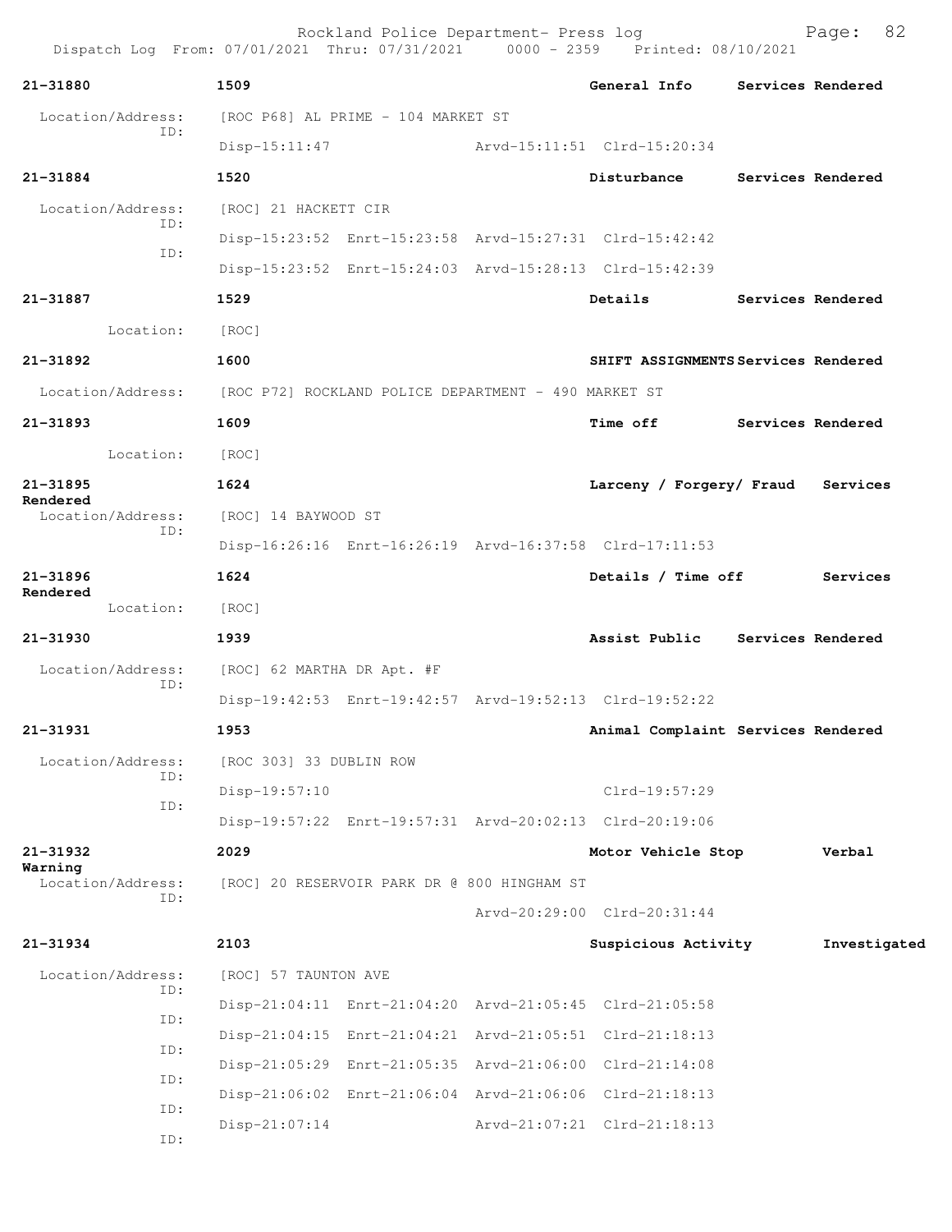Rockland Police Department- Press log

Dispatch Log From: 07/01/2021 Thru: 07/31/2021 0000 - 2359 Printed: 08/10/2021

**21-31880** 1509 General Info Services Rendered

Location/Address: [ROC P68] AL PRIME - 104 MARKET ST
ID:
Disp-15:11:47 Arvd-15:11:51 Clrd-15:20:34

**21-31884** 1520 Disturbance Services Rendered

Location/Address: [ROC] 21 HACKETT CIR
ID:
Disp-15:23:52 Enrt-15:23:58 Arvd-15:27:31 Clrd-15:42:42
ID:
Disp-15:23:52 Enrt-15:24:03 Arvd-15:28:13 Clrd-15:42:39

**21-31887** 1529 Details Services Rendered

Location: [ROC]

**21-31892** 1600 SHIFT ASSIGNMENTS Services Rendered

Location/Address: [ROC P72] ROCKLAND POLICE DEPARTMENT - 490 MARKET ST

**21-31893** 1609 Time off Services Rendered

Location: [ROC]

**21-31895** 1624 Larceny / Forgery/ Fraud Services Rendered

Location/Address: [ROC] 14 BAYWOOD ST
ID:
Disp-16:26:16 Enrt-16:26:19 Arvd-16:37:58 Clrd-17:11:53

**21-31896** 1624 Details / Time off Services Rendered

Location: [ROC]

**21-31930** 1939 Assist Public Services Rendered

Location/Address: [ROC] 62 MARTHA DR Apt. #F
ID:
Disp-19:42:53 Enrt-19:42:57 Arvd-19:52:13 Clrd-19:52:22

**21-31931** 1953 Animal Complaint Services Rendered

Location/Address: [ROC 303] 33 DUBLIN ROW
ID:
Disp-19:57:10 Clrd-19:57:29
ID:
Disp-19:57:22 Enrt-19:57:31 Arvd-20:02:13 Clrd-20:19:06

**21-31932** 2029 Motor Vehicle Stop Verbal Warning

Location/Address: [ROC] 20 RESERVOIR PARK DR @ 800 HINGHAM ST
ID:
Arvd-20:29:00 Clrd-20:31:44

**21-31934** 2103 Suspicious Activity Investigated

Location/Address: [ROC] 57 TAUNTON AVE
ID:
Disp-21:04:11 Enrt-21:04:20 Arvd-21:05:45 Clrd-21:05:58
ID:
Disp-21:04:15 Enrt-21:04:21 Arvd-21:05:51 Clrd-21:18:13
ID:
Disp-21:05:29 Enrt-21:05:35 Arvd-21:06:00 Clrd-21:14:08
ID:
Disp-21:06:02 Enrt-21:06:04 Arvd-21:06:06 Clrd-21:18:13
ID:
Disp-21:07:14 Arvd-21:07:21 Clrd-21:18:13
ID: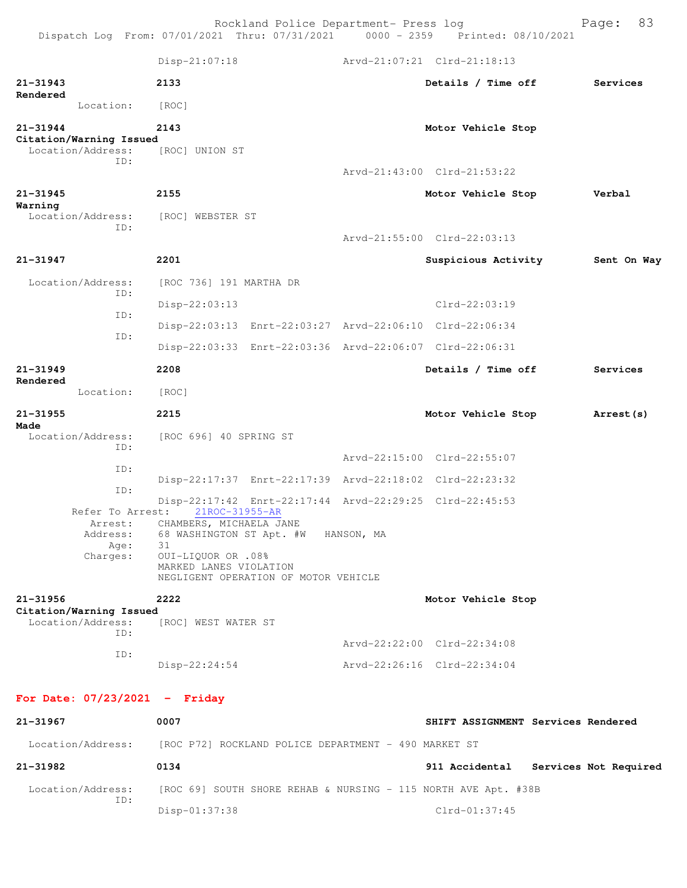Disp-21:07:18 Arvd-21:07:21 Clrd-21:18:13

**21-31943** 2133 **Details / Time off** **Services Rendered**
Location: [ROC]

**21-31944** 2143 **Motor Vehicle Stop** **Citation/Warning Issued**
Location/Address: [ROC] UNION ST
ID:
Arvd-21:43:00 Clrd-21:53:22

**21-31945** 2155 **Motor Vehicle Stop** **Verbal Warning**
Location/Address: [ROC] WEBSTER ST
ID:
Arvd-21:55:00 Clrd-22:03:13

**21-31947** 2201 **Suspicious Activity** **Sent On Way**
Location/Address: [ROC 736] 191 MARTHA DR
ID:
Disp-22:03:13 Clrd-22:03:19
ID:
Disp-22:03:13 Enrt-22:03:27 Arvd-22:06:10 Clrd-22:06:34
ID:
Disp-22:03:33 Enrt-22:03:36 Arvd-22:06:07 Clrd-22:06:31

**21-31949** 2208 **Details / Time off** **Services Rendered**
Location: [ROC]

**21-31955** 2215 **Motor Vehicle Stop** **Arrest(s) Made**
Location/Address: [ROC 696] 40 SPRING ST
ID:
Arvd-22:15:00 Clrd-22:55:07
ID:
Disp-22:17:37 Enrt-22:17:39 Arvd-22:18:02 Clrd-22:23:32
ID:
Disp-22:17:42 Enrt-22:17:44 Arvd-22:29:25 Clrd-22:45:53
Refer To Arrest: 21ROC-31955-AR
Arrest: CHAMBERS, MICHAELA JANE
Address: 68 WASHINGTON ST Apt. #W HANSON, MA
Age: 31
Charges: OUI-LIQUOR OR .08%
MARKED LANES VIOLATION
NEGLIGENT OPERATION OF MOTOR VEHICLE

**21-31956** 2222 **Motor Vehicle Stop** **Citation/Warning Issued**
Location/Address: [ROC] WEST WATER ST
ID:
Arvd-22:22:00 Clrd-22:34:08
ID:
Disp-22:24:54 Arvd-22:26:16 Clrd-22:34:04

## For Date: 07/23/2021 - Friday

**21-31967** 0007 **SHIFT ASSIGNMENT** **Services Rendered**
Location/Address: [ROC P72] ROCKLAND POLICE DEPARTMENT - 490 MARKET ST

**21-31982** 0134 **911 Accidental** **Services Not Required**
Location/Address: [ROC 69] SOUTH SHORE REHAB & NURSING - 115 NORTH AVE Apt. #38B
ID:
Disp-01:37:38 Clrd-01:37:45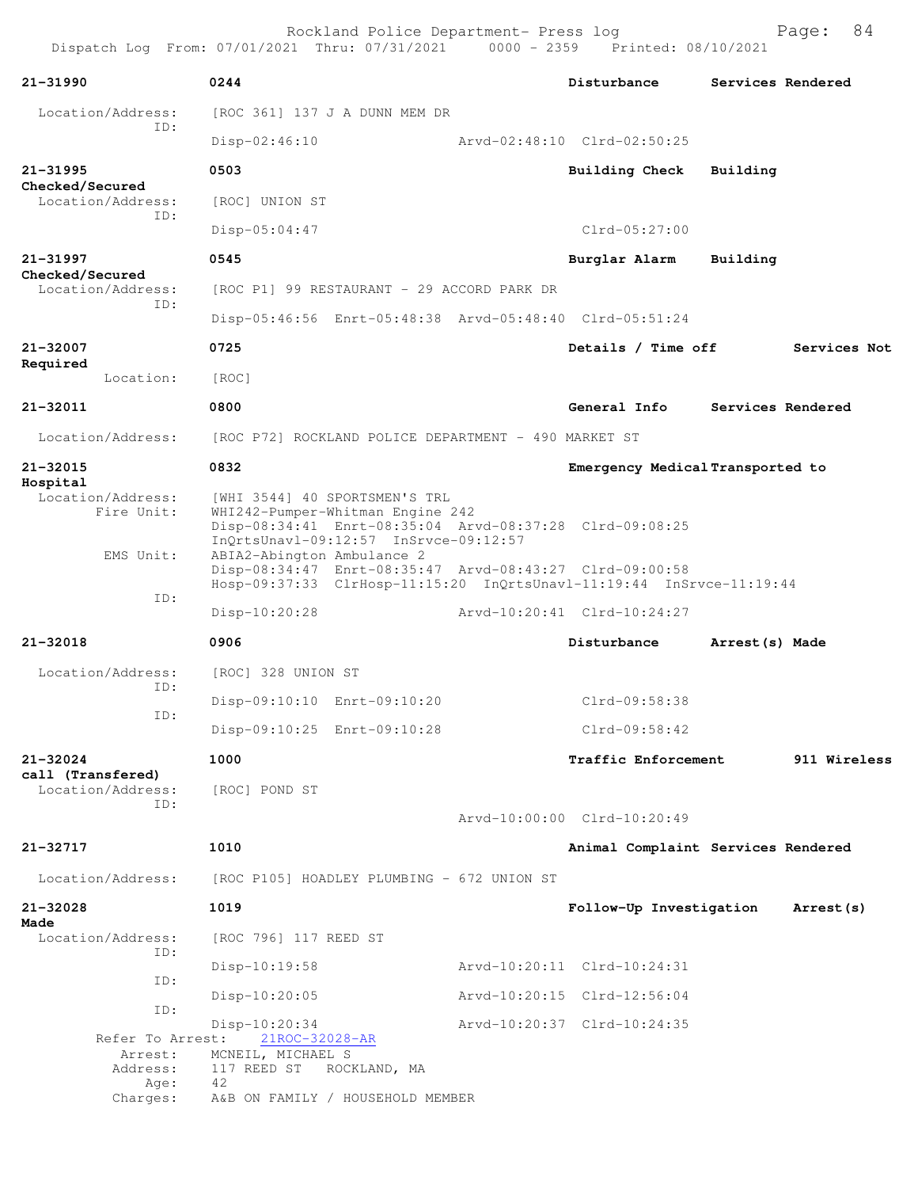| Call Number | Time | Call Reason | Action |
|---|---|---|---|
| 21-31990 | 0244 | Disturbance | Services Rendered |

Location/Address: [ROC 361] 137 J A DUNN MEM DR
ID:
Disp-02:46:10 Arvd-02:48:10 Clrd-02:50:25

**21-31995** 0503 Building Check Building Checked/Secured
Location/Address: [ROC] UNION ST
ID:
Disp-05:04:47 Clrd-05:27:00

**21-31997** 0545 Burglar Alarm Building Checked/Secured
Location/Address: [ROC P1] 99 RESTAURANT - 29 ACCORD PARK DR
ID:
Disp-05:46:56 Enrt-05:48:38 Arvd-05:48:40 Clrd-05:51:24

**21-32007** 0725 Details / Time off Services Not Required
Location: [ROC]

**21-32011** 0800 General Info Services Rendered
Location/Address: [ROC P72] ROCKLAND POLICE DEPARTMENT - 490 MARKET ST

**21-32015** 0832 Emergency Medical Transported to Hospital
Location/Address: [WHI 3544] 40 SPORTSMEN'S TRL
Fire Unit: WHI242-Pumper-Whitman Engine 242
Disp-08:34:41 Enrt-08:35:04 Arvd-08:37:28 Clrd-09:08:25
InQrtsUnavl-09:12:57 InSrvce-09:12:57
EMS Unit: ABIA2-Abington Ambulance 2
Disp-08:34:47 Enrt-08:35:47 Arvd-08:43:27 Clrd-09:00:58
Hosp-09:37:33 ClrHosp-11:15:20 InQrtsUnavl-11:19:44 InSrvce-11:19:44
ID:
Disp-10:20:28 Arvd-10:20:41 Clrd-10:24:27

**21-32018** 0906 Disturbance Arrest(s) Made
Location/Address: [ROC] 328 UNION ST
ID:
Disp-09:10:10 Enrt-09:10:20 Clrd-09:58:38
ID:
Disp-09:10:25 Enrt-09:10:28 Clrd-09:58:42

**21-32024** 1000 Traffic Enforcement 911 Wireless call (Transfered)
Location/Address: [ROC] POND ST
ID:
Arvd-10:00:00 Clrd-10:20:49

**21-32717** 1010 Animal Complaint Services Rendered
Location/Address: [ROC P105] HOADLEY PLUMBING - 672 UNION ST

**21-32028** 1019 Follow-Up Investigation Arrest(s) Made
Location/Address: [ROC 796] 117 REED ST
ID:
Disp-10:19:58 Arvd-10:20:11 Clrd-10:24:31
ID:
Disp-10:20:05 Arvd-10:20:15 Clrd-12:56:04
ID:
Disp-10:20:34 Arvd-10:20:37 Clrd-10:24:35
Refer To Arrest: 21ROC-32028-AR
Arrest: MCNEIL, MICHAEL S
Address: 117 REED ST ROCKLAND, MA
Age: 42
Charges: A&B ON FAMILY / HOUSEHOLD MEMBER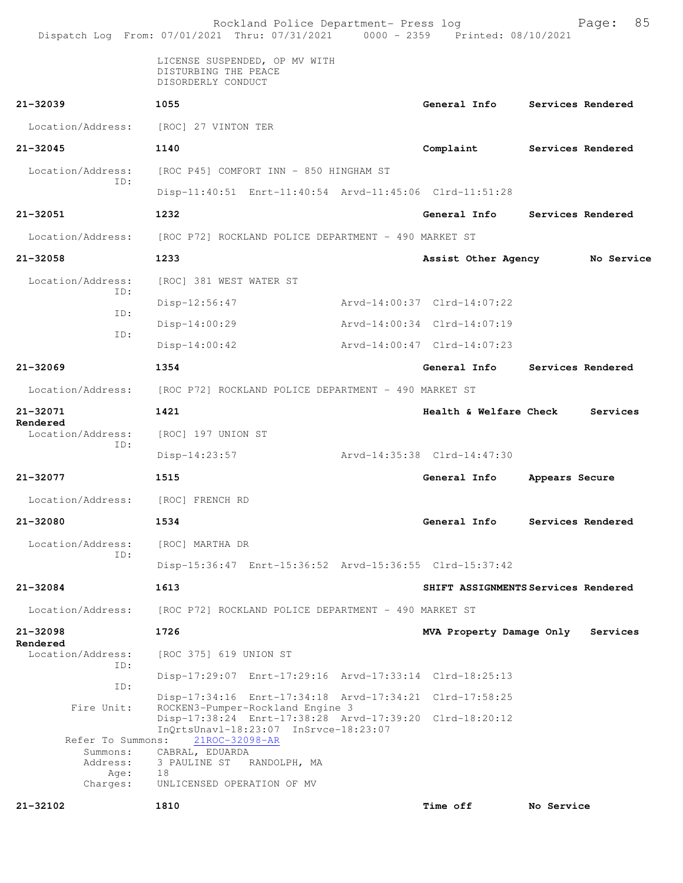LICENSE SUSPENDED, OP MV WITH
DISTURBING THE PEACE
DISORDERLY CONDUCT

**21-32039** **1055** **General Info** **Services Rendered**

Location/Address: [ROC] 27 VINTON TER

**21-32045** **1140** **Complaint** **Services Rendered**

Location/Address: [ROC P45] COMFORT INN - 850 HINGHAM ST
ID:
Disp-11:40:51 Enrt-11:40:54 Arvd-11:45:06 Clrd-11:51:28

**21-32051** **1232** **General Info** **Services Rendered**

Location/Address: [ROC P72] ROCKLAND POLICE DEPARTMENT - 490 MARKET ST

**21-32058** **1233** **Assist Other Agency** **No Service**

Location/Address: [ROC] 381 WEST WATER ST
ID:
Disp-12:56:47 Arvd-14:00:37 Clrd-14:07:22
ID:
Disp-14:00:29 Arvd-14:00:34 Clrd-14:07:19
ID:
Disp-14:00:42 Arvd-14:00:47 Clrd-14:07:23

**21-32069** **1354** **General Info** **Services Rendered**

Location/Address: [ROC P72] ROCKLAND POLICE DEPARTMENT - 490 MARKET ST

**21-32071** **1421** **Health & Welfare Check** **Services Rendered**

Location/Address: [ROC] 197 UNION ST
ID:
Disp-14:23:57 Arvd-14:35:38 Clrd-14:47:30

**21-32077** **1515** **General Info** **Appears Secure**

Location/Address: [ROC] FRENCH RD

**21-32080** **1534** **General Info** **Services Rendered**

Location/Address: [ROC] MARTHA DR
ID:
Disp-15:36:47 Enrt-15:36:52 Arvd-15:36:55 Clrd-15:37:42

**21-32084** **1613** **SHIFT ASSIGNMENTS** **Services Rendered**

Location/Address: [ROC P72] ROCKLAND POLICE DEPARTMENT - 490 MARKET ST

**21-32098** **1726** **MVA Property Damage Only** **Services Rendered**

Location/Address: [ROC 375] 619 UNION ST
ID:
Disp-17:29:07 Enrt-17:29:16 Arvd-17:33:14 Clrd-18:25:13
ID:
Disp-17:34:16 Enrt-17:34:18 Arvd-17:34:21 Clrd-17:58:25
Fire Unit: ROCKEN3-Pumper-Rockland Engine 3
Disp-17:38:24 Enrt-17:38:28 Arvd-17:39:20 Clrd-18:20:12
InQrtsUnavl-18:23:07 InSrvce-18:23:07
Refer To Summons: 21ROC-32098-AR
Summons: CABRAL, EDUARDA
Address: 3 PAULINE ST RANDOLPH, MA
Age: 18
Charges: UNLICENSED OPERATION OF MV

**21-32102** **1810** **Time off** **No Service**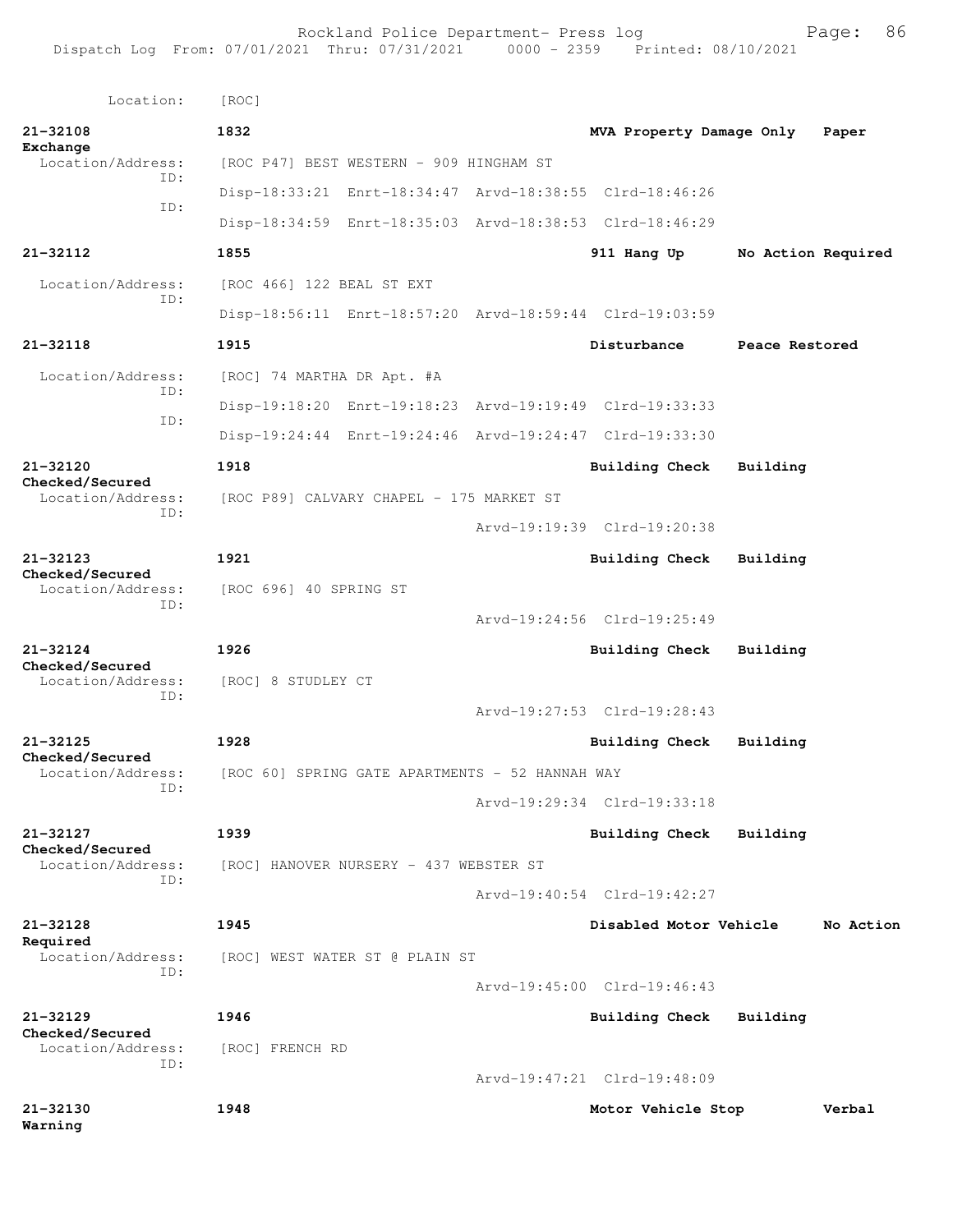Location: [ROC]

**21-32108** **1832** **MVA Property Damage Only** **Paper Exchange**
Location/Address: [ROC P47] BEST WESTERN - 909 HINGHAM ST
ID:
Disp-18:33:21 Enrt-18:34:47 Arvd-18:38:55 Clrd-18:46:26
ID:
Disp-18:34:59 Enrt-18:35:03 Arvd-18:38:53 Clrd-18:46:29

**21-32112** **1855** **911 Hang Up** **No Action Required**
Location/Address: [ROC 466] 122 BEAL ST EXT
ID:
Disp-18:56:11 Enrt-18:57:20 Arvd-18:59:44 Clrd-19:03:59

**21-32118** **1915** **Disturbance** **Peace Restored**
Location/Address: [ROC] 74 MARTHA DR Apt. #A
ID:
Disp-19:18:20 Enrt-19:18:23 Arvd-19:19:49 Clrd-19:33:33
ID:
Disp-19:24:44 Enrt-19:24:46 Arvd-19:24:47 Clrd-19:33:30

**21-32120** **1918** **Building Check** **Building Checked/Secured**
Location/Address: [ROC P89] CALVARY CHAPEL - 175 MARKET ST
ID:
Arvd-19:19:39 Clrd-19:20:38

**21-32123** **1921** **Building Check** **Building Checked/Secured**
Location/Address: [ROC 696] 40 SPRING ST
ID:
Arvd-19:24:56 Clrd-19:25:49

**21-32124** **1926** **Building Check** **Building Checked/Secured**
Location/Address: [ROC] 8 STUDLEY CT
ID:
Arvd-19:27:53 Clrd-19:28:43

**21-32125** **1928** **Building Check** **Building Checked/Secured**
Location/Address: [ROC 60] SPRING GATE APARTMENTS - 52 HANNAH WAY
ID:
Arvd-19:29:34 Clrd-19:33:18

**21-32127** **1939** **Building Check** **Building Checked/Secured**
Location/Address: [ROC] HANOVER NURSERY - 437 WEBSTER ST
ID:
Arvd-19:40:54 Clrd-19:42:27

**21-32128** **1945** **Disabled Motor Vehicle** **No Action Required**
Location/Address: [ROC] WEST WATER ST @ PLAIN ST
ID:
Arvd-19:45:00 Clrd-19:46:43

**21-32129** **1946** **Building Check** **Building Checked/Secured**
Location/Address: [ROC] FRENCH RD
ID:
Arvd-19:47:21 Clrd-19:48:09

**21-32130** **1948** **Motor Vehicle Stop** **Verbal Warning**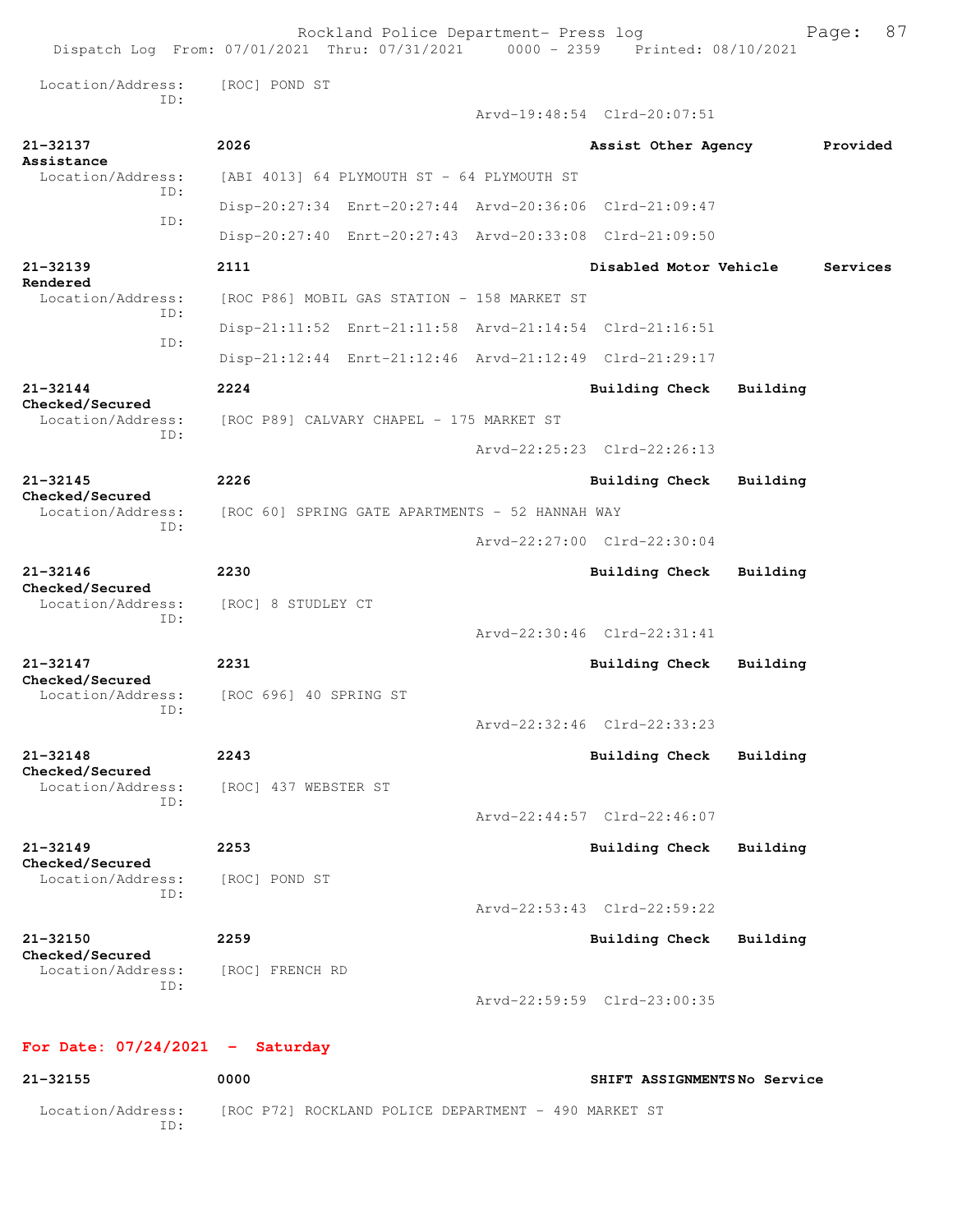Location/Address: [ROC] POND ST
ID:
Arvd-19:48:54 Clrd-20:07:51

**21-32137** **2026** **Assist Other Agency** **Provided Assistance**
Location/Address: [ABI 4013] 64 PLYMOUTH ST - 64 PLYMOUTH ST
ID: Disp-20:27:34 Enrt-20:27:44 Arvd-20:36:06 Clrd-21:09:47
ID: Disp-20:27:40 Enrt-20:27:43 Arvd-20:33:08 Clrd-21:09:50

**21-32139** **2111** **Disabled Motor Vehicle** **Services Rendered**
Location/Address: [ROC P86] MOBIL GAS STATION - 158 MARKET ST
ID: Disp-21:11:52 Enrt-21:11:58 Arvd-21:14:54 Clrd-21:16:51
ID: Disp-21:12:44 Enrt-21:12:46 Arvd-21:12:49 Clrd-21:29:17

**21-32144** **2224** **Building Check** **Building Checked/Secured**
Location/Address: [ROC P89] CALVARY CHAPEL - 175 MARKET ST
ID:
Arvd-22:25:23 Clrd-22:26:13

**21-32145** **2226** **Building Check** **Building Checked/Secured**
Location/Address: [ROC 60] SPRING GATE APARTMENTS - 52 HANNAH WAY
ID:
Arvd-22:27:00 Clrd-22:30:04

**21-32146** **2230** **Building Check** **Building Checked/Secured**
Location/Address: [ROC] 8 STUDLEY CT
ID:
Arvd-22:30:46 Clrd-22:31:41

**21-32147** **2231** **Building Check** **Building Checked/Secured**
Location/Address: [ROC 696] 40 SPRING ST
ID:
Arvd-22:32:46 Clrd-22:33:23

**21-32148** **2243** **Building Check** **Building Checked/Secured**
Location/Address: [ROC] 437 WEBSTER ST
ID:
Arvd-22:44:57 Clrd-22:46:07

**21-32149** **2253** **Building Check** **Building Checked/Secured**
Location/Address: [ROC] POND ST
ID:
Arvd-22:53:43 Clrd-22:59:22

**21-32150** **2259** **Building Check** **Building Checked/Secured**
Location/Address: [ROC] FRENCH RD
ID:
Arvd-22:59:59 Clrd-23:00:35

## For Date: 07/24/2021 - Saturday

**21-32155** **0000** **SHIFT ASSIGNMENTS** **No Service**
Location/Address: [ROC P72] ROCKLAND POLICE DEPARTMENT - 490 MARKET ST
ID: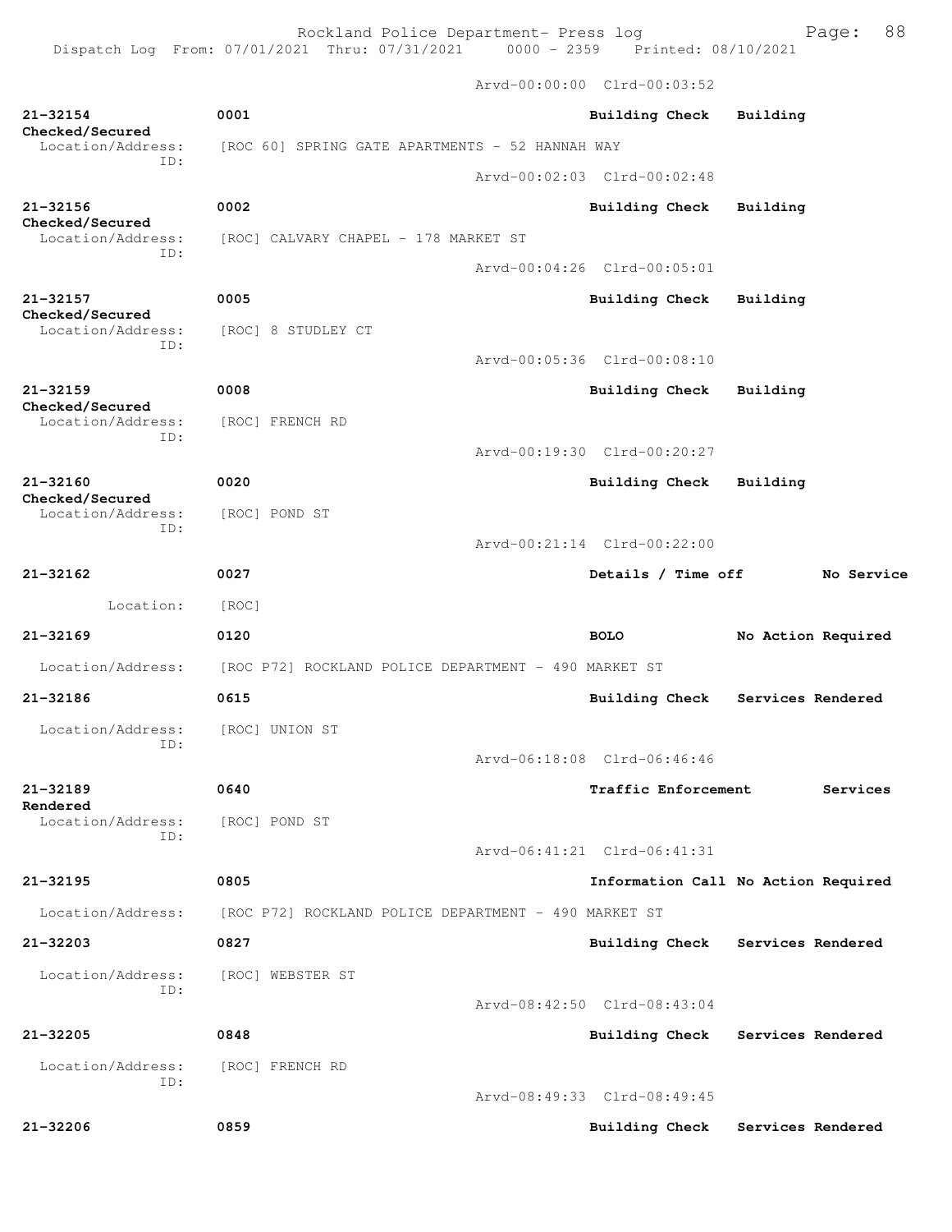Rockland Police Department- Press log

Dispatch Log From: 07/01/2021 Thru: 07/31/2021 0000 - 2359 Printed: 08/10/2021

Arvd-00:00:00 Clrd-00:03:52

**21-32154** **0001** **Building Check** **Building Checked/Secured**
Location/Address: [ROC 60] SPRING GATE APARTMENTS - 52 HANNAH WAY
ID:
Arvd-00:02:03 Clrd-00:02:48

**21-32156** **0002** **Building Check** **Building Checked/Secured**
Location/Address: [ROC] CALVARY CHAPEL - 178 MARKET ST
ID:
Arvd-00:04:26 Clrd-00:05:01

**21-32157** **0005** **Building Check** **Building Checked/Secured**
Location/Address: [ROC] 8 STUDLEY CT
ID:
Arvd-00:05:36 Clrd-00:08:10

**21-32159** **0008** **Building Check** **Building Checked/Secured**
Location/Address: [ROC] FRENCH RD
ID:
Arvd-00:19:30 Clrd-00:20:27

**21-32160** **0020** **Building Check** **Building Checked/Secured**
Location/Address: [ROC] POND ST
ID:
Arvd-00:21:14 Clrd-00:22:00

**21-32162** **0027** **Details / Time off** **No Service**
Location: [ROC]

**21-32169** **0120** **BOLO** **No Action Required**
Location/Address: [ROC P72] ROCKLAND POLICE DEPARTMENT - 490 MARKET ST

**21-32186** **0615** **Building Check** **Services Rendered**
Location/Address: [ROC] UNION ST
ID:
Arvd-06:18:08 Clrd-06:46:46

**21-32189** **0640** **Traffic Enforcement** **Services Rendered**
Location/Address: [ROC] POND ST
ID:
Arvd-06:41:21 Clrd-06:41:31

**21-32195** **0805** **Information Call** **No Action Required**
Location/Address: [ROC P72] ROCKLAND POLICE DEPARTMENT - 490 MARKET ST

**21-32203** **0827** **Building Check** **Services Rendered**
Location/Address: [ROC] WEBSTER ST
ID:
Arvd-08:42:50 Clrd-08:43:04

**21-32205** **0848** **Building Check** **Services Rendered**
Location/Address: [ROC] FRENCH RD
ID:
Arvd-08:49:33 Clrd-08:49:45

**21-32206** **0859** **Building Check** **Services Rendered**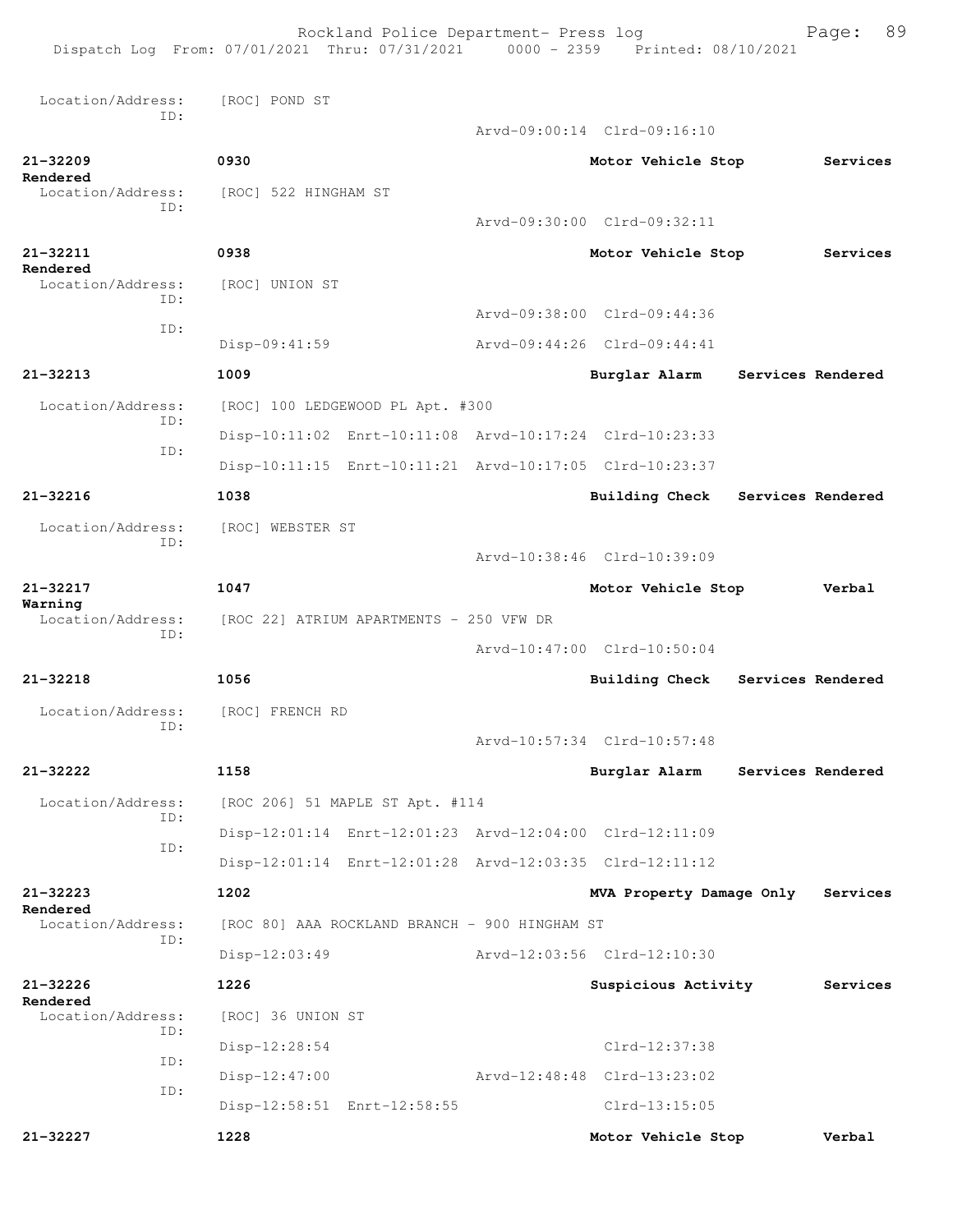Location/Address: [ROC] POND ST
ID:
Arvd-09:00:14 Clrd-09:16:10

**21-32209** 0930 **Motor Vehicle Stop** **Services Rendered**
Location/Address: [ROC] 522 HINGHAM ST
ID:
Arvd-09:30:00 Clrd-09:32:11

**21-32211** 0938 **Motor Vehicle Stop** **Services Rendered**
Location/Address: [ROC] UNION ST
ID:
Arvd-09:38:00 Clrd-09:44:36
ID:
Disp-09:41:59 Arvd-09:44:26 Clrd-09:44:41

**21-32213** 1009 **Burglar Alarm** **Services Rendered**
Location/Address: [ROC] 100 LEDGEWOOD PL Apt. #300
ID:
Disp-10:11:02 Enrt-10:11:08 Arvd-10:17:24 Clrd-10:23:33
ID:
Disp-10:11:15 Enrt-10:11:21 Arvd-10:17:05 Clrd-10:23:37

**21-32216** 1038 **Building Check** **Services Rendered**
Location/Address: [ROC] WEBSTER ST
ID:
Arvd-10:38:46 Clrd-10:39:09

**21-32217** 1047 **Motor Vehicle Stop** **Verbal Warning**
Location/Address: [ROC 22] ATRIUM APARTMENTS - 250 VFW DR
ID:
Arvd-10:47:00 Clrd-10:50:04

**21-32218** 1056 **Building Check** **Services Rendered**
Location/Address: [ROC] FRENCH RD
ID:
Arvd-10:57:34 Clrd-10:57:48

**21-32222** 1158 **Burglar Alarm** **Services Rendered**
Location/Address: [ROC 206] 51 MAPLE ST Apt. #114
ID:
Disp-12:01:14 Enrt-12:01:23 Arvd-12:04:00 Clrd-12:11:09
ID:
Disp-12:01:14 Enrt-12:01:28 Arvd-12:03:35 Clrd-12:11:12

**21-32223** 1202 **MVA Property Damage Only** **Services Rendered**
Location/Address: [ROC 80] AAA ROCKLAND BRANCH - 900 HINGHAM ST
ID:
Disp-12:03:49 Arvd-12:03:56 Clrd-12:10:30

**21-32226** 1226 **Suspicious Activity** **Services Rendered**
Location/Address: [ROC] 36 UNION ST
ID:
Disp-12:28:54 Clrd-12:37:38
ID:
Disp-12:47:00 Arvd-12:48:48 Clrd-13:23:02
ID:
Disp-12:58:51 Enrt-12:58:55 Clrd-13:15:05

**21-32227** 1228 **Motor Vehicle Stop** **Verbal**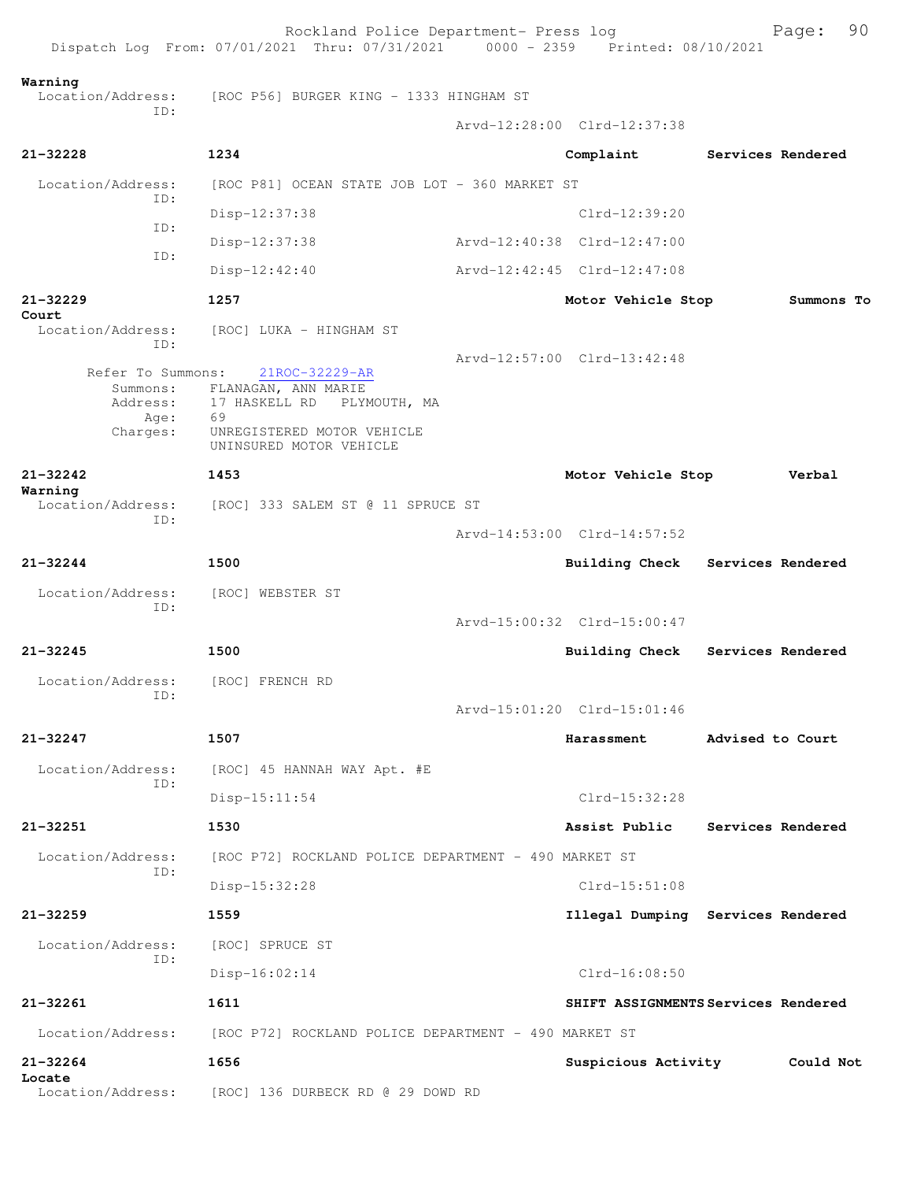**Warning**
Location/Address: [ROC P56] BURGER KING - 1333 HINGHAM ST
ID:
Arvd-12:28:00 Clrd-12:37:38

**21-32228** 1234 **Complaint** **Services Rendered**
Location/Address: [ROC P81] OCEAN STATE JOB LOT - 360 MARKET ST
ID:
Disp-12:37:38 Clrd-12:39:20
ID:
Disp-12:37:38 Arvd-12:40:38 Clrd-12:47:00
ID:
Disp-12:42:40 Arvd-12:42:45 Clrd-12:47:08

**21-32229** 1257 **Motor Vehicle Stop** **Summons To Court**
Location/Address: [ROC] LUKA - HINGHAM ST
ID:
Arvd-12:57:00 Clrd-13:42:48
Refer To Summons: 21ROC-32229-AR
Summons: FLANAGAN, ANN MARIE
Address: 17 HASKELL RD PLYMOUTH, MA
Age: 69
Charges: UNREGISTERED MOTOR VEHICLE
UNINSURED MOTOR VEHICLE

**21-32242** 1453 **Motor Vehicle Stop** **Verbal Warning**
Location/Address: [ROC] 333 SALEM ST @ 11 SPRUCE ST
ID:
Arvd-14:53:00 Clrd-14:57:52

**21-32244** 1500 **Building Check** **Services Rendered**
Location/Address: [ROC] WEBSTER ST
ID:
Arvd-15:00:32 Clrd-15:00:47

**21-32245** 1500 **Building Check** **Services Rendered**
Location/Address: [ROC] FRENCH RD
ID:
Arvd-15:01:20 Clrd-15:01:46

**21-32247** 1507 **Harassment** **Advised to Court**
Location/Address: [ROC] 45 HANNAH WAY Apt. #E
ID:
Disp-15:11:54 Clrd-15:32:28

**21-32251** 1530 **Assist Public** **Services Rendered**
Location/Address: [ROC P72] ROCKLAND POLICE DEPARTMENT - 490 MARKET ST
ID:
Disp-15:32:28 Clrd-15:51:08

**21-32259** 1559 **Illegal Dumping** **Services Rendered**
Location/Address: [ROC] SPRUCE ST
ID:
Disp-16:02:14 Clrd-16:08:50

**21-32261** 1611 **SHIFT ASSIGNMENTS** **Services Rendered**
Location/Address: [ROC P72] ROCKLAND POLICE DEPARTMENT - 490 MARKET ST

**21-32264** 1656 **Suspicious Activity** **Could Not Locate**
Location/Address: [ROC] 136 DURBECK RD @ 29 DOWD RD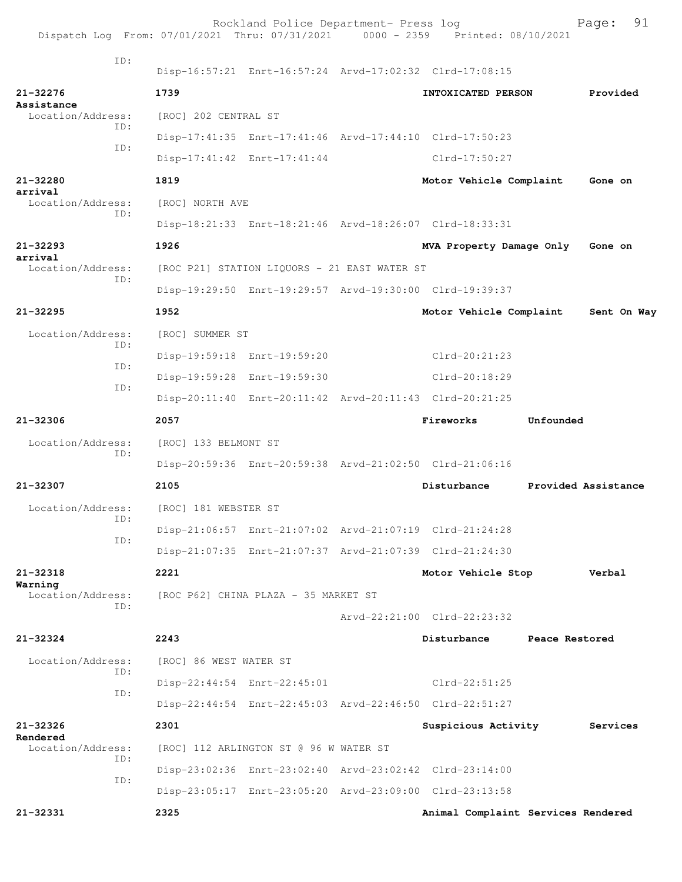Rockland Police Department- Press log
Dispatch Log From: 07/01/2021 Thru: 07/31/2021 0000 - 2359 Printed: 08/10/2021

ID:
Disp-16:57:21 Enrt-16:57:24 Arvd-17:02:32 Clrd-17:08:15

**21-32276** **1739** **INTOXICATED PERSON** **Provided Assistance**
Location/Address: [ROC] 202 CENTRAL ST
ID:
Disp-17:41:35 Enrt-17:41:46 Arvd-17:44:10 Clrd-17:50:23
ID:
Disp-17:41:42 Enrt-17:41:44 Clrd-17:50:27

**21-32280** **1819** **Motor Vehicle Complaint** **Gone on arrival**
Location/Address: [ROC] NORTH AVE
ID:
Disp-18:21:33 Enrt-18:21:46 Arvd-18:26:07 Clrd-18:33:31

**21-32293** **1926** **MVA Property Damage Only** **Gone on arrival**
Location/Address: [ROC P21] STATION LIQUORS - 21 EAST WATER ST
ID:
Disp-19:29:50 Enrt-19:29:57 Arvd-19:30:00 Clrd-19:39:37

**21-32295** **1952** **Motor Vehicle Complaint** **Sent On Way**
Location/Address: [ROC] SUMMER ST
ID:
Disp-19:59:18 Enrt-19:59:20 Clrd-20:21:23
ID:
Disp-19:59:28 Enrt-19:59:30 Clrd-20:18:29
ID:
Disp-20:11:40 Enrt-20:11:42 Arvd-20:11:43 Clrd-20:21:25

**21-32306** **2057** **Fireworks** **Unfounded**
Location/Address: [ROC] 133 BELMONT ST
ID:
Disp-20:59:36 Enrt-20:59:38 Arvd-21:02:50 Clrd-21:06:16

**21-32307** **2105** **Disturbance** **Provided Assistance**
Location/Address: [ROC] 181 WEBSTER ST
ID:
Disp-21:06:57 Enrt-21:07:02 Arvd-21:07:19 Clrd-21:24:28
ID:
Disp-21:07:35 Enrt-21:07:37 Arvd-21:07:39 Clrd-21:24:30

**21-32318** **2221** **Motor Vehicle Stop** **Verbal Warning**
Location/Address: [ROC P62] CHINA PLAZA - 35 MARKET ST
ID:
Arvd-22:21:00 Clrd-22:23:32

**21-32324** **2243** **Disturbance** **Peace Restored**
Location/Address: [ROC] 86 WEST WATER ST
ID:
Disp-22:44:54 Enrt-22:45:01 Clrd-22:51:25
ID:
Disp-22:44:54 Enrt-22:45:03 Arvd-22:46:50 Clrd-22:51:27

**21-32326** **2301** **Suspicious Activity** **Services Rendered**
Location/Address: [ROC] 112 ARLINGTON ST @ 96 W WATER ST
ID:
Disp-23:02:36 Enrt-23:02:40 Arvd-23:02:42 Clrd-23:14:00
ID:
Disp-23:05:17 Enrt-23:05:20 Arvd-23:09:00 Clrd-23:13:58

**21-32331** **2325** **Animal Complaint** **Services Rendered**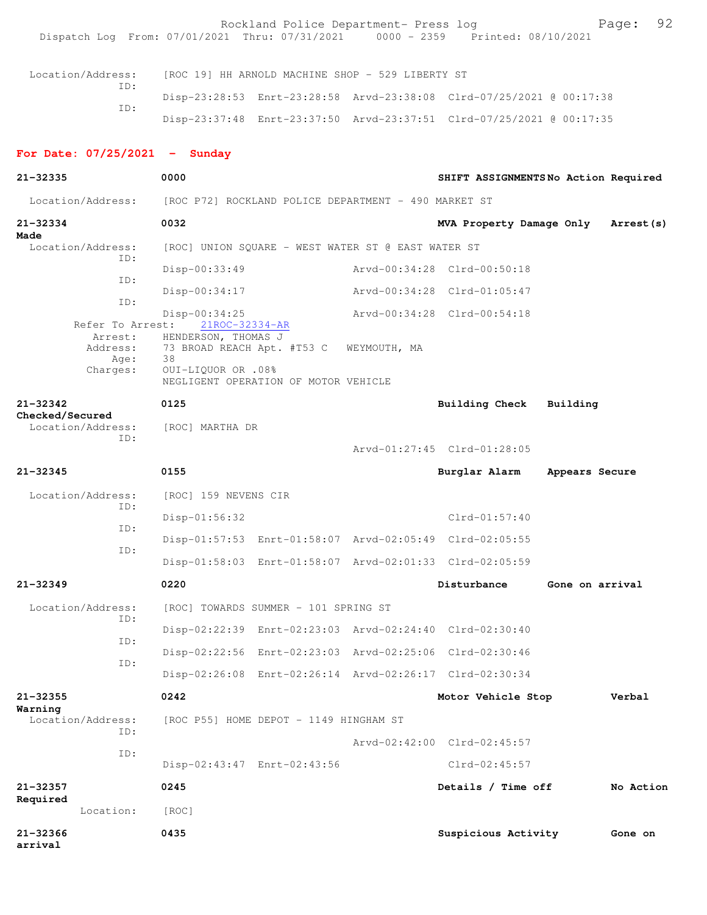Location/Address: [ROC 19] HH ARNOLD MACHINE SHOP - 529 LIBERTY ST
ID:
Disp-23:28:53 Enrt-23:28:58 Arvd-23:38:08 Clrd-07/25/2021 @ 00:17:38
ID:
Disp-23:37:48 Enrt-23:37:50 Arvd-23:37:51 Clrd-07/25/2021 @ 00:17:35

## For Date: 07/25/2021 - Sunday

**21-32335** **0000** **SHIFT ASSIGNMENTS No Action Required**
Location/Address: [ROC P72] ROCKLAND POLICE DEPARTMENT - 490 MARKET ST

**21-32334** **0032** **MVA Property Damage Only Arrest(s) Made**
Location/Address: [ROC] UNION SQUARE - WEST WATER ST @ EAST WATER ST
ID:
Disp-00:33:49 Arvd-00:34:28 Clrd-00:50:18
ID:
Disp-00:34:17 Arvd-00:34:28 Clrd-01:05:47
ID:
Disp-00:34:25 Arvd-00:34:28 Clrd-00:54:18
Refer To Arrest: 21ROC-32334-AR
Arrest: HENDERSON, THOMAS J
Address: 73 BROAD REACH Apt. #T53 C WEYMOUTH, MA
Age: 38
Charges: OUI-LIQUOR OR .08%
NEGLIGENT OPERATION OF MOTOR VEHICLE

**21-32342** **0125** **Building Check Building Checked/Secured**
Location/Address: [ROC] MARTHA DR
ID:
Arvd-01:27:45 Clrd-01:28:05

**21-32345** **0155** **Burglar Alarm Appears Secure**
Location/Address: [ROC] 159 NEVENS CIR
ID:
Disp-01:56:32 Clrd-01:57:40
ID:
Disp-01:57:53 Enrt-01:58:07 Arvd-02:05:49 Clrd-02:05:55
ID:
Disp-01:58:03 Enrt-01:58:07 Arvd-02:01:33 Clrd-02:05:59

**21-32349** **0220** **Disturbance Gone on arrival**
Location/Address: [ROC] TOWARDS SUMMER - 101 SPRING ST
ID:
Disp-02:22:39 Enrt-02:23:03 Arvd-02:24:40 Clrd-02:30:40
ID:
Disp-02:22:56 Enrt-02:23:03 Arvd-02:25:06 Clrd-02:30:46
ID:
Disp-02:26:08 Enrt-02:26:14 Arvd-02:26:17 Clrd-02:30:34

**21-32355** **0242** **Motor Vehicle Stop Verbal Warning**
Location/Address: [ROC P55] HOME DEPOT - 1149 HINGHAM ST
ID:
Arvd-02:42:00 Clrd-02:45:57
ID:
Disp-02:43:47 Enrt-02:43:56 Clrd-02:45:57

**21-32357** **0245** **Details / Time off No Action Required**
Location: [ROC]

**21-32366** **0435** **Suspicious Activity Gone on arrival**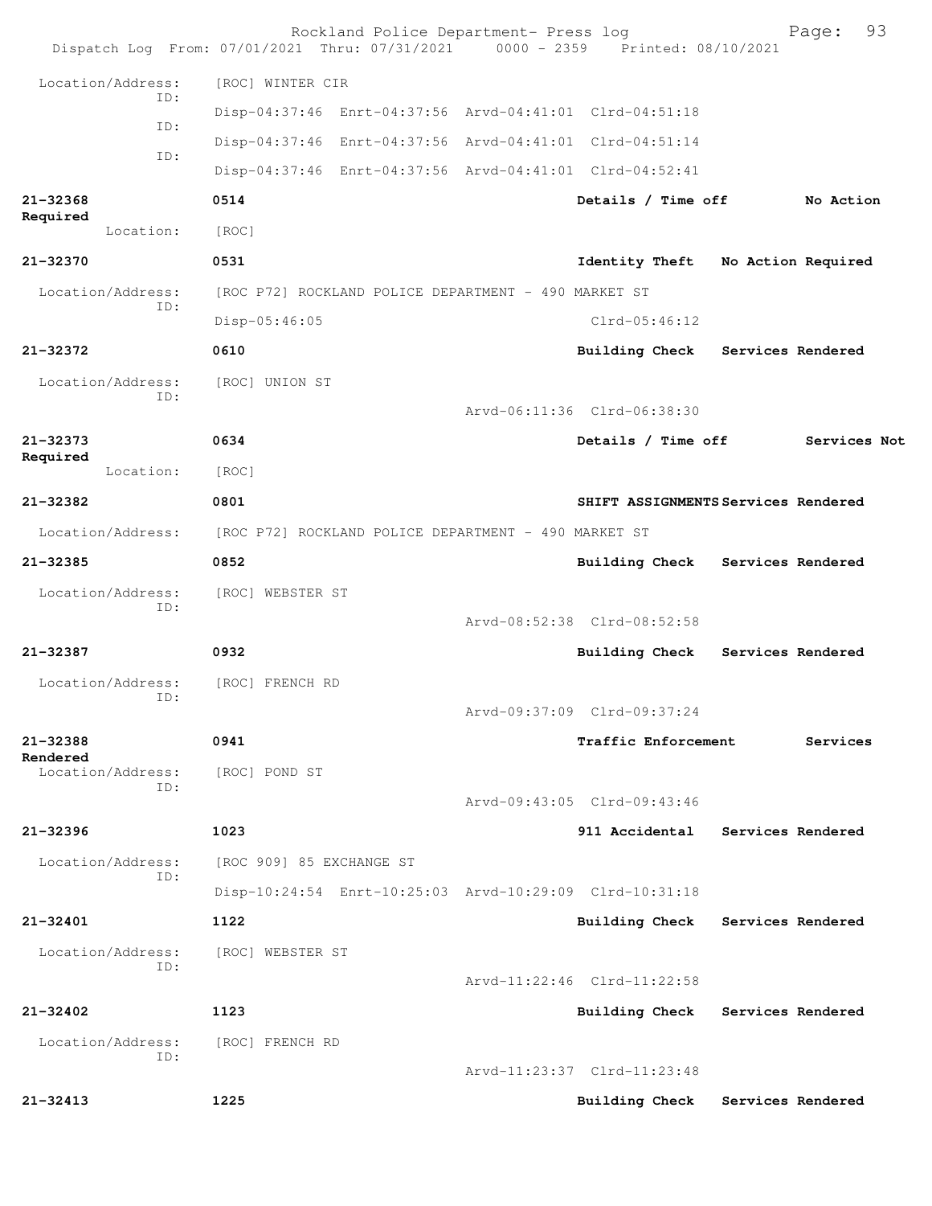Location/Address: [ROC] WINTER CIR
ID:
Disp-04:37:46 Enrt-04:37:56 Arvd-04:41:01 Clrd-04:51:18
ID:
Disp-04:37:46 Enrt-04:37:56 Arvd-04:41:01 Clrd-04:51:14
ID:
Disp-04:37:46 Enrt-04:37:56 Arvd-04:41:01 Clrd-04:52:41

**21-32368** **0514** **Details / Time off** **No Action Required**
Location: [ROC]

**21-32370** **0531** **Identity Theft** **No Action Required**
Location/Address: [ROC P72] ROCKLAND POLICE DEPARTMENT - 490 MARKET ST
ID:
Disp-05:46:05 Clrd-05:46:12

**21-32372** **0610** **Building Check** **Services Rendered**
Location/Address: [ROC] UNION ST
ID:
Arvd-06:11:36 Clrd-06:38:30

**21-32373** **0634** **Details / Time off** **Services Not Required**
Location: [ROC]

**21-32382** **0801** **SHIFT ASSIGNMENTS** **Services Rendered**
Location/Address: [ROC P72] ROCKLAND POLICE DEPARTMENT - 490 MARKET ST

**21-32385** **0852** **Building Check** **Services Rendered**
Location/Address: [ROC] WEBSTER ST
ID:
Arvd-08:52:38 Clrd-08:52:58

**21-32387** **0932** **Building Check** **Services Rendered**
Location/Address: [ROC] FRENCH RD
ID:
Arvd-09:37:09 Clrd-09:37:24

**21-32388** **0941** **Traffic Enforcement** **Services Rendered**
Location/Address: [ROC] POND ST
ID:
Arvd-09:43:05 Clrd-09:43:46

**21-32396** **1023** **911 Accidental** **Services Rendered**
Location/Address: [ROC 909] 85 EXCHANGE ST
ID:
Disp-10:24:54 Enrt-10:25:03 Arvd-10:29:09 Clrd-10:31:18

**21-32401** **1122** **Building Check** **Services Rendered**
Location/Address: [ROC] WEBSTER ST
ID:
Arvd-11:22:46 Clrd-11:22:58

**21-32402** **1123** **Building Check** **Services Rendered**
Location/Address: [ROC] FRENCH RD
ID:
Arvd-11:23:37 Clrd-11:23:48

**21-32413** **1225** **Building Check** **Services Rendered**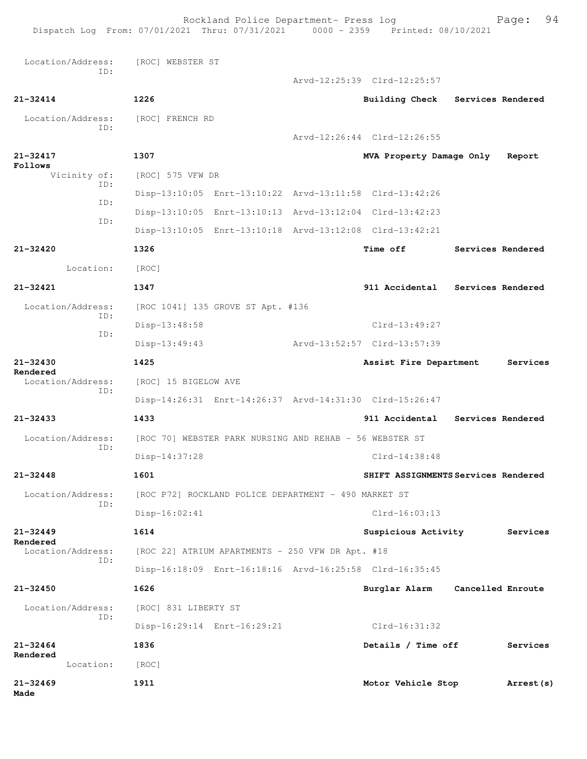| | | | |
|---|---|---|---|
| Location/Address: | [ROC] WEBSTER ST | | |
| ID: | | Arvd-12:25:39 Clrd-12:25:57 | |
| **21-32414** | **1226** | **Building Check** | **Services Rendered** |
| Location/Address: | [ROC] FRENCH RD | | |
| ID: | | Arvd-12:26:44 Clrd-12:26:55 | |
| **21-32417** | **1307** | **MVA Property Damage Only** | **Report Follows** |
| Vicinity of: | [ROC] 575 VFW DR | | |
| ID: | Disp-13:10:05 Enrt-13:10:22 Arvd-13:11:58 Clrd-13:42:26 | | |
| ID: | Disp-13:10:05 Enrt-13:10:13 Arvd-13:12:04 Clrd-13:42:23 | | |
| ID: | Disp-13:10:05 Enrt-13:10:18 Arvd-13:12:08 Clrd-13:42:21 | | |
| **21-32420** | **1326** | **Time off** | **Services Rendered** |
| Location: | [ROC] | | |
| **21-32421** | **1347** | **911 Accidental** | **Services Rendered** |
| Location/Address: | [ROC 1041] 135 GROVE ST Apt. #136 | | |
| ID: | Disp-13:48:58 | Clrd-13:49:27 | |
| ID: | Disp-13:49:43 | Arvd-13:52:57 Clrd-13:57:39 | |
| **21-32430** | **1425** | **Assist Fire Department** | **Services Rendered** |
| Location/Address: | [ROC] 15 BIGELOW AVE | | |
| ID: | Disp-14:26:31 Enrt-14:26:37 Arvd-14:31:30 Clrd-15:26:47 | | |
| **21-32433** | **1433** | **911 Accidental** | **Services Rendered** |
| Location/Address: | [ROC 70] WEBSTER PARK NURSING AND REHAB - 56 WEBSTER ST | | |
| ID: | Disp-14:37:28 | Clrd-14:38:48 | |
| **21-32448** | **1601** | **SHIFT ASSIGNMENTS** | **Services Rendered** |
| Location/Address: | [ROC P72] ROCKLAND POLICE DEPARTMENT - 490 MARKET ST | | |
| ID: | Disp-16:02:41 | Clrd-16:03:13 | |
| **21-32449** | **1614** | **Suspicious Activity** | **Services Rendered** |
| Location/Address: | [ROC 22] ATRIUM APARTMENTS - 250 VFW DR Apt. #18 | | |
| ID: | Disp-16:18:09 Enrt-16:18:16 Arvd-16:25:58 Clrd-16:35:45 | | |
| **21-32450** | **1626** | **Burglar Alarm** | **Cancelled Enroute** |
| Location/Address: | [ROC] 831 LIBERTY ST | | |
| ID: | Disp-16:29:14 Enrt-16:29:21 | Clrd-16:31:32 | |
| **21-32464** | **1836** | **Details / Time off** | **Services Rendered** |
| Location: | [ROC] | | |
| **21-32469** | **1911** | **Motor Vehicle Stop** | **Arrest(s) Made** |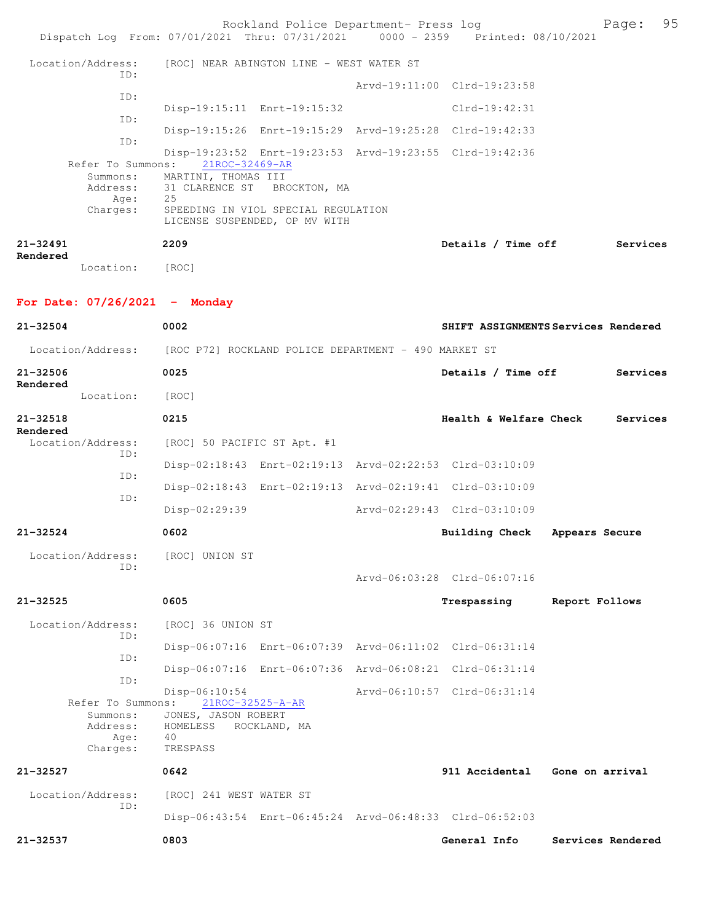Location/Address: [ROC] NEAR ABINGTON LINE - WEST WATER ST

ID: Arvd-19:11:00 Clrd-19:23:58

ID: Disp-19:15:11 Enrt-19:15:32 Clrd-19:42:31

ID: Disp-19:15:26 Enrt-19:15:29 Arvd-19:25:28 Clrd-19:42:33

ID: Disp-19:23:52 Enrt-19:23:53 Arvd-19:23:55 Clrd-19:42:36

Refer To Summons: 21ROC-32469-AR

Summons: MARTINI, THOMAS III
Address: 31 CLARENCE ST BROCKTON, MA
Age: 25
Charges: SPEEDING IN VIOL SPECIAL REGULATION
LICENSE SUSPENDED, OP MV WITH

**21-32491** **2209** **Details / Time off** **Services Rendered**

Location: [ROC]

## For Date: 07/26/2021 - Monday

**21-32504** **0002** **SHIFT ASSIGNMENTS** **Services Rendered**

Location/Address: [ROC P72] ROCKLAND POLICE DEPARTMENT - 490 MARKET ST

**21-32506** **0025** **Details / Time off** **Services Rendered**

Location: [ROC]

**21-32518** **0215** **Health & Welfare Check** **Services Rendered**

Location/Address: [ROC] 50 PACIFIC ST Apt. #1

ID: Disp-02:18:43 Enrt-02:19:13 Arvd-02:22:53 Clrd-03:10:09

ID: Disp-02:18:43 Enrt-02:19:13 Arvd-02:19:41 Clrd-03:10:09

ID: Disp-02:29:39 Arvd-02:29:43 Clrd-03:10:09

**21-32524** **0602** **Building Check** **Appears Secure**

Location/Address: [ROC] UNION ST

ID: Arvd-06:03:28 Clrd-06:07:16

**21-32525** **0605** **Trespassing** **Report Follows**

Location/Address: [ROC] 36 UNION ST

ID: Disp-06:07:16 Enrt-06:07:39 Arvd-06:11:02 Clrd-06:31:14

ID: Disp-06:07:16 Enrt-06:07:36 Arvd-06:08:21 Clrd-06:31:14

ID: Disp-06:10:54 Arvd-06:10:57 Clrd-06:31:14

Refer To Summons: 21ROC-32525-A-AR

Summons: JONES, JASON ROBERT
Address: HOMELESS ROCKLAND, MA
Age: 40
Charges: TRESPASS

**21-32527** **0642** **911 Accidental** **Gone on arrival**

Location/Address: [ROC] 241 WEST WATER ST

ID: Disp-06:43:54 Enrt-06:45:24 Arvd-06:48:33 Clrd-06:52:03

**21-32537** **0803** **General Info** **Services Rendered**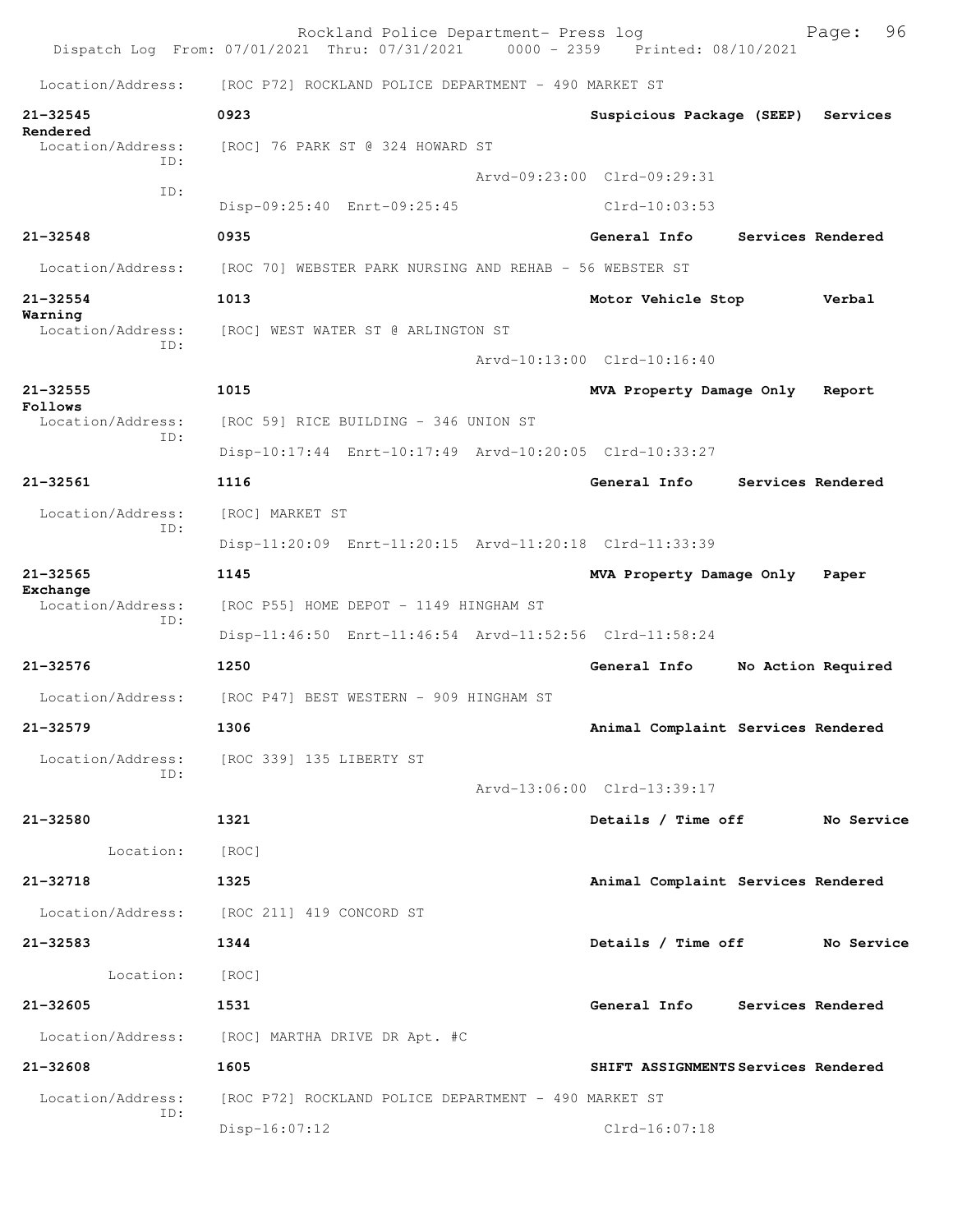Rockland Police Department- Press log
Dispatch Log From: 07/01/2021 Thru: 07/31/2021 0000 - 2359 Printed: 08/10/2021

Location/Address: [ROC P72] ROCKLAND POLICE DEPARTMENT - 490 MARKET ST

**21-32545** **0923** **Suspicious Package (SEEP) Services Rendered**
Location/Address: [ROC] 76 PARK ST @ 324 HOWARD ST
ID: Arvd-09:23:00 Clrd-09:29:31
ID: Disp-09:25:40 Enrt-09:25:45 Clrd-10:03:53

**21-32548** **0935** **General Info Services Rendered**
Location/Address: [ROC 70] WEBSTER PARK NURSING AND REHAB - 56 WEBSTER ST

**21-32554** **1013** **Motor Vehicle Stop Verbal Warning**
Location/Address: [ROC] WEST WATER ST @ ARLINGTON ST
ID: Arvd-10:13:00 Clrd-10:16:40

**21-32555** **1015** **MVA Property Damage Only Report Follows**
Location/Address: [ROC 59] RICE BUILDING - 346 UNION ST
ID: Disp-10:17:44 Enrt-10:17:49 Arvd-10:20:05 Clrd-10:33:27

**21-32561** **1116** **General Info Services Rendered**
Location/Address: [ROC] MARKET ST
ID: Disp-11:20:09 Enrt-11:20:15 Arvd-11:20:18 Clrd-11:33:39

**21-32565** **1145** **MVA Property Damage Only Paper Exchange**
Location/Address: [ROC P55] HOME DEPOT - 1149 HINGHAM ST
ID: Disp-11:46:50 Enrt-11:46:54 Arvd-11:52:56 Clrd-11:58:24

**21-32576** **1250** **General Info No Action Required**
Location/Address: [ROC P47] BEST WESTERN - 909 HINGHAM ST

**21-32579** **1306** **Animal Complaint Services Rendered**
Location/Address: [ROC 339] 135 LIBERTY ST
ID: Arvd-13:06:00 Clrd-13:39:17

**21-32580** **1321** **Details / Time off No Service**
Location: [ROC]

**21-32718** **1325** **Animal Complaint Services Rendered**
Location/Address: [ROC 211] 419 CONCORD ST

**21-32583** **1344** **Details / Time off No Service**
Location: [ROC]

**21-32605** **1531** **General Info Services Rendered**
Location/Address: [ROC] MARTHA DRIVE DR Apt. #C

**21-32608** **1605** **SHIFT ASSIGNMENTS Services Rendered**
Location/Address: [ROC P72] ROCKLAND POLICE DEPARTMENT - 490 MARKET ST
ID: Disp-16:07:12 Clrd-16:07:18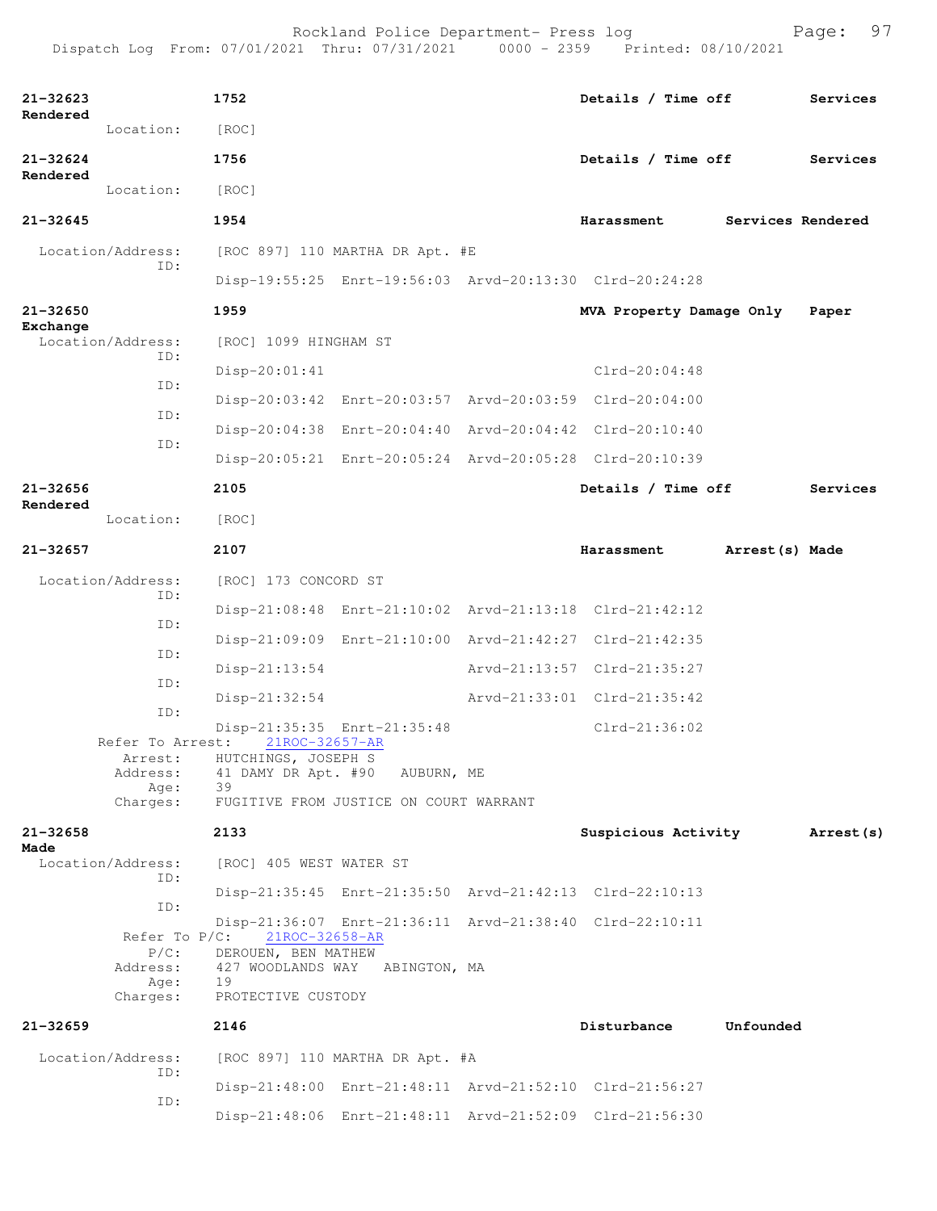21-32623 1752 Details / Time off Services Rendered
Location: [ROC]

21-32624 1756 Details / Time off Services Rendered
Location: [ROC]

21-32645 1954 Harassment Services Rendered
Location/Address: [ROC 897] 110 MARTHA DR Apt. #E
ID:
Disp-19:55:25 Enrt-19:56:03 Arvd-20:13:30 Clrd-20:24:28

21-32650 1959 MVA Property Damage Only Paper Exchange
Location/Address: [ROC] 1099 HINGHAM ST
ID:
Disp-20:01:41 Clrd-20:04:48
ID:
Disp-20:03:42 Enrt-20:03:57 Arvd-20:03:59 Clrd-20:04:00
ID:
Disp-20:04:38 Enrt-20:04:40 Arvd-20:04:42 Clrd-20:10:40
ID:
Disp-20:05:21 Enrt-20:05:24 Arvd-20:05:28 Clrd-20:10:39

21-32656 2105 Details / Time off Services Rendered
Location: [ROC]

21-32657 2107 Harassment Arrest(s) Made
Location/Address: [ROC] 173 CONCORD ST
ID:
Disp-21:08:48 Enrt-21:10:02 Arvd-21:13:18 Clrd-21:42:12
ID:
Disp-21:09:09 Enrt-21:10:00 Arvd-21:42:27 Clrd-21:42:35
ID:
Disp-21:13:54 Arvd-21:13:57 Clrd-21:35:27
ID:
Disp-21:32:54 Arvd-21:33:01 Clrd-21:35:42
ID:
Disp-21:35:35 Enrt-21:35:48 Clrd-21:36:02
Refer To Arrest: 21ROC-32657-AR
Arrest: HUTCHINGS, JOSEPH S
Address: 41 DAMY DR Apt. #90 AUBURN, ME
Age: 39
Charges: FUGITIVE FROM JUSTICE ON COURT WARRANT

21-32658 2133 Suspicious Activity Arrest(s) Made
Location/Address: [ROC] 405 WEST WATER ST
ID:
Disp-21:35:45 Enrt-21:35:50 Arvd-21:42:13 Clrd-22:10:13
ID:
Disp-21:36:07 Enrt-21:36:11 Arvd-21:38:40 Clrd-22:10:11
Refer To P/C: 21ROC-32658-AR
P/C: DEROUEN, BEN MATHEW
Address: 427 WOODLANDS WAY ABINGTON, MA
Age: 19
Charges: PROTECTIVE CUSTODY

21-32659 2146 Disturbance Unfounded
Location/Address: [ROC 897] 110 MARTHA DR Apt. #A
ID:
Disp-21:48:00 Enrt-21:48:11 Arvd-21:52:10 Clrd-21:56:27
ID:
Disp-21:48:06 Enrt-21:48:11 Arvd-21:52:09 Clrd-21:56:30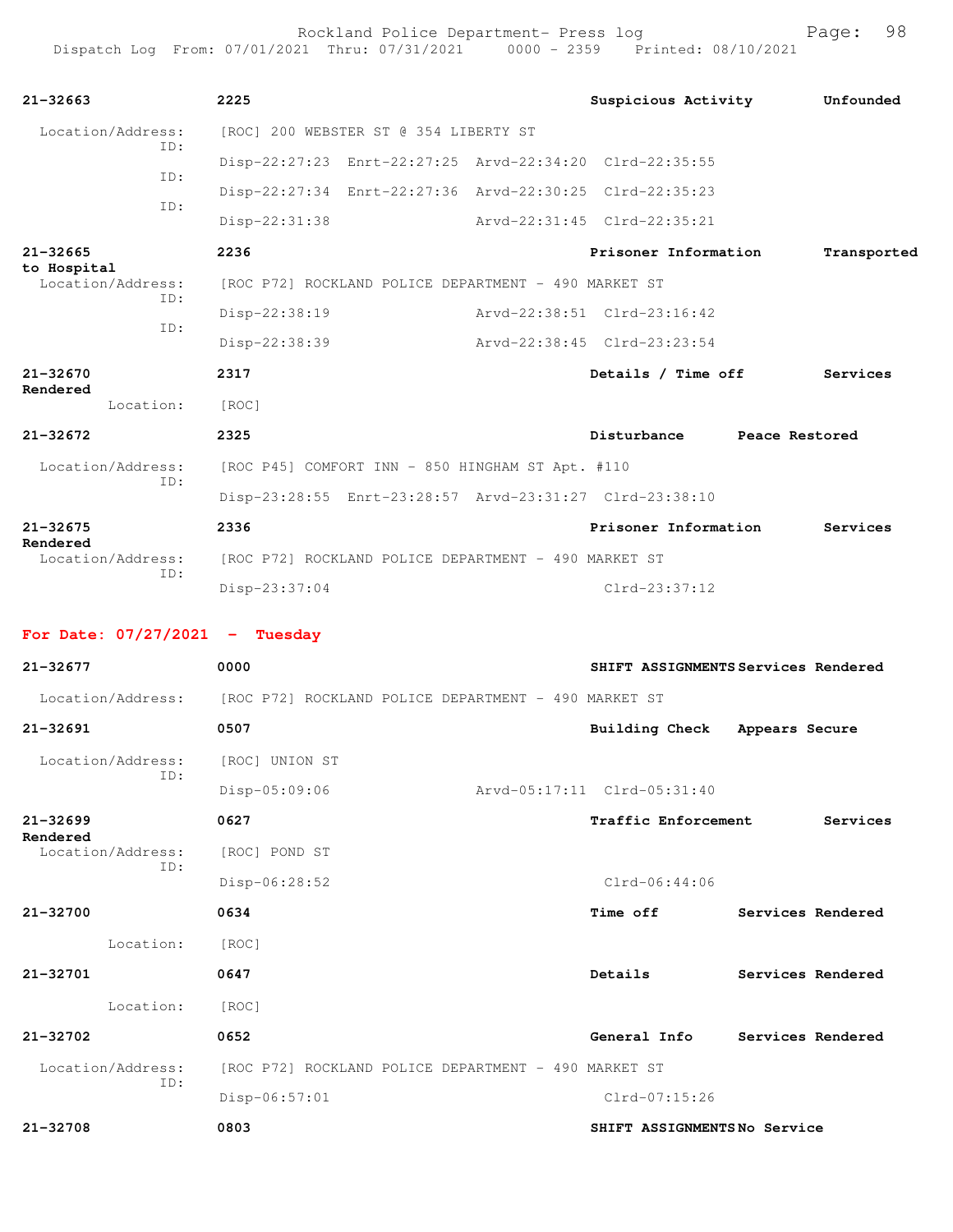**21-32663** **2225** **Suspicious Activity** **Unfounded**

Location/Address: [ROC] 200 WEBSTER ST @ 354 LIBERTY ST

ID: Disp-22:27:23 Enrt-22:27:25 Arvd-22:34:20 Clrd-22:35:55

ID: Disp-22:27:34 Enrt-22:27:36 Arvd-22:30:25 Clrd-22:35:23

ID: Disp-22:31:38 Arvd-22:31:45 Clrd-22:35:21

**21-32665** **2236** **Prisoner Information** **Transported to Hospital**

Location/Address: [ROC P72] ROCKLAND POLICE DEPARTMENT - 490 MARKET ST

ID: Disp-22:38:19 Arvd-22:38:51 Clrd-23:16:42

ID: Disp-22:38:39 Arvd-22:38:45 Clrd-23:23:54

**21-32670** **2317** **Details / Time off** **Services Rendered**

Location: [ROC]

**21-32672** **2325** **Disturbance** **Peace Restored**

Location/Address: [ROC P45] COMFORT INN - 850 HINGHAM ST Apt. #110

ID: Disp-23:28:55 Enrt-23:28:57 Arvd-23:31:27 Clrd-23:38:10

**21-32675** **2336** **Prisoner Information** **Services Rendered**

Location/Address: [ROC P72] ROCKLAND POLICE DEPARTMENT - 490 MARKET ST

ID: Disp-23:37:04 Clrd-23:37:12

## For Date: 07/27/2021 - Tuesday

**21-32677** **0000** **SHIFT ASSIGNMENTS** **Services Rendered**

Location/Address: [ROC P72] ROCKLAND POLICE DEPARTMENT - 490 MARKET ST

**21-32691** **0507** **Building Check** **Appears Secure**

Location/Address: [ROC] UNION ST

ID: Disp-05:09:06 Arvd-05:17:11 Clrd-05:31:40

**21-32699** **0627** **Traffic Enforcement** **Services Rendered**

Location/Address: [ROC] POND ST

ID: Disp-06:28:52 Clrd-06:44:06

**21-32700** **0634** **Time off** **Services Rendered**

Location: [ROC]

**21-32701** **0647** **Details** **Services Rendered**

Location: [ROC]

**21-32702** **0652** **General Info** **Services Rendered**

Location/Address: [ROC P72] ROCKLAND POLICE DEPARTMENT - 490 MARKET ST

ID: Disp-06:57:01 Clrd-07:15:26

**21-32708** **0803** **SHIFT ASSIGNMENTS** **No Service**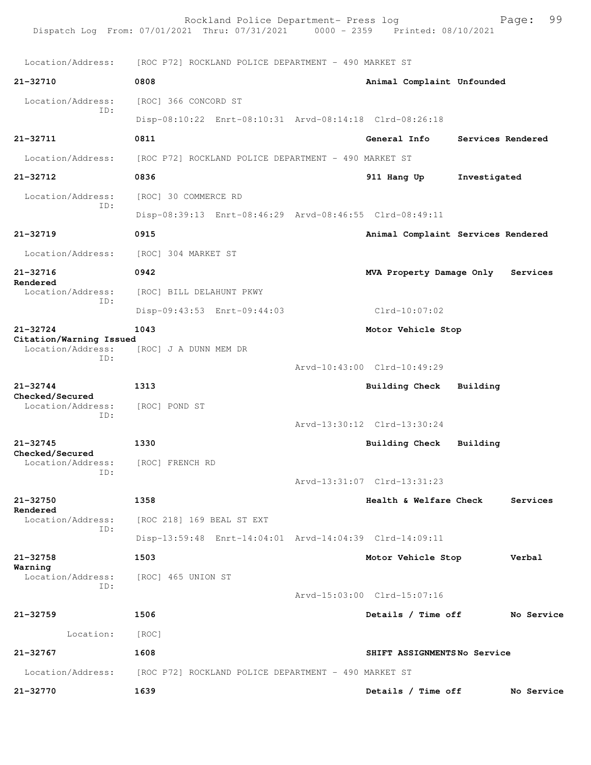Location/Address: [ROC P72] ROCKLAND POLICE DEPARTMENT - 490 MARKET ST

**21-32710** **0808** **Animal Complaint Unfounded**
Location/Address: [ROC] 366 CONCORD ST
ID:
Disp-08:10:22 Enrt-08:10:31 Arvd-08:14:18 Clrd-08:26:18

**21-32711** **0811** **General Info Services Rendered**
Location/Address: [ROC P72] ROCKLAND POLICE DEPARTMENT - 490 MARKET ST

**21-32712** **0836** **911 Hang Up Investigated**
Location/Address: [ROC] 30 COMMERCE RD
ID:
Disp-08:39:13 Enrt-08:46:29 Arvd-08:46:55 Clrd-08:49:11

**21-32719** **0915** **Animal Complaint Services Rendered**
Location/Address: [ROC] 304 MARKET ST

**21-32716** **0942** **MVA Property Damage Only Services Rendered**
Location/Address: [ROC] BILL DELAHUNT PKWY
ID:
Disp-09:43:53 Enrt-09:44:03 Clrd-10:07:02

**21-32724** **1043** **Motor Vehicle Stop Citation/Warning Issued**
Location/Address: [ROC] J A DUNN MEM DR
ID:
Arvd-10:43:00 Clrd-10:49:29

**21-32744** **1313** **Building Check Building Checked/Secured**
Location/Address: [ROC] POND ST
ID:
Arvd-13:30:12 Clrd-13:30:24

**21-32745** **1330** **Building Check Building Checked/Secured**
Location/Address: [ROC] FRENCH RD
ID:
Arvd-13:31:07 Clrd-13:31:23

**21-32750** **1358** **Health & Welfare Check Services Rendered**
Location/Address: [ROC 218] 169 BEAL ST EXT
ID:
Disp-13:59:48 Enrt-14:04:01 Arvd-14:04:39 Clrd-14:09:11

**21-32758** **1503** **Motor Vehicle Stop Verbal Warning**
Location/Address: [ROC] 465 UNION ST
ID:
Arvd-15:03:00 Clrd-15:07:16

**21-32759** **1506** **Details / Time off No Service**
Location: [ROC]

**21-32767** **1608** **SHIFT ASSIGNMENTS No Service**
Location/Address: [ROC P72] ROCKLAND POLICE DEPARTMENT - 490 MARKET ST

**21-32770** **1639** **Details / Time off No Service**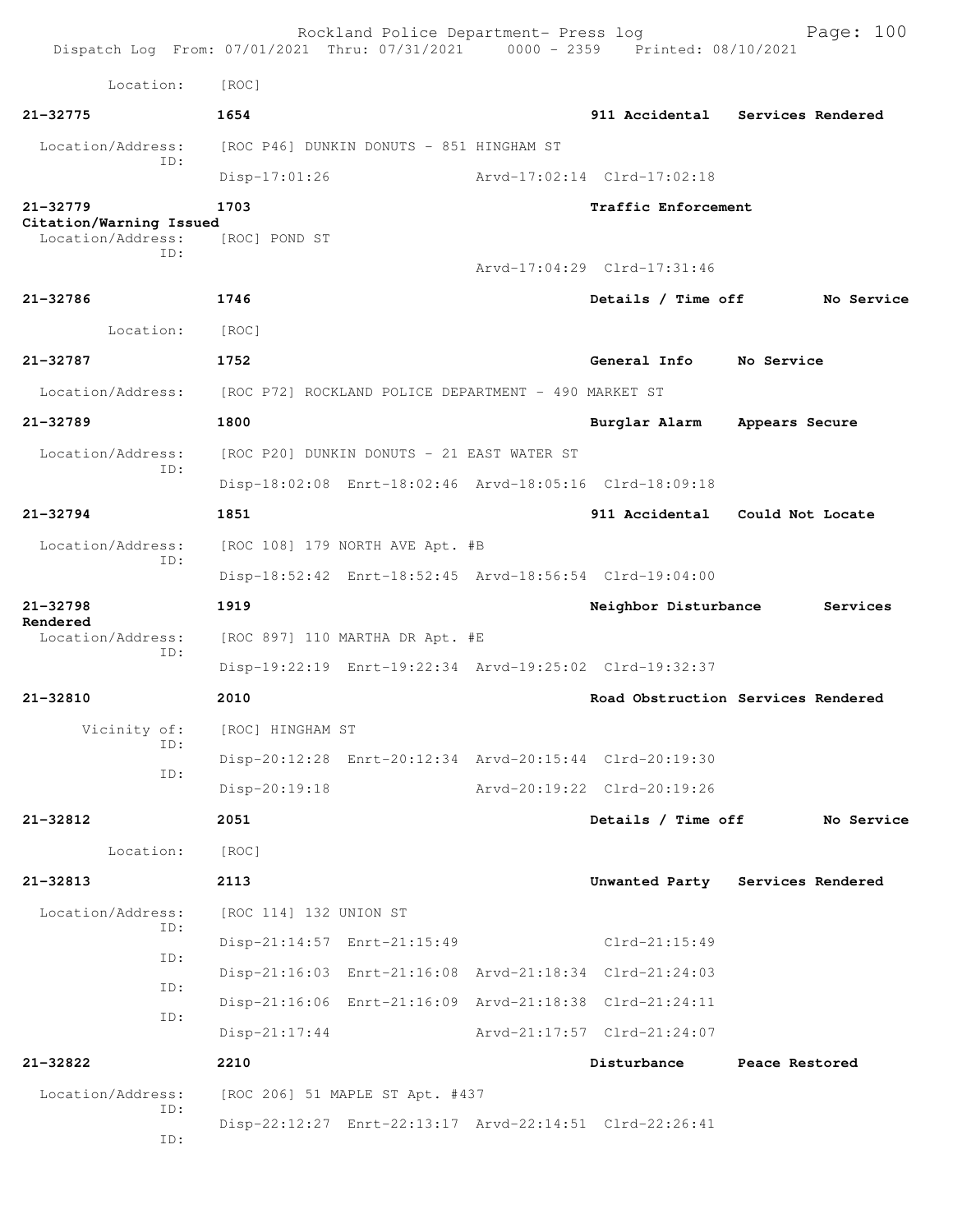Location: [ROC]

**21-32775** 1654 911 Accidental Services Rendered

Location/Address: [ROC P46] DUNKIN DONUTS - 851 HINGHAM ST
ID:
Disp-17:01:26 Arvd-17:02:14 Clrd-17:02:18

**21-32779** 1703 Traffic Enforcement
**Citation/Warning Issued**
Location/Address: [ROC] POND ST
ID:
Arvd-17:04:29 Clrd-17:31:46

**21-32786** 1746 Details / Time off No Service

Location: [ROC]

**21-32787** 1752 General Info No Service

Location/Address: [ROC P72] ROCKLAND POLICE DEPARTMENT - 490 MARKET ST

**21-32789** 1800 Burglar Alarm Appears Secure

Location/Address: [ROC P20] DUNKIN DONUTS - 21 EAST WATER ST
ID:
Disp-18:02:08 Enrt-18:02:46 Arvd-18:05:16 Clrd-18:09:18

**21-32794** 1851 911 Accidental Could Not Locate

Location/Address: [ROC 108] 179 NORTH AVE Apt. #B
ID:
Disp-18:52:42 Enrt-18:52:45 Arvd-18:56:54 Clrd-19:04:00

**21-32798** 1919 Neighbor Disturbance Services
**Rendered**
Location/Address: [ROC 897] 110 MARTHA DR Apt. #E
ID:
Disp-19:22:19 Enrt-19:22:34 Arvd-19:25:02 Clrd-19:32:37

**21-32810** 2010 Road Obstruction Services Rendered

Vicinity of: [ROC] HINGHAM ST
ID:
Disp-20:12:28 Enrt-20:12:34 Arvd-20:15:44 Clrd-20:19:30
ID:
Disp-20:19:18 Arvd-20:19:22 Clrd-20:19:26

**21-32812** 2051 Details / Time off No Service

Location: [ROC]

**21-32813** 2113 Unwanted Party Services Rendered

Location/Address: [ROC 114] 132 UNION ST
ID:
Disp-21:14:57 Enrt-21:15:49 Clrd-21:15:49
ID:
Disp-21:16:03 Enrt-21:16:08 Arvd-21:18:34 Clrd-21:24:03
ID:
Disp-21:16:06 Enrt-21:16:09 Arvd-21:18:38 Clrd-21:24:11
ID:
Disp-21:17:44 Arvd-21:17:57 Clrd-21:24:07

**21-32822** 2210 Disturbance Peace Restored

Location/Address: [ROC 206] 51 MAPLE ST Apt. #437
ID:
Disp-22:12:27 Enrt-22:13:17 Arvd-22:14:51 Clrd-22:26:41
ID: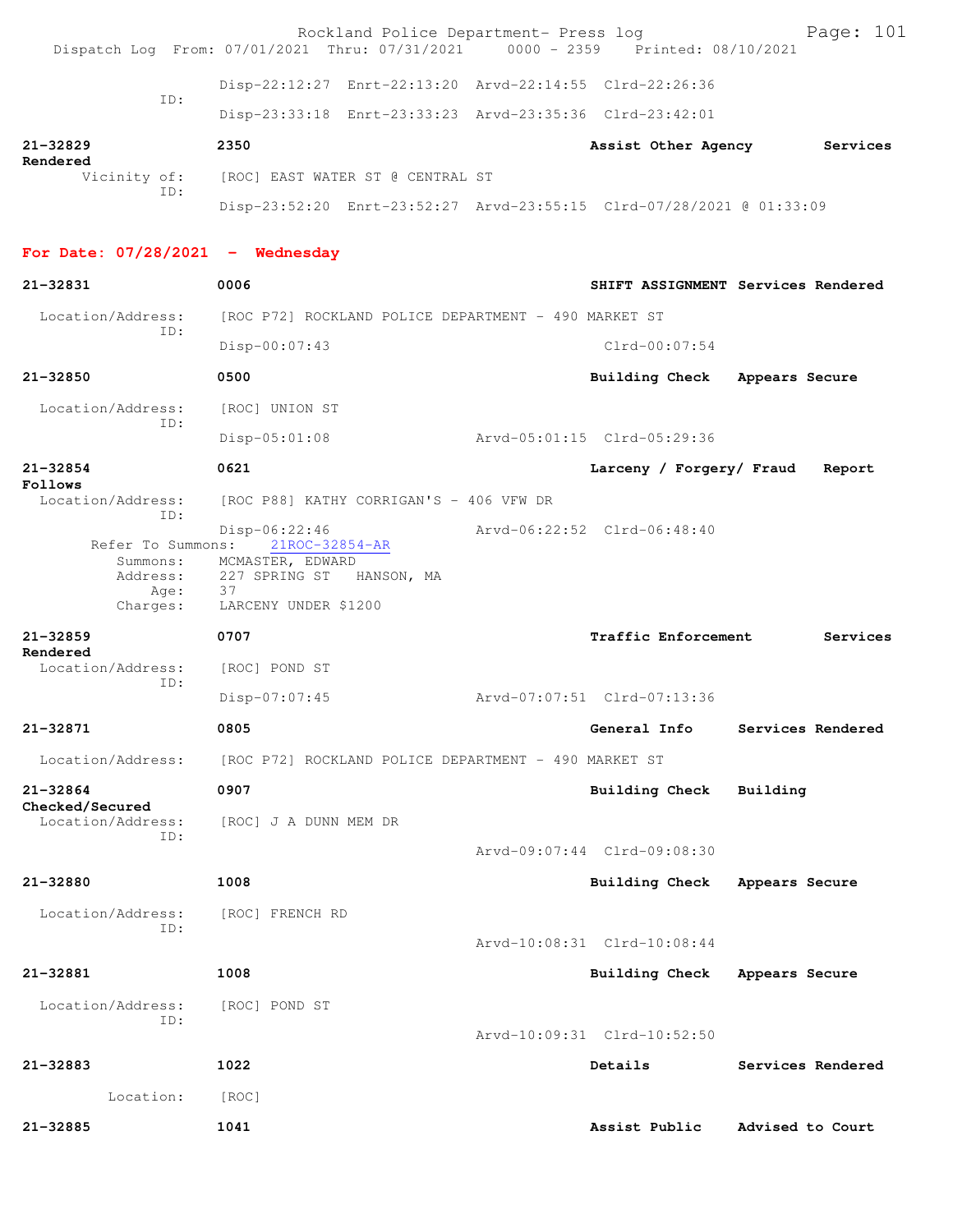Disp-22:12:27 Enrt-22:13:20 Arvd-22:14:55 Clrd-22:26:36
ID:
Disp-23:33:18 Enrt-23:33:23 Arvd-23:35:36 Clrd-23:42:01

**21-32829** **2350** **Assist Other Agency** **Services Rendered**
Vicinity of: [ROC] EAST WATER ST @ CENTRAL ST
ID:
Disp-23:52:20 Enrt-23:52:27 Arvd-23:55:15 Clrd-07/28/2021 @ 01:33:09

## For Date: 07/28/2021 - Wednesday

**21-32831** **0006** **SHIFT ASSIGNMENT** **Services Rendered**
Location/Address: [ROC P72] ROCKLAND POLICE DEPARTMENT - 490 MARKET ST
ID:
Disp-00:07:43 Clrd-00:07:54

**21-32850** **0500** **Building Check** **Appears Secure**
Location/Address: [ROC] UNION ST
ID:
Disp-05:01:08 Arvd-05:01:15 Clrd-05:29:36

**21-32854** **0621** **Larceny / Forgery/ Fraud** **Report Follows**
Location/Address: [ROC P88] KATHY CORRIGAN'S - 406 VFW DR
ID:
Disp-06:22:46 Arvd-06:22:52 Clrd-06:48:40
Refer To Summons: 21ROC-32854-AR
Summons: MCMASTER, EDWARD
Address: 227 SPRING ST HANSON, MA
Age: 37
Charges: LARCENY UNDER $1200

**21-32859** **0707** **Traffic Enforcement** **Services Rendered**
Location/Address: [ROC] POND ST
ID:
Disp-07:07:45 Arvd-07:07:51 Clrd-07:13:36

**21-32871** **0805** **General Info** **Services Rendered**
Location/Address: [ROC P72] ROCKLAND POLICE DEPARTMENT - 490 MARKET ST

**21-32864** **0907** **Building Check** **Building Checked/Secured**
Location/Address: [ROC] J A DUNN MEM DR
ID:
Arvd-09:07:44 Clrd-09:08:30

**21-32880** **1008** **Building Check** **Appears Secure**
Location/Address: [ROC] FRENCH RD
ID:
Arvd-10:08:31 Clrd-10:08:44

**21-32881** **1008** **Building Check** **Appears Secure**
Location/Address: [ROC] POND ST
ID:
Arvd-10:09:31 Clrd-10:52:50

**21-32883** **1022** **Details** **Services Rendered**
Location: [ROC]

**21-32885** **1041** **Assist Public** **Advised to Court**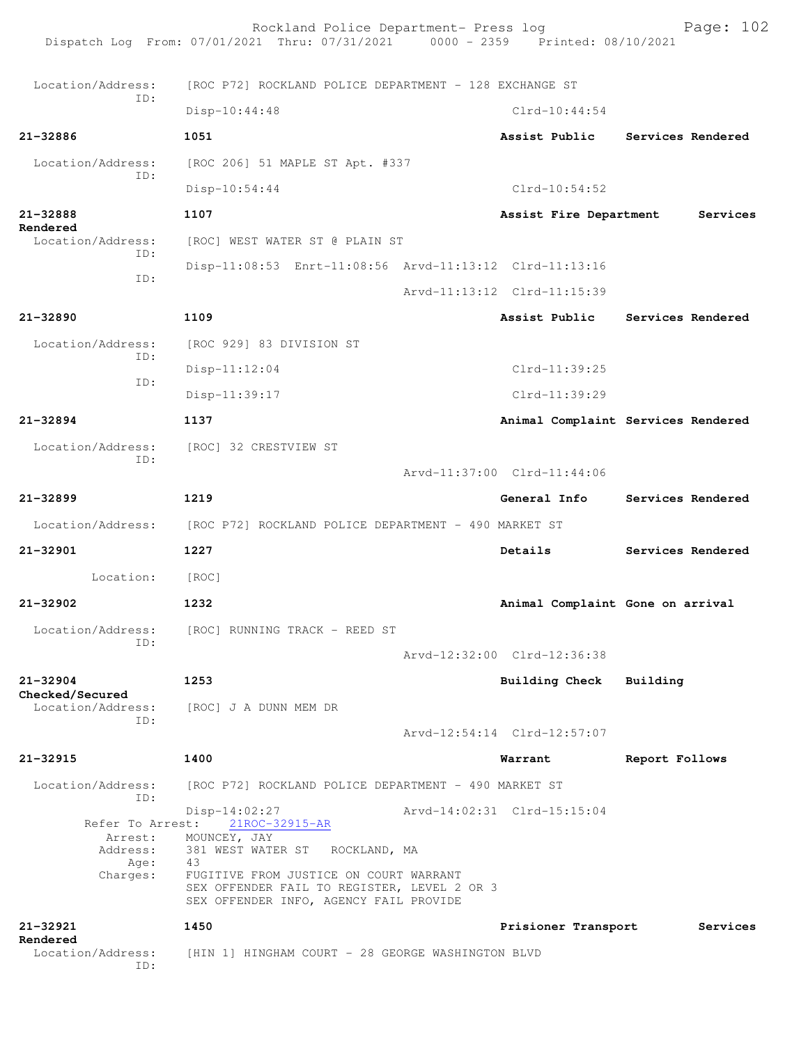```
 Location/Address:    [ROC P72] ROCKLAND POLICE DEPARTMENT - 128 EXCHANGE ST
               ID:
                      Disp-10:44:48                               Clrd-10:44:54

21-32886              1051                                        Assist Public     Services Rendered

 Location/Address:    [ROC 206] 51 MAPLE ST Apt. #337
               ID:
                      Disp-10:54:44                               Clrd-10:54:52

21-32888              1107                                        Assist Fire Department     Services
Rendered
 Location/Address:    [ROC] WEST WATER ST @ PLAIN ST
               ID:
                      Disp-11:08:53  Enrt-11:08:56  Arvd-11:13:12  Clrd-11:13:16
               ID:
                                                    Arvd-11:13:12  Clrd-11:15:39

21-32890              1109                                        Assist Public     Services Rendered

 Location/Address:    [ROC 929] 83 DIVISION ST
               ID:
                      Disp-11:12:04                               Clrd-11:39:25
               ID:
                      Disp-11:39:17                               Clrd-11:39:29

21-32894              1137                                        Animal Complaint Services Rendered

 Location/Address:    [ROC] 32 CRESTVIEW ST
               ID:
                                                    Arvd-11:37:00  Clrd-11:44:06

21-32899              1219                                        General Info      Services Rendered

 Location/Address:    [ROC P72] ROCKLAND POLICE DEPARTMENT - 490 MARKET ST

21-32901              1227                                        Details           Services Rendered

         Location:    [ROC]

21-32902              1232                                        Animal Complaint Gone on arrival

 Location/Address:    [ROC] RUNNING TRACK - REED ST
               ID:
                                                    Arvd-12:32:00  Clrd-12:36:38

21-32904              1253                                        Building Check    Building
Checked/Secured
 Location/Address:    [ROC] J A DUNN MEM DR
               ID:
                                                    Arvd-12:54:14  Clrd-12:57:07

21-32915              1400                                        Warrant           Report Follows

 Location/Address:    [ROC P72] ROCKLAND POLICE DEPARTMENT - 490 MARKET ST
               ID:
                      Disp-14:02:27                 Arvd-14:02:31  Clrd-15:15:04
        Refer To Arrest:    21ROC-32915-AR
           Arrest:    MOUNCEY, JAY
          Address:    381 WEST WATER ST   ROCKLAND, MA
              Age:    43
          Charges:    FUGITIVE FROM JUSTICE ON COURT WARRANT
                      SEX OFFENDER FAIL TO REGISTER, LEVEL 2 OR 3
                      SEX OFFENDER INFO, AGENCY FAIL PROVIDE

21-32921              1450                                        Prisioner Transport        Services
Rendered
 Location/Address:    [HIN 1] HINGHAM COURT - 28 GEORGE WASHINGTON BLVD
               ID:
```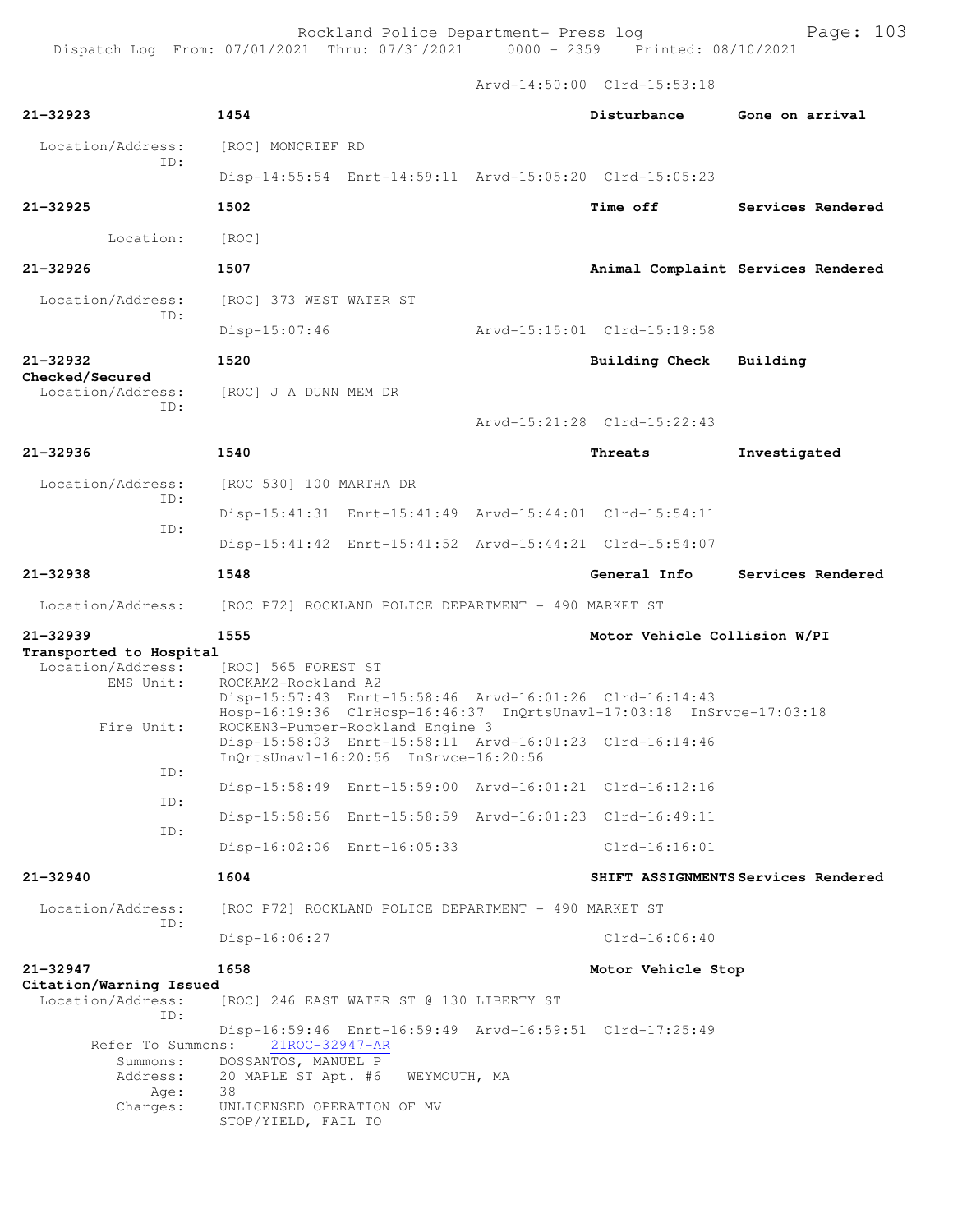Arvd-14:50:00 Clrd-15:53:18

**21-32923** 1454 Disturbance Gone on arrival

Location/Address: [ROC] MONCRIEF RD
ID:
Disp-14:55:54 Enrt-14:59:11 Arvd-15:05:20 Clrd-15:05:23

**21-32925** 1502 Time off Services Rendered

Location: [ROC]

**21-32926** 1507 Animal Complaint Services Rendered

Location/Address: [ROC] 373 WEST WATER ST
ID:
Disp-15:07:46 Arvd-15:15:01 Clrd-15:19:58

**21-32932** 1520 Building Check Building Checked/Secured

Location/Address: [ROC] J A DUNN MEM DR
ID:
Arvd-15:21:28 Clrd-15:22:43

**21-32936** 1540 Threats Investigated

Location/Address: [ROC 530] 100 MARTHA DR
ID:
Disp-15:41:31 Enrt-15:41:49 Arvd-15:44:01 Clrd-15:54:11
ID:
Disp-15:41:42 Enrt-15:41:52 Arvd-15:44:21 Clrd-15:54:07

**21-32938** 1548 General Info Services Rendered

Location/Address: [ROC P72] ROCKLAND POLICE DEPARTMENT - 490 MARKET ST

**21-32939** 1555 Motor Vehicle Collision W/PI Transported to Hospital

Location/Address: [ROC] 565 FOREST ST
EMS Unit: ROCKAM2-Rockland A2
Disp-15:57:43 Enrt-15:58:46 Arvd-16:01:26 Clrd-16:14:43
Hosp-16:19:36 ClrHosp-16:46:37 InQrtsUnavl-17:03:18 InSrvce-17:03:18
Fire Unit: ROCKEN3-Pumper-Rockland Engine 3
Disp-15:58:03 Enrt-15:58:11 Arvd-16:01:23 Clrd-16:14:46
InQrtsUnavl-16:20:56 InSrvce-16:20:56
ID:
Disp-15:58:49 Enrt-15:59:00 Arvd-16:01:21 Clrd-16:12:16
ID:
Disp-15:58:56 Enrt-15:58:59 Arvd-16:01:23 Clrd-16:49:11
ID:
Disp-16:02:06 Enrt-16:05:33 Clrd-16:16:01

**21-32940** 1604 SHIFT ASSIGNMENTS Services Rendered

Location/Address: [ROC P72] ROCKLAND POLICE DEPARTMENT - 490 MARKET ST
ID:
Disp-16:06:27 Clrd-16:06:40

**21-32947** 1658 Motor Vehicle Stop Citation/Warning Issued

Location/Address: [ROC] 246 EAST WATER ST @ 130 LIBERTY ST
ID:
Disp-16:59:46 Enrt-16:59:49 Arvd-16:59:51 Clrd-17:25:49
Refer To Summons: 21ROC-32947-AR
Summons: DOSSANTOS, MANUEL P
Address: 20 MAPLE ST Apt. #6 WEYMOUTH, MA
Age: 38
Charges: UNLICENSED OPERATION OF MV
STOP/YIELD, FAIL TO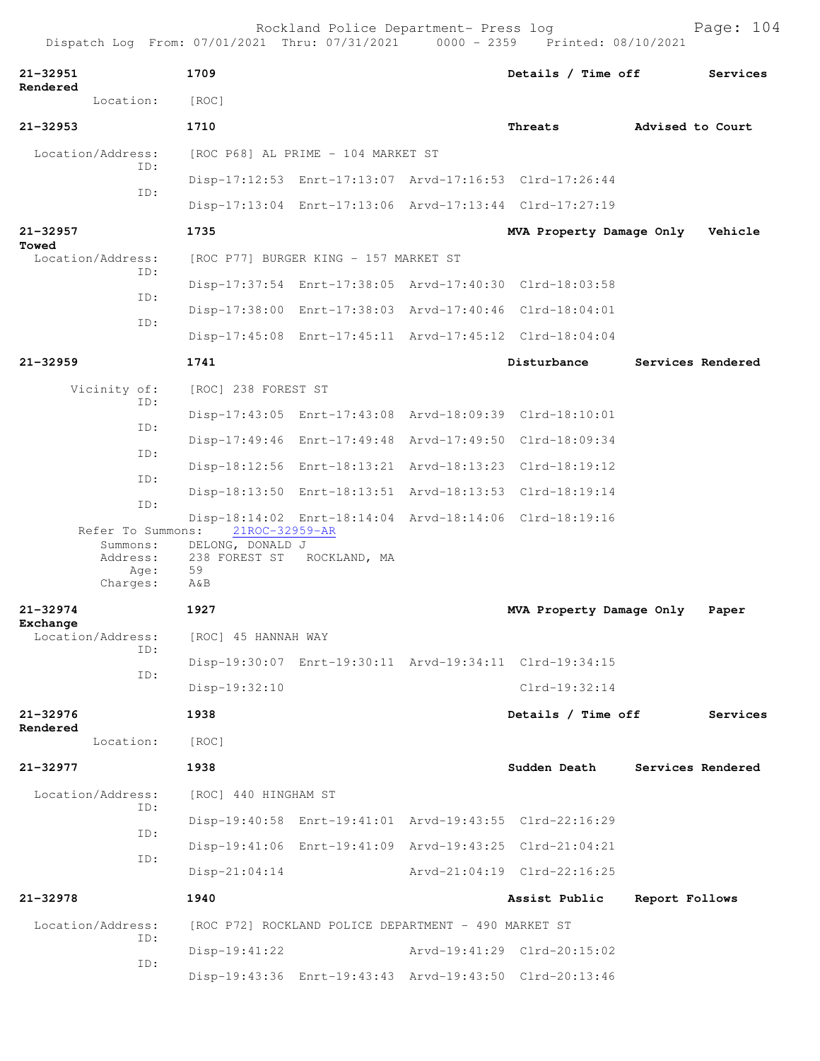Rockland Police Department- Press log

Dispatch Log From: 07/01/2021 Thru: 07/31/2021 0000 - 2359 Printed: 08/10/2021

**21-32951** 1709 **Details / Time off** **Services Rendered**

Location: [ROC]

**21-32953** 1710 **Threats** **Advised to Court**

Location/Address: [ROC P68] AL PRIME - 104 MARKET ST

ID: Disp-17:12:53 Enrt-17:13:07 Arvd-17:16:53 Clrd-17:26:44

ID: Disp-17:13:04 Enrt-17:13:06 Arvd-17:13:44 Clrd-17:27:19

**21-32957** 1735 **MVA Property Damage Only** **Vehicle Towed**

Location/Address: [ROC P77] BURGER KING - 157 MARKET ST

ID: Disp-17:37:54 Enrt-17:38:05 Arvd-17:40:30 Clrd-18:03:58

ID: Disp-17:38:00 Enrt-17:38:03 Arvd-17:40:46 Clrd-18:04:01

ID: Disp-17:45:08 Enrt-17:45:11 Arvd-17:45:12 Clrd-18:04:04

**21-32959** 1741 **Disturbance** **Services Rendered**

Vicinity of: [ROC] 238 FOREST ST

ID: Disp-17:43:05 Enrt-17:43:08 Arvd-18:09:39 Clrd-18:10:01

ID: Disp-17:49:46 Enrt-17:49:48 Arvd-17:49:50 Clrd-18:09:34

ID: Disp-18:12:56 Enrt-18:13:21 Arvd-18:13:23 Clrd-18:19:12

ID: Disp-18:13:50 Enrt-18:13:51 Arvd-18:13:53 Clrd-18:19:14

ID: Disp-18:14:02 Enrt-18:14:04 Arvd-18:14:06 Clrd-18:19:16

Refer To Summons: 21ROC-32959-AR

Summons: DELONG, DONALD J

Address: 238 FOREST ST ROCKLAND, MA

Age: 59

Charges: A&B

**21-32974** 1927 **MVA Property Damage Only** **Paper Exchange**

Location/Address: [ROC] 45 HANNAH WAY

ID: Disp-19:30:07 Enrt-19:30:11 Arvd-19:34:11 Clrd-19:34:15

ID: Disp-19:32:10 Clrd-19:32:14

**21-32976** 1938 **Details / Time off** **Services Rendered**

Location: [ROC]

**21-32977** 1938 **Sudden Death** **Services Rendered**

Location/Address: [ROC] 440 HINGHAM ST

ID: Disp-19:40:58 Enrt-19:41:01 Arvd-19:43:55 Clrd-22:16:29

ID: Disp-19:41:06 Enrt-19:41:09 Arvd-19:43:25 Clrd-21:04:21

ID: Disp-21:04:14 Arvd-21:04:19 Clrd-22:16:25

**21-32978** 1940 **Assist Public** **Report Follows**

Location/Address: [ROC P72] ROCKLAND POLICE DEPARTMENT - 490 MARKET ST

ID: Disp-19:41:22 Arvd-19:41:29 Clrd-20:15:02

ID: Disp-19:43:36 Enrt-19:43:43 Arvd-19:43:50 Clrd-20:13:46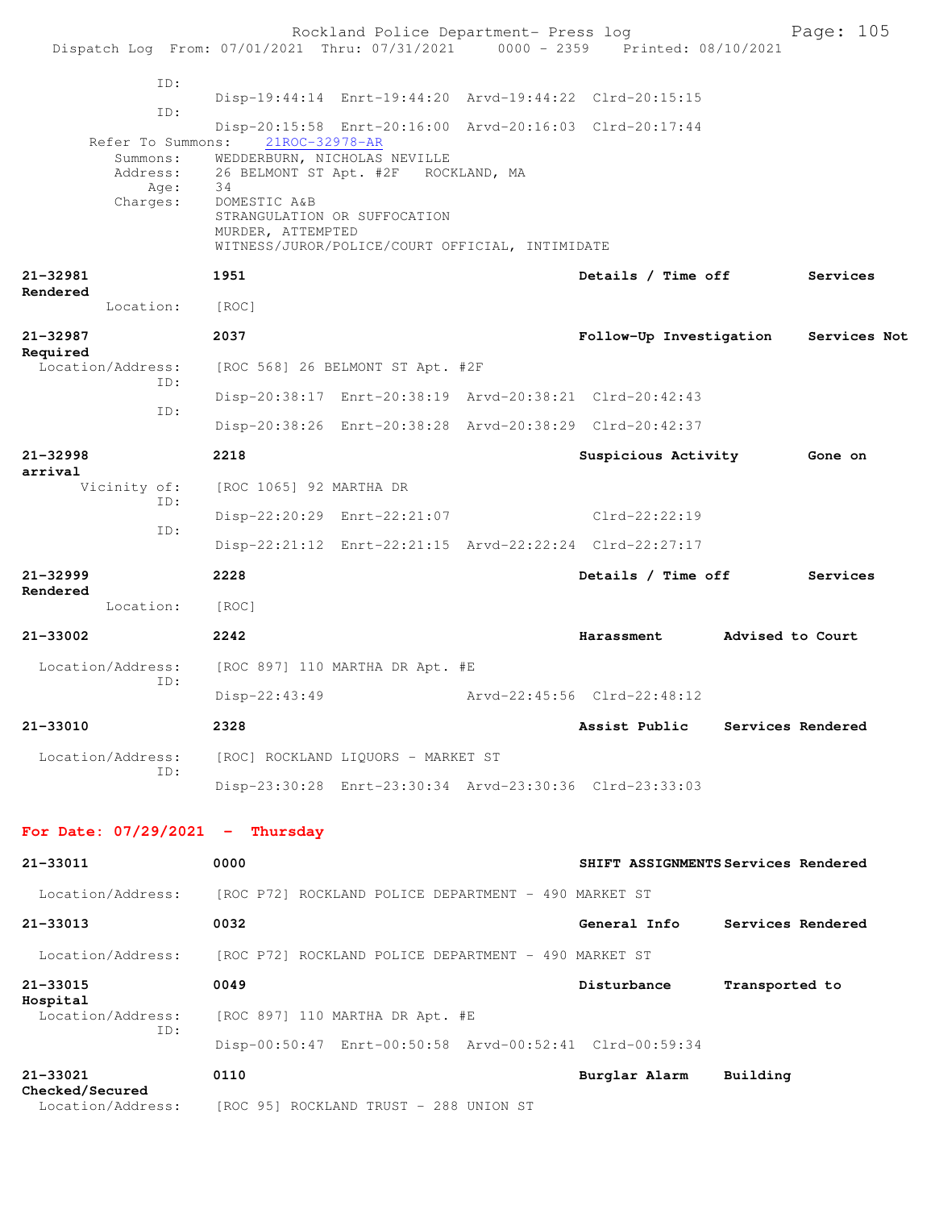ID:
Disp-19:44:14 Enrt-19:44:20 Arvd-19:44:22 Clrd-20:15:15

ID:
Disp-20:15:58 Enrt-20:16:00 Arvd-20:16:03 Clrd-20:17:44

Refer To Summons: 21ROC-32978-AR
Summons: WEDDERBURN, NICHOLAS NEVILLE
Address: 26 BELMONT ST Apt. #2F ROCKLAND, MA
Age: 34
Charges: DOMESTIC A&B
STRANGULATION OR SUFFOCATION
MURDER, ATTEMPTED
WITNESS/JUROR/POLICE/COURT OFFICIAL, INTIMIDATE

**21-32981** **1951** **Details / Time off** **Services Rendered**
Location: [ROC]

**21-32987** **2037** **Follow-Up Investigation** **Services Not Required**
Location/Address: [ROC 568] 26 BELMONT ST Apt. #2F
ID:
Disp-20:38:17 Enrt-20:38:19 Arvd-20:38:21 Clrd-20:42:43
ID:
Disp-20:38:26 Enrt-20:38:28 Arvd-20:38:29 Clrd-20:42:37

**21-32998** **2218** **Suspicious Activity** **Gone on arrival**
Vicinity of: [ROC 1065] 92 MARTHA DR
ID:
Disp-22:20:29 Enrt-22:21:07 Clrd-22:22:19
ID:
Disp-22:21:12 Enrt-22:21:15 Arvd-22:22:24 Clrd-22:27:17

**21-32999** **2228** **Details / Time off** **Services Rendered**
Location: [ROC]

**21-33002** **2242** **Harassment** **Advised to Court**
Location/Address: [ROC 897] 110 MARTHA DR Apt. #E
ID:
Disp-22:43:49 Arvd-22:45:56 Clrd-22:48:12

**21-33010** **2328** **Assist Public** **Services Rendered**
Location/Address: [ROC] ROCKLAND LIQUORS - MARKET ST
ID:
Disp-23:30:28 Enrt-23:30:34 Arvd-23:30:36 Clrd-23:33:03

## For Date: 07/29/2021 - Thursday

**21-33011** **0000** **SHIFT ASSIGNMENTS** **Services Rendered**
Location/Address: [ROC P72] ROCKLAND POLICE DEPARTMENT - 490 MARKET ST

**21-33013** **0032** **General Info** **Services Rendered**
Location/Address: [ROC P72] ROCKLAND POLICE DEPARTMENT - 490 MARKET ST

**21-33015** **0049** **Disturbance** **Transported to Hospital**
Location/Address: [ROC 897] 110 MARTHA DR Apt. #E
ID:
Disp-00:50:47 Enrt-00:50:58 Arvd-00:52:41 Clrd-00:59:34

**21-33021** **0110** **Burglar Alarm** **Building Checked/Secured**
Location/Address: [ROC 95] ROCKLAND TRUST - 288 UNION ST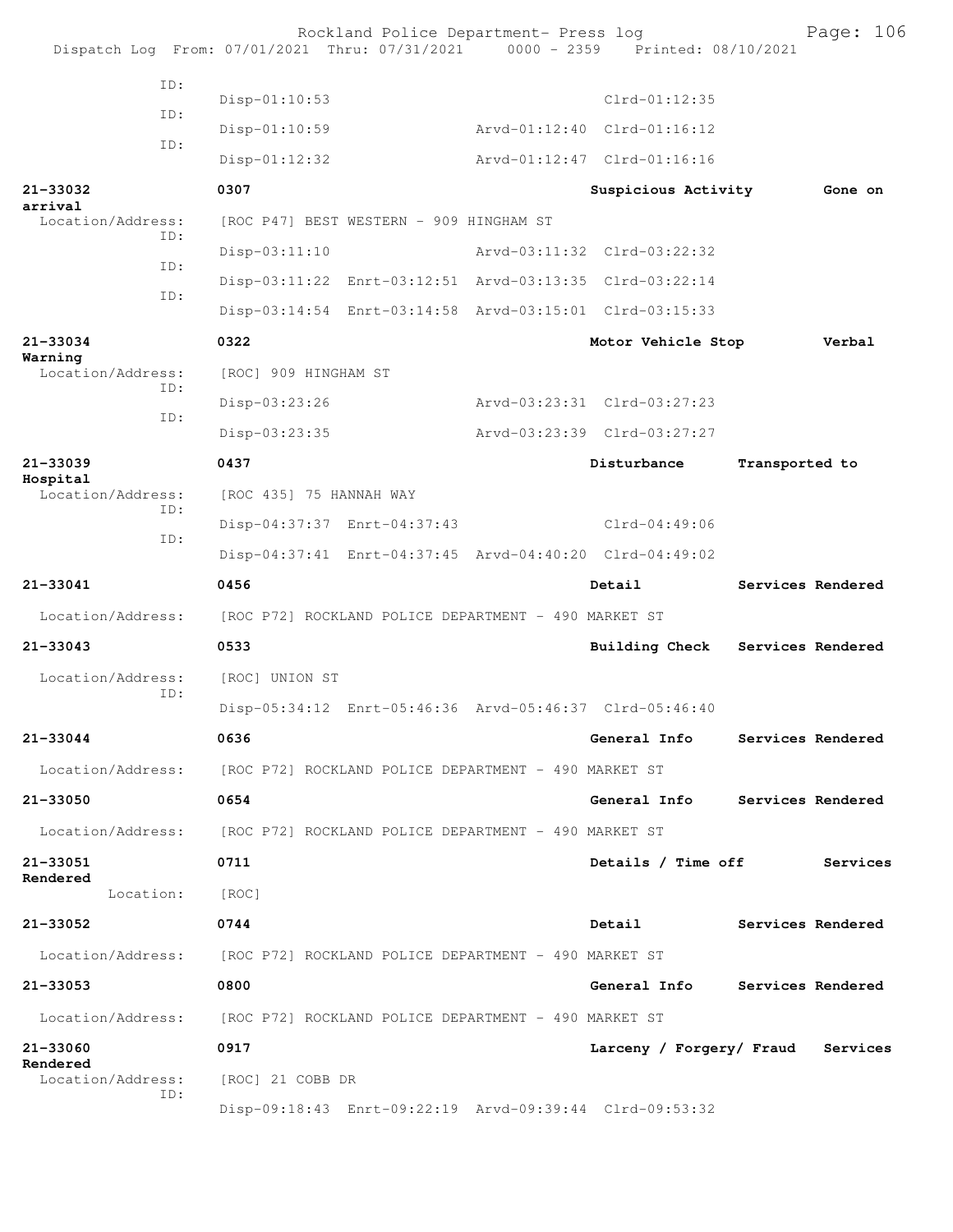Rockland Police Department- Press log
Dispatch Log From: 07/01/2021 Thru: 07/31/2021 0000 - 2359 Printed: 08/10/2021

```
        ID:
                Disp-01:10:53                               Clrd-01:12:35
        ID:
                Disp-01:10:59                 Arvd-01:12:40 Clrd-01:16:12
        ID:
                Disp-01:12:32                 Arvd-01:12:47 Clrd-01:16:16

21-33032        0307                          Suspicious Activity       Gone on arrival
  Location/Address:  [ROC P47] BEST WESTERN - 909 HINGHAM ST
        ID:
                Disp-03:11:10                 Arvd-03:11:32 Clrd-03:22:32
        ID:
                Disp-03:11:22 Enrt-03:12:51 Arvd-03:13:35 Clrd-03:22:14
        ID:
                Disp-03:14:54 Enrt-03:14:58 Arvd-03:15:01 Clrd-03:15:33

21-33034        0322                          Motor Vehicle Stop        Verbal Warning
  Location/Address:  [ROC] 909 HINGHAM ST
        ID:
                Disp-03:23:26                 Arvd-03:23:31 Clrd-03:27:23
        ID:
                Disp-03:23:35                 Arvd-03:23:39 Clrd-03:27:27

21-33039        0437                          Disturbance        Transported to Hospital
  Location/Address:  [ROC 435] 75 HANNAH WAY
        ID:
                Disp-04:37:37 Enrt-04:37:43                 Clrd-04:49:06
        ID:
                Disp-04:37:41 Enrt-04:37:45 Arvd-04:40:20 Clrd-04:49:02

21-33041        0456                          Detail             Services Rendered
  Location/Address:  [ROC P72] ROCKLAND POLICE DEPARTMENT - 490 MARKET ST

21-33043        0533                          Building Check     Services Rendered
  Location/Address:  [ROC] UNION ST
        ID:
                Disp-05:34:12 Enrt-05:46:36 Arvd-05:46:37 Clrd-05:46:40

21-33044        0636                          General Info       Services Rendered
  Location/Address:  [ROC P72] ROCKLAND POLICE DEPARTMENT - 490 MARKET ST

21-33050        0654                          General Info       Services Rendered
  Location/Address:  [ROC P72] ROCKLAND POLICE DEPARTMENT - 490 MARKET ST

21-33051        0711                          Details / Time off        Services Rendered
          Location:  [ROC]

21-33052        0744                          Detail             Services Rendered
  Location/Address:  [ROC P72] ROCKLAND POLICE DEPARTMENT - 490 MARKET ST

21-33053        0800                          General Info       Services Rendered
  Location/Address:  [ROC P72] ROCKLAND POLICE DEPARTMENT - 490 MARKET ST

21-33060        0917                          Larceny / Forgery/ Fraud   Services Rendered
  Location/Address:  [ROC] 21 COBB DR
        ID:
                Disp-09:18:43 Enrt-09:22:19 Arvd-09:39:44 Clrd-09:53:32
```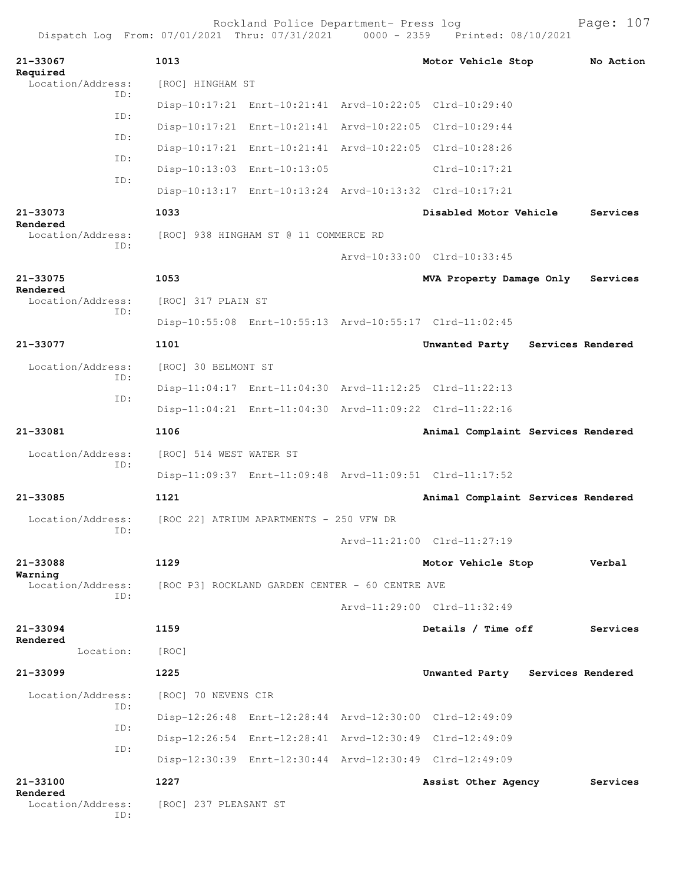Rockland Police Department- Press log
Dispatch Log From: 07/01/2021 Thru: 07/31/2021 0000 - 2359 Printed: 08/10/2021

**21-33067** 1013 **Motor Vehicle Stop** **No Action Required**
Location/Address: [ROC] HINGHAM ST
ID: Disp-10:17:21 Enrt-10:21:41 Arvd-10:22:05 Clrd-10:29:40
ID: Disp-10:17:21 Enrt-10:21:41 Arvd-10:22:05 Clrd-10:29:44
ID: Disp-10:17:21 Enrt-10:21:41 Arvd-10:22:05 Clrd-10:28:26
ID: Disp-10:13:03 Enrt-10:13:05 Clrd-10:17:21
ID: Disp-10:13:17 Enrt-10:13:24 Arvd-10:13:32 Clrd-10:17:21

**21-33073** 1033 **Disabled Motor Vehicle** **Services Rendered**
Location/Address: [ROC] 938 HINGHAM ST @ 11 COMMERCE RD
ID: Arvd-10:33:00 Clrd-10:33:45

**21-33075** 1053 **MVA Property Damage Only** **Services Rendered**
Location/Address: [ROC] 317 PLAIN ST
ID: Disp-10:55:08 Enrt-10:55:13 Arvd-10:55:17 Clrd-11:02:45

**21-33077** 1101 **Unwanted Party** **Services Rendered**
Location/Address: [ROC] 30 BELMONT ST
ID: Disp-11:04:17 Enrt-11:04:30 Arvd-11:12:25 Clrd-11:22:13
ID: Disp-11:04:21 Enrt-11:04:30 Arvd-11:09:22 Clrd-11:22:16

**21-33081** 1106 **Animal Complaint** **Services Rendered**
Location/Address: [ROC] 514 WEST WATER ST
ID: Disp-11:09:37 Enrt-11:09:48 Arvd-11:09:51 Clrd-11:17:52

**21-33085** 1121 **Animal Complaint** **Services Rendered**
Location/Address: [ROC 22] ATRIUM APARTMENTS - 250 VFW DR
ID: Arvd-11:21:00 Clrd-11:27:19

**21-33088** 1129 **Motor Vehicle Stop** **Verbal Warning**
Location/Address: [ROC P3] ROCKLAND GARDEN CENTER - 60 CENTRE AVE
ID: Arvd-11:29:00 Clrd-11:32:49

**21-33094** 1159 **Details / Time off** **Services Rendered**
Location: [ROC]

**21-33099** 1225 **Unwanted Party** **Services Rendered**
Location/Address: [ROC] 70 NEVENS CIR
ID: Disp-12:26:48 Enrt-12:28:44 Arvd-12:30:00 Clrd-12:49:09
ID: Disp-12:26:54 Enrt-12:28:41 Arvd-12:30:49 Clrd-12:49:09
ID: Disp-12:30:39 Enrt-12:30:44 Arvd-12:30:49 Clrd-12:49:09

**21-33100** 1227 **Assist Other Agency** **Services Rendered**
Location/Address: [ROC] 237 PLEASANT ST
ID: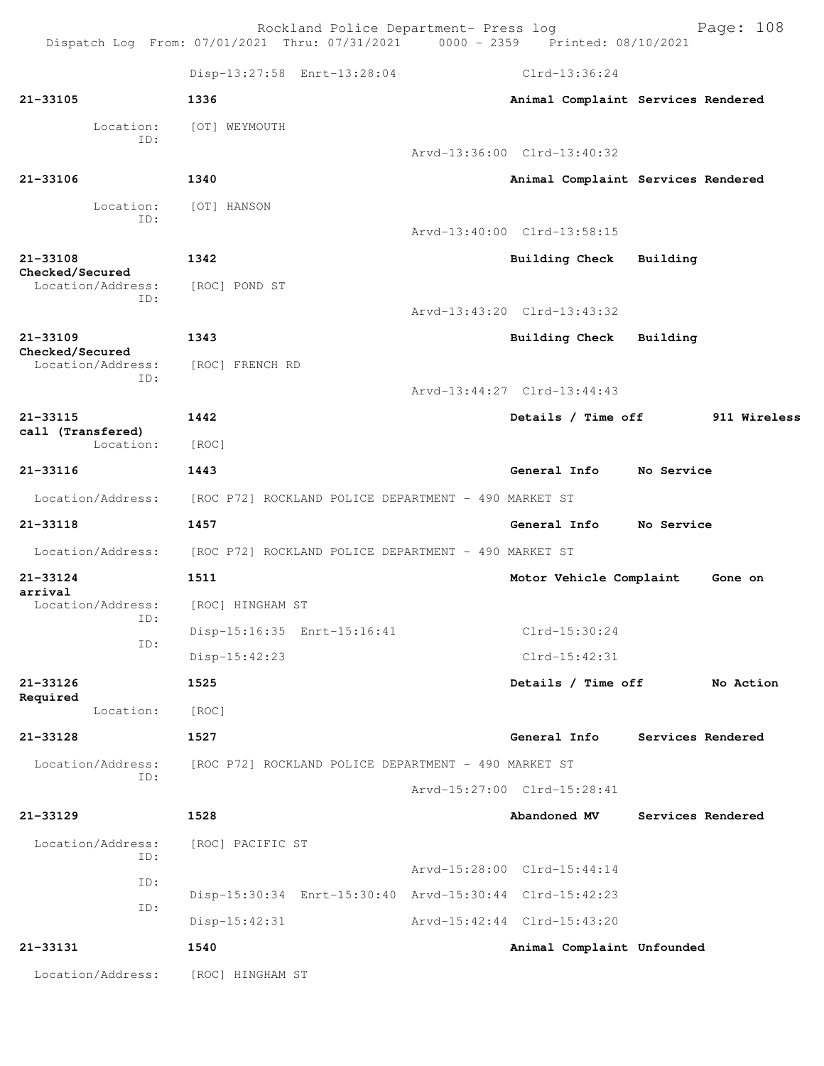Disp-13:27:58 Enrt-13:28:04 Clrd-13:36:24

**21-33105** 1336 **Animal Complaint Services Rendered**

Location: [OT] WEYMOUTH
ID:
Arvd-13:36:00 Clrd-13:40:32

**21-33106** 1340 **Animal Complaint Services Rendered**

Location: [OT] HANSON
ID:
Arvd-13:40:00 Clrd-13:58:15

**21-33108** 1342 **Building Check Building Checked/Secured**

Location/Address: [ROC] POND ST
ID:
Arvd-13:43:20 Clrd-13:43:32

**21-33109** 1343 **Building Check Building Checked/Secured**

Location/Address: [ROC] FRENCH RD
ID:
Arvd-13:44:27 Clrd-13:44:43

**21-33115** 1442 **Details / Time off 911 Wireless call (Transfered)**

Location: [ROC]

**21-33116** 1443 **General Info No Service**

Location/Address: [ROC P72] ROCKLAND POLICE DEPARTMENT - 490 MARKET ST

**21-33118** 1457 **General Info No Service**

Location/Address: [ROC P72] ROCKLAND POLICE DEPARTMENT - 490 MARKET ST

**21-33124** 1511 **Motor Vehicle Complaint Gone on arrival**

Location/Address: [ROC] HINGHAM ST
ID:
Disp-15:16:35 Enrt-15:16:41 Clrd-15:30:24
ID:
Disp-15:42:23 Clrd-15:42:31

**21-33126** 1525 **Details / Time off No Action Required**

Location: [ROC]

**21-33128** 1527 **General Info Services Rendered**

Location/Address: [ROC P72] ROCKLAND POLICE DEPARTMENT - 490 MARKET ST
ID:
Arvd-15:27:00 Clrd-15:28:41

**21-33129** 1528 **Abandoned MV Services Rendered**

Location/Address: [ROC] PACIFIC ST
ID:
Arvd-15:28:00 Clrd-15:44:14
ID:
Disp-15:30:34 Enrt-15:30:40 Arvd-15:30:44 Clrd-15:42:23
ID:
Disp-15:42:31 Arvd-15:42:44 Clrd-15:43:20

**21-33131** 1540 **Animal Complaint Unfounded**

Location/Address: [ROC] HINGHAM ST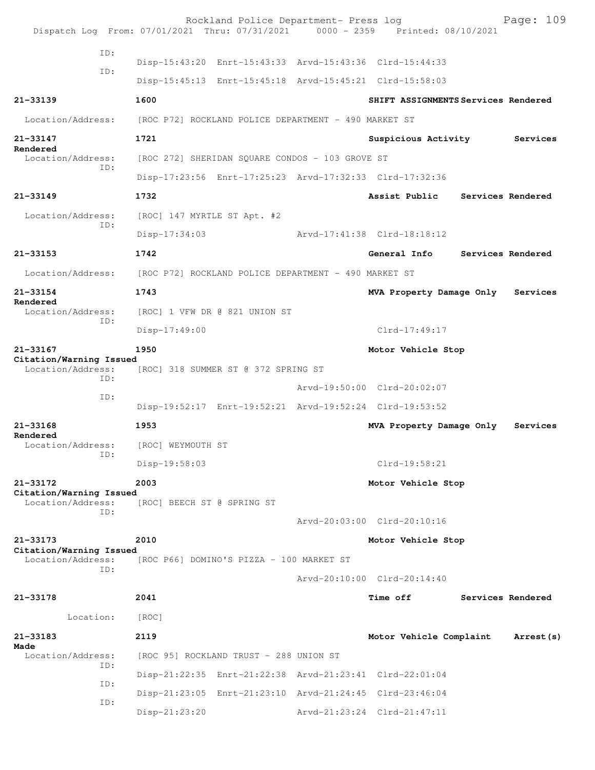ID:
Disp-15:43:20 Enrt-15:43:33 Arvd-15:43:36 Clrd-15:44:33
ID:
Disp-15:45:13 Enrt-15:45:18 Arvd-15:45:21 Clrd-15:58:03

**21-33139** 1600 **SHIFT ASSIGNMENTS Services Rendered**
Location/Address: [ROC P72] ROCKLAND POLICE DEPARTMENT - 490 MARKET ST

**21-33147** 1721 **Suspicious Activity Services Rendered**
Location/Address: [ROC 272] SHERIDAN SQUARE CONDOS - 103 GROVE ST
ID:
Disp-17:23:56 Enrt-17:25:23 Arvd-17:32:33 Clrd-17:32:36

**21-33149** 1732 **Assist Public Services Rendered**
Location/Address: [ROC] 147 MYRTLE ST Apt. #2
ID:
Disp-17:34:03 Arvd-17:41:38 Clrd-18:18:12

**21-33153** 1742 **General Info Services Rendered**
Location/Address: [ROC P72] ROCKLAND POLICE DEPARTMENT - 490 MARKET ST

**21-33154** 1743 **MVA Property Damage Only Services Rendered**
Location/Address: [ROC] 1 VFW DR @ 821 UNION ST
ID:
Disp-17:49:00 Clrd-17:49:17

**21-33167** 1950 **Motor Vehicle Stop Citation/Warning Issued**
Location/Address: [ROC] 318 SUMMER ST @ 372 SPRING ST
ID:
Arvd-19:50:00 Clrd-20:02:07
ID:
Disp-19:52:17 Enrt-19:52:21 Arvd-19:52:24 Clrd-19:53:52

**21-33168** 1953 **MVA Property Damage Only Services Rendered**
Location/Address: [ROC] WEYMOUTH ST
ID:
Disp-19:58:03 Clrd-19:58:21

**21-33172** 2003 **Motor Vehicle Stop Citation/Warning Issued**
Location/Address: [ROC] BEECH ST @ SPRING ST
ID:
Arvd-20:03:00 Clrd-20:10:16

**21-33173** 2010 **Motor Vehicle Stop Citation/Warning Issued**
Location/Address: [ROC P66] DOMINO'S PIZZA - 100 MARKET ST
ID:
Arvd-20:10:00 Clrd-20:14:40

**21-33178** 2041 **Time off Services Rendered**
Location: [ROC]

**21-33183** 2119 **Motor Vehicle Complaint Arrest(s) Made**
Location/Address: [ROC 95] ROCKLAND TRUST - 288 UNION ST
ID:
Disp-21:22:35 Enrt-21:22:38 Arvd-21:23:41 Clrd-22:01:04
ID:
Disp-21:23:05 Enrt-21:23:10 Arvd-21:24:45 Clrd-23:46:04
ID:
Disp-21:23:20 Arvd-21:23:24 Clrd-21:47:11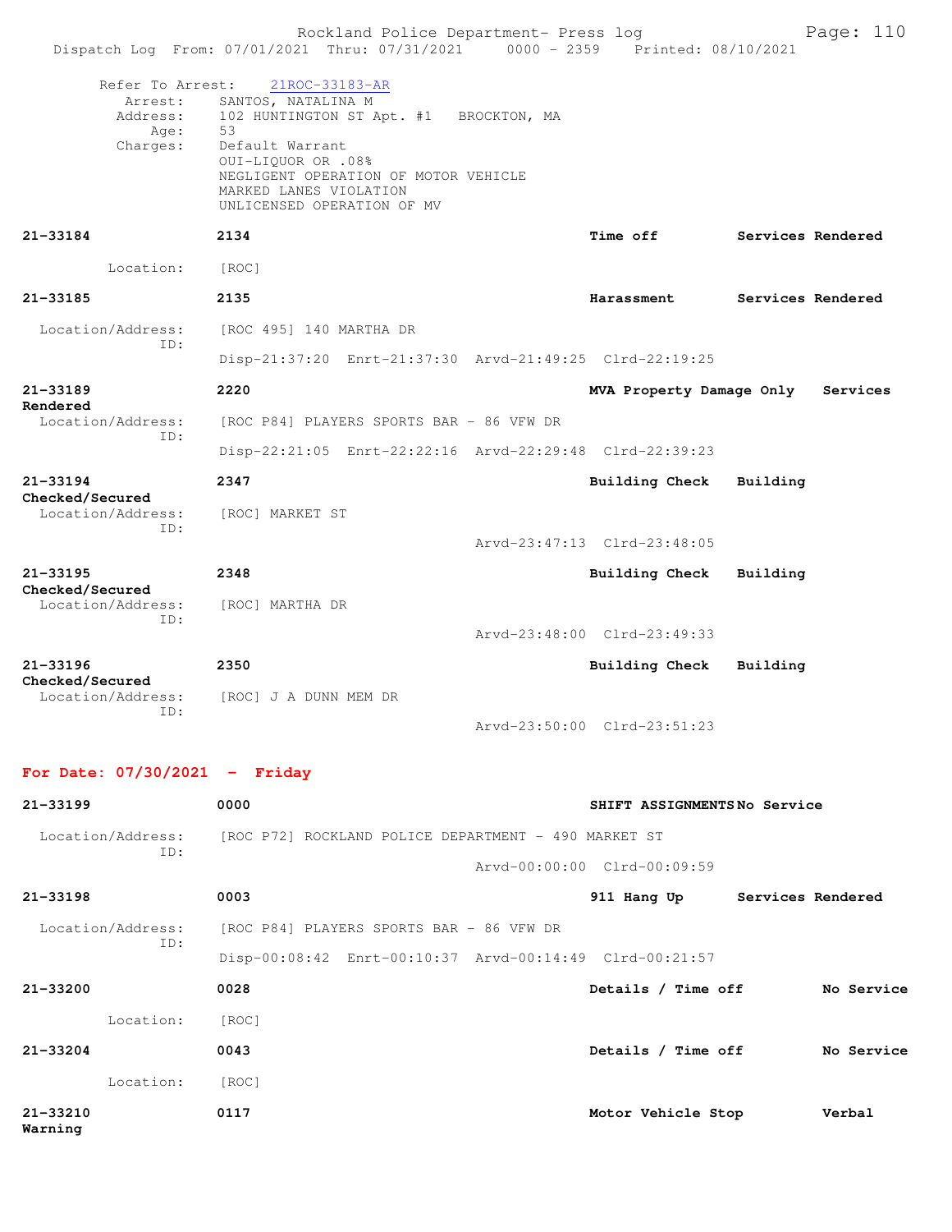Refer To Arrest: 21ROC-33183-AR
Arrest: SANTOS, NATALINA M
Address: 102 HUNTINGTON ST Apt. #1 BROCKTON, MA
Age: 53
Charges: Default Warrant
OUI-LIQUOR OR .08%
NEGLIGENT OPERATION OF MOTOR VEHICLE
MARKED LANES VIOLATION
UNLICENSED OPERATION OF MV

**21-33184** **2134** **Time off** **Services Rendered**
Location: [ROC]

**21-33185** **2135** **Harassment** **Services Rendered**
Location/Address: [ROC 495] 140 MARTHA DR
ID:
Disp-21:37:20 Enrt-21:37:30 Arvd-21:49:25 Clrd-22:19:25

**21-33189** **2220** **MVA Property Damage Only** **Services Rendered**
Location/Address: [ROC P84] PLAYERS SPORTS BAR - 86 VFW DR
ID:
Disp-22:21:05 Enrt-22:22:16 Arvd-22:29:48 Clrd-22:39:23

**21-33194** **2347** **Building Check** **Building Checked/Secured**
Location/Address: [ROC] MARKET ST
ID:
Arvd-23:47:13 Clrd-23:48:05

**21-33195** **2348** **Building Check** **Building Checked/Secured**
Location/Address: [ROC] MARTHA DR
ID:
Arvd-23:48:00 Clrd-23:49:33

**21-33196** **2350** **Building Check** **Building Checked/Secured**
Location/Address: [ROC] J A DUNN MEM DR
ID:
Arvd-23:50:00 Clrd-23:51:23

## For Date: 07/30/2021 - Friday

**21-33199** **0000** **SHIFT ASSIGNMENTS** **No Service**
Location/Address: [ROC P72] ROCKLAND POLICE DEPARTMENT - 490 MARKET ST
ID:
Arvd-00:00:00 Clrd-00:09:59

**21-33198** **0003** **911 Hang Up** **Services Rendered**
Location/Address: [ROC P84] PLAYERS SPORTS BAR - 86 VFW DR
ID:
Disp-00:08:42 Enrt-00:10:37 Arvd-00:14:49 Clrd-00:21:57

**21-33200** **0028** **Details / Time off** **No Service**
Location: [ROC]

**21-33204** **0043** **Details / Time off** **No Service**
Location: [ROC]

**21-33210** **0117** **Motor Vehicle Stop** **Verbal Warning**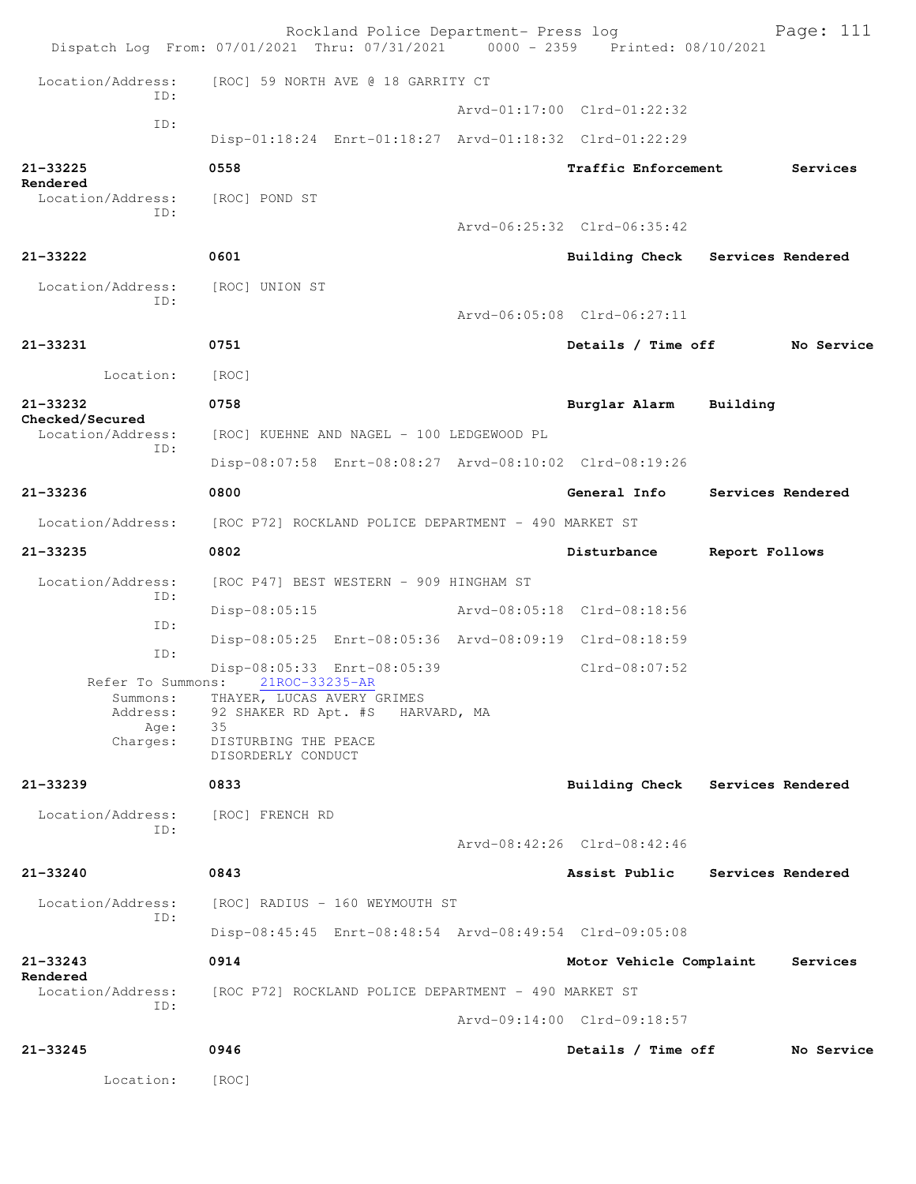Rockland Police Department- Press log
Dispatch Log From: 07/01/2021 Thru: 07/31/2021 0000 - 2359 Printed: 08/10/2021

Location/Address: [ROC] 59 NORTH AVE @ 18 GARRITY CT
ID:
Arvd-01:17:00 Clrd-01:22:32
ID:
Disp-01:18:24 Enrt-01:18:27 Arvd-01:18:32 Clrd-01:22:29

**21-33225** 0558 **Traffic Enforcement** **Services Rendered**
Location/Address: [ROC] POND ST
ID:
Arvd-06:25:32 Clrd-06:35:42

**21-33222** 0601 **Building Check** **Services Rendered**
Location/Address: [ROC] UNION ST
ID:
Arvd-06:05:08 Clrd-06:27:11

**21-33231** 0751 **Details / Time off** **No Service**
Location: [ROC]

**21-33232** 0758 **Burglar Alarm** **Building Checked/Secured**
Location/Address: [ROC] KUEHNE AND NAGEL - 100 LEDGEWOOD PL
ID:
Disp-08:07:58 Enrt-08:08:27 Arvd-08:10:02 Clrd-08:19:26

**21-33236** 0800 **General Info** **Services Rendered**
Location/Address: [ROC P72] ROCKLAND POLICE DEPARTMENT - 490 MARKET ST

**21-33235** 0802 **Disturbance** **Report Follows**
Location/Address: [ROC P47] BEST WESTERN - 909 HINGHAM ST
ID:
Disp-08:05:15 Arvd-08:05:18 Clrd-08:18:56
ID:
Disp-08:05:25 Enrt-08:05:36 Arvd-08:09:19 Clrd-08:18:59
ID:
Disp-08:05:33 Enrt-08:05:39 Clrd-08:07:52
Refer To Summons: 21ROC-33235-AR
Summons: THAYER, LUCAS AVERY GRIMES
Address: 92 SHAKER RD Apt. #S HARVARD, MA
Age: 35
Charges: DISTURBING THE PEACE
DISORDERLY CONDUCT

**21-33239** 0833 **Building Check** **Services Rendered**
Location/Address: [ROC] FRENCH RD
ID:
Arvd-08:42:26 Clrd-08:42:46

**21-33240** 0843 **Assist Public** **Services Rendered**
Location/Address: [ROC] RADIUS - 160 WEYMOUTH ST
ID:
Disp-08:45:45 Enrt-08:48:54 Arvd-08:49:54 Clrd-09:05:08

**21-33243** 0914 **Motor Vehicle Complaint** **Services Rendered**
Location/Address: [ROC P72] ROCKLAND POLICE DEPARTMENT - 490 MARKET ST
ID:
Arvd-09:14:00 Clrd-09:18:57

**21-33245** 0946 **Details / Time off** **No Service**
Location: [ROC]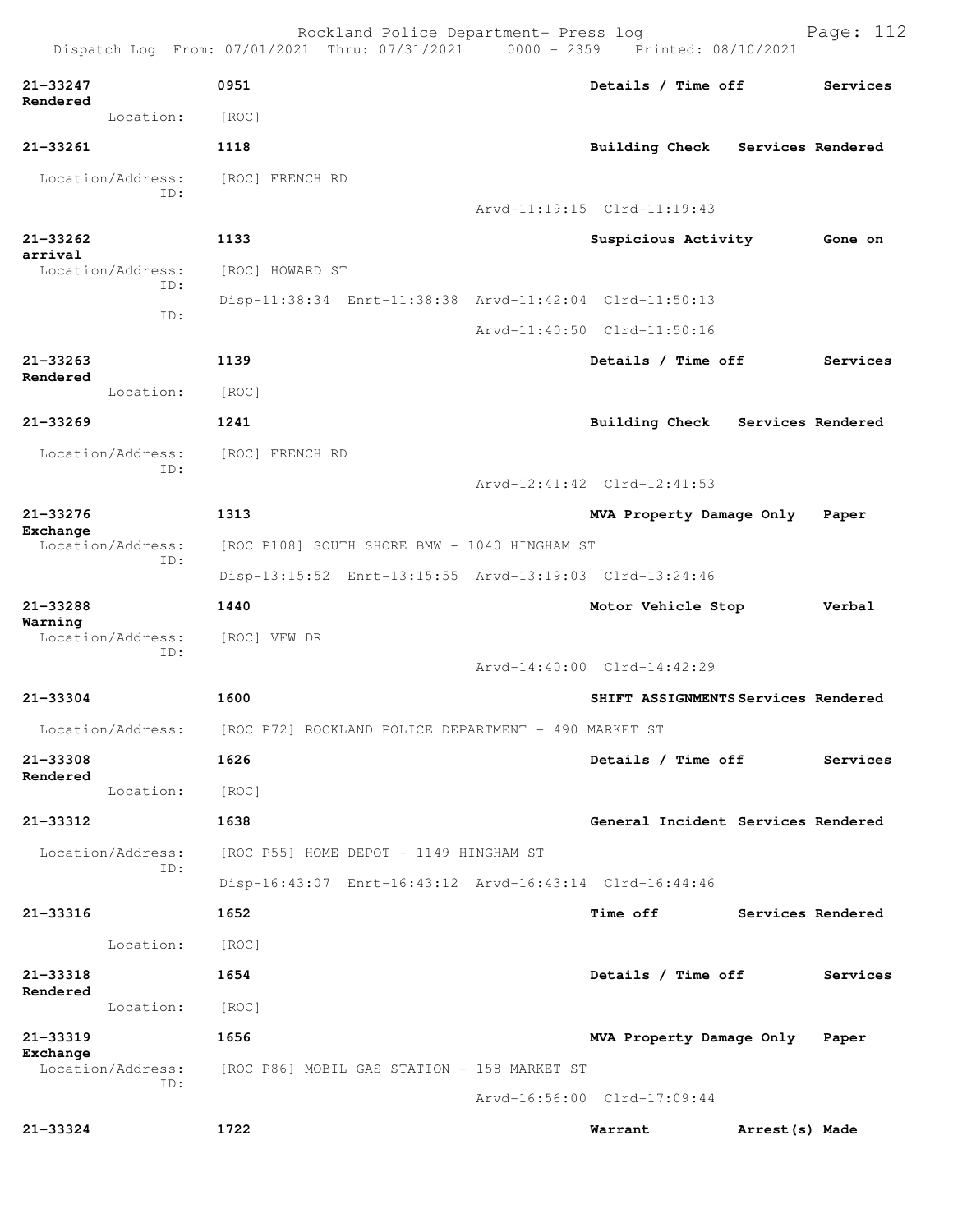Rockland Police Department- Press log
Dispatch Log From: 07/01/2021 Thru: 07/31/2021 0000 - 2359 Printed: 08/10/2021

**21-33247** **0951** **Details / Time off** **Services Rendered**
Location: [ROC]

**21-33261** **1118** **Building Check** **Services Rendered**
Location/Address: [ROC] FRENCH RD
ID:
Arvd-11:19:15 Clrd-11:19:43

**21-33262** **1133** **Suspicious Activity** **Gone on arrival**
Location/Address: [ROC] HOWARD ST
ID:
Disp-11:38:34 Enrt-11:38:38 Arvd-11:42:04 Clrd-11:50:13
ID:
Arvd-11:40:50 Clrd-11:50:16

**21-33263** **1139** **Details / Time off** **Services Rendered**
Location: [ROC]

**21-33269** **1241** **Building Check** **Services Rendered**
Location/Address: [ROC] FRENCH RD
ID:
Arvd-12:41:42 Clrd-12:41:53

**21-33276** **1313** **MVA Property Damage Only** **Paper Exchange**
Location/Address: [ROC P108] SOUTH SHORE BMW - 1040 HINGHAM ST
ID:
Disp-13:15:52 Enrt-13:15:55 Arvd-13:19:03 Clrd-13:24:46

**21-33288** **1440** **Motor Vehicle Stop** **Verbal Warning**
Location/Address: [ROC] VFW DR
ID:
Arvd-14:40:00 Clrd-14:42:29

**21-33304** **1600** **SHIFT ASSIGNMENTS** **Services Rendered**
Location/Address: [ROC P72] ROCKLAND POLICE DEPARTMENT - 490 MARKET ST

**21-33308** **1626** **Details / Time off** **Services Rendered**
Location: [ROC]

**21-33312** **1638** **General Incident** **Services Rendered**
Location/Address: [ROC P55] HOME DEPOT - 1149 HINGHAM ST
ID:
Disp-16:43:07 Enrt-16:43:12 Arvd-16:43:14 Clrd-16:44:46

**21-33316** **1652** **Time off** **Services Rendered**
Location: [ROC]

**21-33318** **1654** **Details / Time off** **Services Rendered**
Location: [ROC]

**21-33319** **1656** **MVA Property Damage Only** **Paper Exchange**
Location/Address: [ROC P86] MOBIL GAS STATION - 158 MARKET ST
ID:
Arvd-16:56:00 Clrd-17:09:44

**21-33324** **1722** **Warrant** **Arrest(s) Made**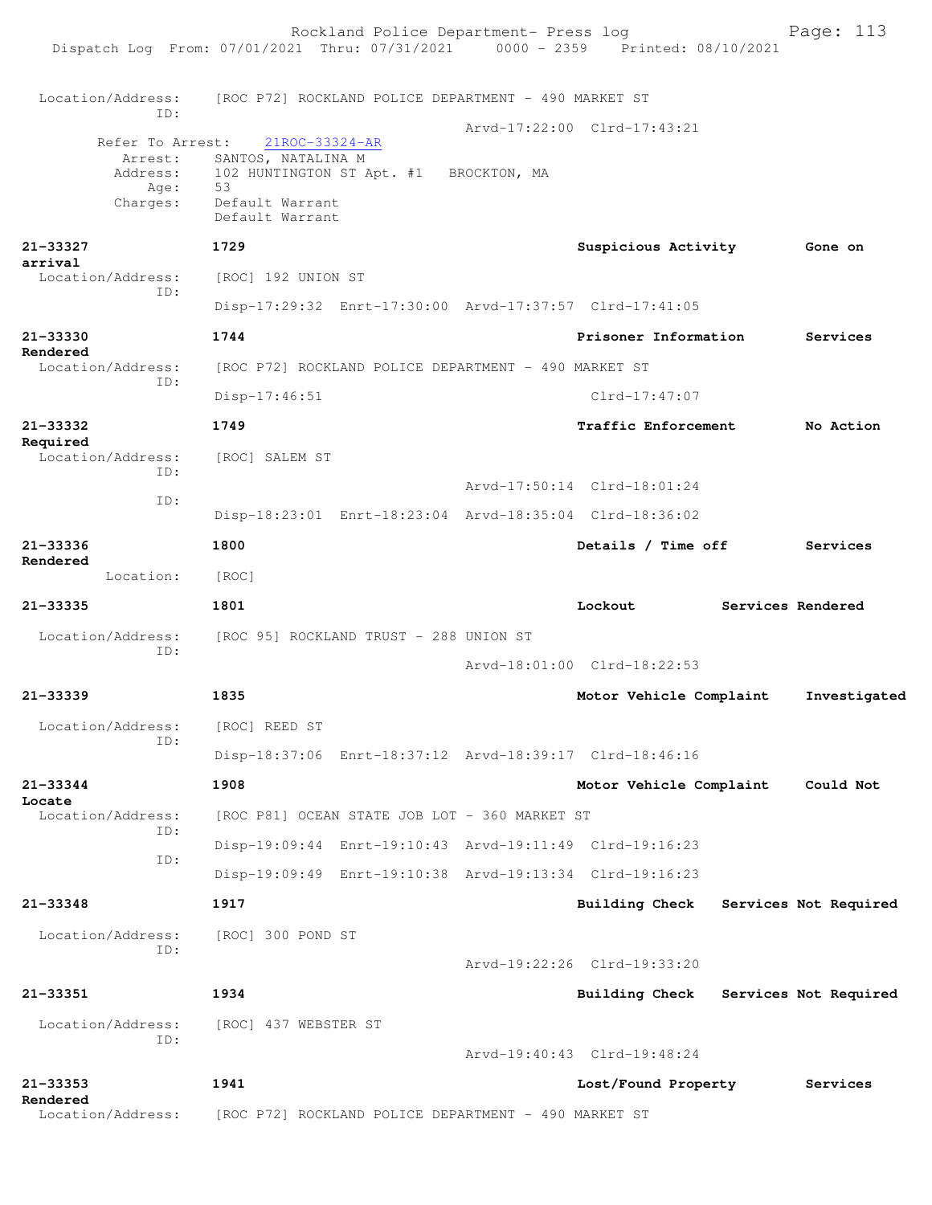```
Location/Address:    [ROC P72] ROCKLAND POLICE DEPARTMENT - 490 MARKET ST
             ID:
                                                  Arvd-17:22:00  Clrd-17:43:21
        Refer To Arrest:    21ROC-33324-AR
            Arrest:    SANTOS, NATALINA M
           Address:    102 HUNTINGTON ST Apt. #1   BROCKTON, MA
               Age:    53
           Charges:    Default Warrant
                       Default Warrant

21-33327             1729                              Suspicious Activity       Gone on
arrival
  Location/Address:    [ROC] 192 UNION ST
             ID:
                       Disp-17:29:32  Enrt-17:30:00  Arvd-17:37:57  Clrd-17:41:05

21-33330             1744                              Prisoner Information      Services
Rendered
  Location/Address:    [ROC P72] ROCKLAND POLICE DEPARTMENT - 490 MARKET ST
             ID:
                       Disp-17:46:51                                Clrd-17:47:07

21-33332             1749                              Traffic Enforcement       No Action
Required
  Location/Address:    [ROC] SALEM ST
             ID:
                                                  Arvd-17:50:14  Clrd-18:01:24
             ID:
                       Disp-18:23:01  Enrt-18:23:04  Arvd-18:35:04  Clrd-18:36:02

21-33336             1800                              Details / Time off        Services
Rendered
         Location:    [ROC]

21-33335             1801                              Lockout          Services Rendered

  Location/Address:    [ROC 95] ROCKLAND TRUST - 288 UNION ST
             ID:
                                                  Arvd-18:01:00  Clrd-18:22:53

21-33339             1835                              Motor Vehicle Complaint    Investigated

  Location/Address:    [ROC] REED ST
             ID:
                       Disp-18:37:06  Enrt-18:37:12  Arvd-18:39:17  Clrd-18:46:16

21-33344             1908                              Motor Vehicle Complaint    Could Not
Locate
  Location/Address:    [ROC P81] OCEAN STATE JOB LOT - 360 MARKET ST
             ID:
                       Disp-19:09:44  Enrt-19:10:43  Arvd-19:11:49  Clrd-19:16:23
             ID:
                       Disp-19:09:49  Enrt-19:10:38  Arvd-19:13:34  Clrd-19:16:23

21-33348             1917                              Building Check    Services Not Required

  Location/Address:    [ROC] 300 POND ST
             ID:
                                                  Arvd-19:22:26  Clrd-19:33:20

21-33351             1934                              Building Check    Services Not Required

  Location/Address:    [ROC] 437 WEBSTER ST
             ID:
                                                  Arvd-19:40:43  Clrd-19:48:24

21-33353             1941                              Lost/Found Property       Services
Rendered
  Location/Address:    [ROC P72] ROCKLAND POLICE DEPARTMENT - 490 MARKET ST
```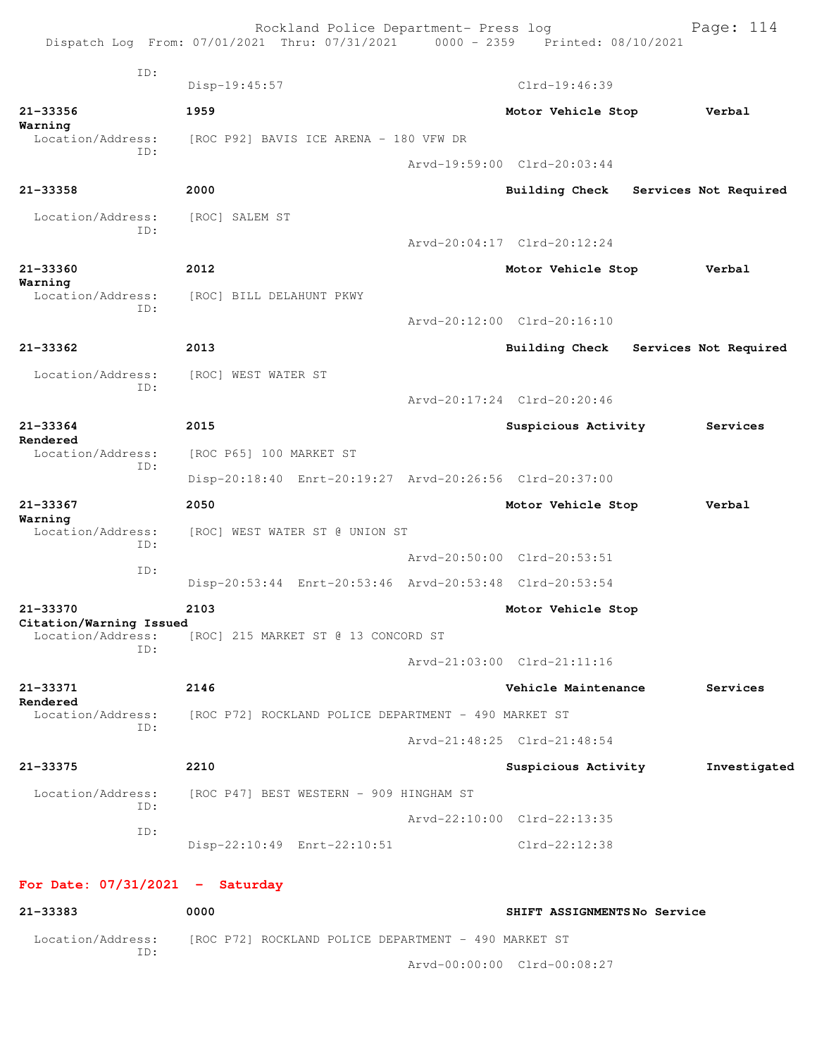```
ID:
            Disp-19:45:57                                Clrd-19:46:39

21-33356         1959                              Motor Vehicle Stop        Verbal
Warning
  Location/Address:   [ROC P92] BAVIS ICE ARENA - 180 VFW DR
              ID:
                                           Arvd-19:59:00  Clrd-20:03:44

21-33358         2000                              Building Check   Services Not Required

  Location/Address:   [ROC] SALEM ST
              ID:
                                           Arvd-20:04:17  Clrd-20:12:24

21-33360         2012                              Motor Vehicle Stop        Verbal
Warning
  Location/Address:   [ROC] BILL DELAHUNT PKWY
              ID:
                                           Arvd-20:12:00  Clrd-20:16:10

21-33362         2013                              Building Check   Services Not Required

  Location/Address:   [ROC] WEST WATER ST
              ID:
                                           Arvd-20:17:24  Clrd-20:20:46

21-33364         2015                              Suspicious Activity       Services
Rendered
  Location/Address:   [ROC P65] 100 MARKET ST
              ID:
            Disp-20:18:40  Enrt-20:19:27  Arvd-20:26:56  Clrd-20:37:00

21-33367         2050                              Motor Vehicle Stop        Verbal
Warning
  Location/Address:   [ROC] WEST WATER ST @ UNION ST
              ID:
                                           Arvd-20:50:00  Clrd-20:53:51
              ID:
            Disp-20:53:44  Enrt-20:53:46  Arvd-20:53:48  Clrd-20:53:54

21-33370         2103                              Motor Vehicle Stop
Citation/Warning Issued
  Location/Address:   [ROC] 215 MARKET ST @ 13 CONCORD ST
              ID:
                                           Arvd-21:03:00  Clrd-21:11:16

21-33371         2146                              Vehicle Maintenance       Services
Rendered
  Location/Address:   [ROC P72] ROCKLAND POLICE DEPARTMENT - 490 MARKET ST
              ID:
                                           Arvd-21:48:25  Clrd-21:48:54

21-33375         2210                              Suspicious Activity       Investigated

  Location/Address:   [ROC P47] BEST WESTERN - 909 HINGHAM ST
              ID:
                                           Arvd-22:10:00  Clrd-22:13:35
              ID:
            Disp-22:10:49  Enrt-22:10:51                 Clrd-22:12:38
```

**For Date: 07/31/2021 - Saturday**

```
21-33383         0000                              SHIFT ASSIGNMENTS No Service

  Location/Address:   [ROC P72] ROCKLAND POLICE DEPARTMENT - 490 MARKET ST
              ID:
                                           Arvd-00:00:00  Clrd-00:08:27
```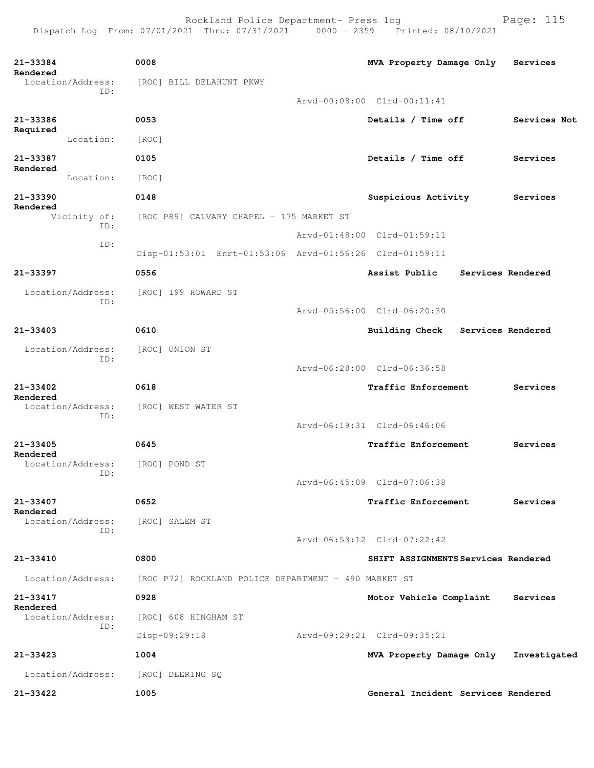**21-33384** | 0008 | **MVA Property Damage Only** | **Services Rendered**

Location/Address: [ROC] BILL DELAHUNT PKWY
ID:
Arvd-00:08:00 Clrd-00:11:41

**21-33386** | 0053 | **Details / Time off** | **Services Not Required**

Location: [ROC]

**21-33387** | 0105 | **Details / Time off** | **Services Rendered**

Location: [ROC]

**21-33390** | 0148 | **Suspicious Activity** | **Services Rendered**

Vicinity of: [ROC P89] CALVARY CHAPEL - 175 MARKET ST
ID:
Arvd-01:48:00 Clrd-01:59:11
ID:
Disp-01:53:01 Enrt-01:53:06 Arvd-01:56:26 Clrd-01:59:11

**21-33397** | 0556 | **Assist Public** | **Services Rendered**

Location/Address: [ROC] 199 HOWARD ST
ID:
Arvd-05:56:00 Clrd-06:20:30

**21-33403** | 0610 | **Building Check** | **Services Rendered**

Location/Address: [ROC] UNION ST
ID:
Arvd-06:28:00 Clrd-06:36:58

**21-33402** | 0618 | **Traffic Enforcement** | **Services Rendered**

Location/Address: [ROC] WEST WATER ST
ID:
Arvd-06:19:31 Clrd-06:46:06

**21-33405** | 0645 | **Traffic Enforcement** | **Services Rendered**

Location/Address: [ROC] POND ST
ID:
Arvd-06:45:09 Clrd-07:06:38

**21-33407** | 0652 | **Traffic Enforcement** | **Services Rendered**

Location/Address: [ROC] SALEM ST
ID:
Arvd-06:53:12 Clrd-07:22:42

**21-33410** | 0800 | **SHIFT ASSIGNMENTS** | **Services Rendered**

Location/Address: [ROC P72] ROCKLAND POLICE DEPARTMENT - 490 MARKET ST

**21-33417** | 0928 | **Motor Vehicle Complaint** | **Services Rendered**

Location/Address: [ROC] 608 HINGHAM ST
ID:
Disp-09:29:18 Arvd-09:29:21 Clrd-09:35:21

**21-33423** | 1004 | **MVA Property Damage Only** | **Investigated**

Location/Address: [ROC] DEERING SQ

**21-33422** | 1005 | **General Incident** | **Services Rendered**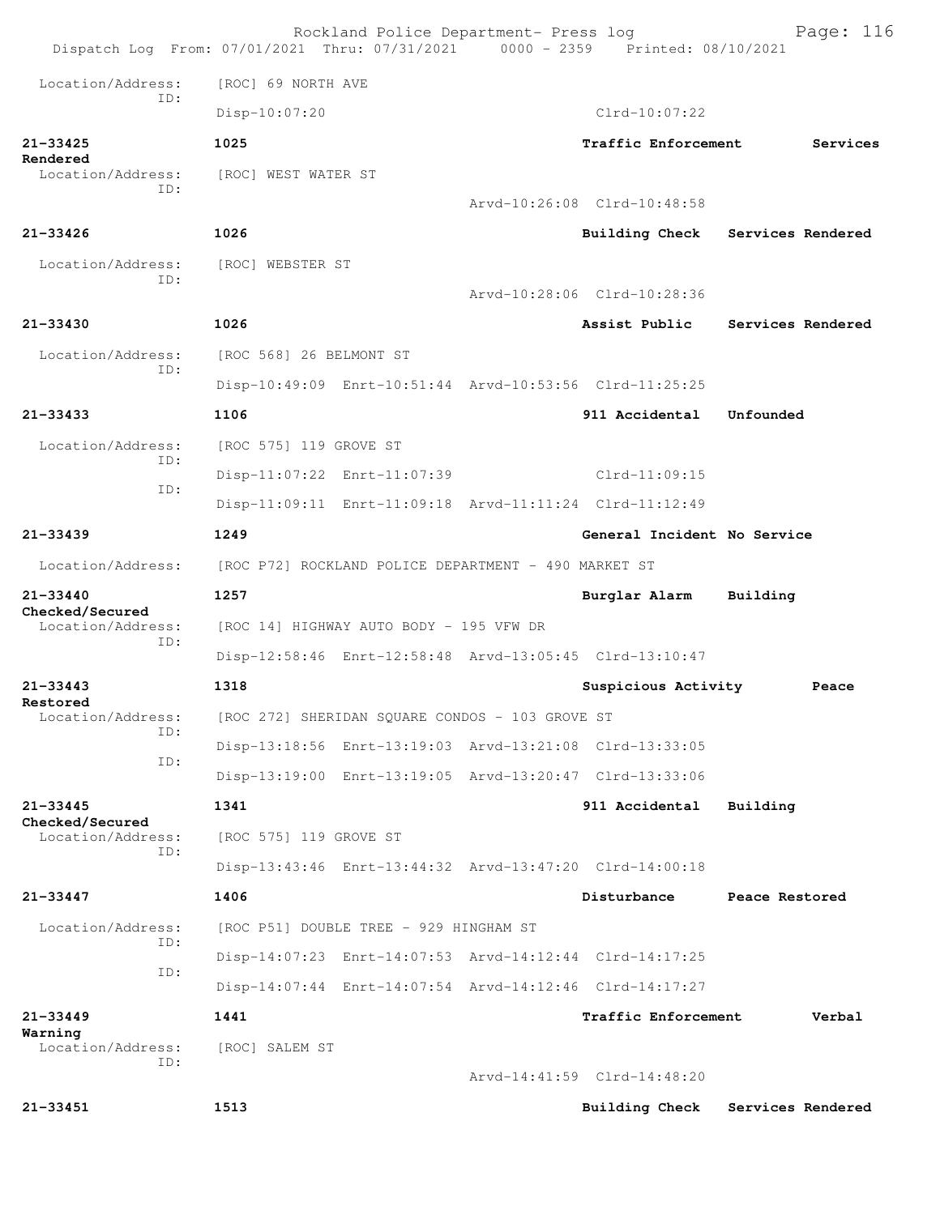Dispatch Log From: 07/01/2021 Thru: 07/31/2021 0000 - 2359 Printed: 08/10/2021

Location/Address: [ROC] 69 NORTH AVE
ID:
Disp-10:07:20 Clrd-10:07:22

**21-33425** **1025** **Traffic Enforcement** **Services Rendered**
Location/Address: [ROC] WEST WATER ST
ID:
Arvd-10:26:08 Clrd-10:48:58

**21-33426** **1026** **Building Check** **Services Rendered**
Location/Address: [ROC] WEBSTER ST
ID:
Arvd-10:28:06 Clrd-10:28:36

**21-33430** **1026** **Assist Public** **Services Rendered**
Location/Address: [ROC 568] 26 BELMONT ST
ID:
Disp-10:49:09 Enrt-10:51:44 Arvd-10:53:56 Clrd-11:25:25

**21-33433** **1106** **911 Accidental** **Unfounded**
Location/Address: [ROC 575] 119 GROVE ST
ID:
Disp-11:07:22 Enrt-11:07:39 Clrd-11:09:15
ID:
Disp-11:09:11 Enrt-11:09:18 Arvd-11:11:24 Clrd-11:12:49

**21-33439** **1249** **General Incident** **No Service**
Location/Address: [ROC P72] ROCKLAND POLICE DEPARTMENT - 490 MARKET ST

**21-33440** **1257** **Burglar Alarm** **Building Checked/Secured**
Location/Address: [ROC 14] HIGHWAY AUTO BODY - 195 VFW DR
ID:
Disp-12:58:46 Enrt-12:58:48 Arvd-13:05:45 Clrd-13:10:47

**21-33443** **1318** **Suspicious Activity** **Peace Restored**
Location/Address: [ROC 272] SHERIDAN SQUARE CONDOS - 103 GROVE ST
ID:
Disp-13:18:56 Enrt-13:19:03 Arvd-13:21:08 Clrd-13:33:05
ID:
Disp-13:19:00 Enrt-13:19:05 Arvd-13:20:47 Clrd-13:33:06

**21-33445** **1341** **911 Accidental** **Building Checked/Secured**
Location/Address: [ROC 575] 119 GROVE ST
ID:
Disp-13:43:46 Enrt-13:44:32 Arvd-13:47:20 Clrd-14:00:18

**21-33447** **1406** **Disturbance** **Peace Restored**
Location/Address: [ROC P51] DOUBLE TREE - 929 HINGHAM ST
ID:
Disp-14:07:23 Enrt-14:07:53 Arvd-14:12:44 Clrd-14:17:25
ID:
Disp-14:07:44 Enrt-14:07:54 Arvd-14:12:46 Clrd-14:17:27

**21-33449** **1441** **Traffic Enforcement** **Verbal Warning**
Location/Address: [ROC] SALEM ST
ID:
Arvd-14:41:59 Clrd-14:48:20

**21-33451** **1513** **Building Check** **Services Rendered**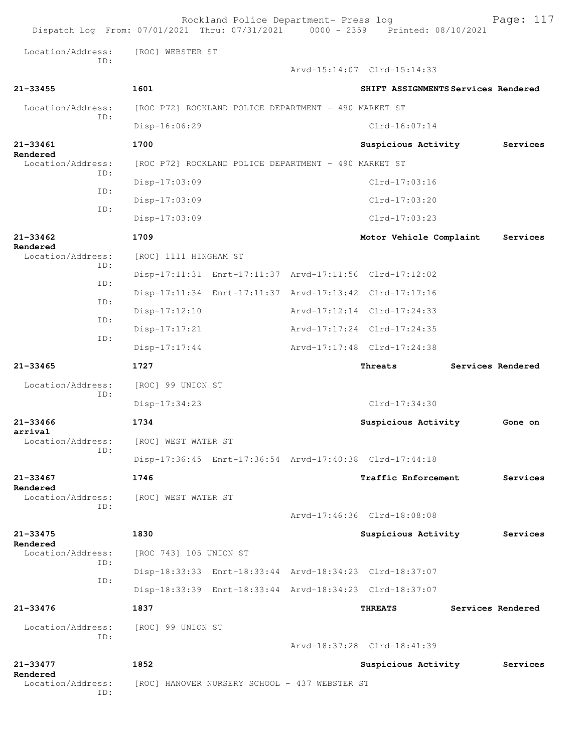```
 Location/Address:    [ROC] WEBSTER ST
              ID:
                                                 Arvd-15:14:07  Clrd-15:14:33

21-33455             1601                                  SHIFT ASSIGNMENTS Services Rendered

 Location/Address:    [ROC P72] ROCKLAND POLICE DEPARTMENT - 490 MARKET ST
              ID:
                      Disp-16:06:29                                Clrd-16:07:14

21-33461             1700                                  Suspicious Activity        Services
Rendered
 Location/Address:    [ROC P72] ROCKLAND POLICE DEPARTMENT - 490 MARKET ST
              ID:
                      Disp-17:03:09                                Clrd-17:03:16
              ID:
                      Disp-17:03:09                                Clrd-17:03:20
              ID:
                      Disp-17:03:09                                Clrd-17:03:23

21-33462             1709                                  Motor Vehicle Complaint    Services
Rendered
 Location/Address:    [ROC] 1111 HINGHAM ST
              ID:
                      Disp-17:11:31  Enrt-17:11:37  Arvd-17:11:56  Clrd-17:12:02
              ID:
                      Disp-17:11:34  Enrt-17:11:37  Arvd-17:13:42  Clrd-17:17:16
              ID:
                      Disp-17:12:10                 Arvd-17:12:14  Clrd-17:24:33
              ID:
                      Disp-17:17:21                 Arvd-17:17:24  Clrd-17:24:35
              ID:
                      Disp-17:17:44                 Arvd-17:17:48  Clrd-17:24:38

21-33465             1727                                  Threats          Services Rendered

 Location/Address:    [ROC] 99 UNION ST
              ID:
                      Disp-17:34:23                                Clrd-17:34:30

21-33466             1734                                  Suspicious Activity        Gone on
arrival
 Location/Address:    [ROC] WEST WATER ST
              ID:
                      Disp-17:36:45  Enrt-17:36:54  Arvd-17:40:38  Clrd-17:44:18

21-33467             1746                                  Traffic Enforcement        Services
Rendered
 Location/Address:    [ROC] WEST WATER ST
              ID:
                                                 Arvd-17:46:36  Clrd-18:08:08

21-33475             1830                                  Suspicious Activity        Services
Rendered
 Location/Address:    [ROC 743] 105 UNION ST
              ID:
                      Disp-18:33:33  Enrt-18:33:44  Arvd-18:34:23  Clrd-18:37:07
              ID:
                      Disp-18:33:39  Enrt-18:33:44  Arvd-18:34:23  Clrd-18:37:07

21-33476             1837                                  THREATS          Services Rendered

 Location/Address:    [ROC] 99 UNION ST
              ID:
                                                 Arvd-18:37:28  Clrd-18:41:39

21-33477             1852                                  Suspicious Activity        Services
Rendered
 Location/Address:    [ROC] HANOVER NURSERY SCHOOL - 437 WEBSTER ST
              ID:
```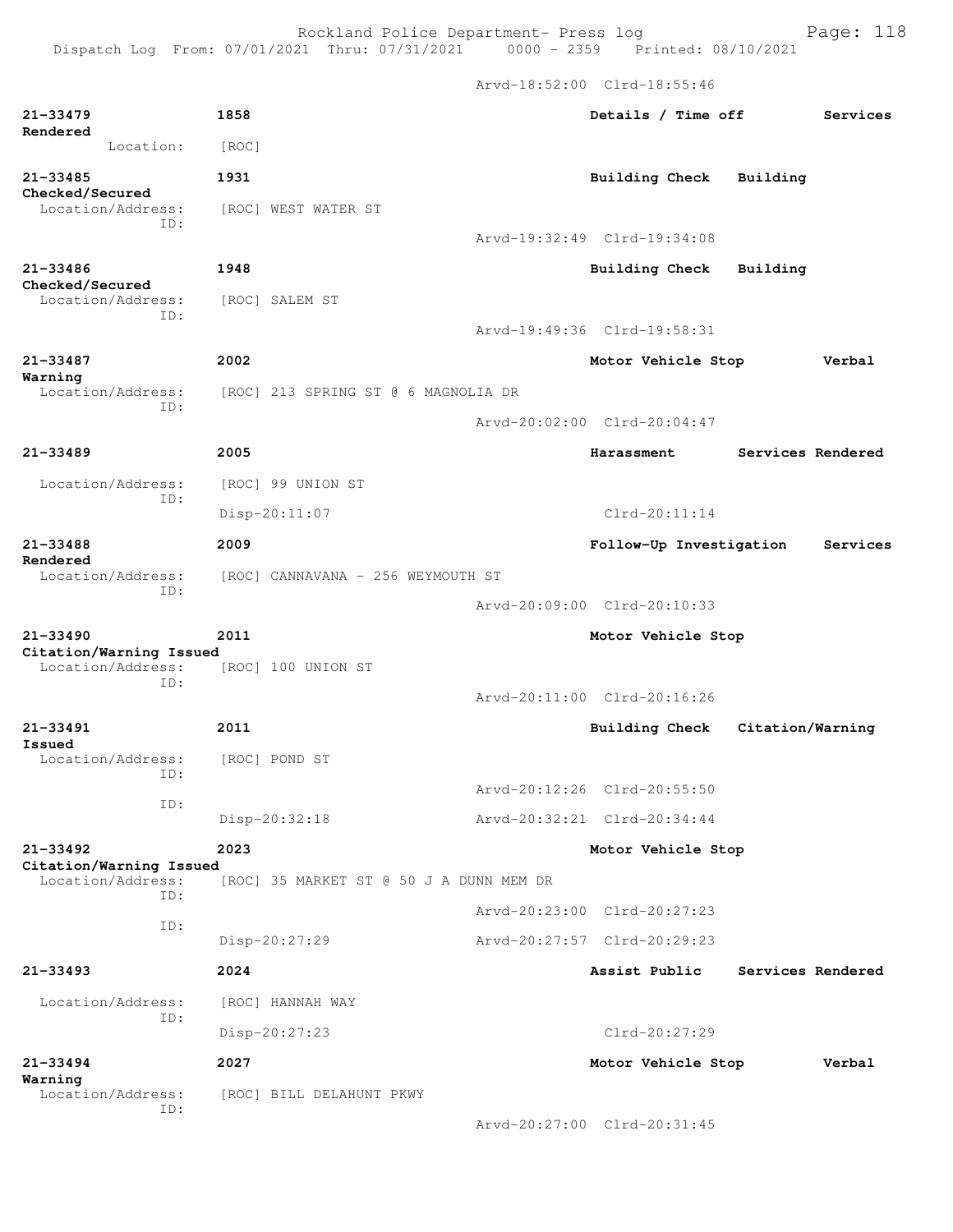Arvd-18:52:00 Clrd-18:55:46

**21-33479** 1858 Details / Time off Services Rendered
Location: [ROC]

**21-33485** 1931 Building Check Building Checked/Secured
Location/Address: [ROC] WEST WATER ST
ID:
Arvd-19:32:49 Clrd-19:34:08

**21-33486** 1948 Building Check Building Checked/Secured
Location/Address: [ROC] SALEM ST
ID:
Arvd-19:49:36 Clrd-19:58:31

**21-33487** 2002 Motor Vehicle Stop Verbal Warning
Location/Address: [ROC] 213 SPRING ST @ 6 MAGNOLIA DR
ID:
Arvd-20:02:00 Clrd-20:04:47

**21-33489** 2005 Harassment Services Rendered
Location/Address: [ROC] 99 UNION ST
ID:
Disp-20:11:07 Clrd-20:11:14

**21-33488** 2009 Follow-Up Investigation Services Rendered
Location/Address: [ROC] CANNAVANA - 256 WEYMOUTH ST
ID:
Arvd-20:09:00 Clrd-20:10:33

**21-33490** 2011 Motor Vehicle Stop Citation/Warning Issued
Location/Address: [ROC] 100 UNION ST
ID:
Arvd-20:11:00 Clrd-20:16:26

**21-33491** 2011 Building Check Citation/Warning Issued
Location/Address: [ROC] POND ST
ID:
Arvd-20:12:26 Clrd-20:55:50
ID:
Disp-20:32:18 Arvd-20:32:21 Clrd-20:34:44

**21-33492** 2023 Motor Vehicle Stop Citation/Warning Issued
Location/Address: [ROC] 35 MARKET ST @ 50 J A DUNN MEM DR
ID:
Arvd-20:23:00 Clrd-20:27:23
ID:
Disp-20:27:29 Arvd-20:27:57 Clrd-20:29:23

**21-33493** 2024 Assist Public Services Rendered
Location/Address: [ROC] HANNAH WAY
ID:
Disp-20:27:23 Clrd-20:27:29

**21-33494** 2027 Motor Vehicle Stop Verbal Warning
Location/Address: [ROC] BILL DELAHUNT PKWY
ID:
Arvd-20:27:00 Clrd-20:31:45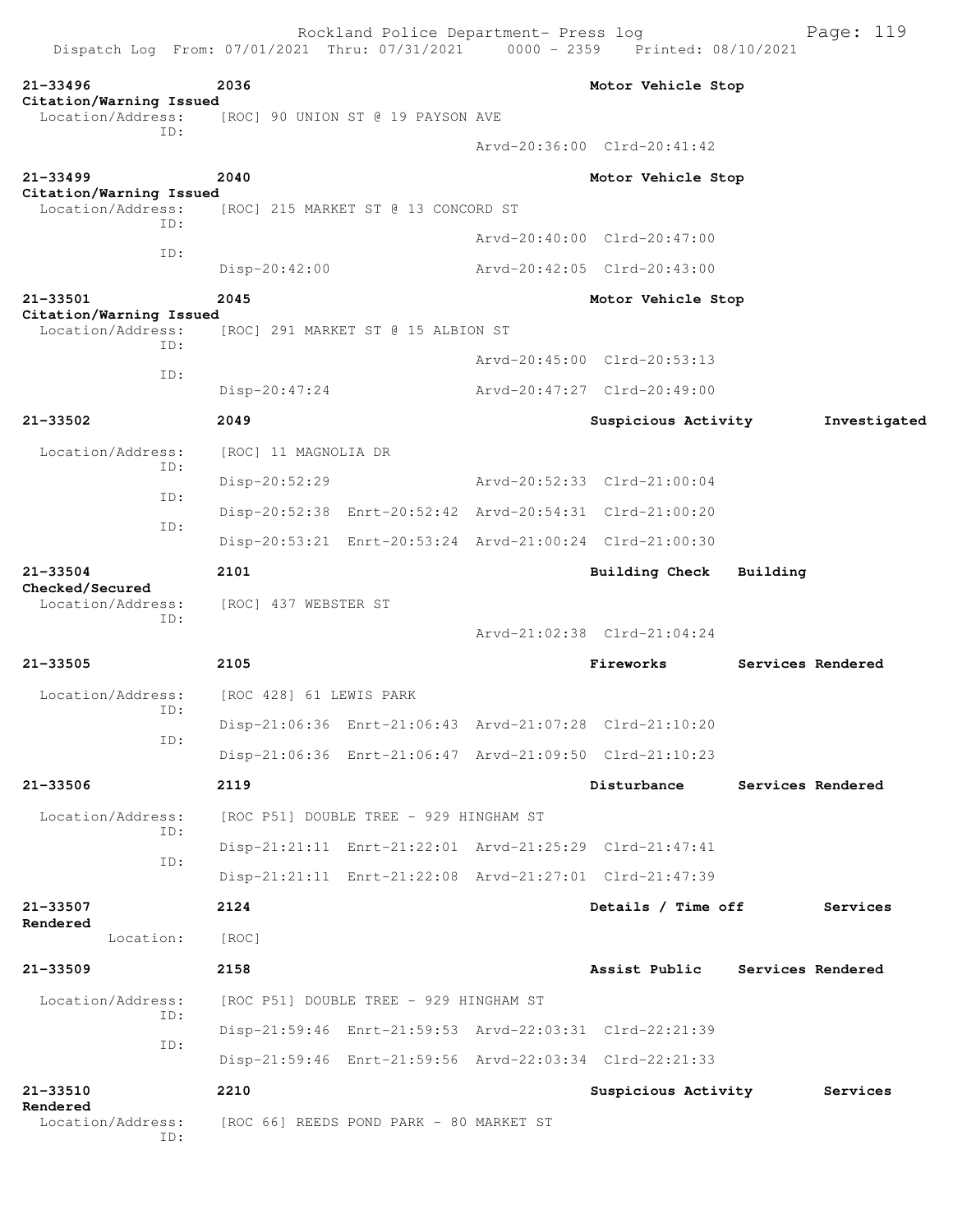| Call # | Time | Call Reason | Action |
| --- | --- | --- | --- |
| 21-33496 | 2036 | Motor Vehicle Stop | Citation/Warning Issued |

Location/Address: [ROC] 90 UNION ST @ 19 PAYSON AVE
ID:
Arvd-20:36:00 Clrd-20:41:42

| Call # | Time | Call Reason | Action |
| --- | --- | --- | --- |
| 21-33499 | 2040 | Motor Vehicle Stop | Citation/Warning Issued |

Location/Address: [ROC] 215 MARKET ST @ 13 CONCORD ST
ID:
Arvd-20:40:00 Clrd-20:47:00
ID:
Disp-20:42:00 Arvd-20:42:05 Clrd-20:43:00

| Call # | Time | Call Reason | Action |
| --- | --- | --- | --- |
| 21-33501 | 2045 | Motor Vehicle Stop | Citation/Warning Issued |

Location/Address: [ROC] 291 MARKET ST @ 15 ALBION ST
ID:
Arvd-20:45:00 Clrd-20:53:13
ID:
Disp-20:47:24 Arvd-20:47:27 Clrd-20:49:00

| Call # | Time | Call Reason | Action |
| --- | --- | --- | --- |
| 21-33502 | 2049 | Suspicious Activity | Investigated |

Location/Address: [ROC] 11 MAGNOLIA DR
ID:
Disp-20:52:29 Arvd-20:52:33 Clrd-21:00:04
ID:
Disp-20:52:38 Enrt-20:52:42 Arvd-20:54:31 Clrd-21:00:20
ID:
Disp-20:53:21 Enrt-20:53:24 Arvd-21:00:24 Clrd-21:00:30

| Call # | Time | Call Reason | Action |
| --- | --- | --- | --- |
| 21-33504 | 2101 | Building Check | Building Checked/Secured |

Location/Address: [ROC] 437 WEBSTER ST
ID:
Arvd-21:02:38 Clrd-21:04:24

| Call # | Time | Call Reason | Action |
| --- | --- | --- | --- |
| 21-33505 | 2105 | Fireworks | Services Rendered |

Location/Address: [ROC 428] 61 LEWIS PARK
ID:
Disp-21:06:36 Enrt-21:06:43 Arvd-21:07:28 Clrd-21:10:20
ID:
Disp-21:06:36 Enrt-21:06:47 Arvd-21:09:50 Clrd-21:10:23

| Call # | Time | Call Reason | Action |
| --- | --- | --- | --- |
| 21-33506 | 2119 | Disturbance | Services Rendered |

Location/Address: [ROC P51] DOUBLE TREE - 929 HINGHAM ST
ID:
Disp-21:21:11 Enrt-21:22:01 Arvd-21:25:29 Clrd-21:47:41
ID:
Disp-21:21:11 Enrt-21:22:08 Arvd-21:27:01 Clrd-21:47:39

| Call # | Time | Call Reason | Action |
| --- | --- | --- | --- |
| 21-33507 | 2124 | Details / Time off | Services Rendered |

Location: [ROC]

| Call # | Time | Call Reason | Action |
| --- | --- | --- | --- |
| 21-33509 | 2158 | Assist Public | Services Rendered |

Location/Address: [ROC P51] DOUBLE TREE - 929 HINGHAM ST
ID:
Disp-21:59:46 Enrt-21:59:53 Arvd-22:03:31 Clrd-22:21:39
ID:
Disp-21:59:46 Enrt-21:59:56 Arvd-22:03:34 Clrd-22:21:33

| Call # | Time | Call Reason | Action |
| --- | --- | --- | --- |
| 21-33510 | 2210 | Suspicious Activity | Services Rendered |

Location/Address: [ROC 66] REEDS POND PARK - 80 MARKET ST
ID: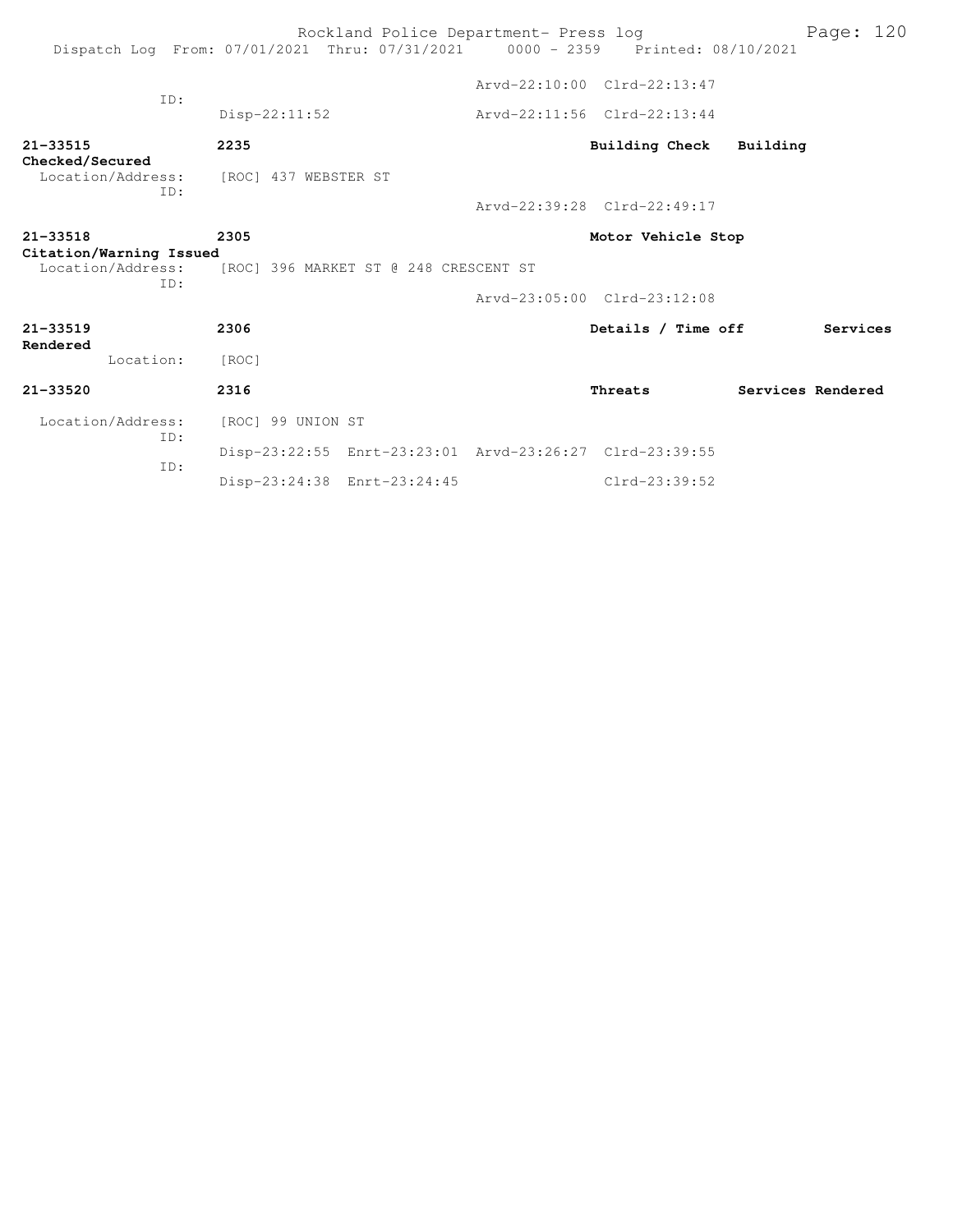Arvd-22:10:00 Clrd-22:13:47

ID:

Disp-22:11:52 Arvd-22:11:56 Clrd-22:13:44

**21-33515** **2235** **Building Check** **Building Checked/Secured**

Location/Address: [ROC] 437 WEBSTER ST

ID:

Arvd-22:39:28 Clrd-22:49:17

**21-33518** **2305** **Motor Vehicle Stop**

**Citation/Warning Issued**

Location/Address: [ROC] 396 MARKET ST @ 248 CRESCENT ST

ID:

Arvd-23:05:00 Clrd-23:12:08

**21-33519** **2306** **Details / Time off** **Services Rendered**

Location: [ROC]

**21-33520** **2316** **Threats** **Services Rendered**

Location/Address: [ROC] 99 UNION ST

ID:

Disp-23:22:55 Enrt-23:23:01 Arvd-23:26:27 Clrd-23:39:55

ID:

Disp-23:24:38 Enrt-23:24:45 Clrd-23:39:52